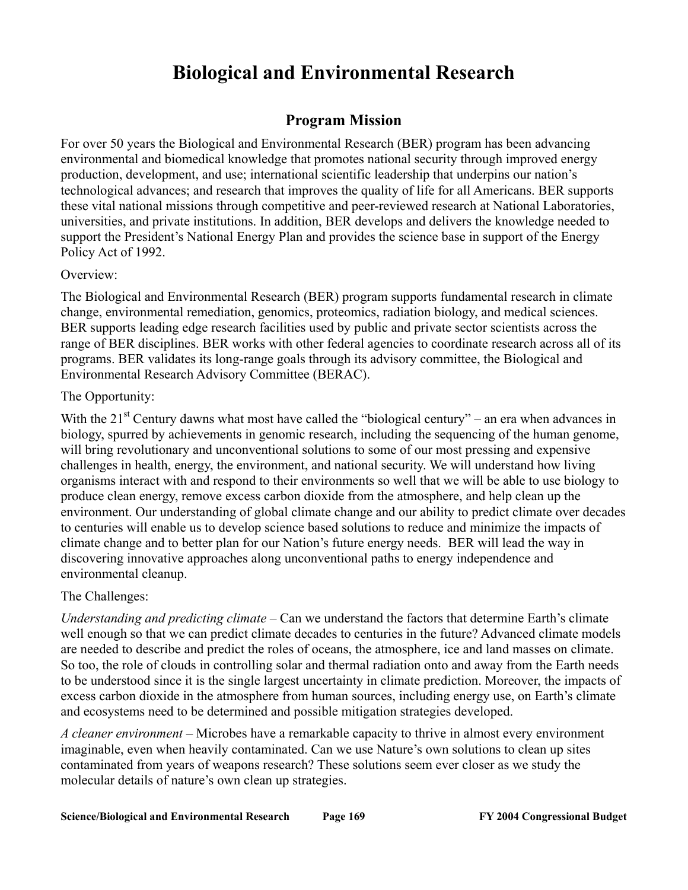# Biological and Environmental Research

## Program Mission

For over 50 years the Biological and Environmental Research (BER) program has been advancing environmental and biomedical knowledge that promotes national security through improved energy production, development, and use; international scientific leadership that underpins our nation's technological advances; and research that improves the quality of life for all Americans. BER supports these vital national missions through competitive and peer-reviewed research at National Laboratories, universities, and private institutions. In addition, BER develops and delivers the knowledge needed to support the President's National Energy Plan and provides the science base in support of the Energy Policy Act of 1992.

Overview:

The Biological and Environmental Research (BER) program supports fundamental research in climate change, environmental remediation, genomics, proteomics, radiation biology, and medical sciences. BER supports leading edge research facilities used by public and private sector scientists across the range of BER disciplines. BER works with other federal agencies to coordinate research across all of its programs. BER validates its long-range goals through its advisory committee, the Biological and Environmental Research Advisory Committee (BERAC).

The Opportunity:

With the 21st Century dawns what most have called the "biological century" – an era when advances in biology, spurred by achievements in genomic research, including the sequencing of the human genome, will bring revolutionary and unconventional solutions to some of our most pressing and expensive challenges in health, energy, the environment, and national security. We will understand how living organisms interact with and respond to their environments so well that we will be able to use biology to produce clean energy, remove excess carbon dioxide from the atmosphere, and help clean up the environment. Our understanding of global climate change and our ability to predict climate over decades to centuries will enable us to develop science based solutions to reduce and minimize the impacts of climate change and to better plan for our Nation's future energy needs. BER will lead the way in discovering innovative approaches along unconventional paths to energy independence and environmental cleanup.

The Challenges:

*Understanding and predicting climate* – Can we understand the factors that determine Earth's climate well enough so that we can predict climate decades to centuries in the future? Advanced climate models are needed to describe and predict the roles of oceans, the atmosphere, ice and land masses on climate. So too, the role of clouds in controlling solar and thermal radiation onto and away from the Earth needs to be understood since it is the single largest uncertainty in climate prediction. Moreover, the impacts of excess carbon dioxide in the atmosphere from human sources, including energy use, on Earth's climate and ecosystems need to be determined and possible mitigation strategies developed.

*A cleaner environment* – Microbes have a remarkable capacity to thrive in almost every environment imaginable, even when heavily contaminated. Can we use Nature's own solutions to clean up sites contaminated from years of weapons research? These solutions seem ever closer as we study the molecular details of nature's own clean up strategies.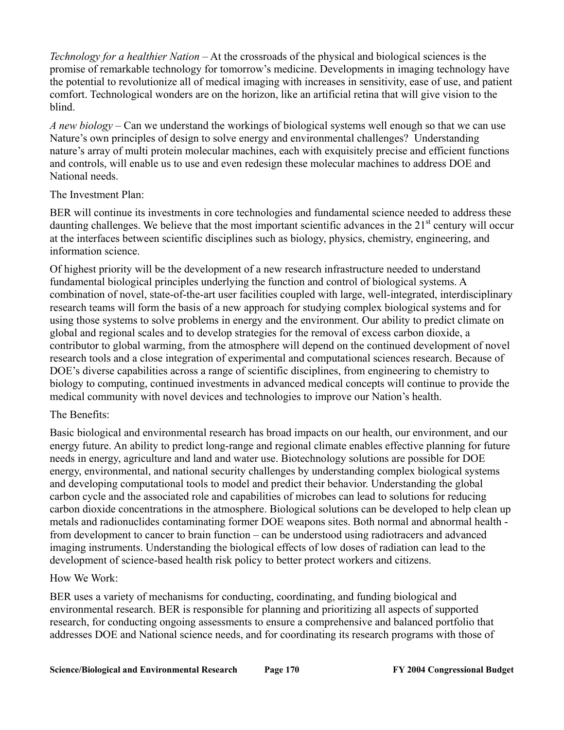*Technology for a healthier Nation* – At the crossroads of the physical and biological sciences is the promise of remarkable technology for tomorrow's medicine. Developments in imaging technology have the potential to revolutionize all of medical imaging with increases in sensitivity, ease of use, and patient comfort. Technological wonders are on the horizon, like an artificial retina that will give vision to the blind.

*A new biology* – Can we understand the workings of biological systems well enough so that we can use Nature's own principles of design to solve energy and environmental challenges? Understanding nature's array of multi protein molecular machines, each with exquisitely precise and efficient functions and controls, will enable us to use and even redesign these molecular machines to address DOE and National needs.

The Investment Plan:

BER will continue its investments in core technologies and fundamental science needed to address these daunting challenges. We believe that the most important scientific advances in the 21st century will occur at the interfaces between scientific disciplines such as biology, physics, chemistry, engineering, and information science.

Of highest priority will be the development of a new research infrastructure needed to understand fundamental biological principles underlying the function and control of biological systems. A combination of novel, state-of-the-art user facilities coupled with large, well-integrated, interdisciplinary research teams will form the basis of a new approach for studying complex biological systems and for using those systems to solve problems in energy and the environment. Our ability to predict climate on global and regional scales and to develop strategies for the removal of excess carbon dioxide, a contributor to global warming, from the atmosphere will depend on the continued development of novel research tools and a close integration of experimental and computational sciences research. Because of DOE's diverse capabilities across a range of scientific disciplines, from engineering to chemistry to biology to computing, continued investments in advanced medical concepts will continue to provide the medical community with novel devices and technologies to improve our Nation's health.

The Benefits:

Basic biological and environmental research has broad impacts on our health, our environment, and our energy future. An ability to predict long-range and regional climate enables effective planning for future needs in energy, agriculture and land and water use. Biotechnology solutions are possible for DOE energy, environmental, and national security challenges by understanding complex biological systems and developing computational tools to model and predict their behavior. Understanding the global carbon cycle and the associated role and capabilities of microbes can lead to solutions for reducing carbon dioxide concentrations in the atmosphere. Biological solutions can be developed to help clean up metals and radionuclides contaminating former DOE weapons sites. Both normal and abnormal health - from development to cancer to brain function – can be understood using radiotracers and advanced imaging instruments. Understanding the biological effects of low doses of radiation can lead to the development of science-based health risk policy to better protect workers and citizens.

How We Work:

BER uses a variety of mechanisms for conducting, coordinating, and funding biological and environmental research. BER is responsible for planning and prioritizing all aspects of supported research, for conducting ongoing assessments to ensure a comprehensive and balanced portfolio that addresses DOE and National science needs, and for coordinating its research programs with those of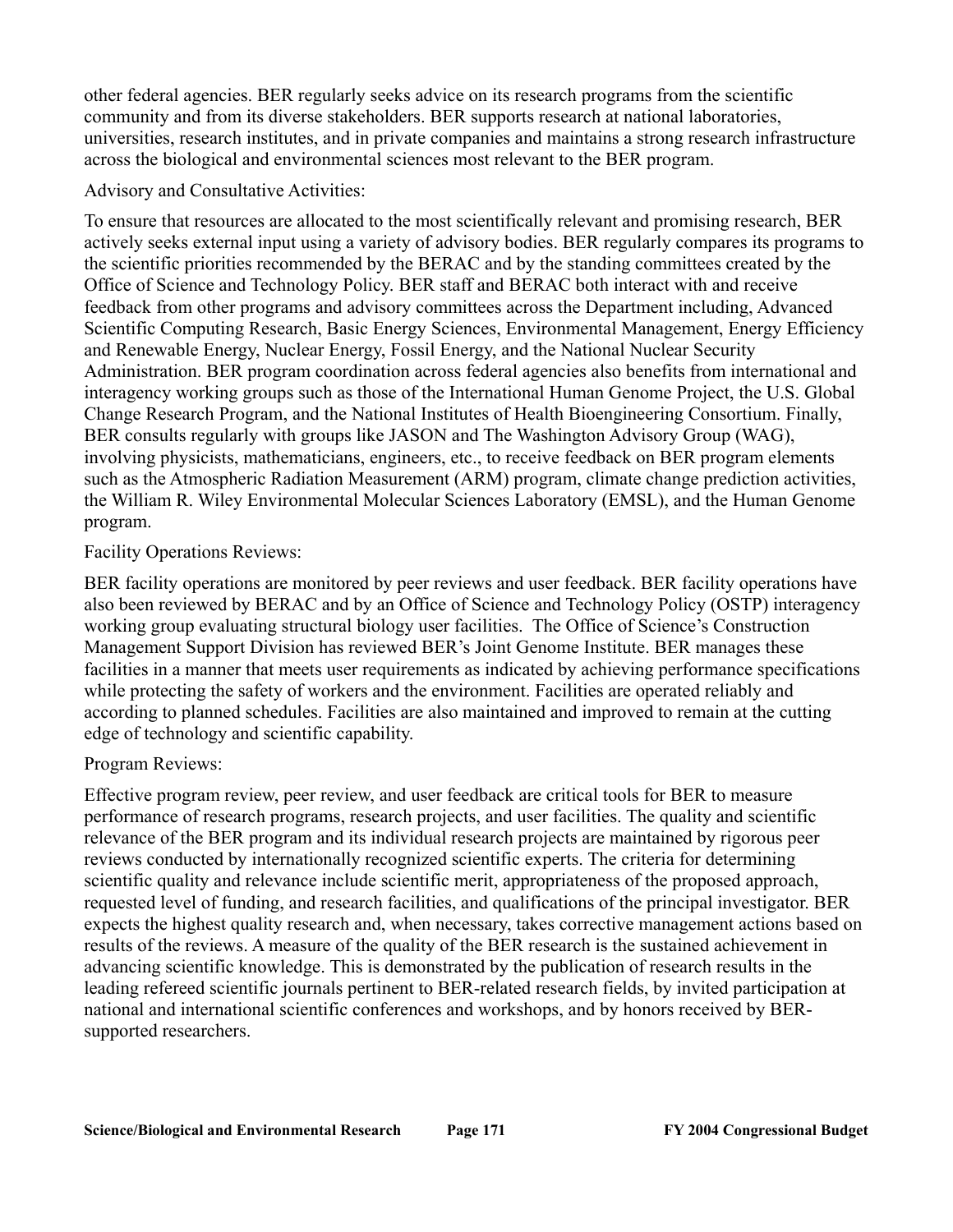other federal agencies. BER regularly seeks advice on its research programs from the scientific community and from its diverse stakeholders. BER supports research at national laboratories, universities, research institutes, and in private companies and maintains a strong research infrastructure across the biological and environmental sciences most relevant to the BER program.

Advisory and Consultative Activities:

To ensure that resources are allocated to the most scientifically relevant and promising research, BER actively seeks external input using a variety of advisory bodies. BER regularly compares its programs to the scientific priorities recommended by the BERAC and by the standing committees created by the Office of Science and Technology Policy. BER staff and BERAC both interact with and receive feedback from other programs and advisory committees across the Department including, Advanced Scientific Computing Research, Basic Energy Sciences, Environmental Management, Energy Efficiency and Renewable Energy, Nuclear Energy, Fossil Energy, and the National Nuclear Security Administration. BER program coordination across federal agencies also benefits from international and interagency working groups such as those of the International Human Genome Project, the U.S. Global Change Research Program, and the National Institutes of Health Bioengineering Consortium. Finally, BER consults regularly with groups like JASON and The Washington Advisory Group (WAG), involving physicists, mathematicians, engineers, etc., to receive feedback on BER program elements such as the Atmospheric Radiation Measurement (ARM) program, climate change prediction activities, the William R. Wiley Environmental Molecular Sciences Laboratory (EMSL), and the Human Genome program.

Facility Operations Reviews:

BER facility operations are monitored by peer reviews and user feedback. BER facility operations have also been reviewed by BERAC and by an Office of Science and Technology Policy (OSTP) interagency working group evaluating structural biology user facilities. The Office of Science's Construction Management Support Division has reviewed BER's Joint Genome Institute. BER manages these facilities in a manner that meets user requirements as indicated by achieving performance specifications while protecting the safety of workers and the environment. Facilities are operated reliably and according to planned schedules. Facilities are also maintained and improved to remain at the cutting edge of technology and scientific capability.

Program Reviews:

Effective program review, peer review, and user feedback are critical tools for BER to measure performance of research programs, research projects, and user facilities. The quality and scientific relevance of the BER program and its individual research projects are maintained by rigorous peer reviews conducted by internationally recognized scientific experts. The criteria for determining scientific quality and relevance include scientific merit, appropriateness of the proposed approach, requested level of funding, and research facilities, and qualifications of the principal investigator. BER expects the highest quality research and, when necessary, takes corrective management actions based on results of the reviews. A measure of the quality of the BER research is the sustained achievement in advancing scientific knowledge. This is demonstrated by the publication of research results in the leading refereed scientific journals pertinent to BER-related research fields, by invited participation at national and international scientific conferences and workshops, and by honors received by BER-supported researchers.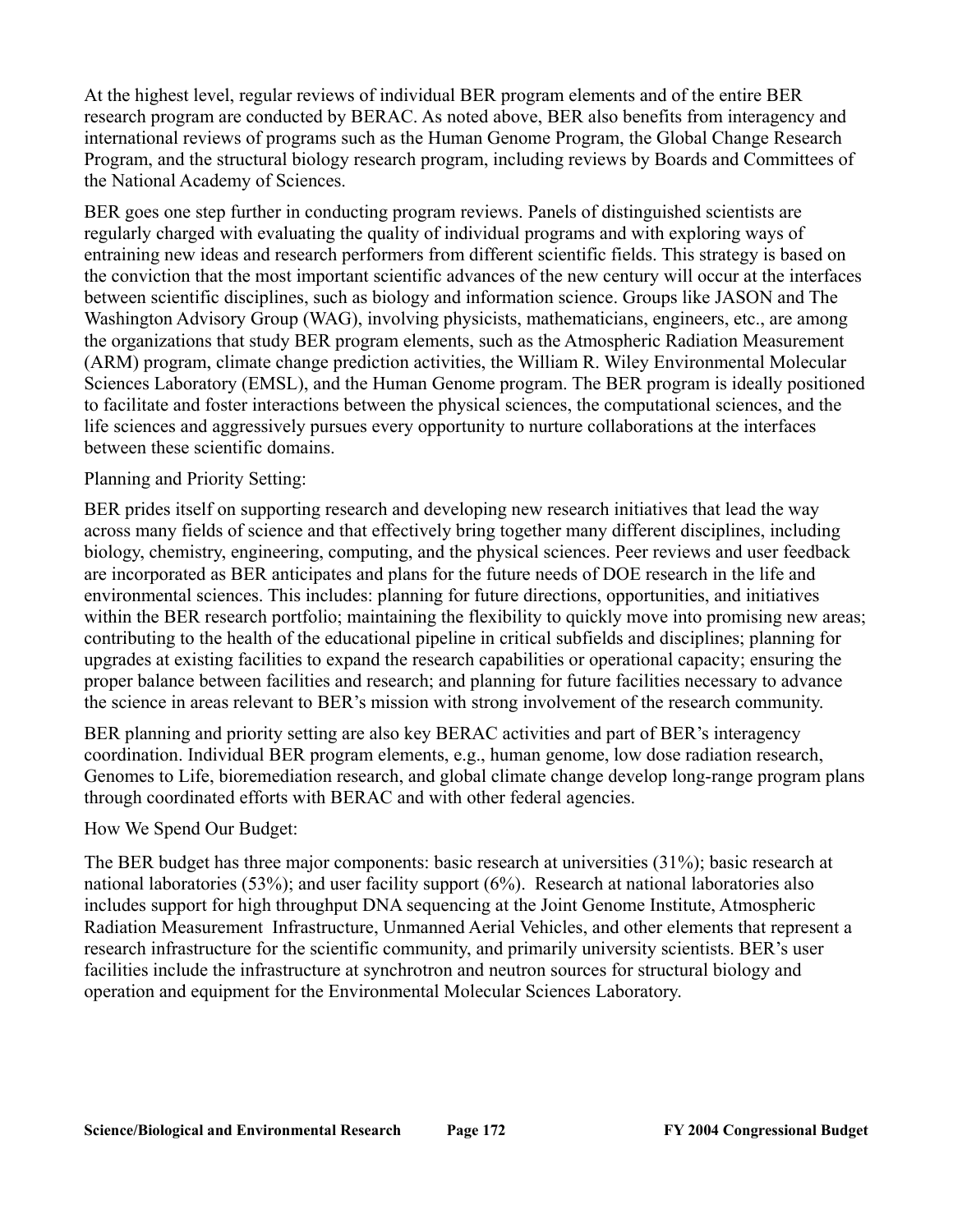At the highest level, regular reviews of individual BER program elements and of the entire BER research program are conducted by BERAC. As noted above, BER also benefits from interagency and international reviews of programs such as the Human Genome Program, the Global Change Research Program, and the structural biology research program, including reviews by Boards and Committees of the National Academy of Sciences.

BER goes one step further in conducting program reviews. Panels of distinguished scientists are regularly charged with evaluating the quality of individual programs and with exploring ways of entraining new ideas and research performers from different scientific fields. This strategy is based on the conviction that the most important scientific advances of the new century will occur at the interfaces between scientific disciplines, such as biology and information science. Groups like JASON and The Washington Advisory Group (WAG), involving physicists, mathematicians, engineers, etc., are among the organizations that study BER program elements, such as the Atmospheric Radiation Measurement (ARM) program, climate change prediction activities, the William R. Wiley Environmental Molecular Sciences Laboratory (EMSL), and the Human Genome program. The BER program is ideally positioned to facilitate and foster interactions between the physical sciences, the computational sciences, and the life sciences and aggressively pursues every opportunity to nurture collaborations at the interfaces between these scientific domains.

Planning and Priority Setting:

BER prides itself on supporting research and developing new research initiatives that lead the way across many fields of science and that effectively bring together many different disciplines, including biology, chemistry, engineering, computing, and the physical sciences. Peer reviews and user feedback are incorporated as BER anticipates and plans for the future needs of DOE research in the life and environmental sciences. This includes: planning for future directions, opportunities, and initiatives within the BER research portfolio; maintaining the flexibility to quickly move into promising new areas; contributing to the health of the educational pipeline in critical subfields and disciplines; planning for upgrades at existing facilities to expand the research capabilities or operational capacity; ensuring the proper balance between facilities and research; and planning for future facilities necessary to advance the science in areas relevant to BER's mission with strong involvement of the research community.

BER planning and priority setting are also key BERAC activities and part of BER's interagency coordination. Individual BER program elements, e.g., human genome, low dose radiation research, Genomes to Life, bioremediation research, and global climate change develop long-range program plans through coordinated efforts with BERAC and with other federal agencies.

How We Spend Our Budget:

The BER budget has three major components: basic research at universities (31%); basic research at national laboratories (53%); and user facility support (6%). Research at national laboratories also includes support for high throughput DNA sequencing at the Joint Genome Institute, Atmospheric Radiation Measurement Infrastructure, Unmanned Aerial Vehicles, and other elements that represent a research infrastructure for the scientific community, and primarily university scientists. BER's user facilities include the infrastructure at synchrotron and neutron sources for structural biology and operation and equipment for the Environmental Molecular Sciences Laboratory.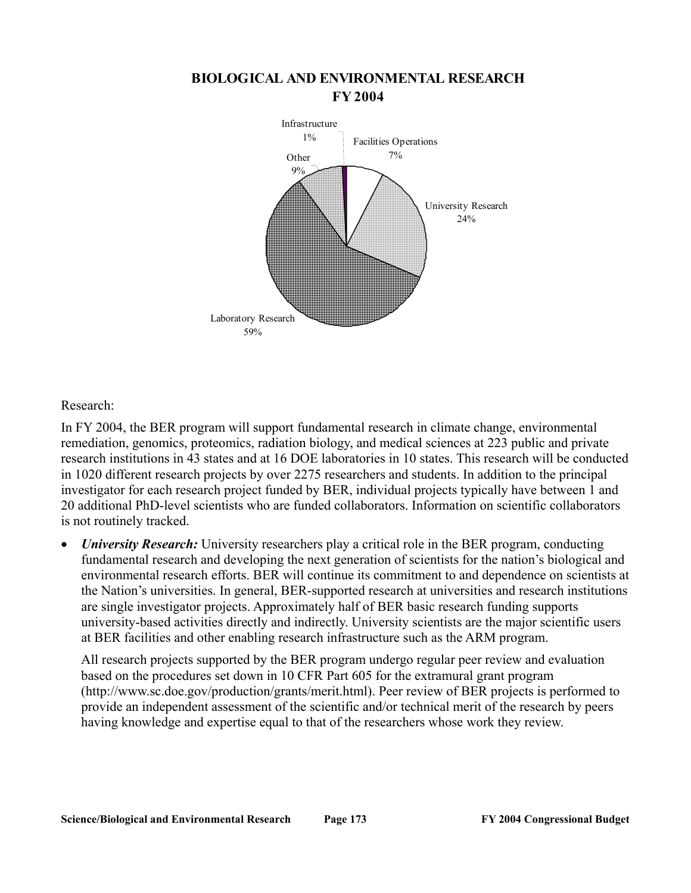## BIOLOGICAL AND ENVIRONMENTAL RESEARCH FY 2004

Infrastructure 1%

Facilities Operations 7%

Other 9%

University Research 24%

Laboratory Research 59%

Research:

In FY 2004, the BER program will support fundamental research in climate change, environmental remediation, genomics, proteomics, radiation biology, and medical sciences at 223 public and private research institutions in 43 states and at 16 DOE laboratories in 10 states. This research will be conducted in 1020 different research projects by over 2275 researchers and students. In addition to the principal investigator for each research project funded by BER, individual projects typically have between 1 and 20 additional PhD-level scientists who are funded collaborators. Information on scientific collaborators is not routinely tracked.

- ***University Research:*** University researchers play a critical role in the BER program, conducting fundamental research and developing the next generation of scientists for the nation's biological and environmental research efforts. BER will continue its commitment to and dependence on scientists at the Nation's universities. In general, BER-supported research at universities and research institutions are single investigator projects. Approximately half of BER basic research funding supports university-based activities directly and indirectly. University scientists are the major scientific users at BER facilities and other enabling research infrastructure such as the ARM program.

  All research projects supported by the BER program undergo regular peer review and evaluation based on the procedures set down in 10 CFR Part 605 for the extramural grant program (http://www.sc.doe.gov/production/grants/merit.html). Peer review of BER projects is performed to provide an independent assessment of the scientific and/or technical merit of the research by peers having knowledge and expertise equal to that of the researchers whose work they review.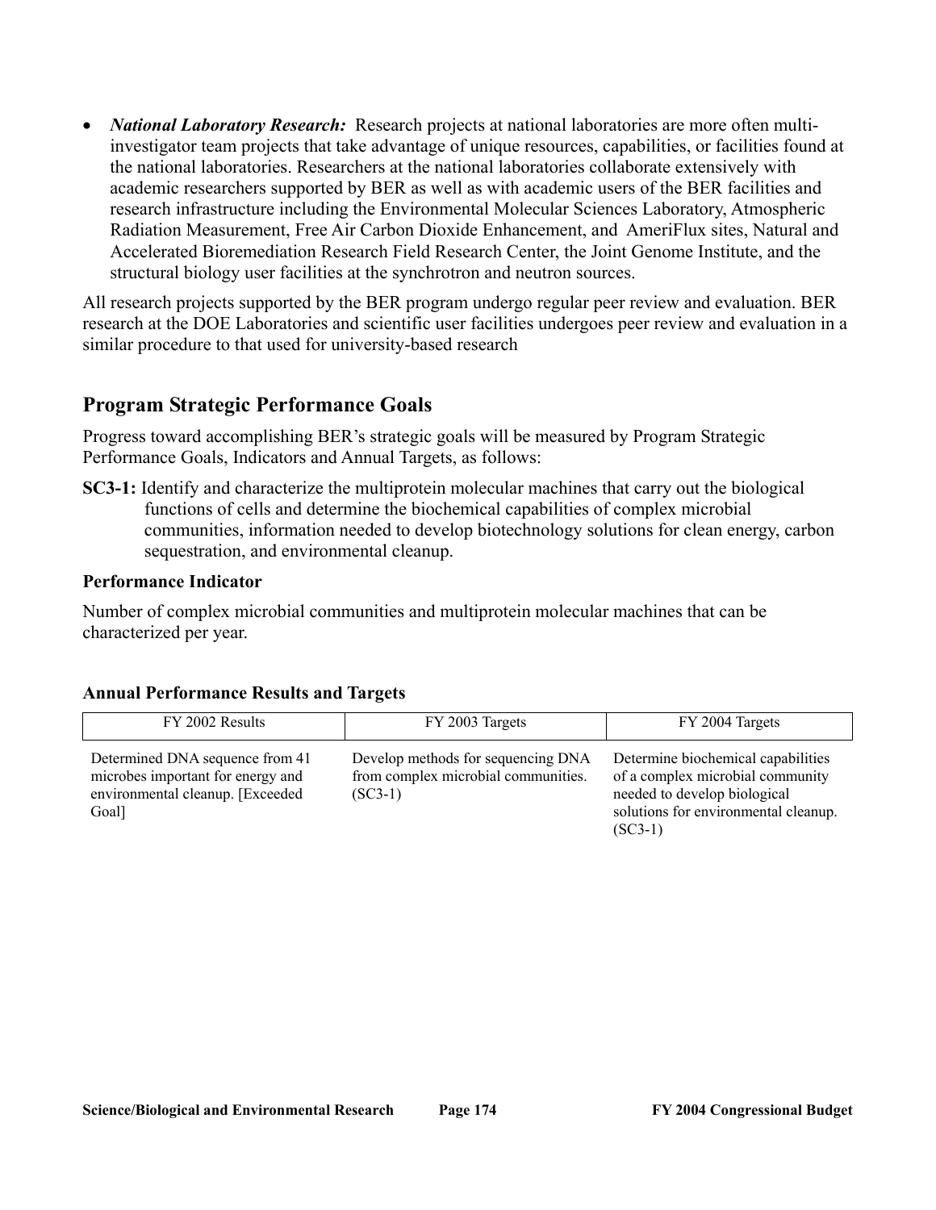- ***National Laboratory Research:*** Research projects at national laboratories are more often multi-investigator team projects that take advantage of unique resources, capabilities, or facilities found at the national laboratories. Researchers at the national laboratories collaborate extensively with academic researchers supported by BER as well as with academic users of the BER facilities and research infrastructure including the Environmental Molecular Sciences Laboratory, Atmospheric Radiation Measurement, Free Air Carbon Dioxide Enhancement, and AmeriFlux sites, Natural and Accelerated Bioremediation Research Field Research Center, the Joint Genome Institute, and the structural biology user facilities at the synchrotron and neutron sources.

All research projects supported by the BER program undergo regular peer review and evaluation. BER research at the DOE Laboratories and scientific user facilities undergoes peer review and evaluation in a similar procedure to that used for university-based research

## Program Strategic Performance Goals

Progress toward accomplishing BER's strategic goals will be measured by Program Strategic Performance Goals, Indicators and Annual Targets, as follows:

**SC3-1:** Identify and characterize the multiprotein molecular machines that carry out the biological functions of cells and determine the biochemical capabilities of complex microbial communities, information needed to develop biotechnology solutions for clean energy, carbon sequestration, and environmental cleanup.

### Performance Indicator

Number of complex microbial communities and multiprotein molecular machines that can be characterized per year.

### Annual Performance Results and Targets

| FY 2002 Results | FY 2003 Targets | FY 2004 Targets |
|---|---|---|
| Determined DNA sequence from 41 microbes important for energy and environmental cleanup. [Exceeded Goal] | Develop methods for sequencing DNA from complex microbial communities. (SC3-1) | Determine biochemical capabilities of a complex microbial community needed to develop biological solutions for environmental cleanup. (SC3-1) |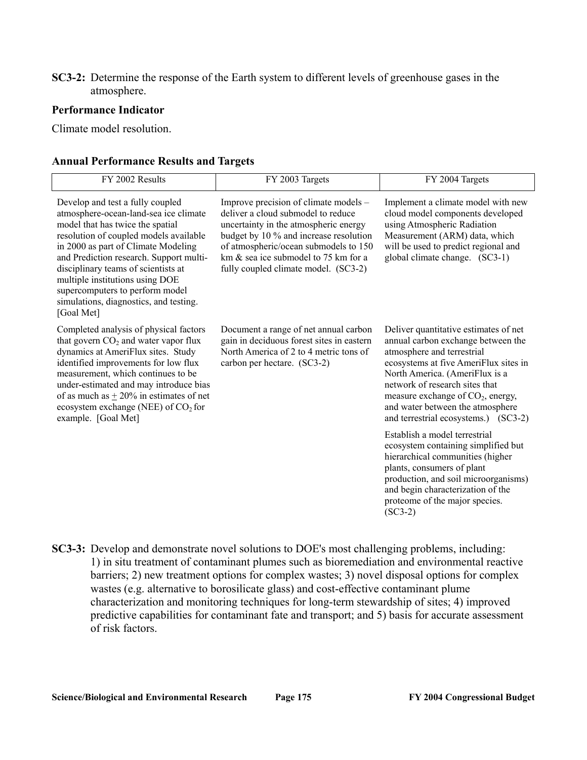**SC3-2:** Determine the response of the Earth system to different levels of greenhouse gases in the atmosphere.

**Performance Indicator**

Climate model resolution.

**Annual Performance Results and Targets**

| FY 2002 Results | FY 2003 Targets | FY 2004 Targets |
|---|---|---|
| Develop and test a fully coupled atmosphere-ocean-land-sea ice climate model that has twice the spatial resolution of coupled models available in 2000 as part of Climate Modeling and Prediction research. Support multi-disciplinary teams of scientists at multiple institutions using DOE supercomputers to perform model simulations, diagnostics, and testing. [Goal Met] | Improve precision of climate models – deliver a cloud submodel to reduce uncertainty in the atmospheric energy budget by 10 % and increase resolution of atmospheric/ocean submodels to 150 km & sea ice submodel to 75 km for a fully coupled climate model. (SC3-2) | Implement a climate model with new cloud model components developed using Atmospheric Radiation Measurement (ARM) data, which will be used to predict regional and global climate change. (SC3-1) |
| Completed analysis of physical factors that govern $CO_2$ and water vapor flux dynamics at AmeriFlux sites. Study identified improvements for low flux measurement, which continues to be under-estimated and may introduce bias of as much as $\pm$ 20% in estimates of net ecosystem exchange (NEE) of $CO_2$ for example. [Goal Met] | Document a range of net annual carbon gain in deciduous forest sites in eastern North America of 2 to 4 metric tons of carbon per hectare. (SC3-2) | Deliver quantitative estimates of net annual carbon exchange between the atmosphere and terrestrial ecosystems at five AmeriFlux sites in North America. (AmeriFlux is a network of research sites that measure exchange of $CO_2$, energy, and water between the atmosphere and terrestrial ecosystems.) (SC3-2) |
| | | Establish a model terrestrial ecosystem containing simplified but hierarchical communities (higher plants, consumers of plant production, and soil microorganisms) and begin characterization of the proteome of the major species. (SC3-2) |

**SC3-3:** Develop and demonstrate novel solutions to DOE's most challenging problems, including: 1) in situ treatment of contaminant plumes such as bioremediation and environmental reactive barriers; 2) new treatment options for complex wastes; 3) novel disposal options for complex wastes (e.g. alternative to borosilicate glass) and cost-effective contaminant plume characterization and monitoring techniques for long-term stewardship of sites; 4) improved predictive capabilities for contaminant fate and transport; and 5) basis for accurate assessment of risk factors.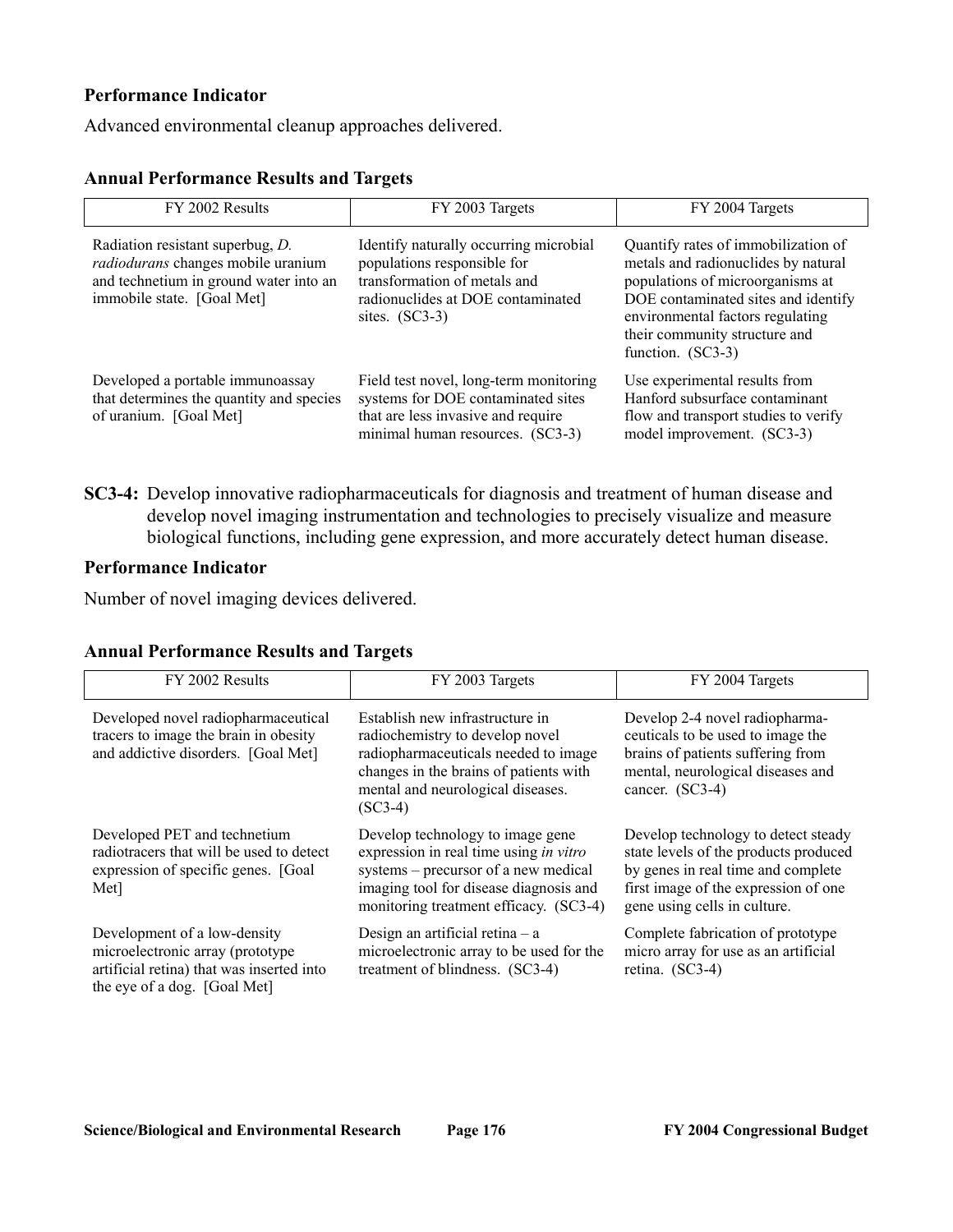#### Performance Indicator

Advanced environmental cleanup approaches delivered.

#### Annual Performance Results and Targets

| FY 2002 Results | FY 2003 Targets | FY 2004 Targets |
|---|---|---|
| Radiation resistant superbug, *D. radiodurans* changes mobile uranium and technetium in ground water into an immobile state. [Goal Met] | Identify naturally occurring microbial populations responsible for transformation of metals and radionuclides at DOE contaminated sites. (SC3-3) | Quantify rates of immobilization of metals and radionuclides by natural populations of microorganisms at DOE contaminated sites and identify environmental factors regulating their community structure and function. (SC3-3) |
| Developed a portable immunoassay that determines the quantity and species of uranium. [Goal Met] | Field test novel, long-term monitoring systems for DOE contaminated sites that are less invasive and require minimal human resources. (SC3-3) | Use experimental results from Hanford subsurface contaminant flow and transport studies to verify model improvement. (SC3-3) |

**SC3-4:** Develop innovative radiopharmaceuticals for diagnosis and treatment of human disease and develop novel imaging instrumentation and technologies to precisely visualize and measure biological functions, including gene expression, and more accurately detect human disease.

#### Performance Indicator

Number of novel imaging devices delivered.

#### Annual Performance Results and Targets

| FY 2002 Results | FY 2003 Targets | FY 2004 Targets |
|---|---|---|
| Developed novel radiopharmaceutical tracers to image the brain in obesity and addictive disorders. [Goal Met] | Establish new infrastructure in radiochemistry to develop novel radiopharmaceuticals needed to image changes in the brains of patients with mental and neurological diseases. (SC3-4) | Develop 2-4 novel radiopharma-ceuticals to be used to image the brains of patients suffering from mental, neurological diseases and cancer. (SC3-4) |
| Developed PET and technetium radiotracers that will be used to detect expression of specific genes. [Goal Met] | Develop technology to image gene expression in real time using *in vitro* systems – precursor of a new medical imaging tool for disease diagnosis and monitoring treatment efficacy. (SC3-4) | Develop technology to detect steady state levels of the products produced by genes in real time and complete first image of the expression of one gene using cells in culture. |
| Development of a low-density microelectronic array (prototype artificial retina) that was inserted into the eye of a dog. [Goal Met] | Design an artificial retina – a microelectronic array to be used for the treatment of blindness. (SC3-4) | Complete fabrication of prototype micro array for use as an artificial retina. (SC3-4) |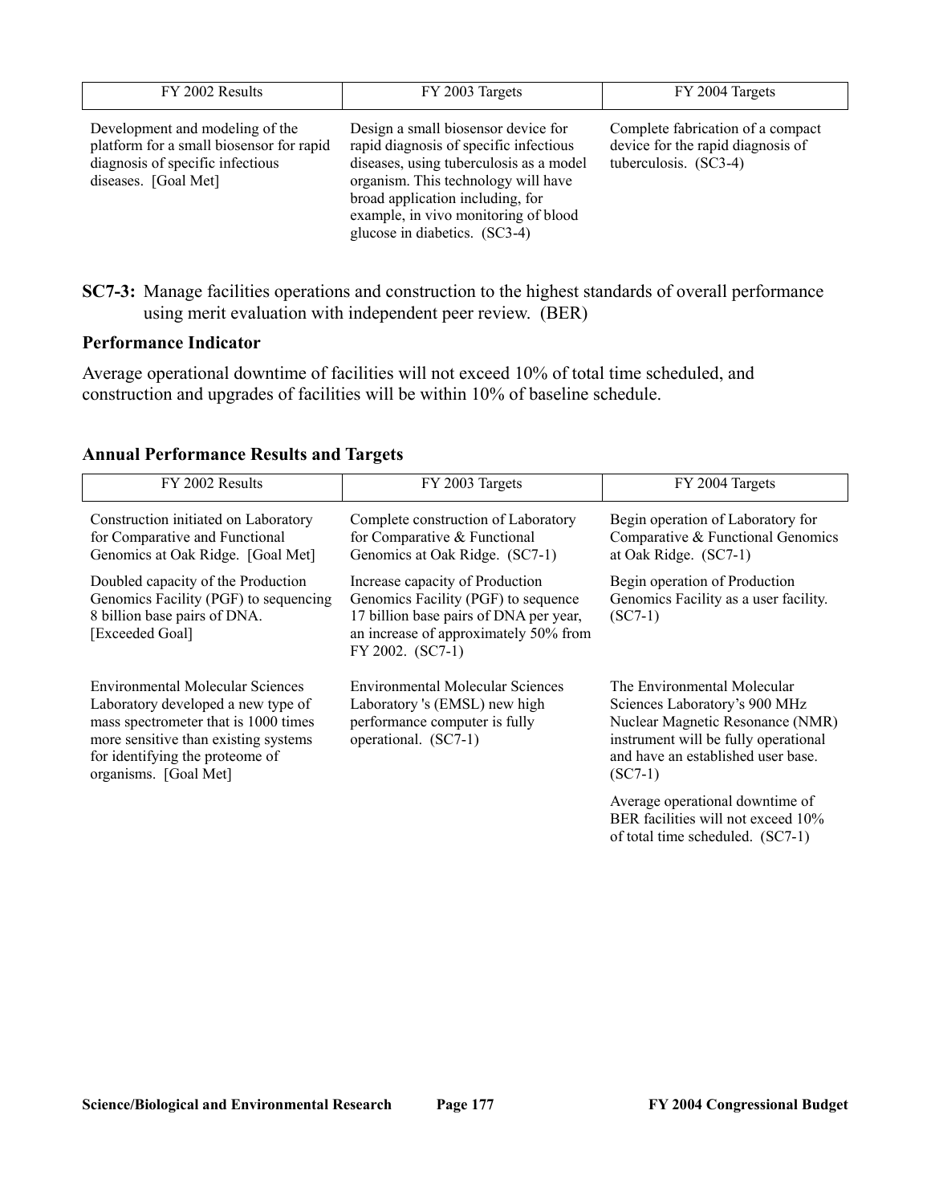| FY 2002 Results | FY 2003 Targets | FY 2004 Targets |
|---|---|---|
| Development and modeling of the platform for a small biosensor for rapid diagnosis of specific infectious diseases. [Goal Met] | Design a small biosensor device for rapid diagnosis of specific infectious diseases, using tuberculosis as a model organism. This technology will have broad application including, for example, in vivo monitoring of blood glucose in diabetics. (SC3-4) | Complete fabrication of a compact device for the rapid diagnosis of tuberculosis. (SC3-4) |

**SC7-3:** Manage facilities operations and construction to the highest standards of overall performance using merit evaluation with independent peer review. (BER)

**Performance Indicator**

Average operational downtime of facilities will not exceed 10% of total time scheduled, and construction and upgrades of facilities will be within 10% of baseline schedule.

**Annual Performance Results and Targets**

| FY 2002 Results | FY 2003 Targets | FY 2004 Targets |
|---|---|---|
| Construction initiated on Laboratory for Comparative and Functional Genomics at Oak Ridge. [Goal Met] | Complete construction of Laboratory for Comparative & Functional Genomics at Oak Ridge. (SC7-1) | Begin operation of Laboratory for Comparative & Functional Genomics at Oak Ridge. (SC7-1) |
| Doubled capacity of the Production Genomics Facility (PGF) to sequencing 8 billion base pairs of DNA. [Exceeded Goal] | Increase capacity of Production Genomics Facility (PGF) to sequence 17 billion base pairs of DNA per year, an increase of approximately 50% from FY 2002. (SC7-1) | Begin operation of Production Genomics Facility as a user facility. (SC7-1) |
| Environmental Molecular Sciences Laboratory developed a new type of mass spectrometer that is 1000 times more sensitive than existing systems for identifying the proteome of organisms. [Goal Met] | Environmental Molecular Sciences Laboratory 's (EMSL) new high performance computer is fully operational. (SC7-1) | The Environmental Molecular Sciences Laboratory's 900 MHz Nuclear Magnetic Resonance (NMR) instrument will be fully operational and have an established user base. (SC7-1) |
| | | Average operational downtime of BER facilities will not exceed 10% of total time scheduled. (SC7-1) |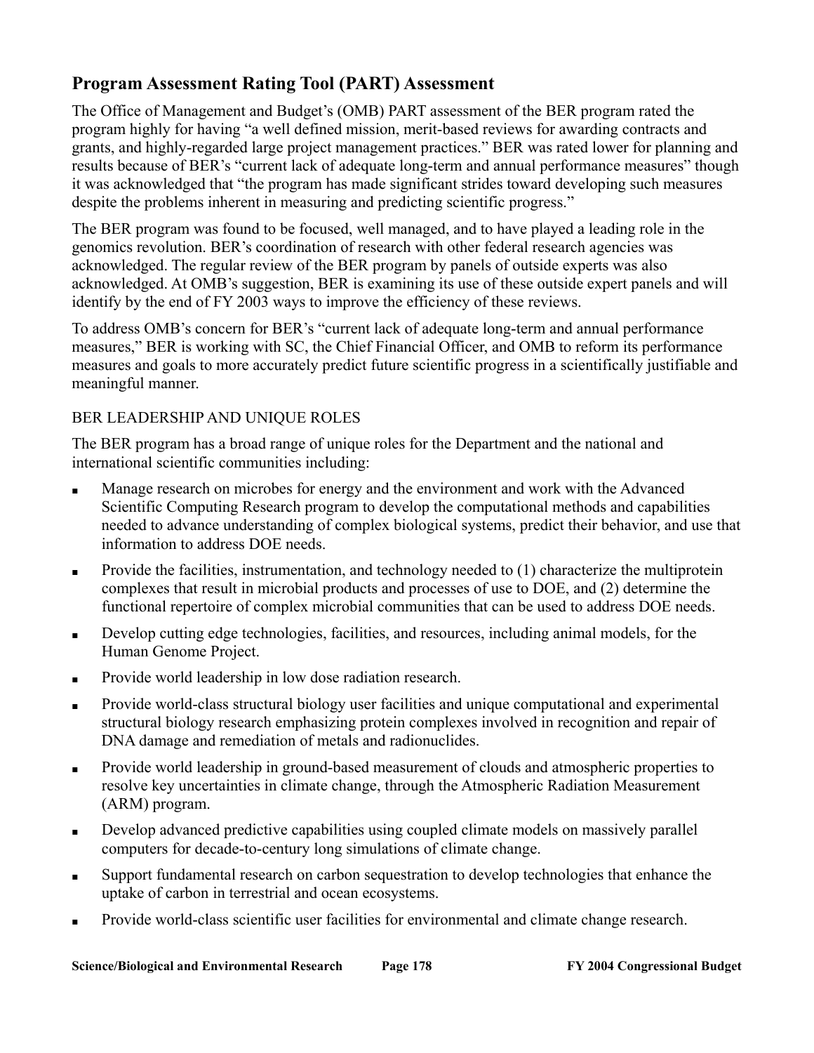## Program Assessment Rating Tool (PART) Assessment

The Office of Management and Budget's (OMB) PART assessment of the BER program rated the program highly for having "a well defined mission, merit-based reviews for awarding contracts and grants, and highly-regarded large project management practices." BER was rated lower for planning and results because of BER's "current lack of adequate long-term and annual performance measures" though it was acknowledged that "the program has made significant strides toward developing such measures despite the problems inherent in measuring and predicting scientific progress."

The BER program was found to be focused, well managed, and to have played a leading role in the genomics revolution. BER's coordination of research with other federal research agencies was acknowledged. The regular review of the BER program by panels of outside experts was also acknowledged. At OMB's suggestion, BER is examining its use of these outside expert panels and will identify by the end of FY 2003 ways to improve the efficiency of these reviews.

To address OMB's concern for BER's "current lack of adequate long-term and annual performance measures," BER is working with SC, the Chief Financial Officer, and OMB to reform its performance measures and goals to more accurately predict future scientific progress in a scientifically justifiable and meaningful manner.

BER LEADERSHIP AND UNIQUE ROLES

The BER program has a broad range of unique roles for the Department and the national and international scientific communities including:

- Manage research on microbes for energy and the environment and work with the Advanced Scientific Computing Research program to develop the computational methods and capabilities needed to advance understanding of complex biological systems, predict their behavior, and use that information to address DOE needs.
- Provide the facilities, instrumentation, and technology needed to (1) characterize the multiprotein complexes that result in microbial products and processes of use to DOE, and (2) determine the functional repertoire of complex microbial communities that can be used to address DOE needs.
- Develop cutting edge technologies, facilities, and resources, including animal models, for the Human Genome Project.
- Provide world leadership in low dose radiation research.
- Provide world-class structural biology user facilities and unique computational and experimental structural biology research emphasizing protein complexes involved in recognition and repair of DNA damage and remediation of metals and radionuclides.
- Provide world leadership in ground-based measurement of clouds and atmospheric properties to resolve key uncertainties in climate change, through the Atmospheric Radiation Measurement (ARM) program.
- Develop advanced predictive capabilities using coupled climate models on massively parallel computers for decade-to-century long simulations of climate change.
- Support fundamental research on carbon sequestration to develop technologies that enhance the uptake of carbon in terrestrial and ocean ecosystems.
- Provide world-class scientific user facilities for environmental and climate change research.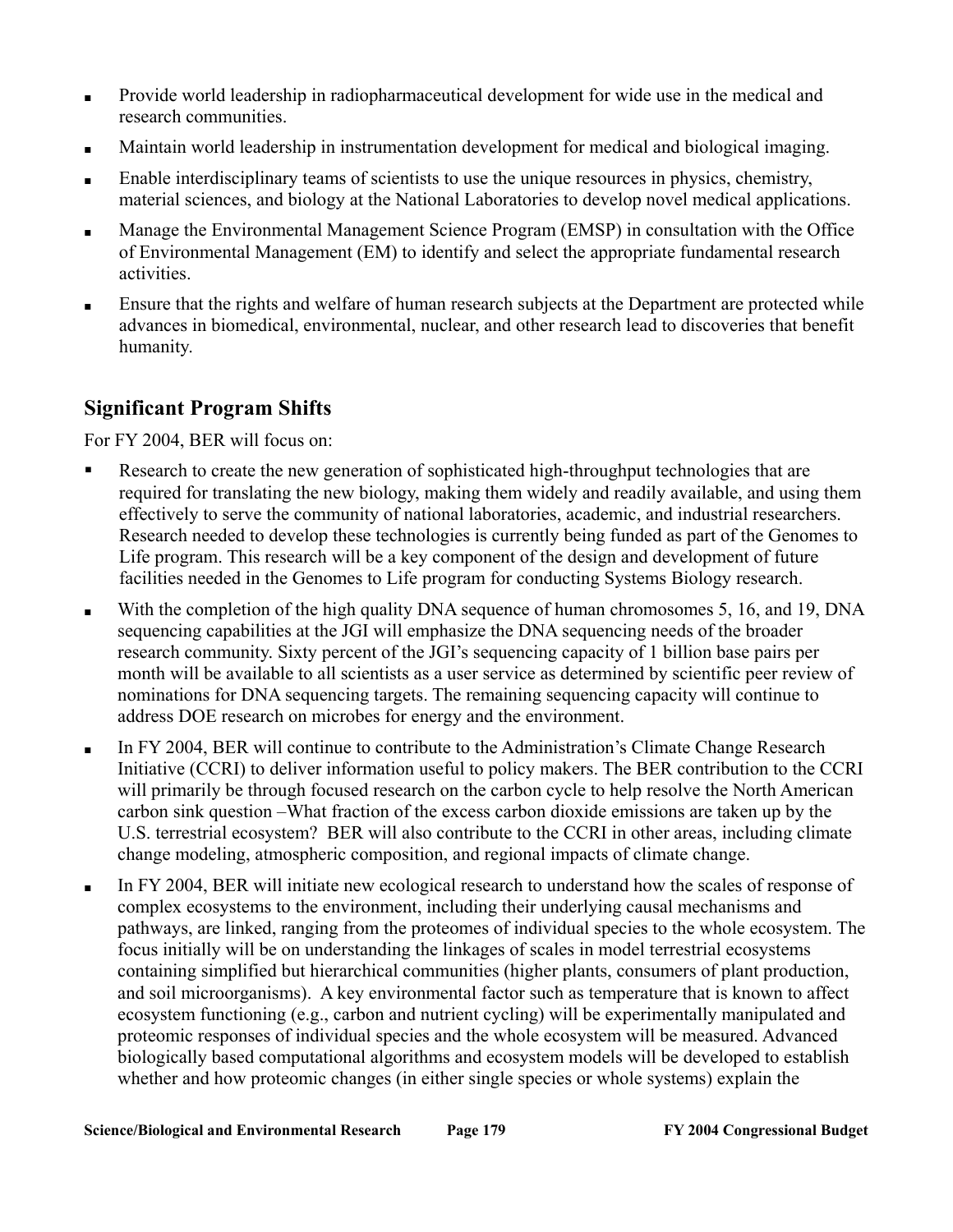- Provide world leadership in radiopharmaceutical development for wide use in the medical and research communities.
- Maintain world leadership in instrumentation development for medical and biological imaging.
- Enable interdisciplinary teams of scientists to use the unique resources in physics, chemistry, material sciences, and biology at the National Laboratories to develop novel medical applications.
- Manage the Environmental Management Science Program (EMSP) in consultation with the Office of Environmental Management (EM) to identify and select the appropriate fundamental research activities.
- Ensure that the rights and welfare of human research subjects at the Department are protected while advances in biomedical, environmental, nuclear, and other research lead to discoveries that benefit humanity.

## Significant Program Shifts

For FY 2004, BER will focus on:

- Research to create the new generation of sophisticated high-throughput technologies that are required for translating the new biology, making them widely and readily available, and using them effectively to serve the community of national laboratories, academic, and industrial researchers. Research needed to develop these technologies is currently being funded as part of the Genomes to Life program. This research will be a key component of the design and development of future facilities needed in the Genomes to Life program for conducting Systems Biology research.
- With the completion of the high quality DNA sequence of human chromosomes 5, 16, and 19, DNA sequencing capabilities at the JGI will emphasize the DNA sequencing needs of the broader research community. Sixty percent of the JGI's sequencing capacity of 1 billion base pairs per month will be available to all scientists as a user service as determined by scientific peer review of nominations for DNA sequencing targets. The remaining sequencing capacity will continue to address DOE research on microbes for energy and the environment.
- In FY 2004, BER will continue to contribute to the Administration's Climate Change Research Initiative (CCRI) to deliver information useful to policy makers. The BER contribution to the CCRI will primarily be through focused research on the carbon cycle to help resolve the North American carbon sink question –What fraction of the excess carbon dioxide emissions are taken up by the U.S. terrestrial ecosystem? BER will also contribute to the CCRI in other areas, including climate change modeling, atmospheric composition, and regional impacts of climate change.
- In FY 2004, BER will initiate new ecological research to understand how the scales of response of complex ecosystems to the environment, including their underlying causal mechanisms and pathways, are linked, ranging from the proteomes of individual species to the whole ecosystem. The focus initially will be on understanding the linkages of scales in model terrestrial ecosystems containing simplified but hierarchical communities (higher plants, consumers of plant production, and soil microorganisms). A key environmental factor such as temperature that is known to affect ecosystem functioning (e.g., carbon and nutrient cycling) will be experimentally manipulated and proteomic responses of individual species and the whole ecosystem will be measured. Advanced biologically based computational algorithms and ecosystem models will be developed to establish whether and how proteomic changes (in either single species or whole systems) explain the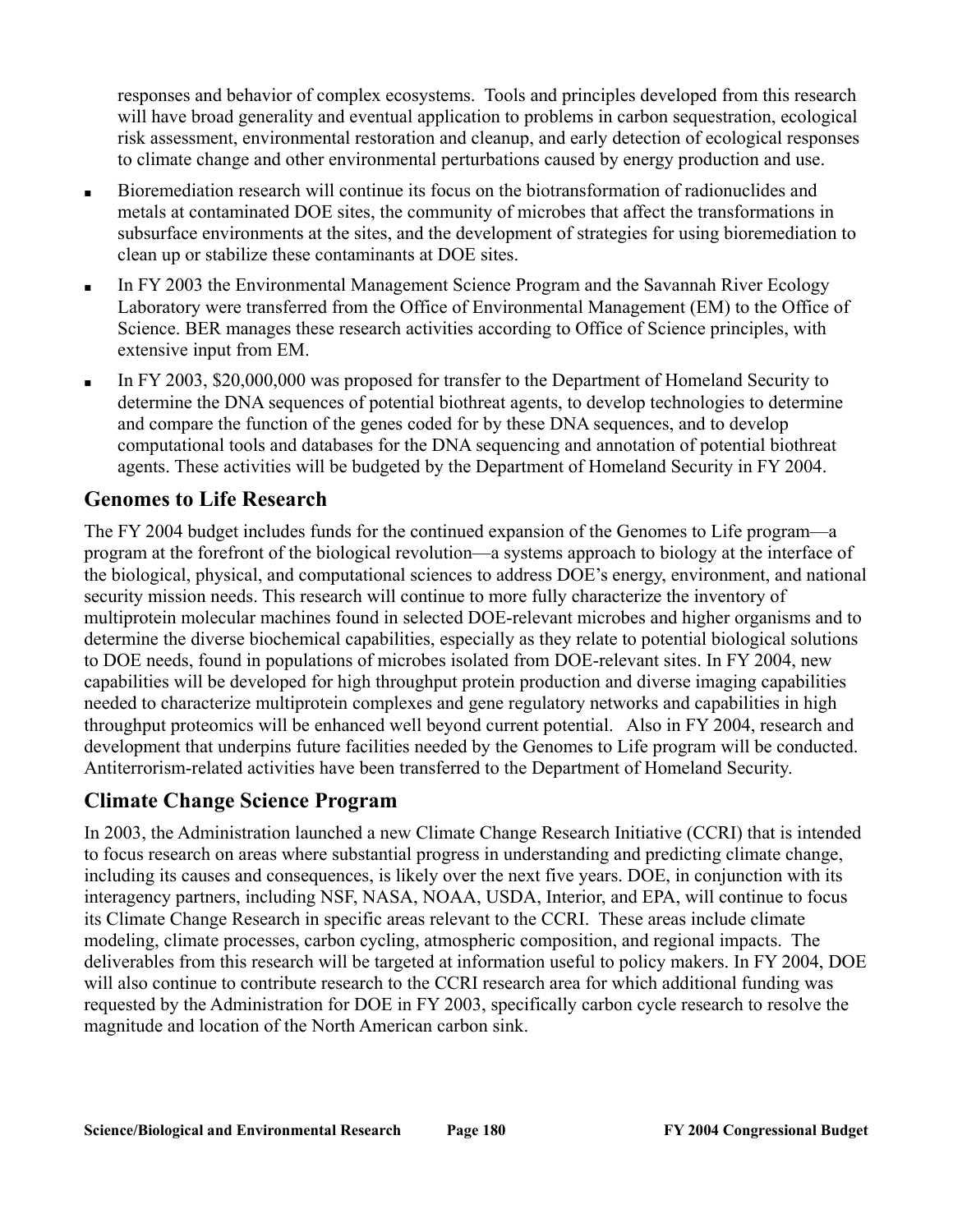responses and behavior of complex ecosystems. Tools and principles developed from this research will have broad generality and eventual application to problems in carbon sequestration, ecological risk assessment, environmental restoration and cleanup, and early detection of ecological responses to climate change and other environmental perturbations caused by energy production and use.

- Bioremediation research will continue its focus on the biotransformation of radionuclides and metals at contaminated DOE sites, the community of microbes that affect the transformations in subsurface environments at the sites, and the development of strategies for using bioremediation to clean up or stabilize these contaminants at DOE sites.
- In FY 2003 the Environmental Management Science Program and the Savannah River Ecology Laboratory were transferred from the Office of Environmental Management (EM) to the Office of Science. BER manages these research activities according to Office of Science principles, with extensive input from EM.
- In FY 2003, $20,000,000 was proposed for transfer to the Department of Homeland Security to determine the DNA sequences of potential biothreat agents, to develop technologies to determine and compare the function of the genes coded for by these DNA sequences, and to develop computational tools and databases for the DNA sequencing and annotation of potential biothreat agents. These activities will be budgeted by the Department of Homeland Security in FY 2004.

## Genomes to Life Research

The FY 2004 budget includes funds for the continued expansion of the Genomes to Life program—a program at the forefront of the biological revolution—a systems approach to biology at the interface of the biological, physical, and computational sciences to address DOE's energy, environment, and national security mission needs. This research will continue to more fully characterize the inventory of multiprotein molecular machines found in selected DOE-relevant microbes and higher organisms and to determine the diverse biochemical capabilities, especially as they relate to potential biological solutions to DOE needs, found in populations of microbes isolated from DOE-relevant sites. In FY 2004, new capabilities will be developed for high throughput protein production and diverse imaging capabilities needed to characterize multiprotein complexes and gene regulatory networks and capabilities in high throughput proteomics will be enhanced well beyond current potential. Also in FY 2004, research and development that underpins future facilities needed by the Genomes to Life program will be conducted. Antiterrorism-related activities have been transferred to the Department of Homeland Security.

## Climate Change Science Program

In 2003, the Administration launched a new Climate Change Research Initiative (CCRI) that is intended to focus research on areas where substantial progress in understanding and predicting climate change, including its causes and consequences, is likely over the next five years. DOE, in conjunction with its interagency partners, including NSF, NASA, NOAA, USDA, Interior, and EPA, will continue to focus its Climate Change Research in specific areas relevant to the CCRI. These areas include climate modeling, climate processes, carbon cycling, atmospheric composition, and regional impacts. The deliverables from this research will be targeted at information useful to policy makers. In FY 2004, DOE will also continue to contribute research to the CCRI research area for which additional funding was requested by the Administration for DOE in FY 2003, specifically carbon cycle research to resolve the magnitude and location of the North American carbon sink.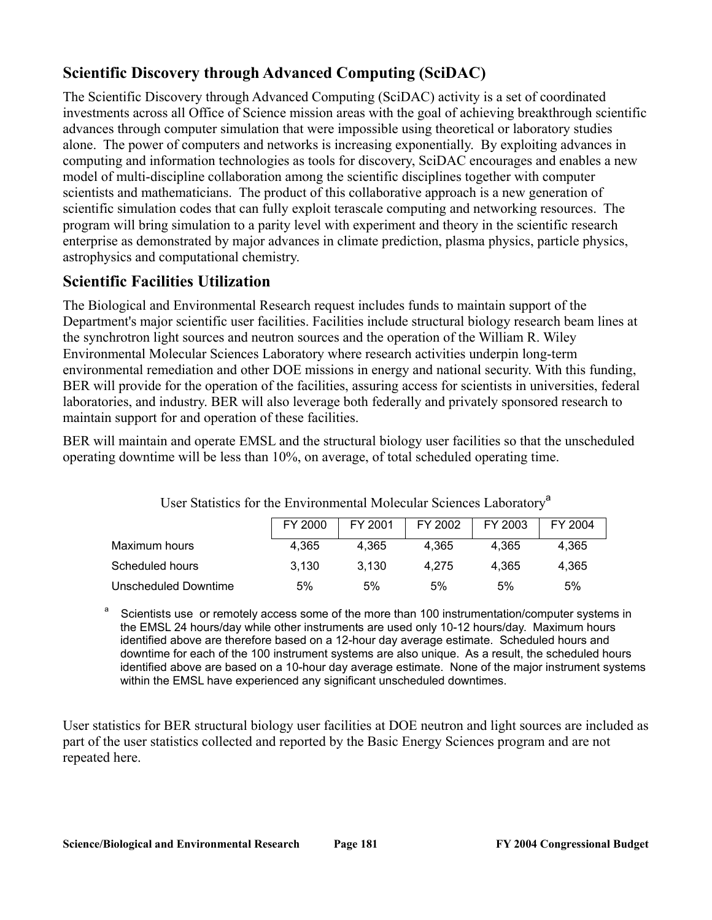## Scientific Discovery through Advanced Computing (SciDAC)

The Scientific Discovery through Advanced Computing (SciDAC) activity is a set of coordinated investments across all Office of Science mission areas with the goal of achieving breakthrough scientific advances through computer simulation that were impossible using theoretical or laboratory studies alone. The power of computers and networks is increasing exponentially. By exploiting advances in computing and information technologies as tools for discovery, SciDAC encourages and enables a new model of multi-discipline collaboration among the scientific disciplines together with computer scientists and mathematicians. The product of this collaborative approach is a new generation of scientific simulation codes that can fully exploit terascale computing and networking resources. The program will bring simulation to a parity level with experiment and theory in the scientific research enterprise as demonstrated by major advances in climate prediction, plasma physics, particle physics, astrophysics and computational chemistry.

## Scientific Facilities Utilization

The Biological and Environmental Research request includes funds to maintain support of the Department's major scientific user facilities. Facilities include structural biology research beam lines at the synchrotron light sources and neutron sources and the operation of the William R. Wiley Environmental Molecular Sciences Laboratory where research activities underpin long-term environmental remediation and other DOE missions in energy and national security. With this funding, BER will provide for the operation of the facilities, assuring access for scientists in universities, federal laboratories, and industry. BER will also leverage both federally and privately sponsored research to maintain support for and operation of these facilities.

BER will maintain and operate EMSL and the structural biology user facilities so that the unscheduled operating downtime will be less than 10%, on average, of total scheduled operating time.

User Statistics for the Environmental Molecular Sciences Laboratory[a]

| | FY 2000 | FY 2001 | FY 2002 | FY 2003 | FY 2004 |
|---|---|---|---|---|---|
| Maximum hours | 4,365 | 4,365 | 4,365 | 4,365 | 4,365 |
| Scheduled hours | 3,130 | 3,130 | 4,275 | 4,365 | 4,365 |
| Unscheduled Downtime | 5% | 5% | 5% | 5% | 5% |

[a] Scientists use or remotely access some of the more than 100 instrumentation/computer systems in the EMSL 24 hours/day while other instruments are used only 10-12 hours/day. Maximum hours identified above are therefore based on a 12-hour day average estimate. Scheduled hours and downtime for each of the 100 instrument systems are also unique. As a result, the scheduled hours identified above are based on a 10-hour day average estimate. None of the major instrument systems within the EMSL have experienced any significant unscheduled downtimes.

User statistics for BER structural biology user facilities at DOE neutron and light sources are included as part of the user statistics collected and reported by the Basic Energy Sciences program and are not repeated here.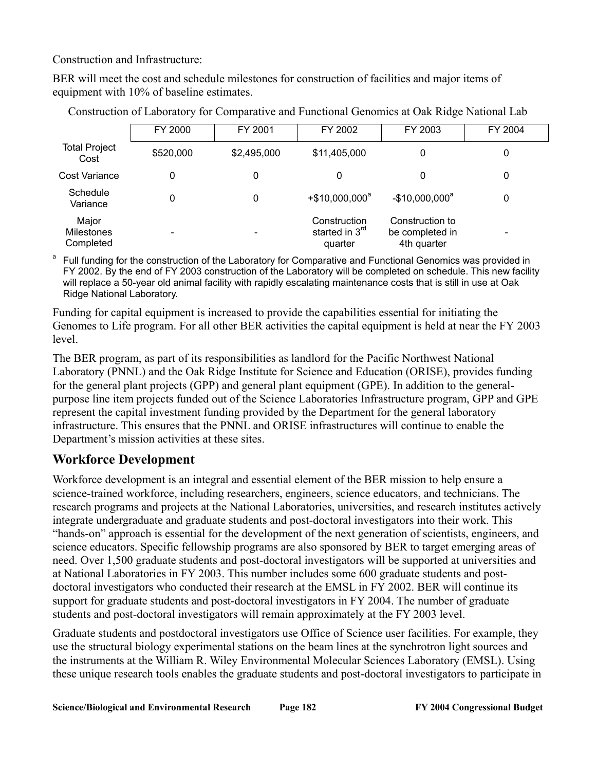Construction and Infrastructure:

BER will meet the cost and schedule milestones for construction of facilities and major items of equipment with 10% of baseline estimates.

Construction of Laboratory for Comparative and Functional Genomics at Oak Ridge National Lab

| | FY 2000 | FY 2001 | FY 2002 | FY 2003 | FY 2004 |
|---|---|---|---|---|---|
| Total Project Cost | $520,000 | $2,495,000 | $11,405,000 | 0 | 0 |
| Cost Variance | 0 | 0 | 0 | 0 | 0 |
| Schedule Variance | 0 | 0 | +$10,000,000[a] | -$10,000,000[a] | 0 |
| Major Milestones Completed | - | - | Construction started in 3rd quarter | Construction to be completed in 4th quarter | - |

[a] Full funding for the construction of the Laboratory for Comparative and Functional Genomics was provided in FY 2002. By the end of FY 2003 construction of the Laboratory will be completed on schedule. This new facility will replace a 50-year old animal facility with rapidly escalating maintenance costs that is still in use at Oak Ridge National Laboratory.

Funding for capital equipment is increased to provide the capabilities essential for initiating the Genomes to Life program. For all other BER activities the capital equipment is held at near the FY 2003 level.

The BER program, as part of its responsibilities as landlord for the Pacific Northwest National Laboratory (PNNL) and the Oak Ridge Institute for Science and Education (ORISE), provides funding for the general plant projects (GPP) and general plant equipment (GPE). In addition to the general-purpose line item projects funded out of the Science Laboratories Infrastructure program, GPP and GPE represent the capital investment funding provided by the Department for the general laboratory infrastructure. This ensures that the PNNL and ORISE infrastructures will continue to enable the Department's mission activities at these sites.

## Workforce Development

Workforce development is an integral and essential element of the BER mission to help ensure a science-trained workforce, including researchers, engineers, science educators, and technicians. The research programs and projects at the National Laboratories, universities, and research institutes actively integrate undergraduate and graduate students and post-doctoral investigators into their work. This "hands-on" approach is essential for the development of the next generation of scientists, engineers, and science educators. Specific fellowship programs are also sponsored by BER to target emerging areas of need. Over 1,500 graduate students and post-doctoral investigators will be supported at universities and at National Laboratories in FY 2003. This number includes some 600 graduate students and post-doctoral investigators who conducted their research at the EMSL in FY 2002. BER will continue its support for graduate students and post-doctoral investigators in FY 2004. The number of graduate students and post-doctoral investigators will remain approximately at the FY 2003 level.

Graduate students and postdoctoral investigators use Office of Science user facilities. For example, they use the structural biology experimental stations on the beam lines at the synchrotron light sources and the instruments at the William R. Wiley Environmental Molecular Sciences Laboratory (EMSL). Using these unique research tools enables the graduate students and post-doctoral investigators to participate in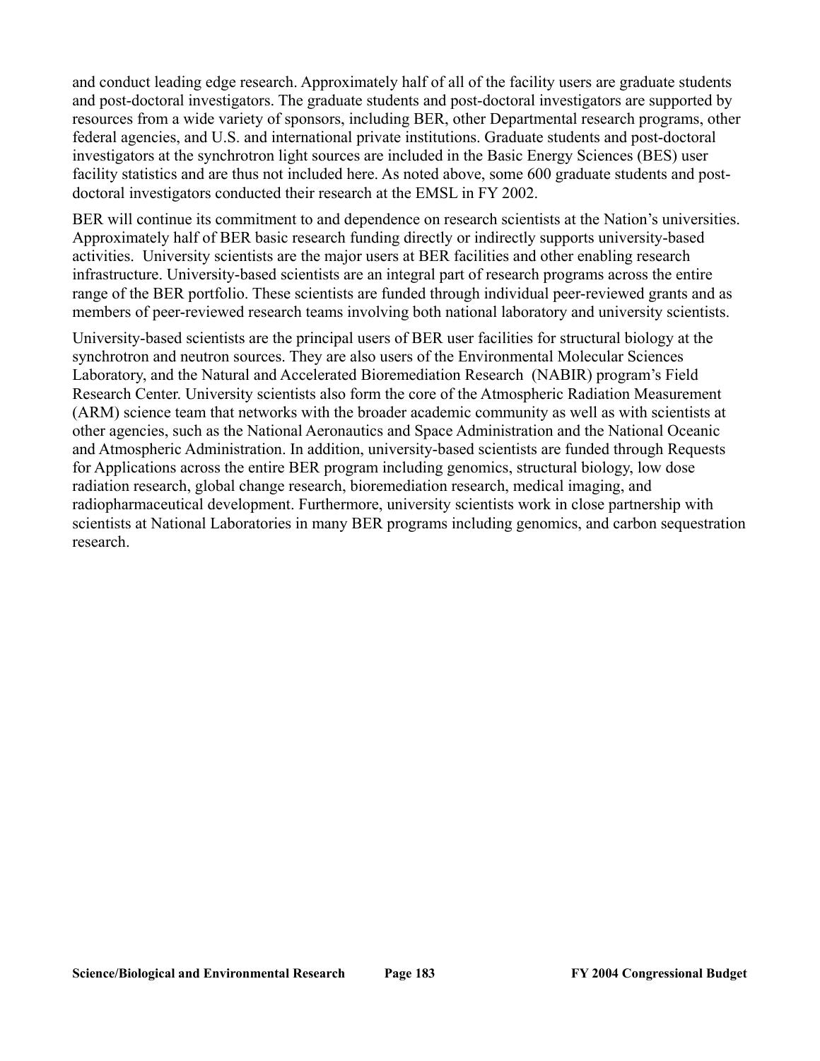and conduct leading edge research. Approximately half of all of the facility users are graduate students and post-doctoral investigators. The graduate students and post-doctoral investigators are supported by resources from a wide variety of sponsors, including BER, other Departmental research programs, other federal agencies, and U.S. and international private institutions. Graduate students and post-doctoral investigators at the synchrotron light sources are included in the Basic Energy Sciences (BES) user facility statistics and are thus not included here. As noted above, some 600 graduate students and post-doctoral investigators conducted their research at the EMSL in FY 2002.

BER will continue its commitment to and dependence on research scientists at the Nation's universities. Approximately half of BER basic research funding directly or indirectly supports university-based activities. University scientists are the major users at BER facilities and other enabling research infrastructure. University-based scientists are an integral part of research programs across the entire range of the BER portfolio. These scientists are funded through individual peer-reviewed grants and as members of peer-reviewed research teams involving both national laboratory and university scientists.

University-based scientists are the principal users of BER user facilities for structural biology at the synchrotron and neutron sources. They are also users of the Environmental Molecular Sciences Laboratory, and the Natural and Accelerated Bioremediation Research (NABIR) program's Field Research Center. University scientists also form the core of the Atmospheric Radiation Measurement (ARM) science team that networks with the broader academic community as well as with scientists at other agencies, such as the National Aeronautics and Space Administration and the National Oceanic and Atmospheric Administration. In addition, university-based scientists are funded through Requests for Applications across the entire BER program including genomics, structural biology, low dose radiation research, global change research, bioremediation research, medical imaging, and radiopharmaceutical development. Furthermore, university scientists work in close partnership with scientists at National Laboratories in many BER programs including genomics, and carbon sequestration research.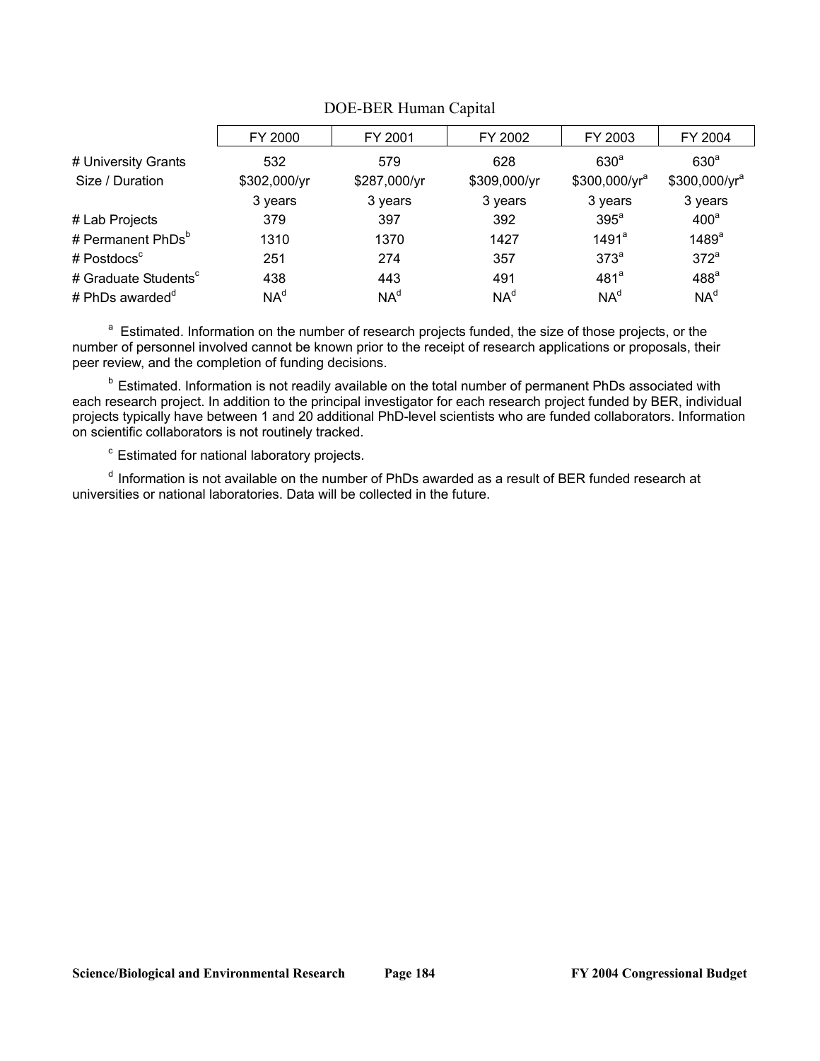DOE-BER Human Capital

| | FY 2000 | FY 2001 | FY 2002 | FY 2003 | FY 2004 |
|---|---|---|---|---|---|
| # University Grants | 532 | 579 | 628 | 630[a] | 630[a] |
| Size / Duration | \$302,000/yr | \$287,000/yr | \$309,000/yr | \$300,000/yr[a] | \$300,000/yr[a] |
| | 3 years | 3 years | 3 years | 3 years | 3 years |
| # Lab Projects | 379 | 397 | 392 | 395[a] | 400[a] |
| # Permanent PhDs[b] | 1310 | 1370 | 1427 | 1491[a] | 1489[a] |
| # Postdocs[c] | 251 | 274 | 357 | 373[a] | 372[a] |
| # Graduate Students[c] | 438 | 443 | 491 | 481[a] | 488[a] |
| # PhDs awarded[d] | NA[d] | NA[d] | NA[d] | NA[d] | NA[d] |

[a] Estimated. Information on the number of research projects funded, the size of those projects, or the number of personnel involved cannot be known prior to the receipt of research applications or proposals, their peer review, and the completion of funding decisions.

[b] Estimated. Information is not readily available on the total number of permanent PhDs associated with each research project. In addition to the principal investigator for each research project funded by BER, individual projects typically have between 1 and 20 additional PhD-level scientists who are funded collaborators. Information on scientific collaborators is not routinely tracked.

[c] Estimated for national laboratory projects.

[d] Information is not available on the number of PhDs awarded as a result of BER funded research at universities or national laboratories. Data will be collected in the future.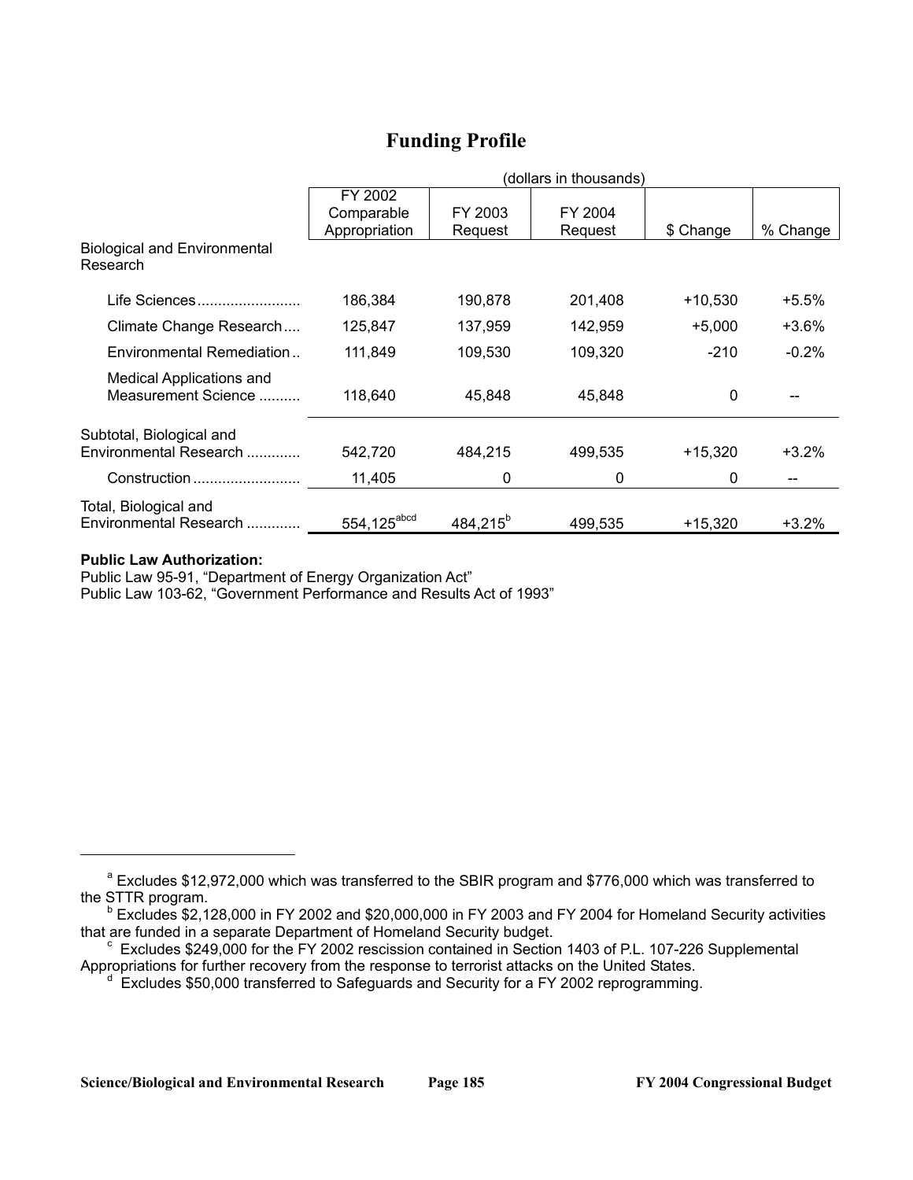## Funding Profile

| | (dollars in thousands) | | | | |
|---|---|---|---|---|---|
| | FY 2002 Comparable Appropriation | FY 2003 Request | FY 2004 Request | $ Change | % Change |
| Biological and Environmental Research | | | | | |
| Life Sciences | 186,384 | 190,878 | 201,408 | +10,530 | +5.5% |
| Climate Change Research | 125,847 | 137,959 | 142,959 | +5,000 | +3.6% |
| Environmental Remediation | 111,849 | 109,530 | 109,320 | -210 | -0.2% |
| Medical Applications and Measurement Science | 118,640 | 45,848 | 45,848 | 0 | -- |
| Subtotal, Biological and Environmental Research | 542,720 | 484,215 | 499,535 | +15,320 | +3.2% |
| Construction | 11,405 | 0 | 0 | 0 | -- |
| Total, Biological and Environmental Research | 554,125[abcd] | 484,215[b] | 499,535 | +15,320 | +3.2% |

**Public Law Authorization:**
Public Law 95-91, "Department of Energy Organization Act"
Public Law 103-62, "Government Performance and Results Act of 1993"

[a] Excludes $12,972,000 which was transferred to the SBIR program and $776,000 which was transferred to the STTR program.

[b] Excludes $2,128,000 in FY 2002 and $20,000,000 in FY 2003 and FY 2004 for Homeland Security activities that are funded in a separate Department of Homeland Security budget.

[c] Excludes $249,000 for the FY 2002 rescission contained in Section 1403 of P.L. 107-226 Supplemental Appropriations for further recovery from the response to terrorist attacks on the United States.

[d] Excludes $50,000 transferred to Safeguards and Security for a FY 2002 reprogramming.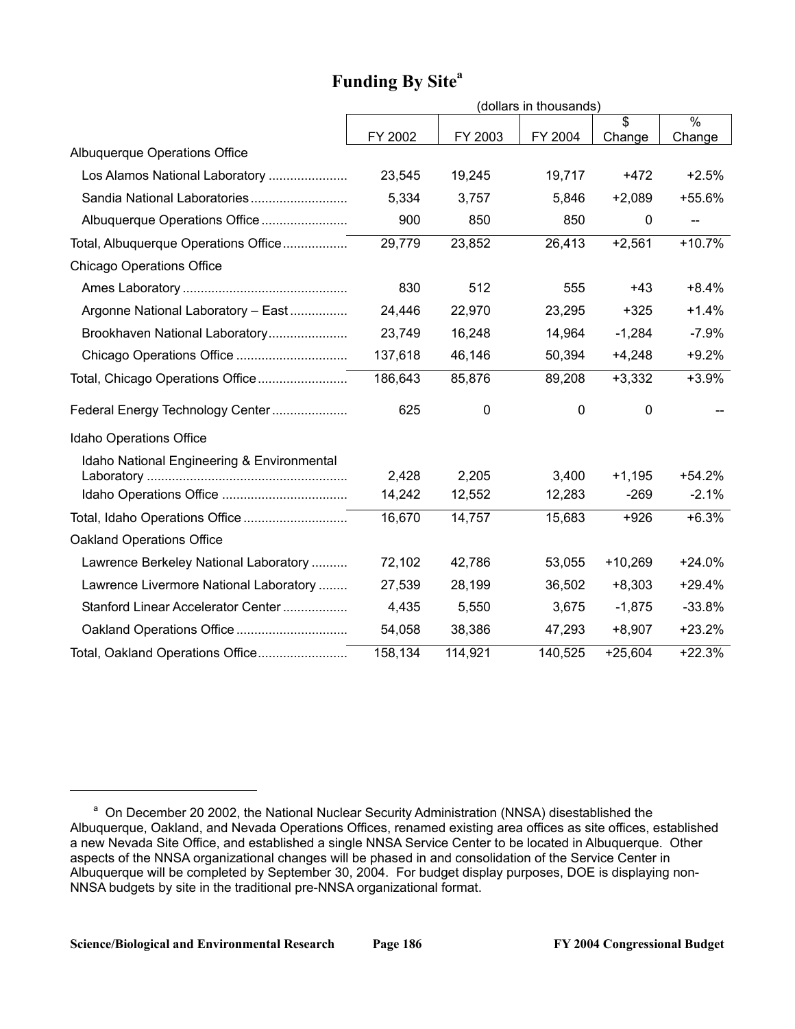## Funding By Site[a]

(dollars in thousands)

| | FY 2002 | FY 2003 | FY 2004 | $ Change | % Change |
|---|---|---|---|---|---|
| Albuquerque Operations Office | | | | | |
| Los Alamos National Laboratory | 23,545 | 19,245 | 19,717 | +472 | +2.5% |
| Sandia National Laboratories | 5,334 | 3,757 | 5,846 | +2,089 | +55.6% |
| Albuquerque Operations Office | 900 | 850 | 850 | 0 | -- |
| Total, Albuquerque Operations Office | 29,779 | 23,852 | 26,413 | +2,561 | +10.7% |
| Chicago Operations Office | | | | | |
| Ames Laboratory | 830 | 512 | 555 | +43 | +8.4% |
| Argonne National Laboratory – East | 24,446 | 22,970 | 23,295 | +325 | +1.4% |
| Brookhaven National Laboratory | 23,749 | 16,248 | 14,964 | -1,284 | -7.9% |
| Chicago Operations Office | 137,618 | 46,146 | 50,394 | +4,248 | +9.2% |
| Total, Chicago Operations Office | 186,643 | 85,876 | 89,208 | +3,332 | +3.9% |
| Federal Energy Technology Center | 625 | 0 | 0 | 0 | -- |
| Idaho Operations Office | | | | | |
| Idaho National Engineering & Environmental Laboratory | 2,428 | 2,205 | 3,400 | +1,195 | +54.2% |
| Idaho Operations Office | 14,242 | 12,552 | 12,283 | -269 | -2.1% |
| Total, Idaho Operations Office | 16,670 | 14,757 | 15,683 | +926 | +6.3% |
| Oakland Operations Office | | | | | |
| Lawrence Berkeley National Laboratory | 72,102 | 42,786 | 53,055 | +10,269 | +24.0% |
| Lawrence Livermore National Laboratory | 27,539 | 28,199 | 36,502 | +8,303 | +29.4% |
| Stanford Linear Accelerator Center | 4,435 | 5,550 | 3,675 | -1,875 | -33.8% |
| Oakland Operations Office | 54,058 | 38,386 | 47,293 | +8,907 | +23.2% |
| Total, Oakland Operations Office | 158,134 | 114,921 | 140,525 | +25,604 | +22.3% |

[a] On December 20 2002, the National Nuclear Security Administration (NNSA) disestablished the Albuquerque, Oakland, and Nevada Operations Offices, renamed existing area offices as site offices, established a new Nevada Site Office, and established a single NNSA Service Center to be located in Albuquerque. Other aspects of the NNSA organizational changes will be phased in and consolidation of the Service Center in Albuquerque will be completed by September 30, 2004. For budget display purposes, DOE is displaying non-NNSA budgets by site in the traditional pre-NNSA organizational format.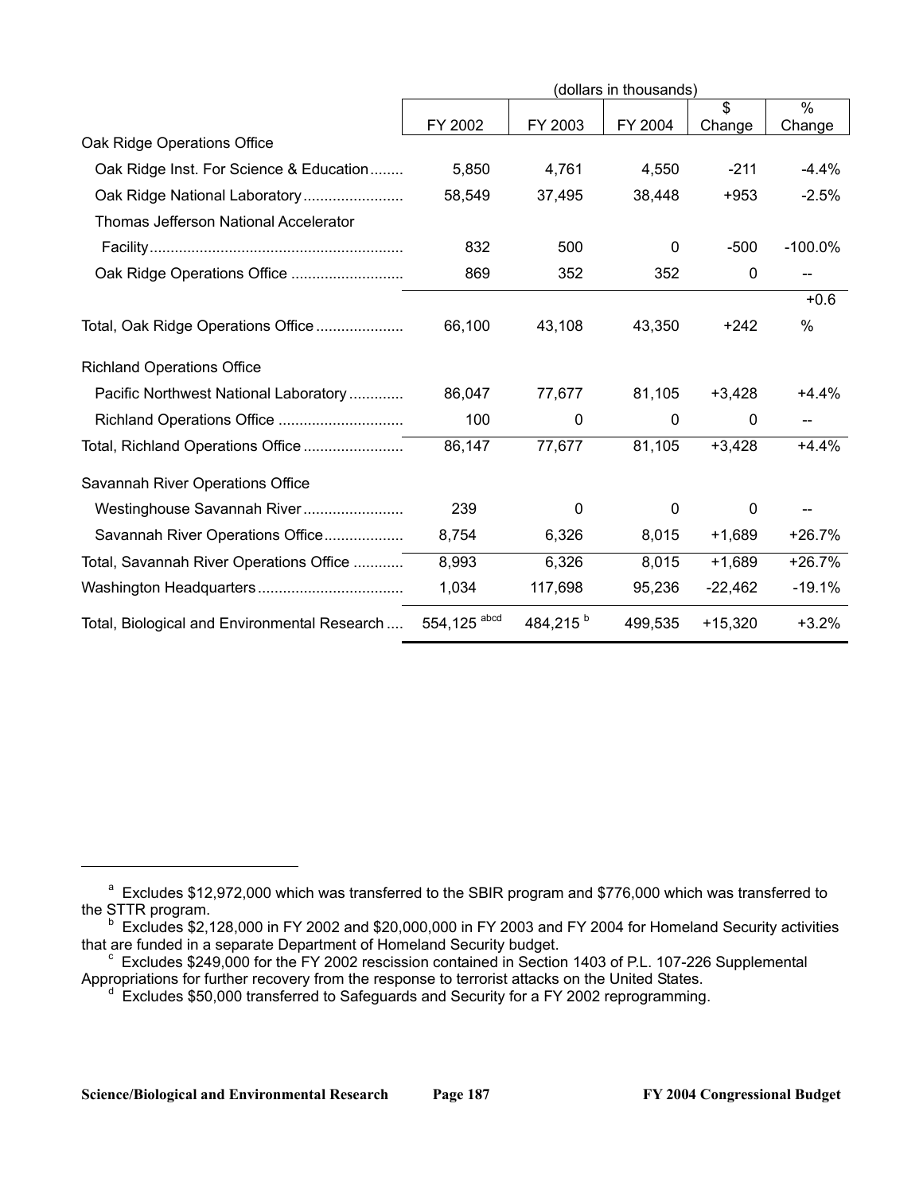| | (dollars in thousands) | | | | |
|---|---|---|---|---|---|
| | FY 2002 | FY 2003 | FY 2004 | $ Change | % Change |
| Oak Ridge Operations Office | | | | | |
| Oak Ridge Inst. For Science & Education | 5,850 | 4,761 | 4,550 | -211 | -4.4% |
| Oak Ridge National Laboratory | 58,549 | 37,495 | 38,448 | +953 | -2.5% |
| Thomas Jefferson National Accelerator Facility | 832 | 500 | 0 | -500 | -100.0% |
| Oak Ridge Operations Office | 869 | 352 | 352 | 0 | -- |
| Total, Oak Ridge Operations Office | 66,100 | 43,108 | 43,350 | +242 | +0.6 % |
| Richland Operations Office | | | | | |
| Pacific Northwest National Laboratory | 86,047 | 77,677 | 81,105 | +3,428 | +4.4% |
| Richland Operations Office | 100 | 0 | 0 | 0 | -- |
| Total, Richland Operations Office | 86,147 | 77,677 | 81,105 | +3,428 | +4.4% |
| Savannah River Operations Office | | | | | |
| Westinghouse Savannah River | 239 | 0 | 0 | 0 | -- |
| Savannah River Operations Office | 8,754 | 6,326 | 8,015 | +1,689 | +26.7% |
| Total, Savannah River Operations Office | 8,993 | 6,326 | 8,015 | +1,689 | +26.7% |
| Washington Headquarters | 1,034 | 117,698 | 95,236 | -22,462 | -19.1% |
| Total, Biological and Environmental Research | 554,125 [abcd] | 484,215 [b] | 499,535 | +15,320 | +3.2% |

[a] Excludes $12,972,000 which was transferred to the SBIR program and $776,000 which was transferred to the STTR program.

[b] Excludes $2,128,000 in FY 2002 and $20,000,000 in FY 2003 and FY 2004 for Homeland Security activities that are funded in a separate Department of Homeland Security budget.

[c] Excludes $249,000 for the FY 2002 rescission contained in Section 1403 of P.L. 107-226 Supplemental Appropriations for further recovery from the response to terrorist attacks on the United States.

[d] Excludes $50,000 transferred to Safeguards and Security for a FY 2002 reprogramming.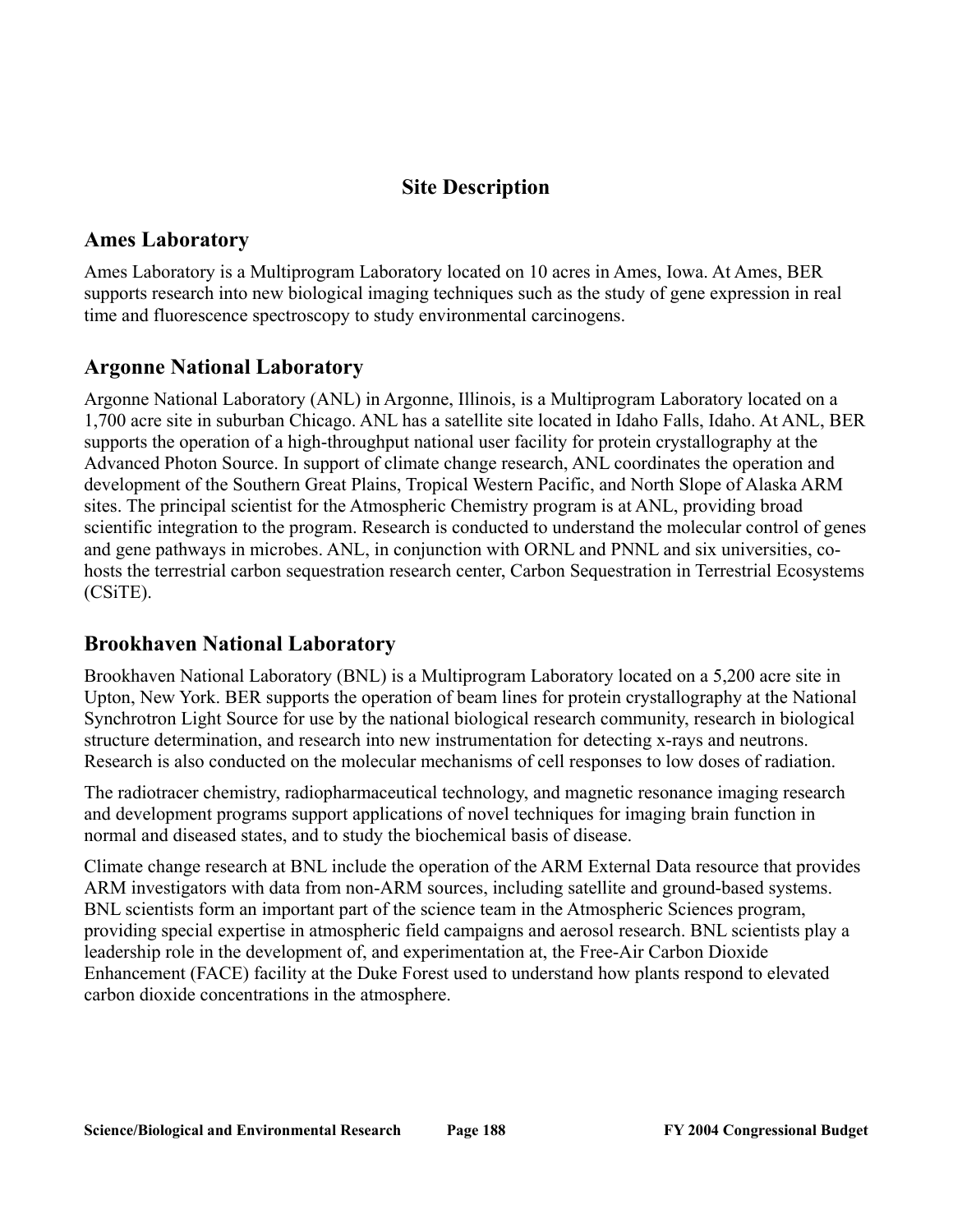# Site Description

## Ames Laboratory

Ames Laboratory is a Multiprogram Laboratory located on 10 acres in Ames, Iowa. At Ames, BER supports research into new biological imaging techniques such as the study of gene expression in real time and fluorescence spectroscopy to study environmental carcinogens.

## Argonne National Laboratory

Argonne National Laboratory (ANL) in Argonne, Illinois, is a Multiprogram Laboratory located on a 1,700 acre site in suburban Chicago. ANL has a satellite site located in Idaho Falls, Idaho. At ANL, BER supports the operation of a high-throughput national user facility for protein crystallography at the Advanced Photon Source. In support of climate change research, ANL coordinates the operation and development of the Southern Great Plains, Tropical Western Pacific, and North Slope of Alaska ARM sites. The principal scientist for the Atmospheric Chemistry program is at ANL, providing broad scientific integration to the program. Research is conducted to understand the molecular control of genes and gene pathways in microbes. ANL, in conjunction with ORNL and PNNL and six universities, co-hosts the terrestrial carbon sequestration research center, Carbon Sequestration in Terrestrial Ecosystems (CSiTE).

## Brookhaven National Laboratory

Brookhaven National Laboratory (BNL) is a Multiprogram Laboratory located on a 5,200 acre site in Upton, New York. BER supports the operation of beam lines for protein crystallography at the National Synchrotron Light Source for use by the national biological research community, research in biological structure determination, and research into new instrumentation for detecting x-rays and neutrons. Research is also conducted on the molecular mechanisms of cell responses to low doses of radiation.

The radiotracer chemistry, radiopharmaceutical technology, and magnetic resonance imaging research and development programs support applications of novel techniques for imaging brain function in normal and diseased states, and to study the biochemical basis of disease.

Climate change research at BNL include the operation of the ARM External Data resource that provides ARM investigators with data from non-ARM sources, including satellite and ground-based systems. BNL scientists form an important part of the science team in the Atmospheric Sciences program, providing special expertise in atmospheric field campaigns and aerosol research. BNL scientists play a leadership role in the development of, and experimentation at, the Free-Air Carbon Dioxide Enhancement (FACE) facility at the Duke Forest used to understand how plants respond to elevated carbon dioxide concentrations in the atmosphere.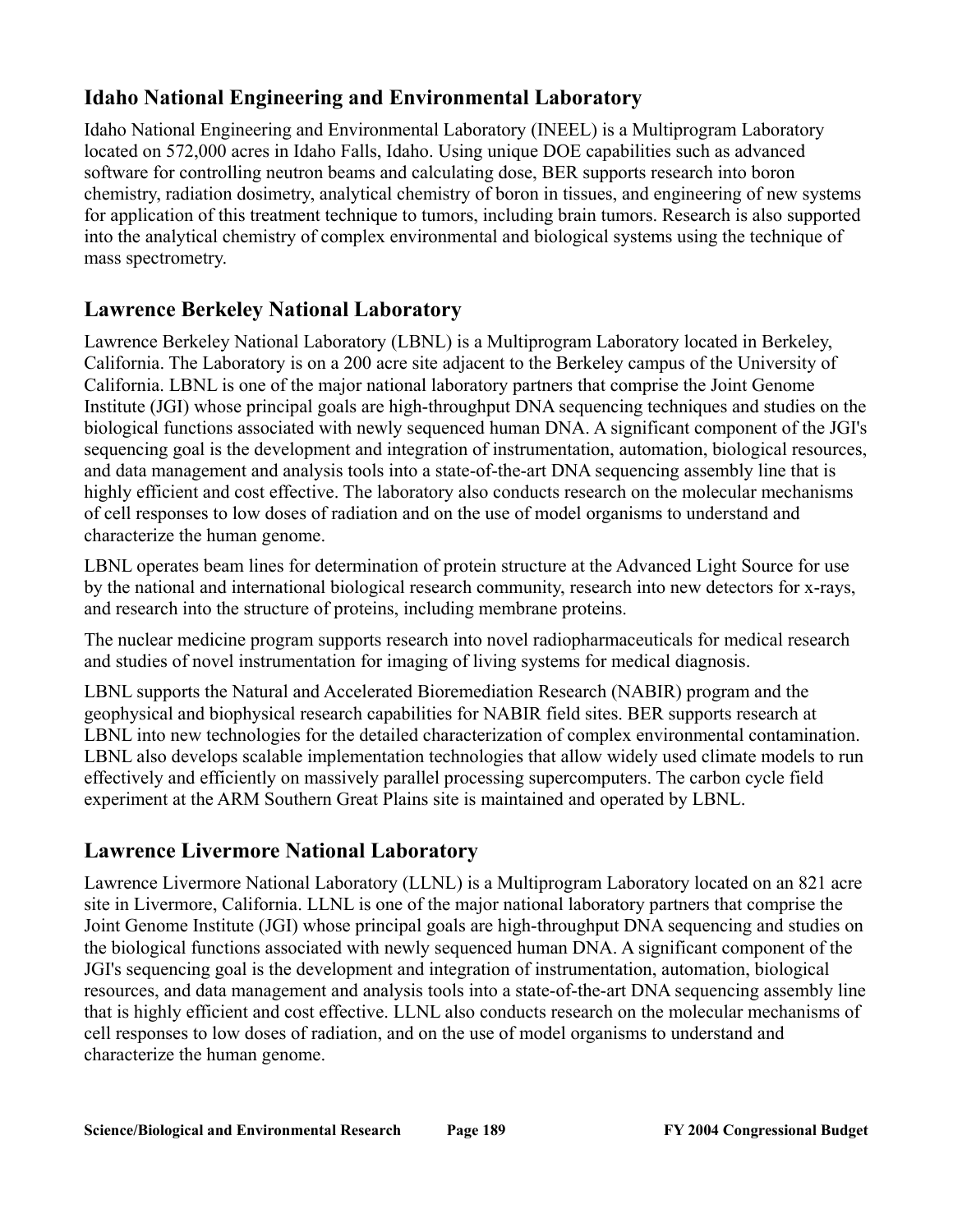## Idaho National Engineering and Environmental Laboratory

Idaho National Engineering and Environmental Laboratory (INEEL) is a Multiprogram Laboratory located on 572,000 acres in Idaho Falls, Idaho. Using unique DOE capabilities such as advanced software for controlling neutron beams and calculating dose, BER supports research into boron chemistry, radiation dosimetry, analytical chemistry of boron in tissues, and engineering of new systems for application of this treatment technique to tumors, including brain tumors. Research is also supported into the analytical chemistry of complex environmental and biological systems using the technique of mass spectrometry.

## Lawrence Berkeley National Laboratory

Lawrence Berkeley National Laboratory (LBNL) is a Multiprogram Laboratory located in Berkeley, California. The Laboratory is on a 200 acre site adjacent to the Berkeley campus of the University of California. LBNL is one of the major national laboratory partners that comprise the Joint Genome Institute (JGI) whose principal goals are high-throughput DNA sequencing techniques and studies on the biological functions associated with newly sequenced human DNA. A significant component of the JGI's sequencing goal is the development and integration of instrumentation, automation, biological resources, and data management and analysis tools into a state-of-the-art DNA sequencing assembly line that is highly efficient and cost effective. The laboratory also conducts research on the molecular mechanisms of cell responses to low doses of radiation and on the use of model organisms to understand and characterize the human genome.

LBNL operates beam lines for determination of protein structure at the Advanced Light Source for use by the national and international biological research community, research into new detectors for x-rays, and research into the structure of proteins, including membrane proteins.

The nuclear medicine program supports research into novel radiopharmaceuticals for medical research and studies of novel instrumentation for imaging of living systems for medical diagnosis.

LBNL supports the Natural and Accelerated Bioremediation Research (NABIR) program and the geophysical and biophysical research capabilities for NABIR field sites. BER supports research at LBNL into new technologies for the detailed characterization of complex environmental contamination. LBNL also develops scalable implementation technologies that allow widely used climate models to run effectively and efficiently on massively parallel processing supercomputers. The carbon cycle field experiment at the ARM Southern Great Plains site is maintained and operated by LBNL.

## Lawrence Livermore National Laboratory

Lawrence Livermore National Laboratory (LLNL) is a Multiprogram Laboratory located on an 821 acre site in Livermore, California. LLNL is one of the major national laboratory partners that comprise the Joint Genome Institute (JGI) whose principal goals are high-throughput DNA sequencing and studies on the biological functions associated with newly sequenced human DNA. A significant component of the JGI's sequencing goal is the development and integration of instrumentation, automation, biological resources, and data management and analysis tools into a state-of-the-art DNA sequencing assembly line that is highly efficient and cost effective. LLNL also conducts research on the molecular mechanisms of cell responses to low doses of radiation, and on the use of model organisms to understand and characterize the human genome.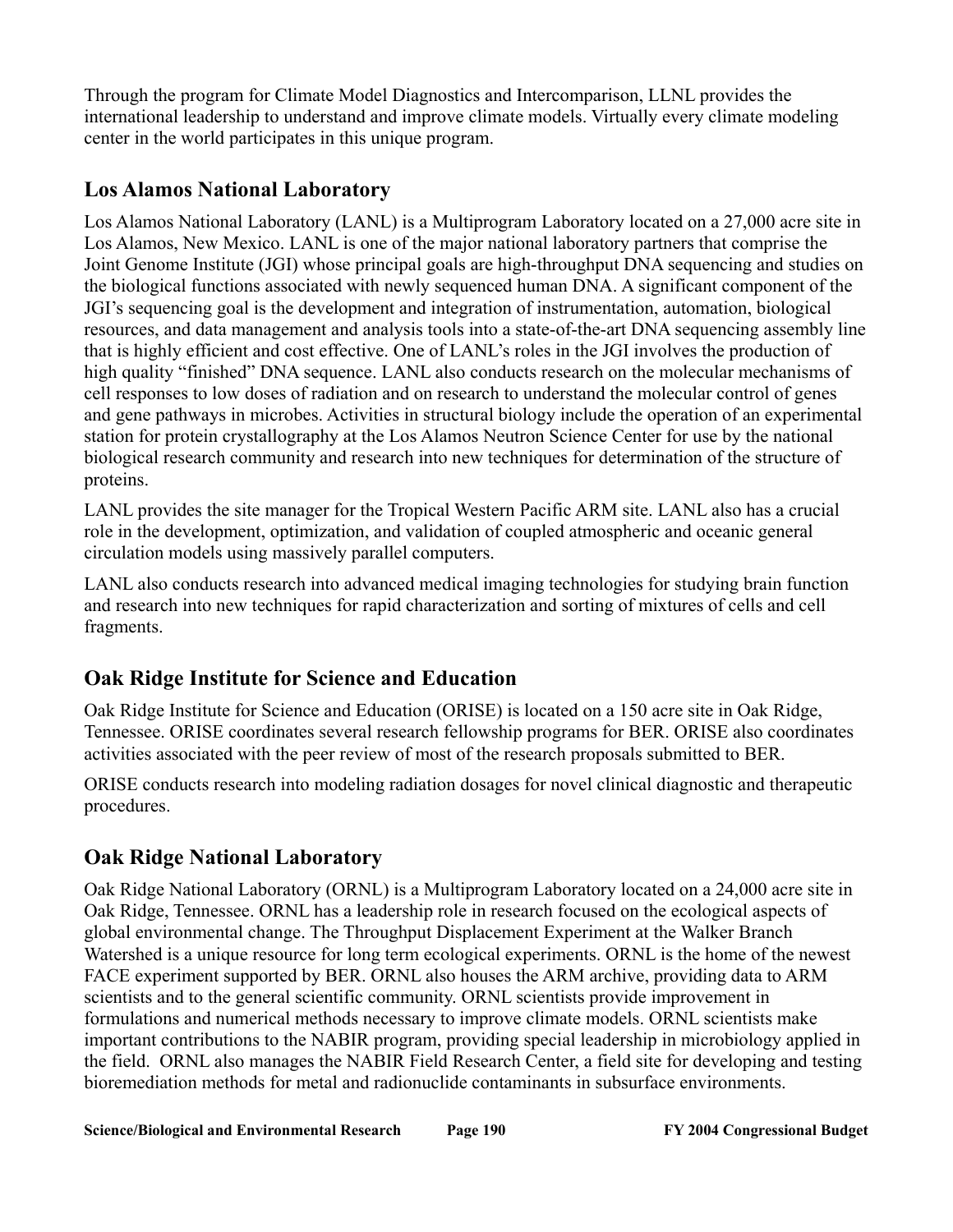Through the program for Climate Model Diagnostics and Intercomparison, LLNL provides the international leadership to understand and improve climate models. Virtually every climate modeling center in the world participates in this unique program.

## Los Alamos National Laboratory

Los Alamos National Laboratory (LANL) is a Multiprogram Laboratory located on a 27,000 acre site in Los Alamos, New Mexico. LANL is one of the major national laboratory partners that comprise the Joint Genome Institute (JGI) whose principal goals are high-throughput DNA sequencing and studies on the biological functions associated with newly sequenced human DNA. A significant component of the JGI's sequencing goal is the development and integration of instrumentation, automation, biological resources, and data management and analysis tools into a state-of-the-art DNA sequencing assembly line that is highly efficient and cost effective. One of LANL's roles in the JGI involves the production of high quality "finished" DNA sequence. LANL also conducts research on the molecular mechanisms of cell responses to low doses of radiation and on research to understand the molecular control of genes and gene pathways in microbes. Activities in structural biology include the operation of an experimental station for protein crystallography at the Los Alamos Neutron Science Center for use by the national biological research community and research into new techniques for determination of the structure of proteins.

LANL provides the site manager for the Tropical Western Pacific ARM site. LANL also has a crucial role in the development, optimization, and validation of coupled atmospheric and oceanic general circulation models using massively parallel computers.

LANL also conducts research into advanced medical imaging technologies for studying brain function and research into new techniques for rapid characterization and sorting of mixtures of cells and cell fragments.

## Oak Ridge Institute for Science and Education

Oak Ridge Institute for Science and Education (ORISE) is located on a 150 acre site in Oak Ridge, Tennessee. ORISE coordinates several research fellowship programs for BER. ORISE also coordinates activities associated with the peer review of most of the research proposals submitted to BER.

ORISE conducts research into modeling radiation dosages for novel clinical diagnostic and therapeutic procedures.

## Oak Ridge National Laboratory

Oak Ridge National Laboratory (ORNL) is a Multiprogram Laboratory located on a 24,000 acre site in Oak Ridge, Tennessee. ORNL has a leadership role in research focused on the ecological aspects of global environmental change. The Throughput Displacement Experiment at the Walker Branch Watershed is a unique resource for long term ecological experiments. ORNL is the home of the newest FACE experiment supported by BER. ORNL also houses the ARM archive, providing data to ARM scientists and to the general scientific community. ORNL scientists provide improvement in formulations and numerical methods necessary to improve climate models. ORNL scientists make important contributions to the NABIR program, providing special leadership in microbiology applied in the field. ORNL also manages the NABIR Field Research Center, a field site for developing and testing bioremediation methods for metal and radionuclide contaminants in subsurface environments.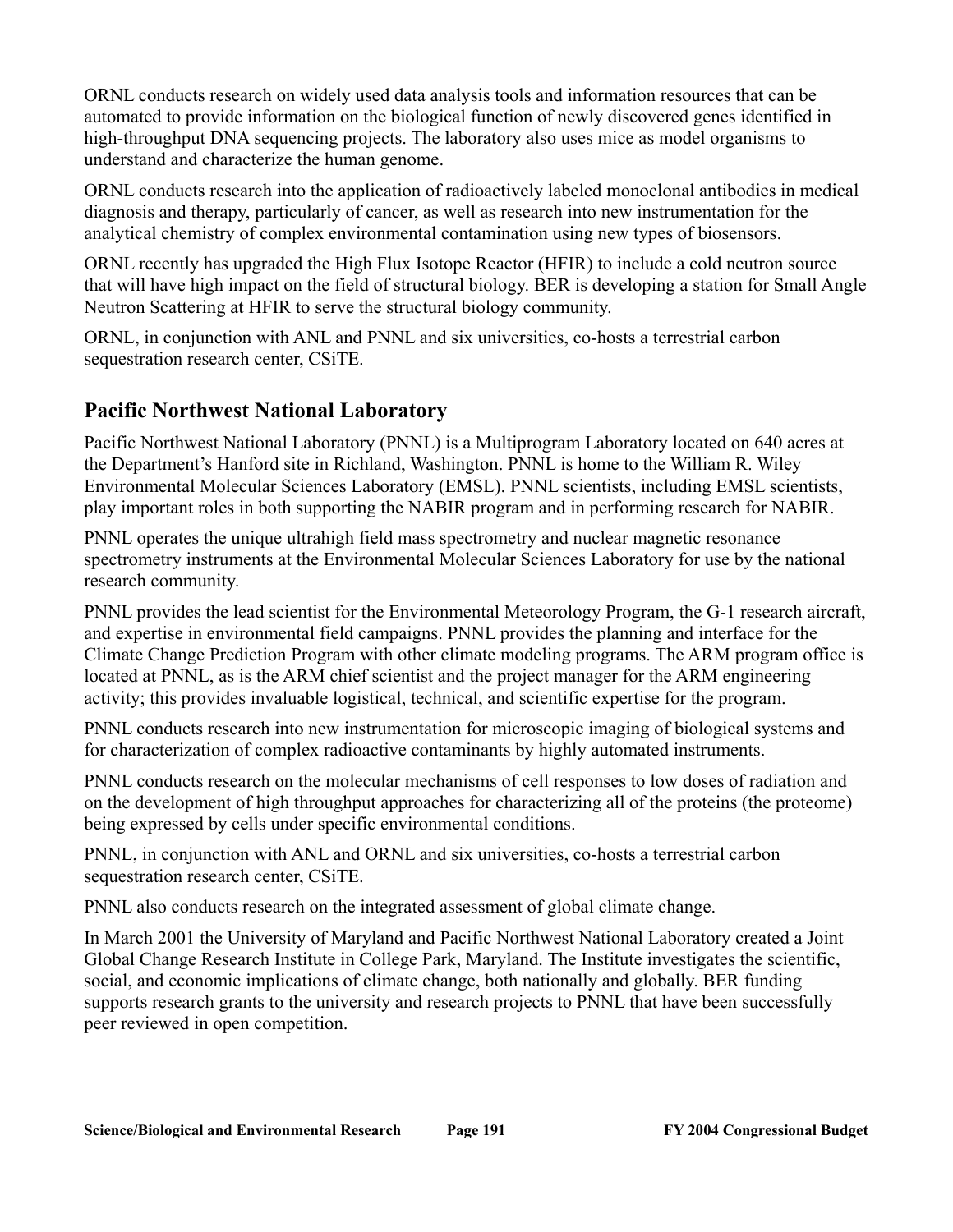ORNL conducts research on widely used data analysis tools and information resources that can be automated to provide information on the biological function of newly discovered genes identified in high-throughput DNA sequencing projects. The laboratory also uses mice as model organisms to understand and characterize the human genome.

ORNL conducts research into the application of radioactively labeled monoclonal antibodies in medical diagnosis and therapy, particularly of cancer, as well as research into new instrumentation for the analytical chemistry of complex environmental contamination using new types of biosensors.

ORNL recently has upgraded the High Flux Isotope Reactor (HFIR) to include a cold neutron source that will have high impact on the field of structural biology. BER is developing a station for Small Angle Neutron Scattering at HFIR to serve the structural biology community.

ORNL, in conjunction with ANL and PNNL and six universities, co-hosts a terrestrial carbon sequestration research center, CSiTE.

## Pacific Northwest National Laboratory

Pacific Northwest National Laboratory (PNNL) is a Multiprogram Laboratory located on 640 acres at the Department's Hanford site in Richland, Washington. PNNL is home to the William R. Wiley Environmental Molecular Sciences Laboratory (EMSL). PNNL scientists, including EMSL scientists, play important roles in both supporting the NABIR program and in performing research for NABIR.

PNNL operates the unique ultrahigh field mass spectrometry and nuclear magnetic resonance spectrometry instruments at the Environmental Molecular Sciences Laboratory for use by the national research community.

PNNL provides the lead scientist for the Environmental Meteorology Program, the G-1 research aircraft, and expertise in environmental field campaigns. PNNL provides the planning and interface for the Climate Change Prediction Program with other climate modeling programs. The ARM program office is located at PNNL, as is the ARM chief scientist and the project manager for the ARM engineering activity; this provides invaluable logistical, technical, and scientific expertise for the program.

PNNL conducts research into new instrumentation for microscopic imaging of biological systems and for characterization of complex radioactive contaminants by highly automated instruments.

PNNL conducts research on the molecular mechanisms of cell responses to low doses of radiation and on the development of high throughput approaches for characterizing all of the proteins (the proteome) being expressed by cells under specific environmental conditions.

PNNL, in conjunction with ANL and ORNL and six universities, co-hosts a terrestrial carbon sequestration research center, CSiTE.

PNNL also conducts research on the integrated assessment of global climate change.

In March 2001 the University of Maryland and Pacific Northwest National Laboratory created a Joint Global Change Research Institute in College Park, Maryland. The Institute investigates the scientific, social, and economic implications of climate change, both nationally and globally. BER funding supports research grants to the university and research projects to PNNL that have been successfully peer reviewed in open competition.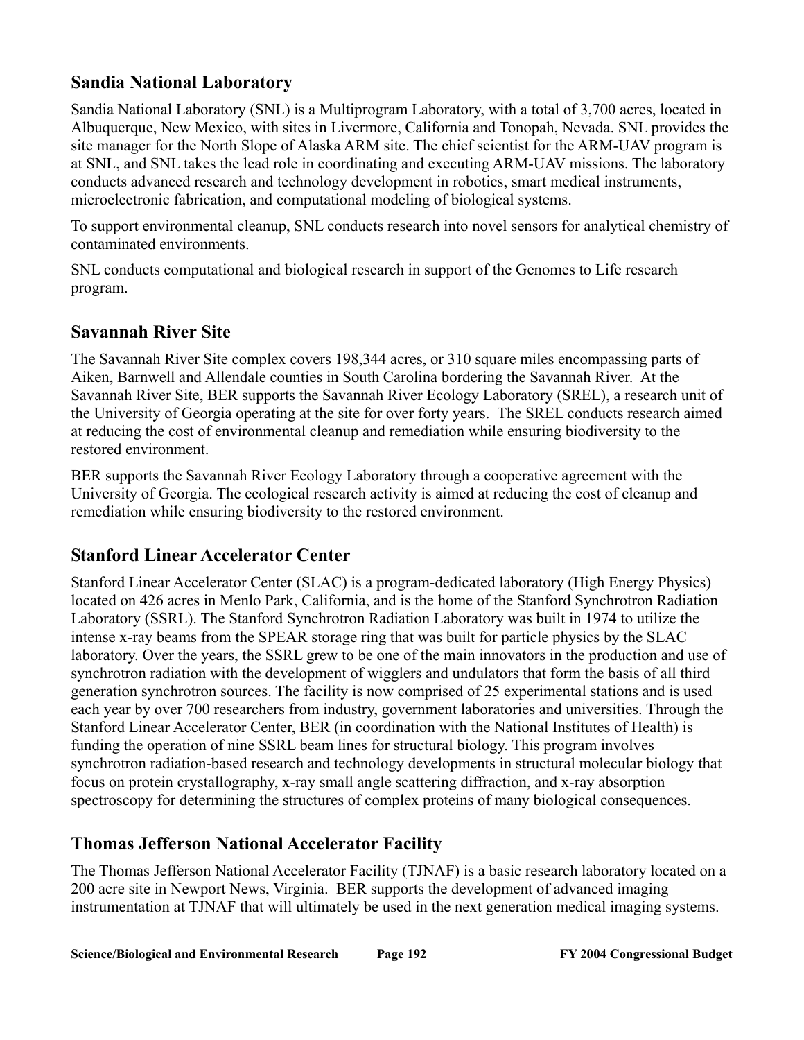## Sandia National Laboratory

Sandia National Laboratory (SNL) is a Multiprogram Laboratory, with a total of 3,700 acres, located in Albuquerque, New Mexico, with sites in Livermore, California and Tonopah, Nevada. SNL provides the site manager for the North Slope of Alaska ARM site. The chief scientist for the ARM-UAV program is at SNL, and SNL takes the lead role in coordinating and executing ARM-UAV missions. The laboratory conducts advanced research and technology development in robotics, smart medical instruments, microelectronic fabrication, and computational modeling of biological systems.

To support environmental cleanup, SNL conducts research into novel sensors for analytical chemistry of contaminated environments.

SNL conducts computational and biological research in support of the Genomes to Life research program.

## Savannah River Site

The Savannah River Site complex covers 198,344 acres, or 310 square miles encompassing parts of Aiken, Barnwell and Allendale counties in South Carolina bordering the Savannah River. At the Savannah River Site, BER supports the Savannah River Ecology Laboratory (SREL), a research unit of the University of Georgia operating at the site for over forty years. The SREL conducts research aimed at reducing the cost of environmental cleanup and remediation while ensuring biodiversity to the restored environment.

BER supports the Savannah River Ecology Laboratory through a cooperative agreement with the University of Georgia. The ecological research activity is aimed at reducing the cost of cleanup and remediation while ensuring biodiversity to the restored environment.

## Stanford Linear Accelerator Center

Stanford Linear Accelerator Center (SLAC) is a program-dedicated laboratory (High Energy Physics) located on 426 acres in Menlo Park, California, and is the home of the Stanford Synchrotron Radiation Laboratory (SSRL). The Stanford Synchrotron Radiation Laboratory was built in 1974 to utilize the intense x-ray beams from the SPEAR storage ring that was built for particle physics by the SLAC laboratory. Over the years, the SSRL grew to be one of the main innovators in the production and use of synchrotron radiation with the development of wigglers and undulators that form the basis of all third generation synchrotron sources. The facility is now comprised of 25 experimental stations and is used each year by over 700 researchers from industry, government laboratories and universities. Through the Stanford Linear Accelerator Center, BER (in coordination with the National Institutes of Health) is funding the operation of nine SSRL beam lines for structural biology. This program involves synchrotron radiation-based research and technology developments in structural molecular biology that focus on protein crystallography, x-ray small angle scattering diffraction, and x-ray absorption spectroscopy for determining the structures of complex proteins of many biological consequences.

## Thomas Jefferson National Accelerator Facility

The Thomas Jefferson National Accelerator Facility (TJNAF) is a basic research laboratory located on a 200 acre site in Newport News, Virginia. BER supports the development of advanced imaging instrumentation at TJNAF that will ultimately be used in the next generation medical imaging systems.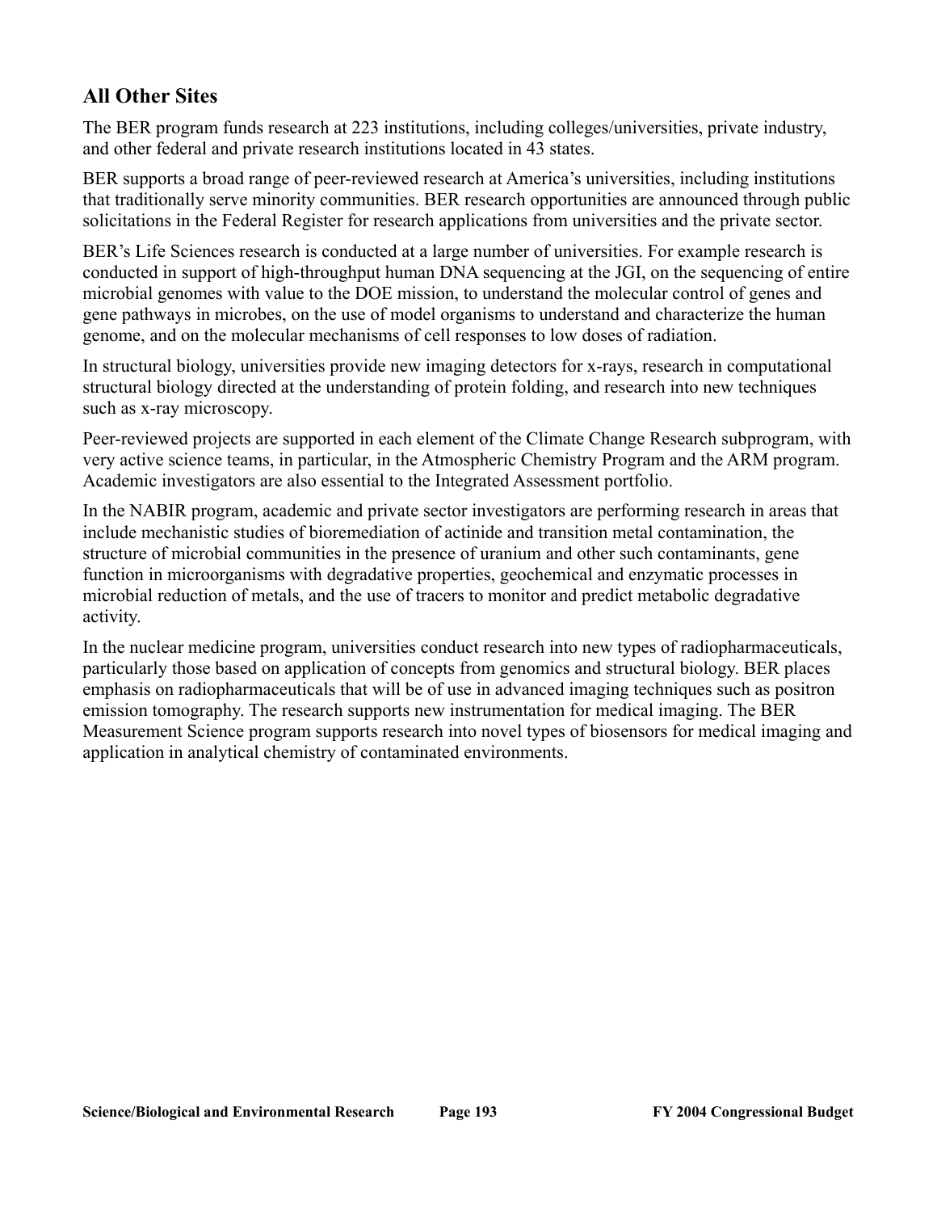## All Other Sites

The BER program funds research at 223 institutions, including colleges/universities, private industry, and other federal and private research institutions located in 43 states.

BER supports a broad range of peer-reviewed research at America's universities, including institutions that traditionally serve minority communities. BER research opportunities are announced through public solicitations in the Federal Register for research applications from universities and the private sector.

BER's Life Sciences research is conducted at a large number of universities. For example research is conducted in support of high-throughput human DNA sequencing at the JGI, on the sequencing of entire microbial genomes with value to the DOE mission, to understand the molecular control of genes and gene pathways in microbes, on the use of model organisms to understand and characterize the human genome, and on the molecular mechanisms of cell responses to low doses of radiation.

In structural biology, universities provide new imaging detectors for x-rays, research in computational structural biology directed at the understanding of protein folding, and research into new techniques such as x-ray microscopy.

Peer-reviewed projects are supported in each element of the Climate Change Research subprogram, with very active science teams, in particular, in the Atmospheric Chemistry Program and the ARM program. Academic investigators are also essential to the Integrated Assessment portfolio.

In the NABIR program, academic and private sector investigators are performing research in areas that include mechanistic studies of bioremediation of actinide and transition metal contamination, the structure of microbial communities in the presence of uranium and other such contaminants, gene function in microorganisms with degradative properties, geochemical and enzymatic processes in microbial reduction of metals, and the use of tracers to monitor and predict metabolic degradative activity.

In the nuclear medicine program, universities conduct research into new types of radiopharmaceuticals, particularly those based on application of concepts from genomics and structural biology. BER places emphasis on radiopharmaceuticals that will be of use in advanced imaging techniques such as positron emission tomography. The research supports new instrumentation for medical imaging. The BER Measurement Science program supports research into novel types of biosensors for medical imaging and application in analytical chemistry of contaminated environments.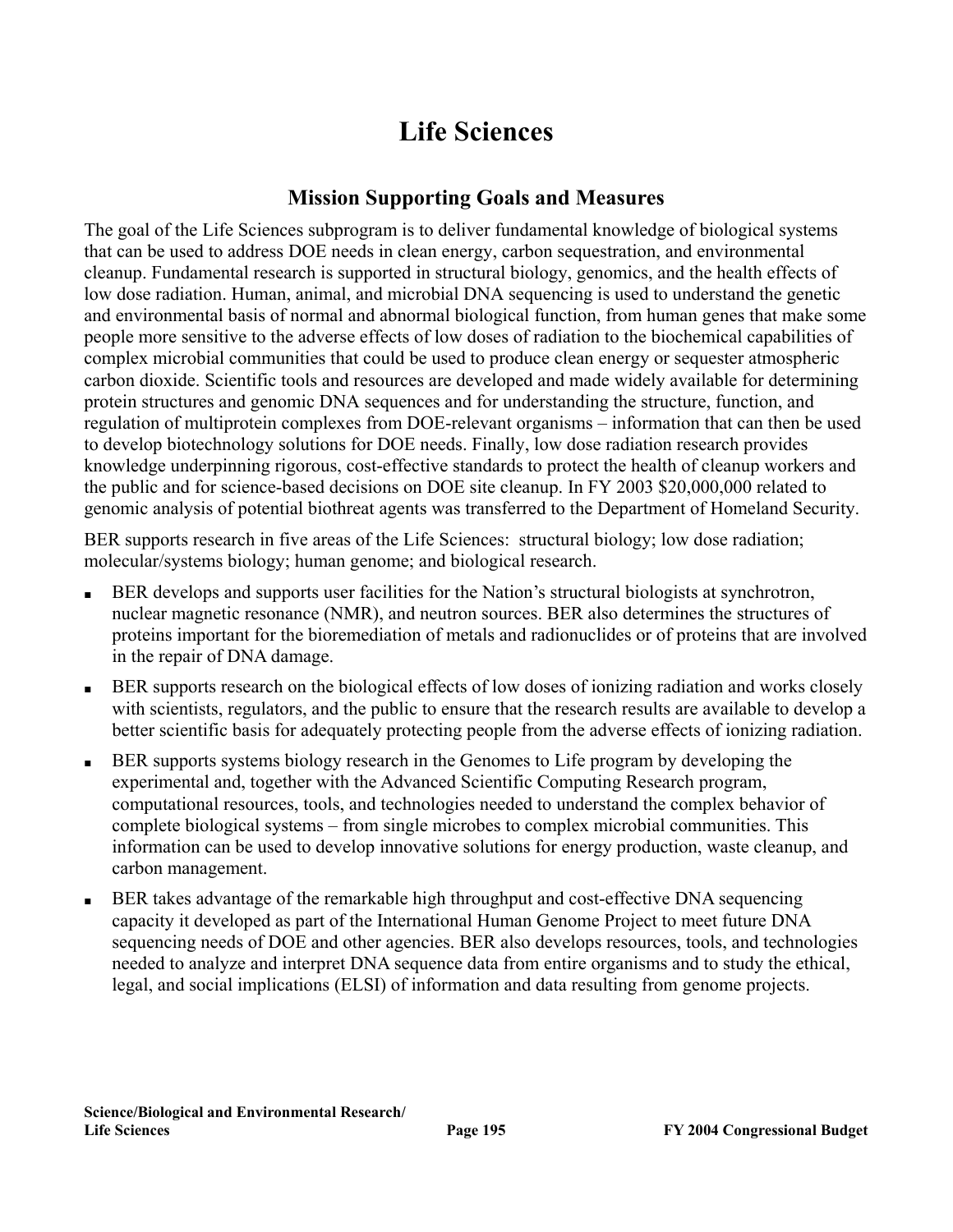# Life Sciences

## Mission Supporting Goals and Measures

The goal of the Life Sciences subprogram is to deliver fundamental knowledge of biological systems that can be used to address DOE needs in clean energy, carbon sequestration, and environmental cleanup. Fundamental research is supported in structural biology, genomics, and the health effects of low dose radiation. Human, animal, and microbial DNA sequencing is used to understand the genetic and environmental basis of normal and abnormal biological function, from human genes that make some people more sensitive to the adverse effects of low doses of radiation to the biochemical capabilities of complex microbial communities that could be used to produce clean energy or sequester atmospheric carbon dioxide. Scientific tools and resources are developed and made widely available for determining protein structures and genomic DNA sequences and for understanding the structure, function, and regulation of multiprotein complexes from DOE-relevant organisms – information that can then be used to develop biotechnology solutions for DOE needs. Finally, low dose radiation research provides knowledge underpinning rigorous, cost-effective standards to protect the health of cleanup workers and the public and for science-based decisions on DOE site cleanup. In FY 2003 $20,000,000 related to genomic analysis of potential biothreat agents was transferred to the Department of Homeland Security.

BER supports research in five areas of the Life Sciences: structural biology; low dose radiation; molecular/systems biology; human genome; and biological research.

- BER develops and supports user facilities for the Nation's structural biologists at synchrotron, nuclear magnetic resonance (NMR), and neutron sources. BER also determines the structures of proteins important for the bioremediation of metals and radionuclides or of proteins that are involved in the repair of DNA damage.
- BER supports research on the biological effects of low doses of ionizing radiation and works closely with scientists, regulators, and the public to ensure that the research results are available to develop a better scientific basis for adequately protecting people from the adverse effects of ionizing radiation.
- BER supports systems biology research in the Genomes to Life program by developing the experimental and, together with the Advanced Scientific Computing Research program, computational resources, tools, and technologies needed to understand the complex behavior of complete biological systems – from single microbes to complex microbial communities. This information can be used to develop innovative solutions for energy production, waste cleanup, and carbon management.
- BER takes advantage of the remarkable high throughput and cost-effective DNA sequencing capacity it developed as part of the International Human Genome Project to meet future DNA sequencing needs of DOE and other agencies. BER also develops resources, tools, and technologies needed to analyze and interpret DNA sequence data from entire organisms and to study the ethical, legal, and social implications (ELSI) of information and data resulting from genome projects.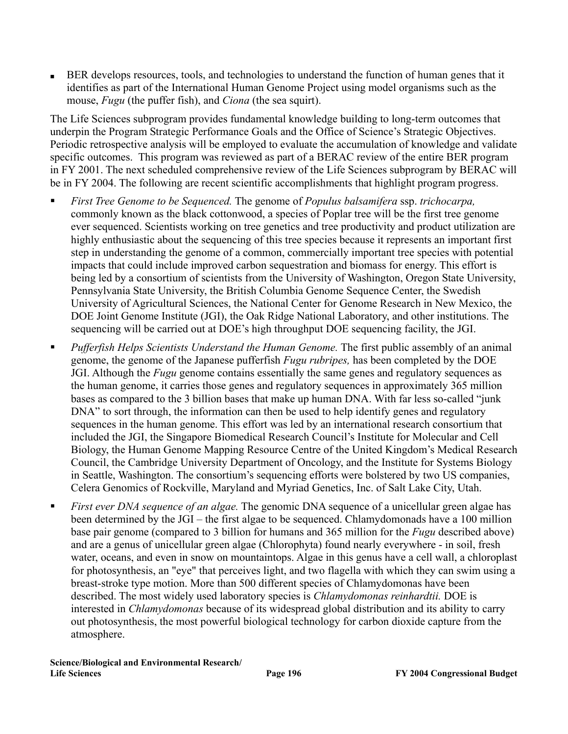- BER develops resources, tools, and technologies to understand the function of human genes that it identifies as part of the International Human Genome Project using model organisms such as the mouse, *Fugu* (the puffer fish), and *Ciona* (the sea squirt).

The Life Sciences subprogram provides fundamental knowledge building to long-term outcomes that underpin the Program Strategic Performance Goals and the Office of Science's Strategic Objectives. Periodic retrospective analysis will be employed to evaluate the accumulation of knowledge and validate specific outcomes. This program was reviewed as part of a BERAC review of the entire BER program in FY 2001. The next scheduled comprehensive review of the Life Sciences subprogram by BERAC will be in FY 2004. The following are recent scientific accomplishments that highlight program progress.

- *First Tree Genome to be Sequenced.* The genome of *Populus balsamifera* ssp. *trichocarpa,* commonly known as the black cottonwood, a species of Poplar tree will be the first tree genome ever sequenced. Scientists working on tree genetics and tree productivity and product utilization are highly enthusiastic about the sequencing of this tree species because it represents an important first step in understanding the genome of a common, commercially important tree species with potential impacts that could include improved carbon sequestration and biomass for energy. This effort is being led by a consortium of scientists from the University of Washington, Oregon State University, Pennsylvania State University, the British Columbia Genome Sequence Center, the Swedish University of Agricultural Sciences, the National Center for Genome Research in New Mexico, the DOE Joint Genome Institute (JGI), the Oak Ridge National Laboratory, and other institutions. The sequencing will be carried out at DOE's high throughput DOE sequencing facility, the JGI.
- *Pufferfish Helps Scientists Understand the Human Genome.* The first public assembly of an animal genome, the genome of the Japanese pufferfish *Fugu rubripes,* has been completed by the DOE JGI. Although the *Fugu* genome contains essentially the same genes and regulatory sequences as the human genome, it carries those genes and regulatory sequences in approximately 365 million bases as compared to the 3 billion bases that make up human DNA. With far less so-called "junk DNA" to sort through, the information can then be used to help identify genes and regulatory sequences in the human genome. This effort was led by an international research consortium that included the JGI, the Singapore Biomedical Research Council's Institute for Molecular and Cell Biology, the Human Genome Mapping Resource Centre of the United Kingdom's Medical Research Council, the Cambridge University Department of Oncology, and the Institute for Systems Biology in Seattle, Washington. The consortium's sequencing efforts were bolstered by two US companies, Celera Genomics of Rockville, Maryland and Myriad Genetics, Inc. of Salt Lake City, Utah.
- *First ever DNA sequence of an algae.* The genomic DNA sequence of a unicellular green algae has been determined by the JGI – the first algae to be sequenced. Chlamydomonads have a 100 million base pair genome (compared to 3 billion for humans and 365 million for the *Fugu* described above) and are a genus of unicellular green algae (Chlorophyta) found nearly everywhere - in soil, fresh water, oceans, and even in snow on mountaintops. Algae in this genus have a cell wall, a chloroplast for photosynthesis, an "eye" that perceives light, and two flagella with which they can swim using a breast-stroke type motion. More than 500 different species of Chlamydomonas have been described. The most widely used laboratory species is *Chlamydomonas reinhardtii.* DOE is interested in *Chlamydomonas* because of its widespread global distribution and its ability to carry out photosynthesis, the most powerful biological technology for carbon dioxide capture from the atmosphere.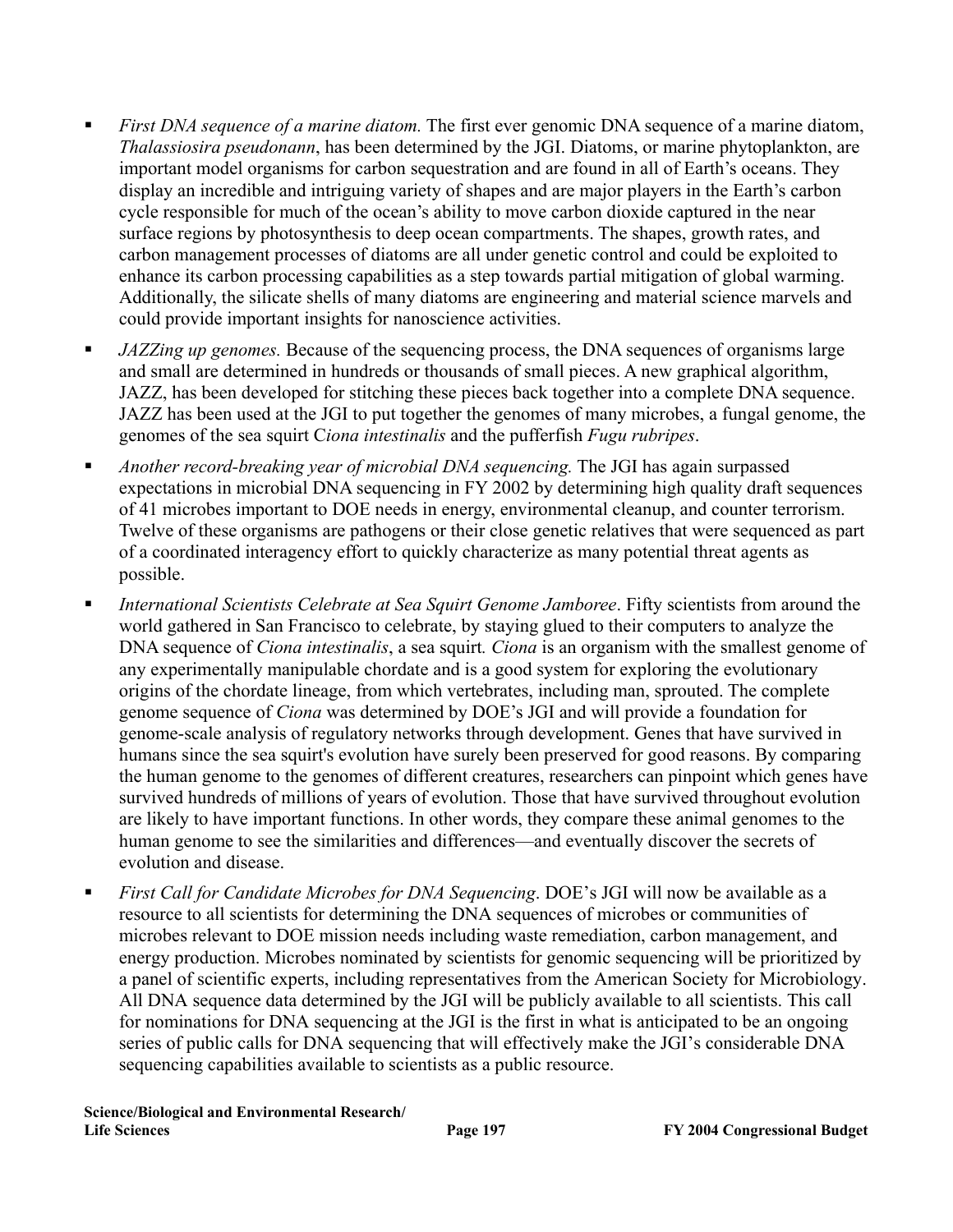- *First DNA sequence of a marine diatom.* The first ever genomic DNA sequence of a marine diatom, *Thalassiosira pseudonann*, has been determined by the JGI. Diatoms, or marine phytoplankton, are important model organisms for carbon sequestration and are found in all of Earth's oceans. They display an incredible and intriguing variety of shapes and are major players in the Earth's carbon cycle responsible for much of the ocean's ability to move carbon dioxide captured in the near surface regions by photosynthesis to deep ocean compartments. The shapes, growth rates, and carbon management processes of diatoms are all under genetic control and could be exploited to enhance its carbon processing capabilities as a step towards partial mitigation of global warming. Additionally, the silicate shells of many diatoms are engineering and material science marvels and could provide important insights for nanoscience activities.

- *JAZZing up genomes.* Because of the sequencing process, the DNA sequences of organisms large and small are determined in hundreds or thousands of small pieces. A new graphical algorithm, JAZZ, has been developed for stitching these pieces back together into a complete DNA sequence. JAZZ has been used at the JGI to put together the genomes of many microbes, a fungal genome, the genomes of the sea squirt C*iona intestinalis* and the pufferfish *Fugu rubripes*.

- *Another record-breaking year of microbial DNA sequencing.* The JGI has again surpassed expectations in microbial DNA sequencing in FY 2002 by determining high quality draft sequences of 41 microbes important to DOE needs in energy, environmental cleanup, and counter terrorism. Twelve of these organisms are pathogens or their close genetic relatives that were sequenced as part of a coordinated interagency effort to quickly characterize as many potential threat agents as possible.

- *International Scientists Celebrate at Sea Squirt Genome Jamboree*. Fifty scientists from around the world gathered in San Francisco to celebrate, by staying glued to their computers to analyze the DNA sequence of *Ciona intestinalis*, a sea squirt. *Ciona* is an organism with the smallest genome of any experimentally manipulable chordate and is a good system for exploring the evolutionary origins of the chordate lineage, from which vertebrates, including man, sprouted. The complete genome sequence of *Ciona* was determined by DOE's JGI and will provide a foundation for genome-scale analysis of regulatory networks through development. Genes that have survived in humans since the sea squirt's evolution have surely been preserved for good reasons. By comparing the human genome to the genomes of different creatures, researchers can pinpoint which genes have survived hundreds of millions of years of evolution. Those that have survived throughout evolution are likely to have important functions. In other words, they compare these animal genomes to the human genome to see the similarities and differences—and eventually discover the secrets of evolution and disease.

- *First Call for Candidate Microbes for DNA Sequencing*. DOE's JGI will now be available as a resource to all scientists for determining the DNA sequences of microbes or communities of microbes relevant to DOE mission needs including waste remediation, carbon management, and energy production. Microbes nominated by scientists for genomic sequencing will be prioritized by a panel of scientific experts, including representatives from the American Society for Microbiology. All DNA sequence data determined by the JGI will be publicly available to all scientists. This call for nominations for DNA sequencing at the JGI is the first in what is anticipated to be an ongoing series of public calls for DNA sequencing that will effectively make the JGI's considerable DNA sequencing capabilities available to scientists as a public resource.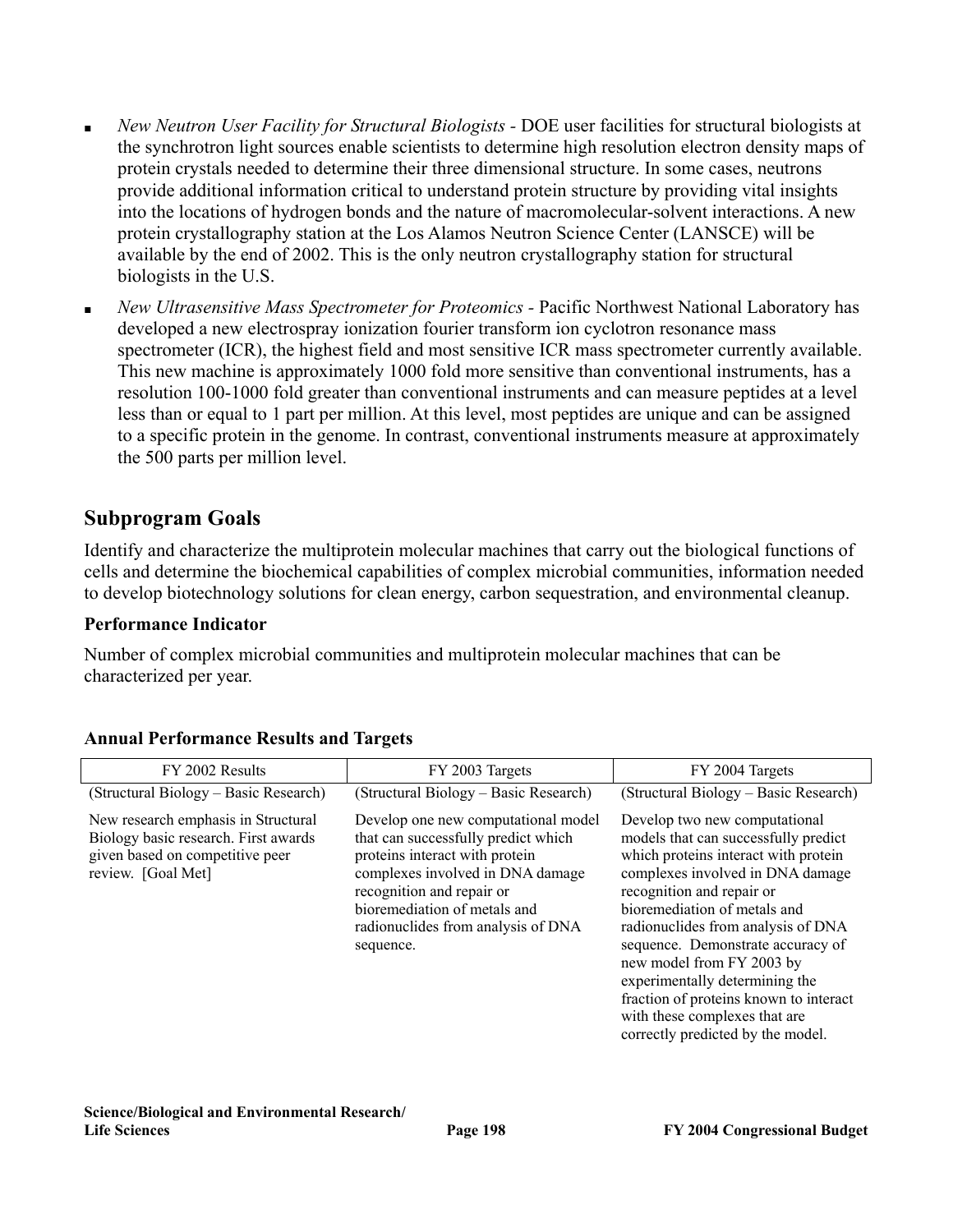- *New Neutron User Facility for Structural Biologists* - DOE user facilities for structural biologists at the synchrotron light sources enable scientists to determine high resolution electron density maps of protein crystals needed to determine their three dimensional structure. In some cases, neutrons provide additional information critical to understand protein structure by providing vital insights into the locations of hydrogen bonds and the nature of macromolecular-solvent interactions. A new protein crystallography station at the Los Alamos Neutron Science Center (LANSCE) will be available by the end of 2002. This is the only neutron crystallography station for structural biologists in the U.S.
- *New Ultrasensitive Mass Spectrometer for Proteomics* - Pacific Northwest National Laboratory has developed a new electrospray ionization fourier transform ion cyclotron resonance mass spectrometer (ICR), the highest field and most sensitive ICR mass spectrometer currently available. This new machine is approximately 1000 fold more sensitive than conventional instruments, has a resolution 100-1000 fold greater than conventional instruments and can measure peptides at a level less than or equal to 1 part per million. At this level, most peptides are unique and can be assigned to a specific protein in the genome. In contrast, conventional instruments measure at approximately the 500 parts per million level.

## Subprogram Goals

Identify and characterize the multiprotein molecular machines that carry out the biological functions of cells and determine the biochemical capabilities of complex microbial communities, information needed to develop biotechnology solutions for clean energy, carbon sequestration, and environmental cleanup.

### Performance Indicator

Number of complex microbial communities and multiprotein molecular machines that can be characterized per year.

### Annual Performance Results and Targets

| FY 2002 Results | FY 2003 Targets | FY 2004 Targets |
|---|---|---|
| (Structural Biology – Basic Research) | (Structural Biology – Basic Research) | (Structural Biology – Basic Research) |
| New research emphasis in Structural Biology basic research. First awards given based on competitive peer review. [Goal Met] | Develop one new computational model that can successfully predict which proteins interact with protein complexes involved in DNA damage recognition and repair or bioremediation of metals and radionuclides from analysis of DNA sequence. | Develop two new computational models that can successfully predict which proteins interact with protein complexes involved in DNA damage recognition and repair or bioremediation of metals and radionuclides from analysis of DNA sequence. Demonstrate accuracy of new model from FY 2003 by experimentally determining the fraction of proteins known to interact with these complexes that are correctly predicted by the model. |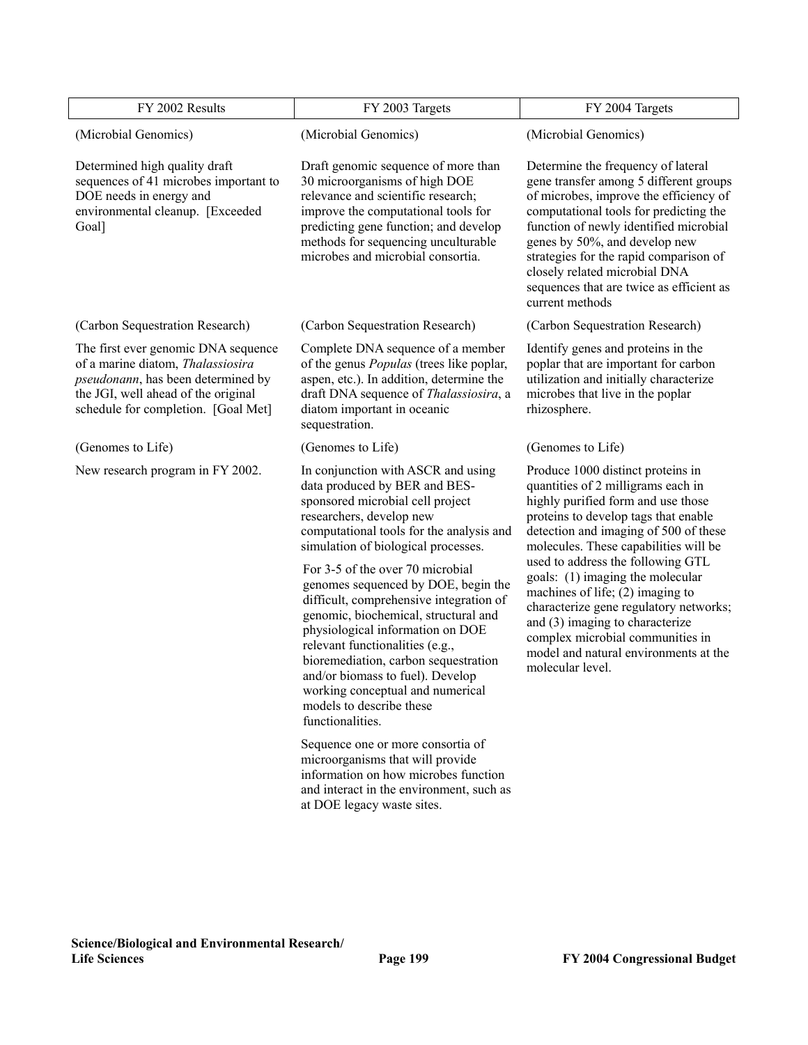| FY 2002 Results | FY 2003 Targets | FY 2004 Targets |
|---|---|---|
| (Microbial Genomics) | (Microbial Genomics) | (Microbial Genomics) |
| Determined high quality draft sequences of 41 microbes important to DOE needs in energy and environmental cleanup. [Exceeded Goal] | Draft genomic sequence of more than 30 microorganisms of high DOE relevance and scientific research; improve the computational tools for predicting gene function; and develop methods for sequencing unculturable microbes and microbial consortia. | Determine the frequency of lateral gene transfer among 5 different groups of microbes, improve the efficiency of computational tools for predicting the function of newly identified microbial genes by 50%, and develop new strategies for the rapid comparison of closely related microbial DNA sequences that are twice as efficient as current methods |
| (Carbon Sequestration Research) | (Carbon Sequestration Research) | (Carbon Sequestration Research) |
| The first ever genomic DNA sequence of a marine diatom, *Thalassiosira pseudonann*, has been determined by the JGI, well ahead of the original schedule for completion. [Goal Met] | Complete DNA sequence of a member of the genus *Populas* (trees like poplar, aspen, etc.). In addition, determine the draft DNA sequence of *Thalassiosira*, a diatom important in oceanic sequestration. | Identify genes and proteins in the poplar that are important for carbon utilization and initially characterize microbes that live in the poplar rhizosphere. |
| (Genomes to Life) | (Genomes to Life) | (Genomes to Life) |
| New research program in FY 2002. | In conjunction with ASCR and using data produced by BER and BES-sponsored microbial cell project researchers, develop new computational tools for the analysis and simulation of biological processes.<br><br>For 3-5 of the over 70 microbial genomes sequenced by DOE, begin the difficult, comprehensive integration of genomic, biochemical, structural and physiological information on DOE relevant functionalities (e.g., bioremediation, carbon sequestration and/or biomass to fuel). Develop working conceptual and numerical models to describe these functionalities.<br><br>Sequence one or more consortia of microorganisms that will provide information on how microbes function and interact in the environment, such as at DOE legacy waste sites. | Produce 1000 distinct proteins in quantities of 2 milligrams each in highly purified form and use those proteins to develop tags that enable detection and imaging of 500 of these molecules. These capabilities will be used to address the following GTL goals: (1) imaging the molecular machines of life; (2) imaging to characterize gene regulatory networks; and (3) imaging to characterize complex microbial communities in model and natural environments at the molecular level. |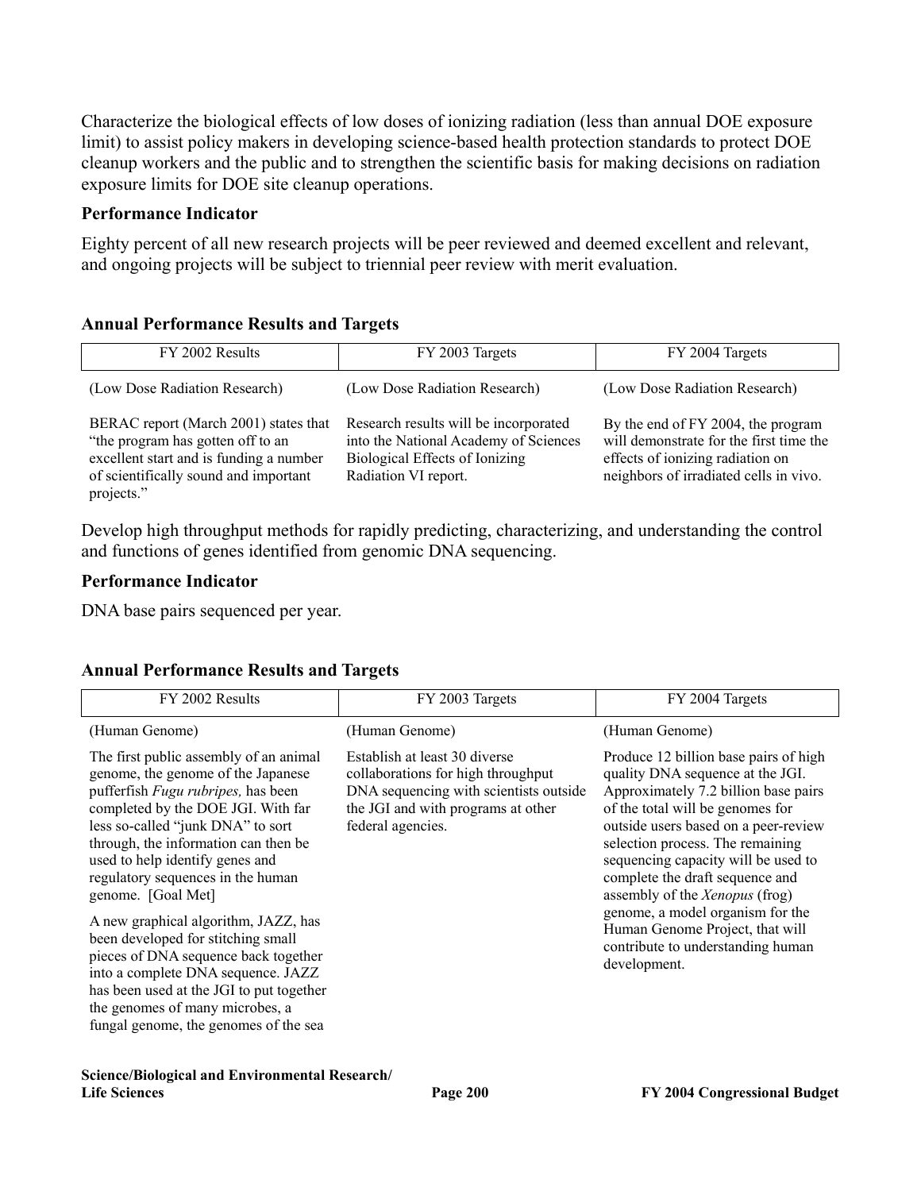Characterize the biological effects of low doses of ionizing radiation (less than annual DOE exposure limit) to assist policy makers in developing science-based health protection standards to protect DOE cleanup workers and the public and to strengthen the scientific basis for making decisions on radiation exposure limits for DOE site cleanup operations.

**Performance Indicator**

Eighty percent of all new research projects will be peer reviewed and deemed excellent and relevant, and ongoing projects will be subject to triennial peer review with merit evaluation.

**Annual Performance Results and Targets**

| FY 2002 Results | FY 2003 Targets | FY 2004 Targets |
|---|---|---|
| (Low Dose Radiation Research)<br><br>BERAC report (March 2001) states that "the program has gotten off to an excellent start and is funding a number of scientifically sound and important projects." | (Low Dose Radiation Research)<br><br>Research results will be incorporated into the National Academy of Sciences Biological Effects of Ionizing Radiation VI report. | (Low Dose Radiation Research)<br><br>By the end of FY 2004, the program will demonstrate for the first time the effects of ionizing radiation on neighbors of irradiated cells in vivo. |

Develop high throughput methods for rapidly predicting, characterizing, and understanding the control and functions of genes identified from genomic DNA sequencing.

**Performance Indicator**

DNA base pairs sequenced per year.

**Annual Performance Results and Targets**

| FY 2002 Results | FY 2003 Targets | FY 2004 Targets |
|---|---|---|
| (Human Genome)<br><br>The first public assembly of an animal genome, the genome of the Japanese pufferfish *Fugu rubripes,* has been completed by the DOE JGI. With far less so-called "junk DNA" to sort through, the information can then be used to help identify genes and regulatory sequences in the human genome. [Goal Met]<br><br>A new graphical algorithm, JAZZ, has been developed for stitching small pieces of DNA sequence back together into a complete DNA sequence. JAZZ has been used at the JGI to put together the genomes of many microbes, a fungal genome, the genomes of the sea | (Human Genome)<br><br>Establish at least 30 diverse collaborations for high throughput DNA sequencing with scientists outside the JGI and with programs at other federal agencies. | (Human Genome)<br><br>Produce 12 billion base pairs of high quality DNA sequence at the JGI. Approximately 7.2 billion base pairs of the total will be genomes for outside users based on a peer-review selection process. The remaining sequencing capacity will be used to complete the draft sequence and assembly of the *Xenopus* (frog) genome, a model organism for the Human Genome Project, that will contribute to understanding human development. |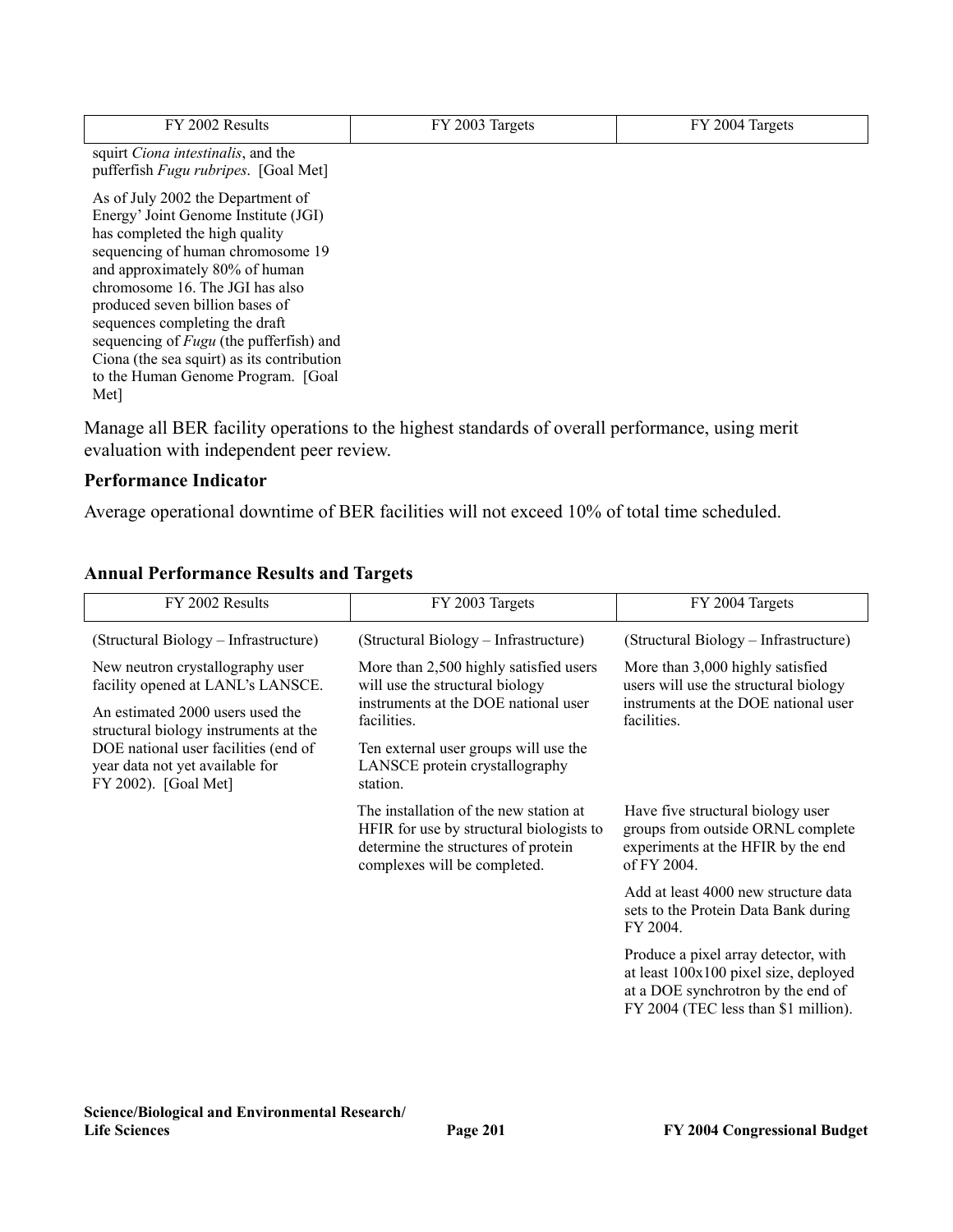| FY 2002 Results | FY 2003 Targets | FY 2004 Targets |
|---|---|---|
| squirt *Ciona intestinalis*, and the pufferfish *Fugu rubripes*. [Goal Met] | | |
| As of July 2002 the Department of Energy' Joint Genome Institute (JGI) has completed the high quality sequencing of human chromosome 19 and approximately 80% of human chromosome 16. The JGI has also produced seven billion bases of sequences completing the draft sequencing of *Fugu* (the pufferfish) and Ciona (the sea squirt) as its contribution to the Human Genome Program. [Goal Met] | | |

Manage all BER facility operations to the highest standards of overall performance, using merit evaluation with independent peer review.

### Performance Indicator

Average operational downtime of BER facilities will not exceed 10% of total time scheduled.

### Annual Performance Results and Targets

| FY 2002 Results | FY 2003 Targets | FY 2004 Targets |
|---|---|---|
| (Structural Biology – Infrastructure) | (Structural Biology – Infrastructure) | (Structural Biology – Infrastructure) |
| New neutron crystallography user facility opened at LANL's LANSCE.<br><br>An estimated 2000 users used the structural biology instruments at the DOE national user facilities (end of year data not yet available for FY 2002). [Goal Met] | More than 2,500 highly satisfied users will use the structural biology instruments at the DOE national user facilities.<br><br>Ten external user groups will use the LANSCE protein crystallography station. | More than 3,000 highly satisfied users will use the structural biology instruments at the DOE national user facilities. |
| | The installation of the new station at HFIR for use by structural biologists to determine the structures of protein complexes will be completed. | Have five structural biology user groups from outside ORNL complete experiments at the HFIR by the end of FY 2004. |
| | | Add at least 4000 new structure data sets to the Protein Data Bank during FY 2004. |
| | | Produce a pixel array detector, with at least 100x100 pixel size, deployed at a DOE synchrotron by the end of FY 2004 (TEC less than $1 million). |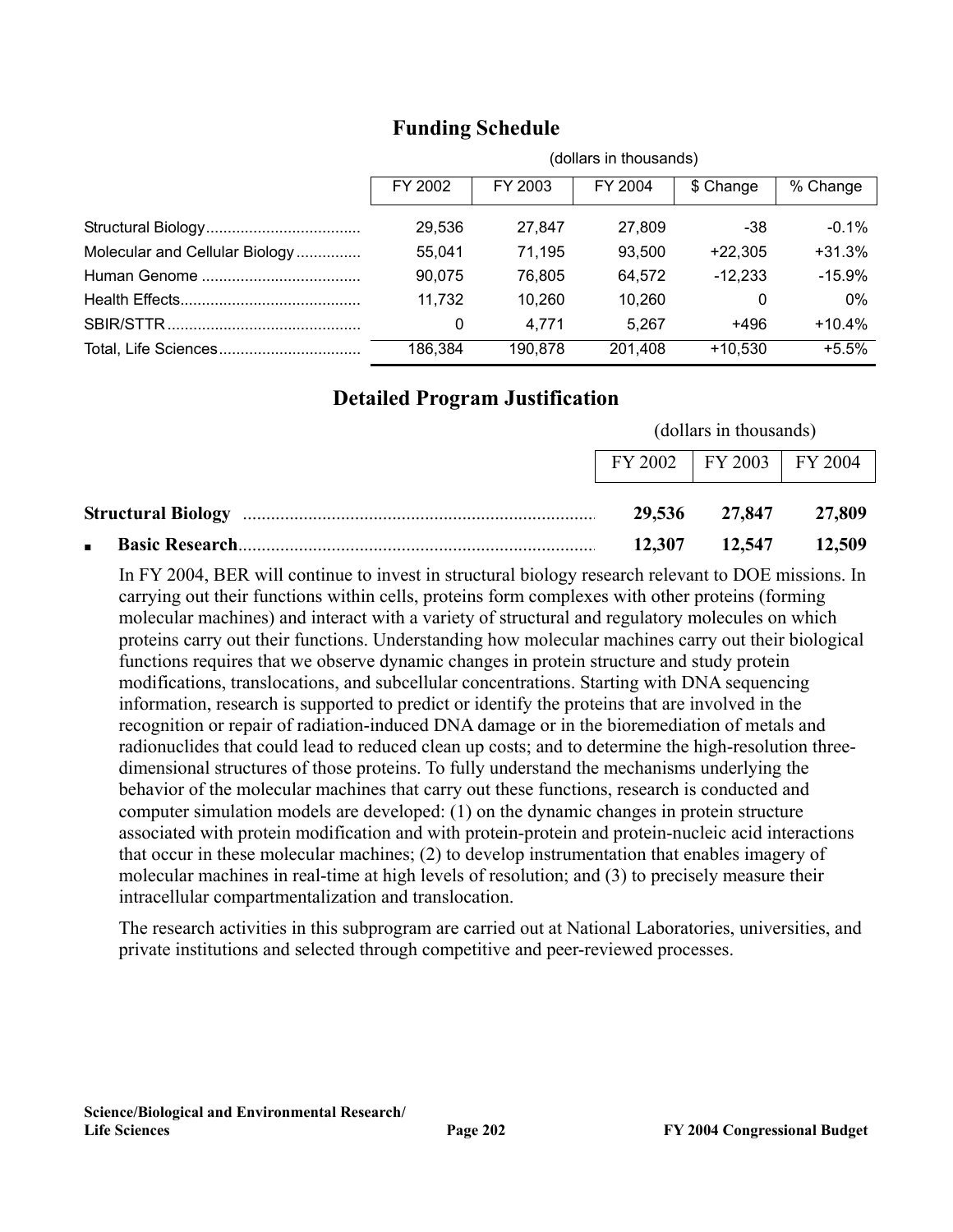## Funding Schedule

| | (dollars in thousands) | | | | |
|---|---|---|---|---|---|
| | FY 2002 | FY 2003 | FY 2004 | $ Change | % Change |
| Structural Biology | 29,536 | 27,847 | 27,809 | -38 | -0.1% |
| Molecular and Cellular Biology | 55,041 | 71,195 | 93,500 | +22,305 | +31.3% |
| Human Genome | 90,075 | 76,805 | 64,572 | -12,233 | -15.9% |
| Health Effects | 11,732 | 10,260 | 10,260 | 0 | 0% |
| SBIR/STTR | 0 | 4,771 | 5,267 | +496 | +10.4% |
| Total, Life Sciences | 186,384 | 190,878 | 201,408 | +10,530 | +5.5% |

## Detailed Program Justification

| | (dollars in thousands) | | |
|---|---|---|---|
| | FY 2002 | FY 2003 | FY 2004 |
| **Structural Biology** | **29,536** | **27,847** | **27,809** |
| ▪ **Basic Research** | **12,307** | **12,547** | **12,509** |

In FY 2004, BER will continue to invest in structural biology research relevant to DOE missions. In carrying out their functions within cells, proteins form complexes with other proteins (forming molecular machines) and interact with a variety of structural and regulatory molecules on which proteins carry out their functions. Understanding how molecular machines carry out their biological functions requires that we observe dynamic changes in protein structure and study protein modifications, translocations, and subcellular concentrations. Starting with DNA sequencing information, research is supported to predict or identify the proteins that are involved in the recognition or repair of radiation-induced DNA damage or in the bioremediation of metals and radionuclides that could lead to reduced clean up costs; and to determine the high-resolution three-dimensional structures of those proteins. To fully understand the mechanisms underlying the behavior of the molecular machines that carry out these functions, research is conducted and computer simulation models are developed: (1) on the dynamic changes in protein structure associated with protein modification and with protein-protein and protein-nucleic acid interactions that occur in these molecular machines; (2) to develop instrumentation that enables imagery of molecular machines in real-time at high levels of resolution; and (3) to precisely measure their intracellular compartmentalization and translocation.

The research activities in this subprogram are carried out at National Laboratories, universities, and private institutions and selected through competitive and peer-reviewed processes.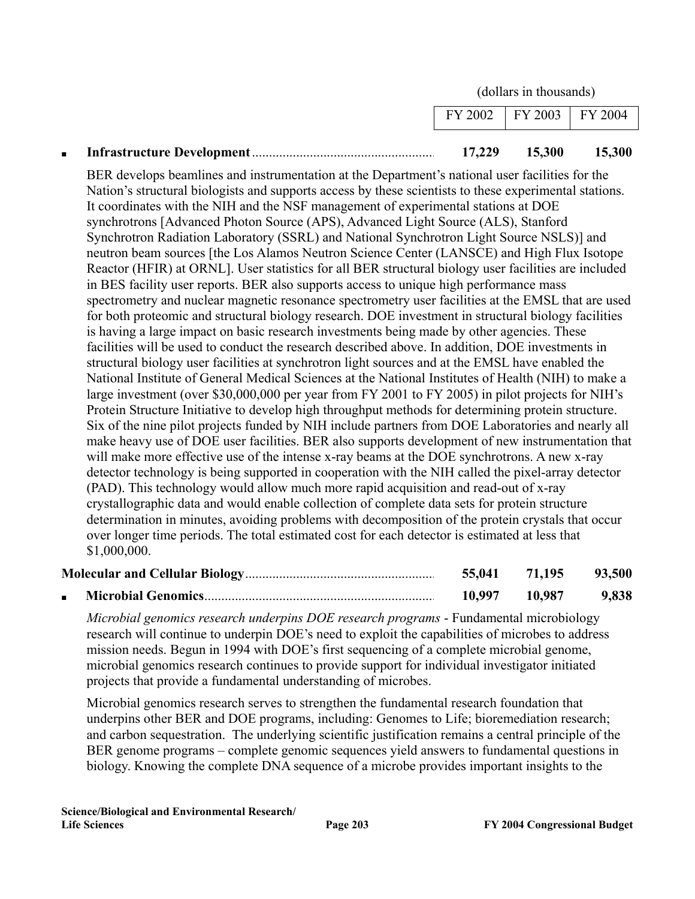(dollars in thousands)

| | FY 2002 | FY 2003 | FY 2004 |
|---|---|---|---|
| ▪ **Infrastructure Development** | **17,229** | **15,300** | **15,300** |

BER develops beamlines and instrumentation at the Department's national user facilities for the Nation's structural biologists and supports access by these scientists to these experimental stations. It coordinates with the NIH and the NSF management of experimental stations at DOE synchrotrons [Advanced Photon Source (APS), Advanced Light Source (ALS), Stanford Synchrotron Radiation Laboratory (SSRL) and National Synchrotron Light Source NSLS)] and neutron beam sources [the Los Alamos Neutron Science Center (LANSCE) and High Flux Isotope Reactor (HFIR) at ORNL]. User statistics for all BER structural biology user facilities are included in BES facility user reports. BER also supports access to unique high performance mass spectrometry and nuclear magnetic resonance spectrometry user facilities at the EMSL that are used for both proteomic and structural biology research. DOE investment in structural biology facilities is having a large impact on basic research investments being made by other agencies. These facilities will be used to conduct the research described above. In addition, DOE investments in structural biology user facilities at synchrotron light sources and at the EMSL have enabled the National Institute of General Medical Sciences at the National Institutes of Health (NIH) to make a large investment (over $30,000,000 per year from FY 2001 to FY 2005) in pilot projects for NIH's Protein Structure Initiative to develop high throughput methods for determining protein structure. Six of the nine pilot projects funded by NIH include partners from DOE Laboratories and nearly all make heavy use of DOE user facilities. BER also supports development of new instrumentation that will make more effective use of the intense x-ray beams at the DOE synchrotrons. A new x-ray detector technology is being supported in cooperation with the NIH called the pixel-array detector (PAD). This technology would allow much more rapid acquisition and read-out of x-ray crystallographic data and would enable collection of complete data sets for protein structure determination in minutes, avoiding problems with decomposition of the protein crystals that occur over longer time periods. The total estimated cost for each detector is estimated at less that $1,000,000.

| | FY 2002 | FY 2003 | FY 2004 |
|---|---|---|---|
| **Molecular and Cellular Biology** | **55,041** | **71,195** | **93,500** |
| ▪ **Microbial Genomics** | **10,997** | **10,987** | **9,838** |

*Microbial genomics research underpins DOE research programs* - Fundamental microbiology research will continue to underpin DOE's need to exploit the capabilities of microbes to address mission needs. Begun in 1994 with DOE's first sequencing of a complete microbial genome, microbial genomics research continues to provide support for individual investigator initiated projects that provide a fundamental understanding of microbes.

Microbial genomics research serves to strengthen the fundamental research foundation that underpins other BER and DOE programs, including: Genomes to Life; bioremediation research; and carbon sequestration. The underlying scientific justification remains a central principle of the BER genome programs – complete genomic sequences yield answers to fundamental questions in biology. Knowing the complete DNA sequence of a microbe provides important insights to the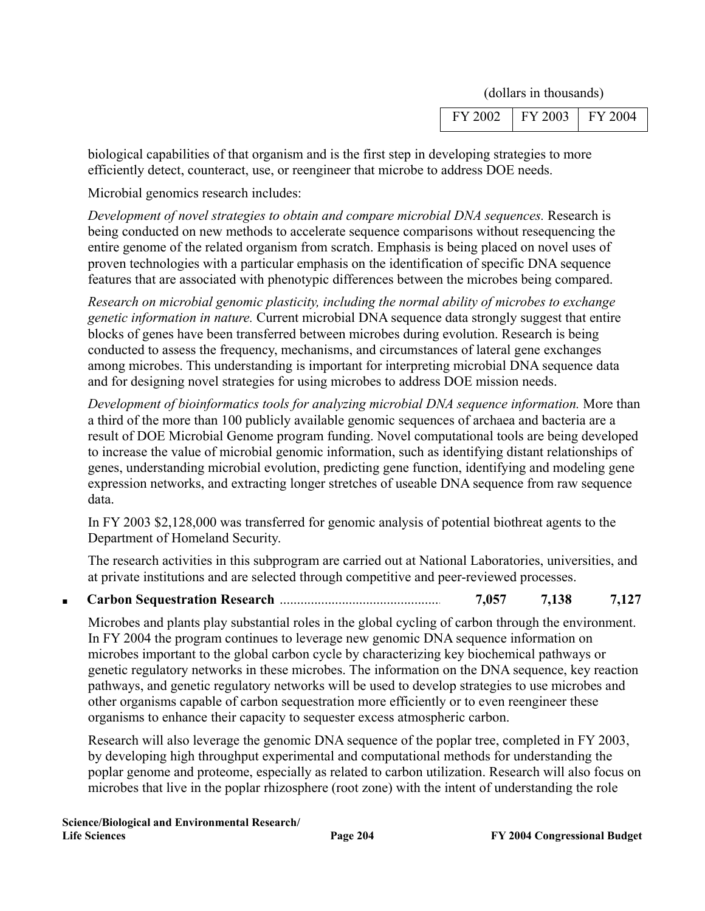(dollars in thousands)

| | FY 2002 | FY 2003 | FY 2004 |
|---|---|---|---|

biological capabilities of that organism and is the first step in developing strategies to more efficiently detect, counteract, use, or reengineer that microbe to address DOE needs.

Microbial genomics research includes:

*Development of novel strategies to obtain and compare microbial DNA sequences.* Research is being conducted on new methods to accelerate sequence comparisons without resequencing the entire genome of the related organism from scratch. Emphasis is being placed on novel uses of proven technologies with a particular emphasis on the identification of specific DNA sequence features that are associated with phenotypic differences between the microbes being compared.

*Research on microbial genomic plasticity, including the normal ability of microbes to exchange genetic information in nature.* Current microbial DNA sequence data strongly suggest that entire blocks of genes have been transferred between microbes during evolution. Research is being conducted to assess the frequency, mechanisms, and circumstances of lateral gene exchanges among microbes. This understanding is important for interpreting microbial DNA sequence data and for designing novel strategies for using microbes to address DOE mission needs.

*Development of bioinformatics tools for analyzing microbial DNA sequence information.* More than a third of the more than 100 publicly available genomic sequences of archaea and bacteria are a result of DOE Microbial Genome program funding. Novel computational tools are being developed to increase the value of microbial genomic information, such as identifying distant relationships of genes, understanding microbial evolution, predicting gene function, identifying and modeling gene expression networks, and extracting longer stretches of useable DNA sequence from raw sequence data.

In FY 2003 $2,128,000 was transferred for genomic analysis of potential biothreat agents to the Department of Homeland Security.

The research activities in this subprogram are carried out at National Laboratories, universities, and at private institutions and are selected through competitive and peer-reviewed processes.

| | FY 2002 | FY 2003 | FY 2004 |
|---|---|---|---|
| ■ **Carbon Sequestration Research** | **7,057** | **7,138** | **7,127** |

Microbes and plants play substantial roles in the global cycling of carbon through the environment. In FY 2004 the program continues to leverage new genomic DNA sequence information on microbes important to the global carbon cycle by characterizing key biochemical pathways or genetic regulatory networks in these microbes. The information on the DNA sequence, key reaction pathways, and genetic regulatory networks will be used to develop strategies to use microbes and other organisms capable of carbon sequestration more efficiently or to even reengineer these organisms to enhance their capacity to sequester excess atmospheric carbon.

Research will also leverage the genomic DNA sequence of the poplar tree, completed in FY 2003, by developing high throughput experimental and computational methods for understanding the poplar genome and proteome, especially as related to carbon utilization. Research will also focus on microbes that live in the poplar rhizosphere (root zone) with the intent of understanding the role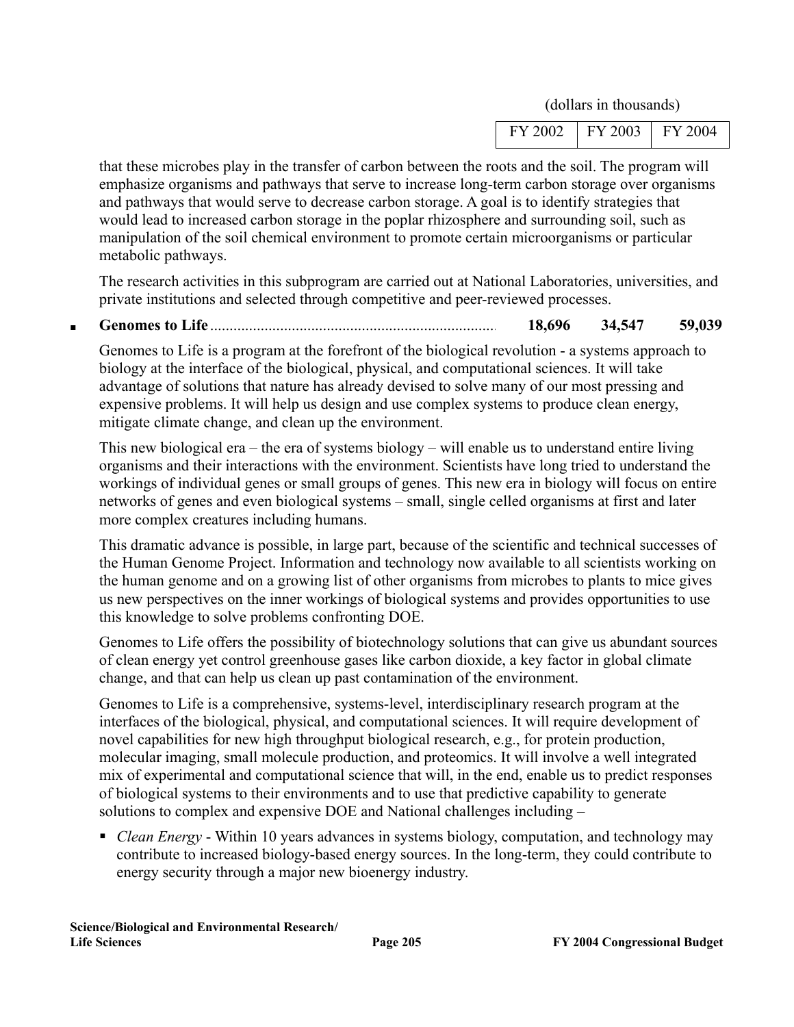| | (dollars in thousands) | | |
|---|---|---|---|
| | FY 2002 | FY 2003 | FY 2004 |

that these microbes play in the transfer of carbon between the roots and the soil. The program will emphasize organisms and pathways that serve to increase long-term carbon storage over organisms and pathways that would serve to decrease carbon storage. A goal is to identify strategies that would lead to increased carbon storage in the poplar rhizosphere and surrounding soil, such as manipulation of the soil chemical environment to promote certain microorganisms or particular metabolic pathways.

The research activities in this subprogram are carried out at National Laboratories, universities, and private institutions and selected through competitive and peer-reviewed processes.

| | FY 2002 | FY 2003 | FY 2004 |
|---|---|---|---|
| ▪ **Genomes to Life** | **18,696** | **34,547** | **59,039** |

Genomes to Life is a program at the forefront of the biological revolution - a systems approach to biology at the interface of the biological, physical, and computational sciences. It will take advantage of solutions that nature has already devised to solve many of our most pressing and expensive problems. It will help us design and use complex systems to produce clean energy, mitigate climate change, and clean up the environment.

This new biological era – the era of systems biology – will enable us to understand entire living organisms and their interactions with the environment. Scientists have long tried to understand the workings of individual genes or small groups of genes. This new era in biology will focus on entire networks of genes and even biological systems – small, single celled organisms at first and later more complex creatures including humans.

This dramatic advance is possible, in large part, because of the scientific and technical successes of the Human Genome Project. Information and technology now available to all scientists working on the human genome and on a growing list of other organisms from microbes to plants to mice gives us new perspectives on the inner workings of biological systems and provides opportunities to use this knowledge to solve problems confronting DOE.

Genomes to Life offers the possibility of biotechnology solutions that can give us abundant sources of clean energy yet control greenhouse gases like carbon dioxide, a key factor in global climate change, and that can help us clean up past contamination of the environment.

Genomes to Life is a comprehensive, systems-level, interdisciplinary research program at the interfaces of the biological, physical, and computational sciences. It will require development of novel capabilities for new high throughput biological research, e.g., for protein production, molecular imaging, small molecule production, and proteomics. It will involve a well integrated mix of experimental and computational science that will, in the end, enable us to predict responses of biological systems to their environments and to use that predictive capability to generate solutions to complex and expensive DOE and National challenges including –

- *Clean Energy* - Within 10 years advances in systems biology, computation, and technology may contribute to increased biology-based energy sources. In the long-term, they could contribute to energy security through a major new bioenergy industry.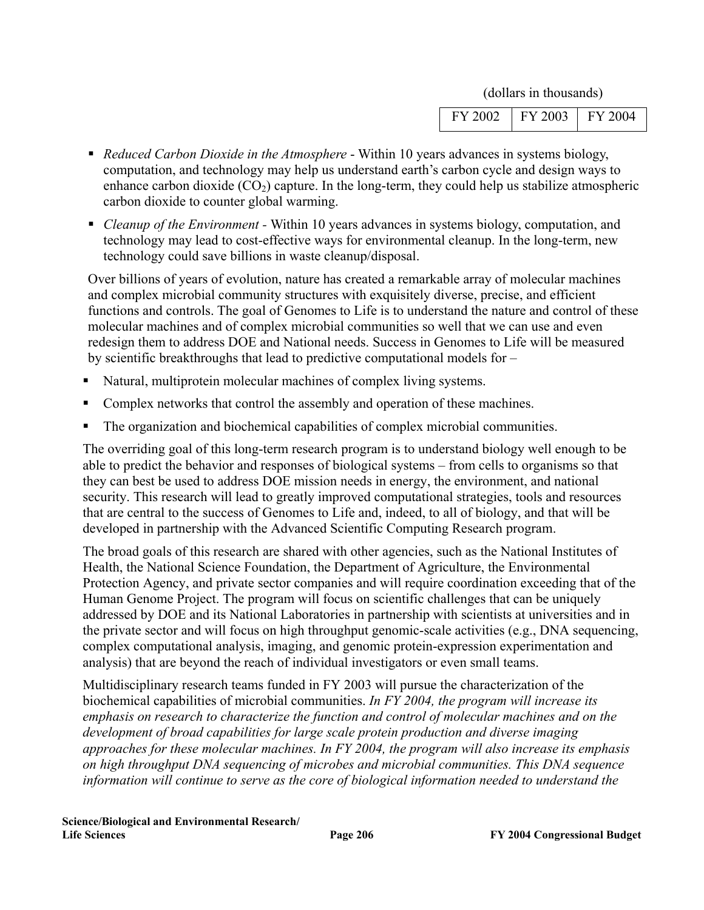(dollars in thousands)

| FY 2002 | FY 2003 | FY 2004 |
| --- | --- | --- |

- *Reduced Carbon Dioxide in the Atmosphere* - Within 10 years advances in systems biology, computation, and technology may help us understand earth's carbon cycle and design ways to enhance carbon dioxide ($CO_2$) capture. In the long-term, they could help us stabilize atmospheric carbon dioxide to counter global warming.
- *Cleanup of the Environment -* Within 10 years advances in systems biology, computation, and technology may lead to cost-effective ways for environmental cleanup. In the long-term, new technology could save billions in waste cleanup/disposal.

Over billions of years of evolution, nature has created a remarkable array of molecular machines and complex microbial community structures with exquisitely diverse, precise, and efficient functions and controls. The goal of Genomes to Life is to understand the nature and control of these molecular machines and of complex microbial communities so well that we can use and even redesign them to address DOE and National needs. Success in Genomes to Life will be measured by scientific breakthroughs that lead to predictive computational models for –

- Natural, multiprotein molecular machines of complex living systems.
- Complex networks that control the assembly and operation of these machines.
- The organization and biochemical capabilities of complex microbial communities.

The overriding goal of this long-term research program is to understand biology well enough to be able to predict the behavior and responses of biological systems – from cells to organisms so that they can best be used to address DOE mission needs in energy, the environment, and national security. This research will lead to greatly improved computational strategies, tools and resources that are central to the success of Genomes to Life and, indeed, to all of biology, and that will be developed in partnership with the Advanced Scientific Computing Research program.

The broad goals of this research are shared with other agencies, such as the National Institutes of Health, the National Science Foundation, the Department of Agriculture, the Environmental Protection Agency, and private sector companies and will require coordination exceeding that of the Human Genome Project. The program will focus on scientific challenges that can be uniquely addressed by DOE and its National Laboratories in partnership with scientists at universities and in the private sector and will focus on high throughput genomic-scale activities (e.g., DNA sequencing, complex computational analysis, imaging, and genomic protein-expression experimentation and analysis) that are beyond the reach of individual investigators or even small teams.

Multidisciplinary research teams funded in FY 2003 will pursue the characterization of the biochemical capabilities of microbial communities. *In FY 2004, the program will increase its emphasis on research to characterize the function and control of molecular machines and on the development of broad capabilities for large scale protein production and diverse imaging approaches for these molecular machines. In FY 2004, the program will also increase its emphasis on high throughput DNA sequencing of microbes and microbial communities. This DNA sequence information will continue to serve as the core of biological information needed to understand the*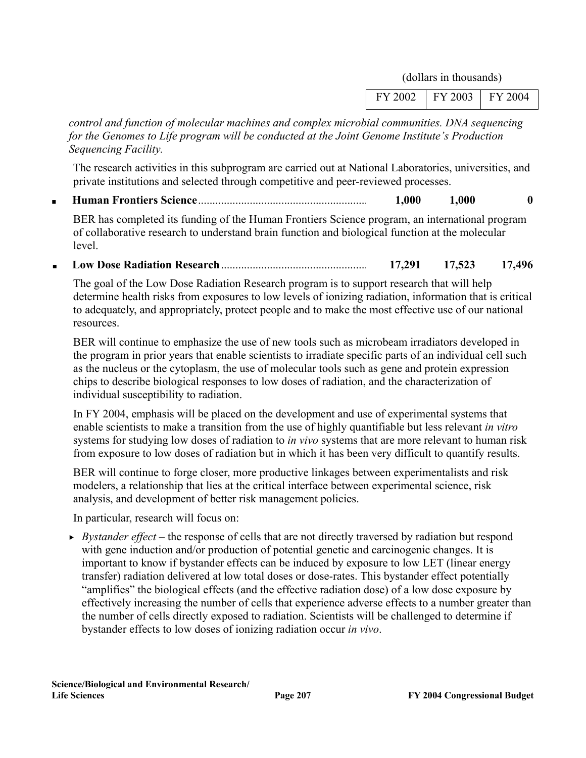| | (dollars in thousands) | |
| --- | --- | --- |
| FY 2002 | FY 2003 | FY 2004 |

*control and function of molecular machines and complex microbial communities. DNA sequencing for the Genomes to Life program will be conducted at the Joint Genome Institute's Production Sequencing Facility.*

The research activities in this subprogram are carried out at National Laboratories, universities, and private institutions and selected through competitive and peer-reviewed processes.

| | FY 2002 | FY 2003 | FY 2004 |
| --- | --- | --- | --- |
| ■ **Human Frontiers Science** | **1,000** | **1,000** | **0** |

BER has completed its funding of the Human Frontiers Science program, an international program of collaborative research to understand brain function and biological function at the molecular level.

| | FY 2002 | FY 2003 | FY 2004 |
| --- | --- | --- | --- |
| ■ **Low Dose Radiation Research** | **17,291** | **17,523** | **17,496** |

The goal of the Low Dose Radiation Research program is to support research that will help determine health risks from exposures to low levels of ionizing radiation, information that is critical to adequately, and appropriately, protect people and to make the most effective use of our national resources.

BER will continue to emphasize the use of new tools such as microbeam irradiators developed in the program in prior years that enable scientists to irradiate specific parts of an individual cell such as the nucleus or the cytoplasm, the use of molecular tools such as gene and protein expression chips to describe biological responses to low doses of radiation, and the characterization of individual susceptibility to radiation.

In FY 2004, emphasis will be placed on the development and use of experimental systems that enable scientists to make a transition from the use of highly quantifiable but less relevant *in vitro* systems for studying low doses of radiation to *in vivo* systems that are more relevant to human risk from exposure to low doses of radiation but in which it has been very difficult to quantify results.

BER will continue to forge closer, more productive linkages between experimentalists and risk modelers, a relationship that lies at the critical interface between experimental science, risk analysis, and development of better risk management policies.

In particular, research will focus on:

- *Bystander effect* – the response of cells that are not directly traversed by radiation but respond with gene induction and/or production of potential genetic and carcinogenic changes. It is important to know if bystander effects can be induced by exposure to low LET (linear energy transfer) radiation delivered at low total doses or dose-rates. This bystander effect potentially "amplifies" the biological effects (and the effective radiation dose) of a low dose exposure by effectively increasing the number of cells that experience adverse effects to a number greater than the number of cells directly exposed to radiation. Scientists will be challenged to determine if bystander effects to low doses of ionizing radiation occur *in vivo*.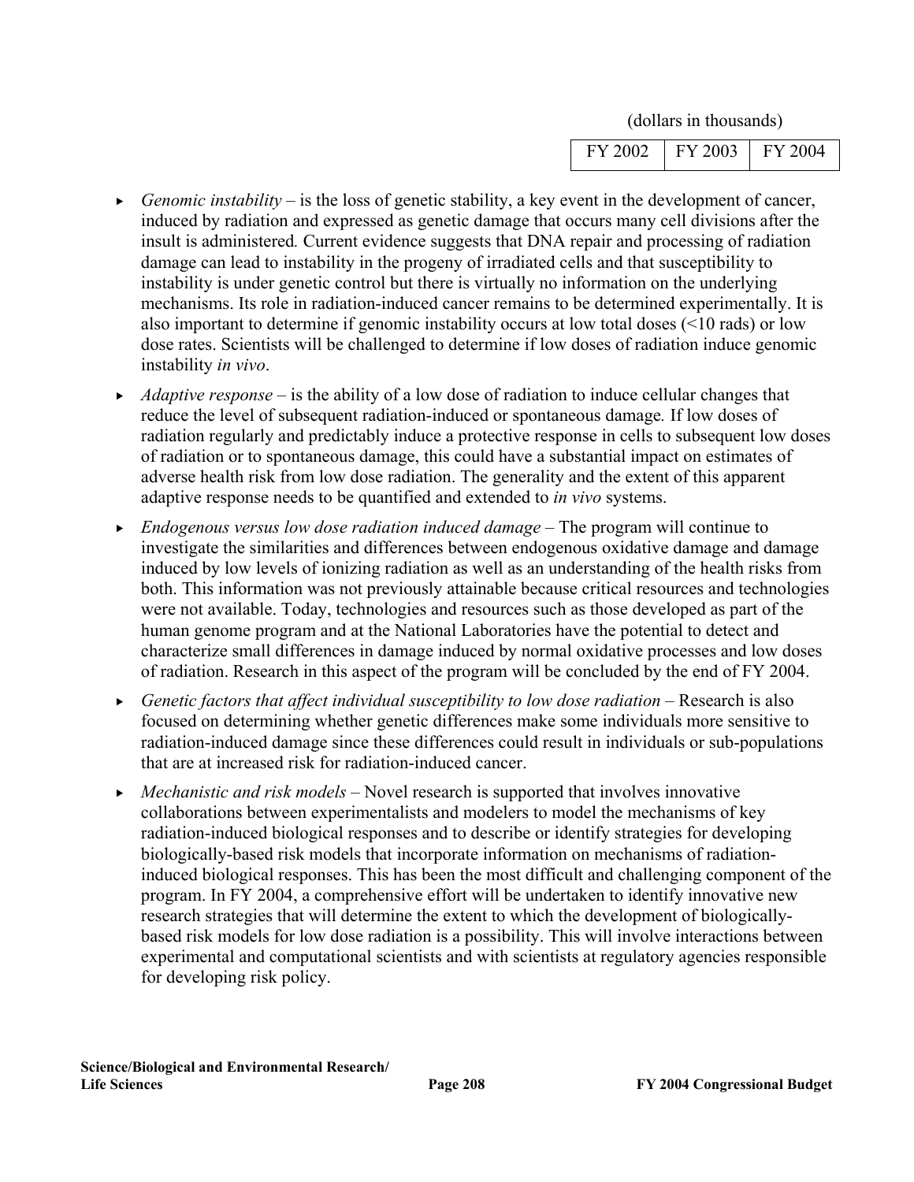(dollars in thousands)

| FY 2002 | FY 2003 | FY 2004 |
|---|---|---|

- *Genomic instability* – is the loss of genetic stability, a key event in the development of cancer, induced by radiation and expressed as genetic damage that occurs many cell divisions after the insult is administered*.* Current evidence suggests that DNA repair and processing of radiation damage can lead to instability in the progeny of irradiated cells and that susceptibility to instability is under genetic control but there is virtually no information on the underlying mechanisms. Its role in radiation-induced cancer remains to be determined experimentally. It is also important to determine if genomic instability occurs at low total doses (<10 rads) or low dose rates. Scientists will be challenged to determine if low doses of radiation induce genomic instability *in vivo*.
- *Adaptive response* – is the ability of a low dose of radiation to induce cellular changes that reduce the level of subsequent radiation-induced or spontaneous damage*.* If low doses of radiation regularly and predictably induce a protective response in cells to subsequent low doses of radiation or to spontaneous damage, this could have a substantial impact on estimates of adverse health risk from low dose radiation. The generality and the extent of this apparent adaptive response needs to be quantified and extended to *in vivo* systems.
- *Endogenous versus low dose radiation induced damage* – The program will continue to investigate the similarities and differences between endogenous oxidative damage and damage induced by low levels of ionizing radiation as well as an understanding of the health risks from both. This information was not previously attainable because critical resources and technologies were not available. Today, technologies and resources such as those developed as part of the human genome program and at the National Laboratories have the potential to detect and characterize small differences in damage induced by normal oxidative processes and low doses of radiation. Research in this aspect of the program will be concluded by the end of FY 2004.
- *Genetic factors that affect individual susceptibility to low dose radiation* – Research is also focused on determining whether genetic differences make some individuals more sensitive to radiation-induced damage since these differences could result in individuals or sub-populations that are at increased risk for radiation-induced cancer.
- *Mechanistic and risk models* – Novel research is supported that involves innovative collaborations between experimentalists and modelers to model the mechanisms of key radiation-induced biological responses and to describe or identify strategies for developing biologically-based risk models that incorporate information on mechanisms of radiation-induced biological responses. This has been the most difficult and challenging component of the program. In FY 2004, a comprehensive effort will be undertaken to identify innovative new research strategies that will determine the extent to which the development of biologically-based risk models for low dose radiation is a possibility. This will involve interactions between experimental and computational scientists and with scientists at regulatory agencies responsible for developing risk policy.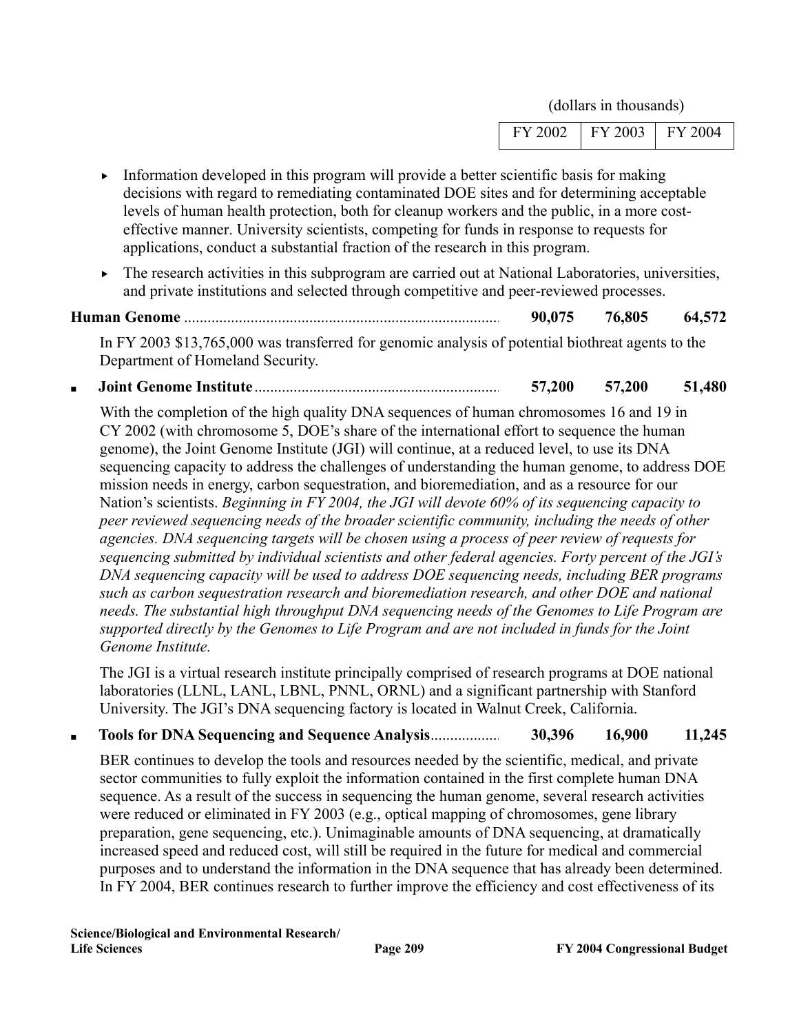| | (dollars in thousands) | | |
|---|---|---|---|
| | FY 2002 | FY 2003 | FY 2004 |

- Information developed in this program will provide a better scientific basis for making decisions with regard to remediating contaminated DOE sites and for determining acceptable levels of human health protection, both for cleanup workers and the public, in a more cost-effective manner. University scientists, competing for funds in response to requests for applications, conduct a substantial fraction of the research in this program.
- The research activities in this subprogram are carried out at National Laboratories, universities, and private institutions and selected through competitive and peer-reviewed processes.

| | FY 2002 | FY 2003 | FY 2004 |
|---|---|---|---|
| **Human Genome** | **90,075** | **76,805** | **64,572** |

In FY 2003 $13,765,000 was transferred for genomic analysis of potential biothreat agents to the Department of Homeland Security.

| | FY 2002 | FY 2003 | FY 2004 |
|---|---|---|---|
| ▪ **Joint Genome Institute** | **57,200** | **57,200** | **51,480** |

With the completion of the high quality DNA sequences of human chromosomes 16 and 19 in CY 2002 (with chromosome 5, DOE's share of the international effort to sequence the human genome), the Joint Genome Institute (JGI) will continue, at a reduced level, to use its DNA sequencing capacity to address the challenges of understanding the human genome, to address DOE mission needs in energy, carbon sequestration, and bioremediation, and as a resource for our Nation's scientists. *Beginning in FY 2004, the JGI will devote 60% of its sequencing capacity to peer reviewed sequencing needs of the broader scientific community, including the needs of other agencies. DNA sequencing targets will be chosen using a process of peer review of requests for sequencing submitted by individual scientists and other federal agencies. Forty percent of the JGI's DNA sequencing capacity will be used to address DOE sequencing needs, including BER programs such as carbon sequestration research and bioremediation research, and other DOE and national needs. The substantial high throughput DNA sequencing needs of the Genomes to Life Program are supported directly by the Genomes to Life Program and are not included in funds for the Joint Genome Institute.*

The JGI is a virtual research institute principally comprised of research programs at DOE national laboratories (LLNL, LANL, LBNL, PNNL, ORNL) and a significant partnership with Stanford University. The JGI's DNA sequencing factory is located in Walnut Creek, California.

| | FY 2002 | FY 2003 | FY 2004 |
|---|---|---|---|
| ▪ **Tools for DNA Sequencing and Sequence Analysis** | **30,396** | **16,900** | **11,245** |

BER continues to develop the tools and resources needed by the scientific, medical, and private sector communities to fully exploit the information contained in the first complete human DNA sequence. As a result of the success in sequencing the human genome, several research activities were reduced or eliminated in FY 2003 (e.g., optical mapping of chromosomes, gene library preparation, gene sequencing, etc.). Unimaginable amounts of DNA sequencing, at dramatically increased speed and reduced cost, will still be required in the future for medical and commercial purposes and to understand the information in the DNA sequence that has already been determined. In FY 2004, BER continues research to further improve the efficiency and cost effectiveness of its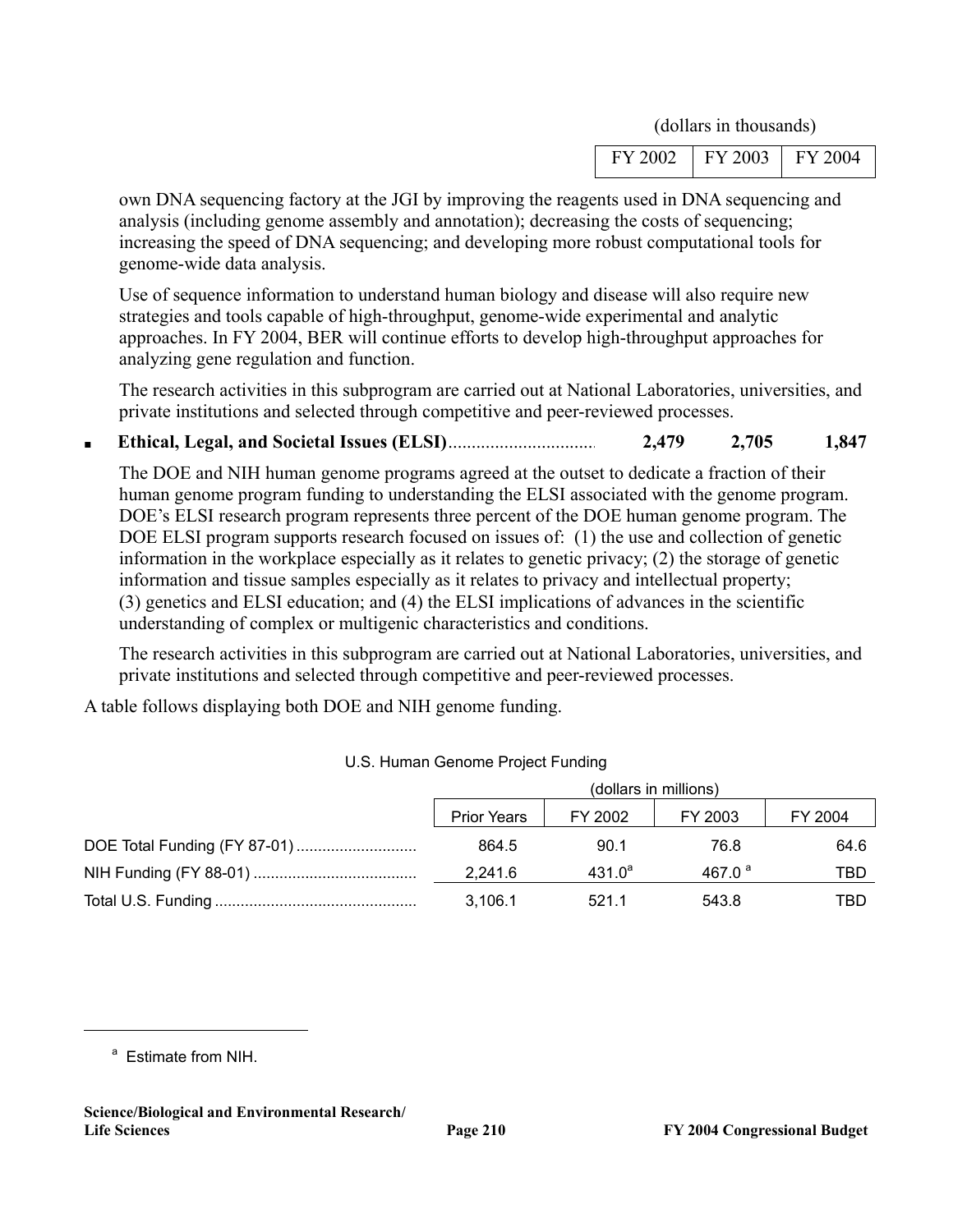(dollars in thousands)

| | FY 2002 | FY 2003 | FY 2004 |
|---|---|---|---|

own DNA sequencing factory at the JGI by improving the reagents used in DNA sequencing and analysis (including genome assembly and annotation); decreasing the costs of sequencing; increasing the speed of DNA sequencing; and developing more robust computational tools for genome-wide data analysis.

Use of sequence information to understand human biology and disease will also require new strategies and tools capable of high-throughput, genome-wide experimental and analytic approaches. In FY 2004, BER will continue efforts to develop high-throughput approaches for analyzing gene regulation and function.

The research activities in this subprogram are carried out at National Laboratories, universities, and private institutions and selected through competitive and peer-reviewed processes.

- **Ethical, Legal, and Societal Issues (ELSI)**............................... **2,479** **2,705** **1,847**

  The DOE and NIH human genome programs agreed at the outset to dedicate a fraction of their human genome program funding to understanding the ELSI associated with the genome program. DOE's ELSI research program represents three percent of the DOE human genome program. The DOE ELSI program supports research focused on issues of: (1) the use and collection of genetic information in the workplace especially as it relates to genetic privacy; (2) the storage of genetic information and tissue samples especially as it relates to privacy and intellectual property; (3) genetics and ELSI education; and (4) the ELSI implications of advances in the scientific understanding of complex or multigenic characteristics and conditions.

  The research activities in this subprogram are carried out at National Laboratories, universities, and private institutions and selected through competitive and peer-reviewed processes.

A table follows displaying both DOE and NIH genome funding.

U.S. Human Genome Project Funding

| | (dollars in millions) | | | |
|---|---|---|---|---|
| | Prior Years | FY 2002 | FY 2003 | FY 2004 |
| DOE Total Funding (FY 87-01) | 864.5 | 90.1 | 76.8 | 64.6 |
| NIH Funding (FY 88-01) | 2,241.6 | 431.0[a] | 467.0[a] | TBD |
| Total U.S. Funding | 3,106.1 | 521.1 | 543.8 | TBD |

[a] Estimate from NIH.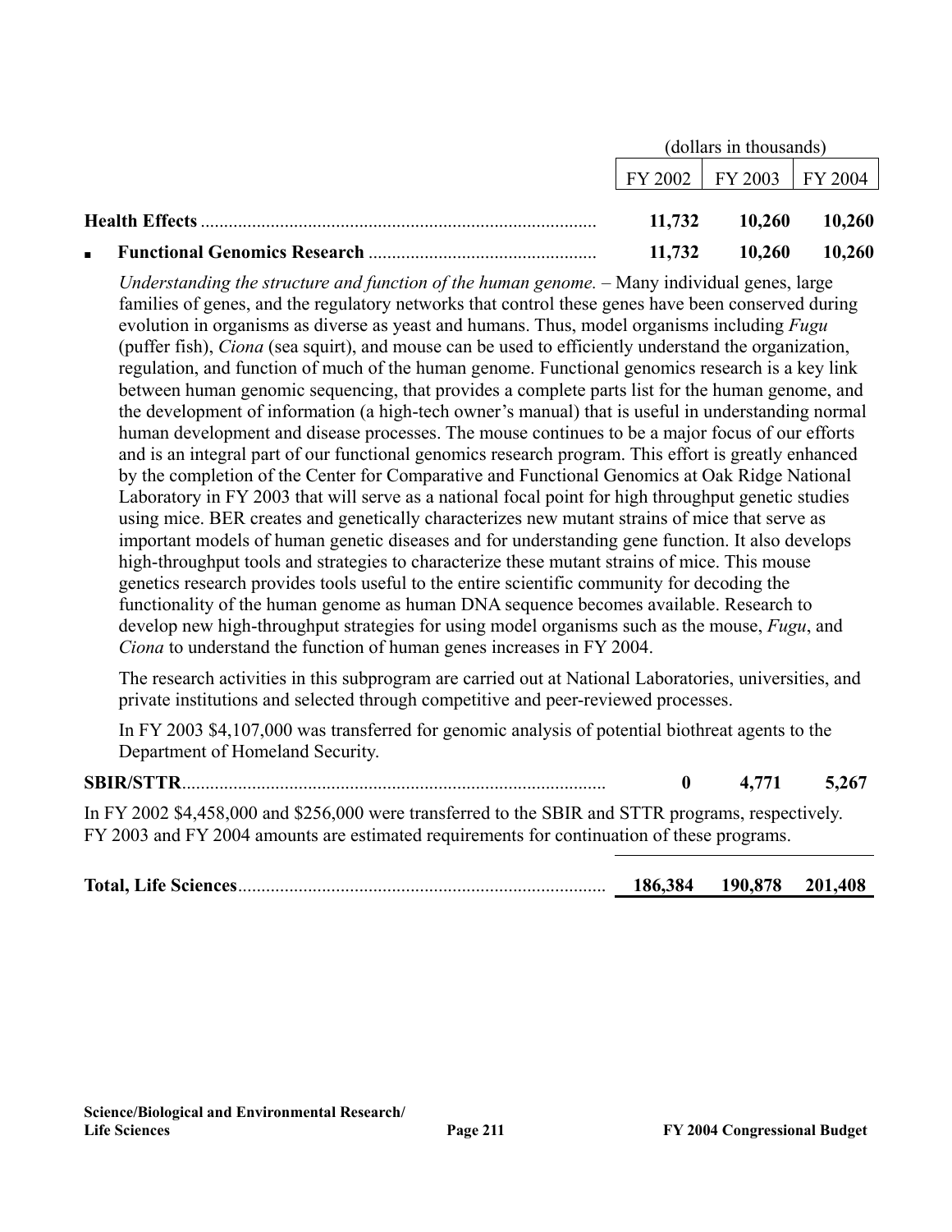| | (dollars in thousands) | | |
|---|---|---|---|
| | FY 2002 | FY 2003 | FY 2004 |
| **Health Effects** | **11,732** | **10,260** | **10,260** |
| ▪ **Functional Genomics Research** | **11,732** | **10,260** | **10,260** |

*Understanding the structure and function of the human genome.* – Many individual genes, large families of genes, and the regulatory networks that control these genes have been conserved during evolution in organisms as diverse as yeast and humans. Thus, model organisms including *Fugu* (puffer fish), *Ciona* (sea squirt), and mouse can be used to efficiently understand the organization, regulation, and function of much of the human genome. Functional genomics research is a key link between human genomic sequencing, that provides a complete parts list for the human genome, and the development of information (a high-tech owner's manual) that is useful in understanding normal human development and disease processes. The mouse continues to be a major focus of our efforts and is an integral part of our functional genomics research program. This effort is greatly enhanced by the completion of the Center for Comparative and Functional Genomics at Oak Ridge National Laboratory in FY 2003 that will serve as a national focal point for high throughput genetic studies using mice. BER creates and genetically characterizes new mutant strains of mice that serve as important models of human genetic diseases and for understanding gene function. It also develops high-throughput tools and strategies to characterize these mutant strains of mice. This mouse genetics research provides tools useful to the entire scientific community for decoding the functionality of the human genome as human DNA sequence becomes available. Research to develop new high-throughput strategies for using model organisms such as the mouse, *Fugu*, and *Ciona* to understand the function of human genes increases in FY 2004.

The research activities in this subprogram are carried out at National Laboratories, universities, and private institutions and selected through competitive and peer-reviewed processes.

In FY 2003 $4,107,000 was transferred for genomic analysis of potential biothreat agents to the Department of Homeland Security.

| | FY 2002 | FY 2003 | FY 2004 |
|---|---|---|---|
| **SBIR/STTR** | **0** | **4,771** | **5,267** |

In FY 2002 $4,458,000 and $256,000 were transferred to the SBIR and STTR programs, respectively. FY 2003 and FY 2004 amounts are estimated requirements for continuation of these programs.

| | FY 2002 | FY 2003 | FY 2004 |
|---|---|---|---|
| **Total, Life Sciences** | **186,384** | **190,878** | **201,408** |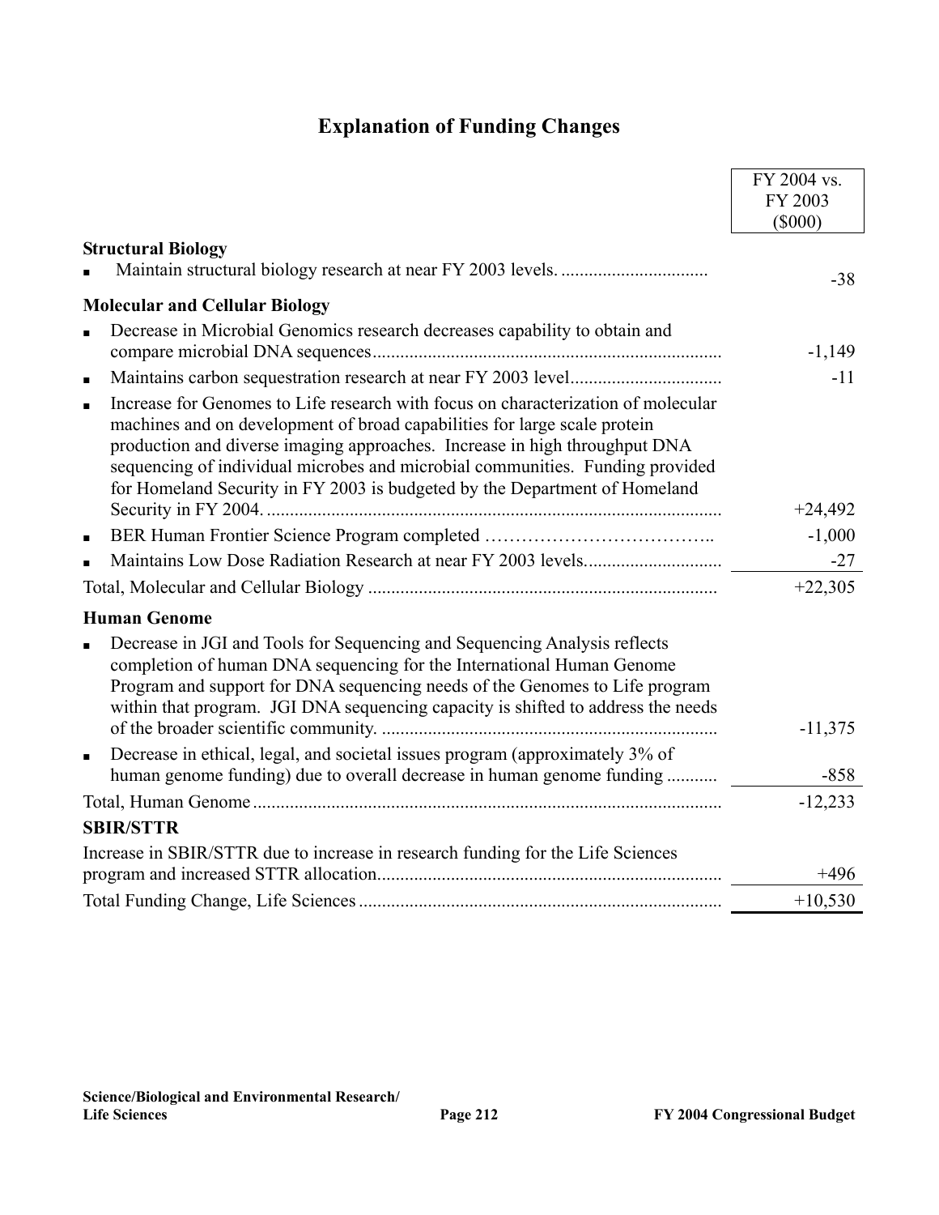# Explanation of Funding Changes

| | FY 2004 vs. FY 2003 ($000) |
|---|---|
| **Structural Biology** | |
| ▪ Maintain structural biology research at near FY 2003 levels. | -38 |
| **Molecular and Cellular Biology** | |
| ▪ Decrease in Microbial Genomics research decreases capability to obtain and compare microbial DNA sequences | -1,149 |
| ▪ Maintains carbon sequestration research at near FY 2003 level | -11 |
| ▪ Increase for Genomes to Life research with focus on characterization of molecular machines and on development of broad capabilities for large scale protein production and diverse imaging approaches. Increase in high throughput DNA sequencing of individual microbes and microbial communities. Funding provided for Homeland Security in FY 2003 is budgeted by the Department of Homeland Security in FY 2004. | +24,492 |
| ▪ BER Human Frontier Science Program completed | -1,000 |
| ▪ Maintains Low Dose Radiation Research at near FY 2003 levels. | -27 |
| Total, Molecular and Cellular Biology | +22,305 |
| **Human Genome** | |
| ▪ Decrease in JGI and Tools for Sequencing and Sequencing Analysis reflects completion of human DNA sequencing for the International Human Genome Program and support for DNA sequencing needs of the Genomes to Life program within that program. JGI DNA sequencing capacity is shifted to address the needs of the broader scientific community. | -11,375 |
| ▪ Decrease in ethical, legal, and societal issues program (approximately 3% of human genome funding) due to overall decrease in human genome funding | -858 |
| Total, Human Genome | -12,233 |
| **SBIR/STTR** | |
| Increase in SBIR/STTR due to increase in research funding for the Life Sciences program and increased STTR allocation. | +496 |
| Total Funding Change, Life Sciences | +10,530 |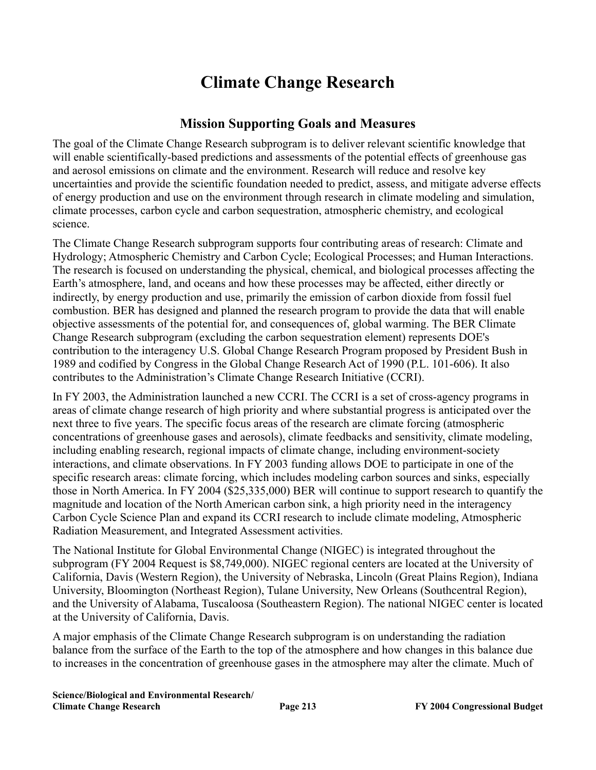# Climate Change Research

## Mission Supporting Goals and Measures

The goal of the Climate Change Research subprogram is to deliver relevant scientific knowledge that will enable scientifically-based predictions and assessments of the potential effects of greenhouse gas and aerosol emissions on climate and the environment. Research will reduce and resolve key uncertainties and provide the scientific foundation needed to predict, assess, and mitigate adverse effects of energy production and use on the environment through research in climate modeling and simulation, climate processes, carbon cycle and carbon sequestration, atmospheric chemistry, and ecological science.

The Climate Change Research subprogram supports four contributing areas of research: Climate and Hydrology; Atmospheric Chemistry and Carbon Cycle; Ecological Processes; and Human Interactions. The research is focused on understanding the physical, chemical, and biological processes affecting the Earth's atmosphere, land, and oceans and how these processes may be affected, either directly or indirectly, by energy production and use, primarily the emission of carbon dioxide from fossil fuel combustion. BER has designed and planned the research program to provide the data that will enable objective assessments of the potential for, and consequences of, global warming. The BER Climate Change Research subprogram (excluding the carbon sequestration element) represents DOE's contribution to the interagency U.S. Global Change Research Program proposed by President Bush in 1989 and codified by Congress in the Global Change Research Act of 1990 (P.L. 101-606). It also contributes to the Administration's Climate Change Research Initiative (CCRI).

In FY 2003, the Administration launched a new CCRI. The CCRI is a set of cross-agency programs in areas of climate change research of high priority and where substantial progress is anticipated over the next three to five years. The specific focus areas of the research are climate forcing (atmospheric concentrations of greenhouse gases and aerosols), climate feedbacks and sensitivity, climate modeling, including enabling research, regional impacts of climate change, including environment-society interactions, and climate observations. In FY 2003 funding allows DOE to participate in one of the specific research areas: climate forcing, which includes modeling carbon sources and sinks, especially those in North America. In FY 2004 ($25,335,000) BER will continue to support research to quantify the magnitude and location of the North American carbon sink, a high priority need in the interagency Carbon Cycle Science Plan and expand its CCRI research to include climate modeling, Atmospheric Radiation Measurement, and Integrated Assessment activities.

The National Institute for Global Environmental Change (NIGEC) is integrated throughout the subprogram (FY 2004 Request is $8,749,000). NIGEC regional centers are located at the University of California, Davis (Western Region), the University of Nebraska, Lincoln (Great Plains Region), Indiana University, Bloomington (Northeast Region), Tulane University, New Orleans (Southcentral Region), and the University of Alabama, Tuscaloosa (Southeastern Region). The national NIGEC center is located at the University of California, Davis.

A major emphasis of the Climate Change Research subprogram is on understanding the radiation balance from the surface of the Earth to the top of the atmosphere and how changes in this balance due to increases in the concentration of greenhouse gases in the atmosphere may alter the climate. Much of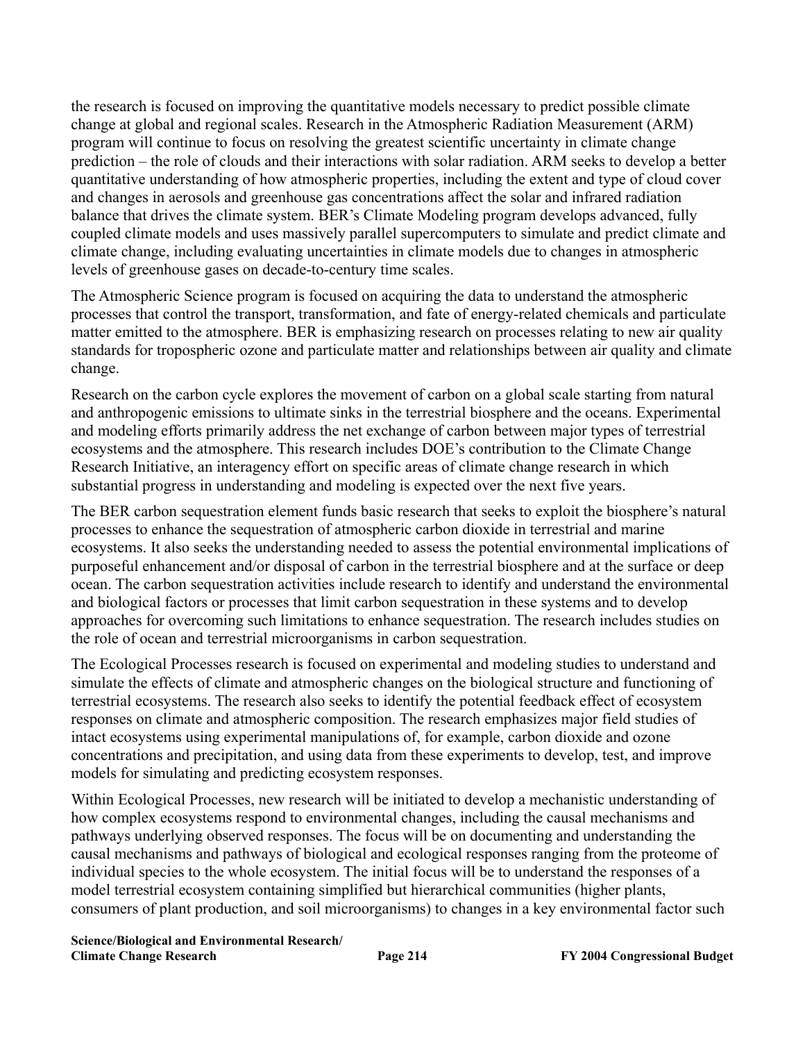the research is focused on improving the quantitative models necessary to predict possible climate change at global and regional scales. Research in the Atmospheric Radiation Measurement (ARM) program will continue to focus on resolving the greatest scientific uncertainty in climate change prediction – the role of clouds and their interactions with solar radiation. ARM seeks to develop a better quantitative understanding of how atmospheric properties, including the extent and type of cloud cover and changes in aerosols and greenhouse gas concentrations affect the solar and infrared radiation balance that drives the climate system. BER's Climate Modeling program develops advanced, fully coupled climate models and uses massively parallel supercomputers to simulate and predict climate and climate change, including evaluating uncertainties in climate models due to changes in atmospheric levels of greenhouse gases on decade-to-century time scales.

The Atmospheric Science program is focused on acquiring the data to understand the atmospheric processes that control the transport, transformation, and fate of energy-related chemicals and particulate matter emitted to the atmosphere. BER is emphasizing research on processes relating to new air quality standards for tropospheric ozone and particulate matter and relationships between air quality and climate change.

Research on the carbon cycle explores the movement of carbon on a global scale starting from natural and anthropogenic emissions to ultimate sinks in the terrestrial biosphere and the oceans. Experimental and modeling efforts primarily address the net exchange of carbon between major types of terrestrial ecosystems and the atmosphere. This research includes DOE's contribution to the Climate Change Research Initiative, an interagency effort on specific areas of climate change research in which substantial progress in understanding and modeling is expected over the next five years.

The BER carbon sequestration element funds basic research that seeks to exploit the biosphere's natural processes to enhance the sequestration of atmospheric carbon dioxide in terrestrial and marine ecosystems. It also seeks the understanding needed to assess the potential environmental implications of purposeful enhancement and/or disposal of carbon in the terrestrial biosphere and at the surface or deep ocean. The carbon sequestration activities include research to identify and understand the environmental and biological factors or processes that limit carbon sequestration in these systems and to develop approaches for overcoming such limitations to enhance sequestration. The research includes studies on the role of ocean and terrestrial microorganisms in carbon sequestration.

The Ecological Processes research is focused on experimental and modeling studies to understand and simulate the effects of climate and atmospheric changes on the biological structure and functioning of terrestrial ecosystems. The research also seeks to identify the potential feedback effect of ecosystem responses on climate and atmospheric composition. The research emphasizes major field studies of intact ecosystems using experimental manipulations of, for example, carbon dioxide and ozone concentrations and precipitation, and using data from these experiments to develop, test, and improve models for simulating and predicting ecosystem responses.

Within Ecological Processes, new research will be initiated to develop a mechanistic understanding of how complex ecosystems respond to environmental changes, including the causal mechanisms and pathways underlying observed responses. The focus will be on documenting and understanding the causal mechanisms and pathways of biological and ecological responses ranging from the proteome of individual species to the whole ecosystem. The initial focus will be to understand the responses of a model terrestrial ecosystem containing simplified but hierarchical communities (higher plants, consumers of plant production, and soil microorganisms) to changes in a key environmental factor such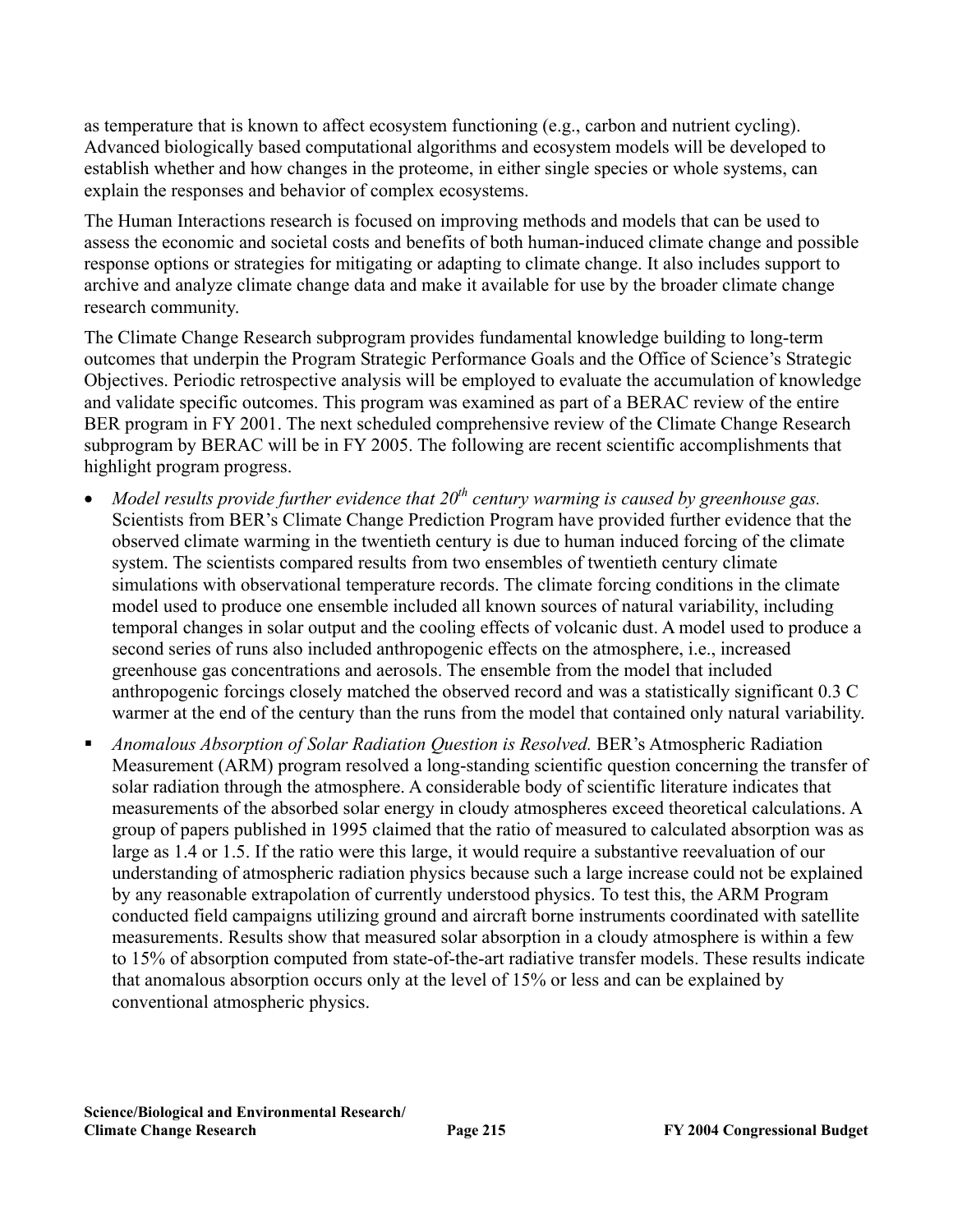as temperature that is known to affect ecosystem functioning (e.g., carbon and nutrient cycling). Advanced biologically based computational algorithms and ecosystem models will be developed to establish whether and how changes in the proteome, in either single species or whole systems, can explain the responses and behavior of complex ecosystems.

The Human Interactions research is focused on improving methods and models that can be used to assess the economic and societal costs and benefits of both human-induced climate change and possible response options or strategies for mitigating or adapting to climate change. It also includes support to archive and analyze climate change data and make it available for use by the broader climate change research community.

The Climate Change Research subprogram provides fundamental knowledge building to long-term outcomes that underpin the Program Strategic Performance Goals and the Office of Science's Strategic Objectives. Periodic retrospective analysis will be employed to evaluate the accumulation of knowledge and validate specific outcomes. This program was examined as part of a BERAC review of the entire BER program in FY 2001. The next scheduled comprehensive review of the Climate Change Research subprogram by BERAC will be in FY 2005. The following are recent scientific accomplishments that highlight program progress.

- *Model results provide further evidence that 20$^{th}$ century warming is caused by greenhouse gas.* Scientists from BER's Climate Change Prediction Program have provided further evidence that the observed climate warming in the twentieth century is due to human induced forcing of the climate system. The scientists compared results from two ensembles of twentieth century climate simulations with observational temperature records. The climate forcing conditions in the climate model used to produce one ensemble included all known sources of natural variability, including temporal changes in solar output and the cooling effects of volcanic dust. A model used to produce a second series of runs also included anthropogenic effects on the atmosphere, i.e., increased greenhouse gas concentrations and aerosols. The ensemble from the model that included anthropogenic forcings closely matched the observed record and was a statistically significant 0.3 C warmer at the end of the century than the runs from the model that contained only natural variability.

- *Anomalous Absorption of Solar Radiation Question is Resolved.* BER's Atmospheric Radiation Measurement (ARM) program resolved a long-standing scientific question concerning the transfer of solar radiation through the atmosphere. A considerable body of scientific literature indicates that measurements of the absorbed solar energy in cloudy atmospheres exceed theoretical calculations. A group of papers published in 1995 claimed that the ratio of measured to calculated absorption was as large as 1.4 or 1.5. If the ratio were this large, it would require a substantive reevaluation of our understanding of atmospheric radiation physics because such a large increase could not be explained by any reasonable extrapolation of currently understood physics. To test this, the ARM Program conducted field campaigns utilizing ground and aircraft borne instruments coordinated with satellite measurements. Results show that measured solar absorption in a cloudy atmosphere is within a few to 15% of absorption computed from state-of-the-art radiative transfer models. These results indicate that anomalous absorption occurs only at the level of 15% or less and can be explained by conventional atmospheric physics.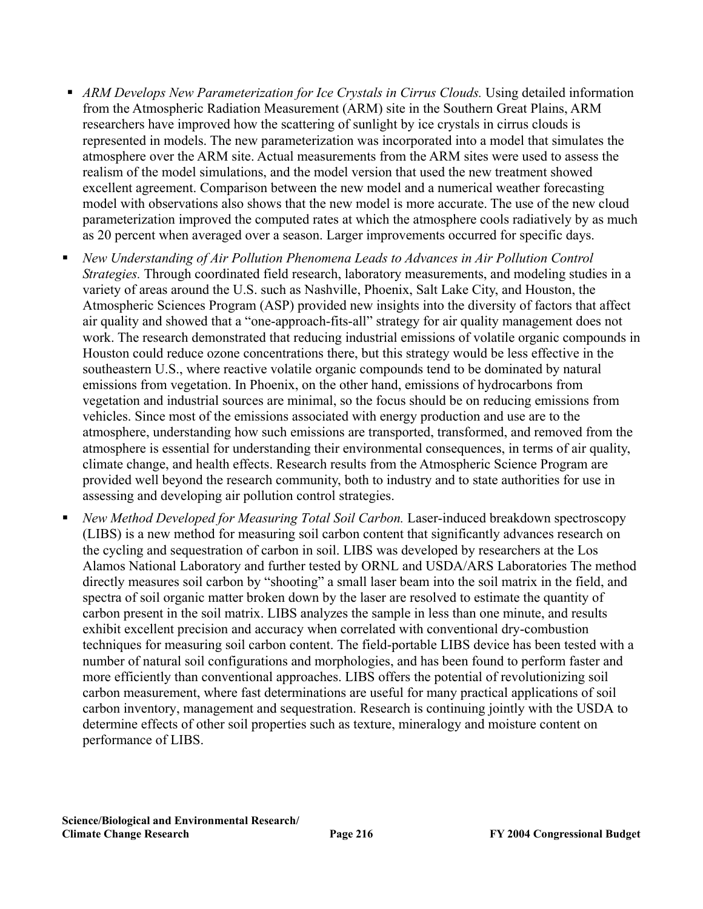- *ARM Develops New Parameterization for Ice Crystals in Cirrus Clouds.* Using detailed information from the Atmospheric Radiation Measurement (ARM) site in the Southern Great Plains, ARM researchers have improved how the scattering of sunlight by ice crystals in cirrus clouds is represented in models. The new parameterization was incorporated into a model that simulates the atmosphere over the ARM site. Actual measurements from the ARM sites were used to assess the realism of the model simulations, and the model version that used the new treatment showed excellent agreement. Comparison between the new model and a numerical weather forecasting model with observations also shows that the new model is more accurate. The use of the new cloud parameterization improved the computed rates at which the atmosphere cools radiatively by as much as 20 percent when averaged over a season. Larger improvements occurred for specific days.

- *New Understanding of Air Pollution Phenomena Leads to Advances in Air Pollution Control Strategies.* Through coordinated field research, laboratory measurements, and modeling studies in a variety of areas around the U.S. such as Nashville, Phoenix, Salt Lake City, and Houston, the Atmospheric Sciences Program (ASP) provided new insights into the diversity of factors that affect air quality and showed that a "one-approach-fits-all" strategy for air quality management does not work. The research demonstrated that reducing industrial emissions of volatile organic compounds in Houston could reduce ozone concentrations there, but this strategy would be less effective in the southeastern U.S., where reactive volatile organic compounds tend to be dominated by natural emissions from vegetation. In Phoenix, on the other hand, emissions of hydrocarbons from vegetation and industrial sources are minimal, so the focus should be on reducing emissions from vehicles. Since most of the emissions associated with energy production and use are to the atmosphere, understanding how such emissions are transported, transformed, and removed from the atmosphere is essential for understanding their environmental consequences, in terms of air quality, climate change, and health effects. Research results from the Atmospheric Science Program are provided well beyond the research community, both to industry and to state authorities for use in assessing and developing air pollution control strategies.

- *New Method Developed for Measuring Total Soil Carbon.* Laser-induced breakdown spectroscopy (LIBS) is a new method for measuring soil carbon content that significantly advances research on the cycling and sequestration of carbon in soil. LIBS was developed by researchers at the Los Alamos National Laboratory and further tested by ORNL and USDA/ARS Laboratories The method directly measures soil carbon by "shooting" a small laser beam into the soil matrix in the field, and spectra of soil organic matter broken down by the laser are resolved to estimate the quantity of carbon present in the soil matrix. LIBS analyzes the sample in less than one minute, and results exhibit excellent precision and accuracy when correlated with conventional dry-combustion techniques for measuring soil carbon content. The field-portable LIBS device has been tested with a number of natural soil configurations and morphologies, and has been found to perform faster and more efficiently than conventional approaches. LIBS offers the potential of revolutionizing soil carbon measurement, where fast determinations are useful for many practical applications of soil carbon inventory, management and sequestration. Research is continuing jointly with the USDA to determine effects of other soil properties such as texture, mineralogy and moisture content on performance of LIBS.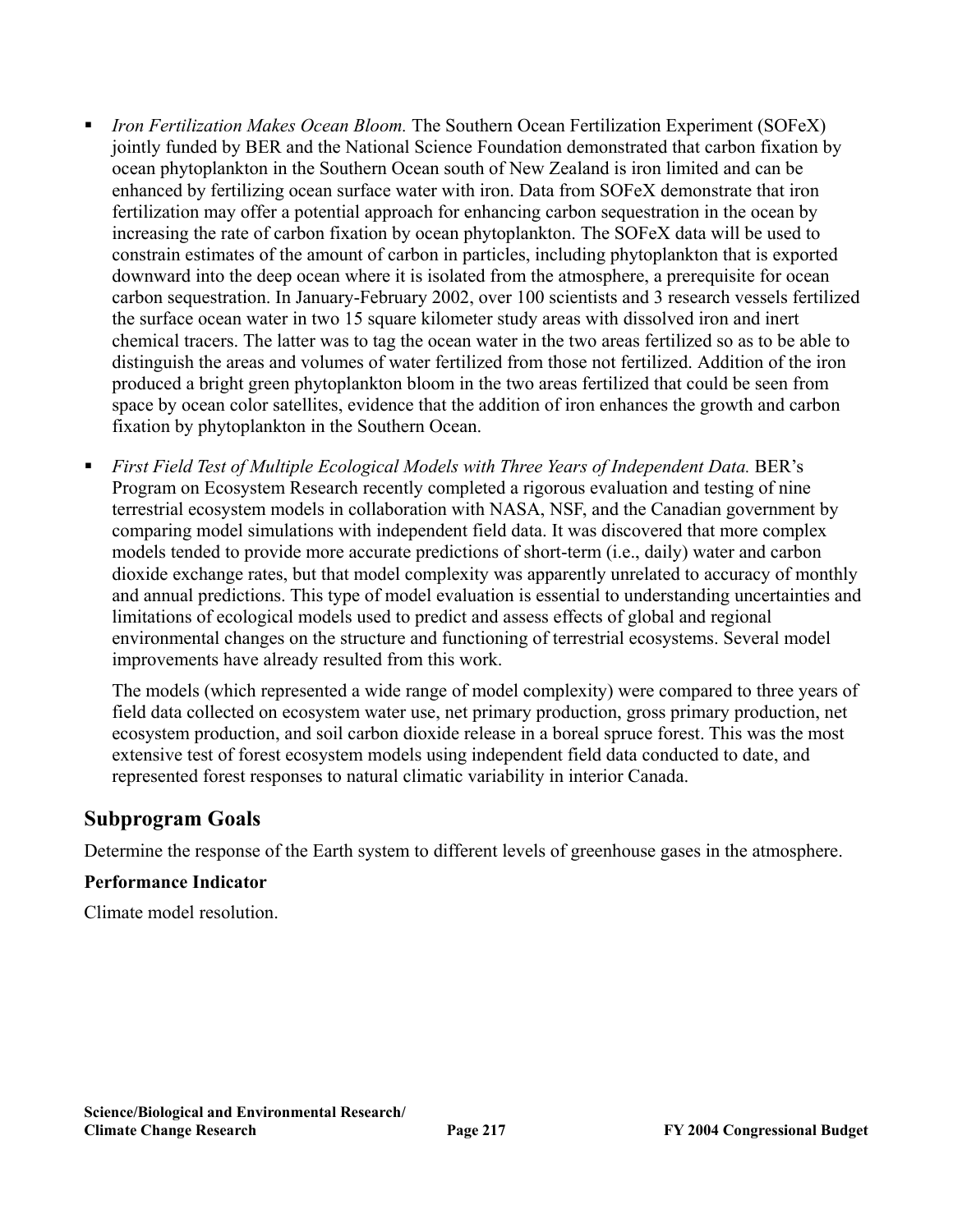- *Iron Fertilization Makes Ocean Bloom.* The Southern Ocean Fertilization Experiment (SOFeX) jointly funded by BER and the National Science Foundation demonstrated that carbon fixation by ocean phytoplankton in the Southern Ocean south of New Zealand is iron limited and can be enhanced by fertilizing ocean surface water with iron. Data from SOFeX demonstrate that iron fertilization may offer a potential approach for enhancing carbon sequestration in the ocean by increasing the rate of carbon fixation by ocean phytoplankton. The SOFeX data will be used to constrain estimates of the amount of carbon in particles, including phytoplankton that is exported downward into the deep ocean where it is isolated from the atmosphere, a prerequisite for ocean carbon sequestration. In January-February 2002, over 100 scientists and 3 research vessels fertilized the surface ocean water in two 15 square kilometer study areas with dissolved iron and inert chemical tracers. The latter was to tag the ocean water in the two areas fertilized so as to be able to distinguish the areas and volumes of water fertilized from those not fertilized. Addition of the iron produced a bright green phytoplankton bloom in the two areas fertilized that could be seen from space by ocean color satellites, evidence that the addition of iron enhances the growth and carbon fixation by phytoplankton in the Southern Ocean.

- *First Field Test of Multiple Ecological Models with Three Years of Independent Data.* BER's Program on Ecosystem Research recently completed a rigorous evaluation and testing of nine terrestrial ecosystem models in collaboration with NASA, NSF, and the Canadian government by comparing model simulations with independent field data. It was discovered that more complex models tended to provide more accurate predictions of short-term (i.e., daily) water and carbon dioxide exchange rates, but that model complexity was apparently unrelated to accuracy of monthly and annual predictions. This type of model evaluation is essential to understanding uncertainties and limitations of ecological models used to predict and assess effects of global and regional environmental changes on the structure and functioning of terrestrial ecosystems. Several model improvements have already resulted from this work.

  The models (which represented a wide range of model complexity) were compared to three years of field data collected on ecosystem water use, net primary production, gross primary production, net ecosystem production, and soil carbon dioxide release in a boreal spruce forest. This was the most extensive test of forest ecosystem models using independent field data conducted to date, and represented forest responses to natural climatic variability in interior Canada.

## Subprogram Goals

Determine the response of the Earth system to different levels of greenhouse gases in the atmosphere.

### Performance Indicator

Climate model resolution.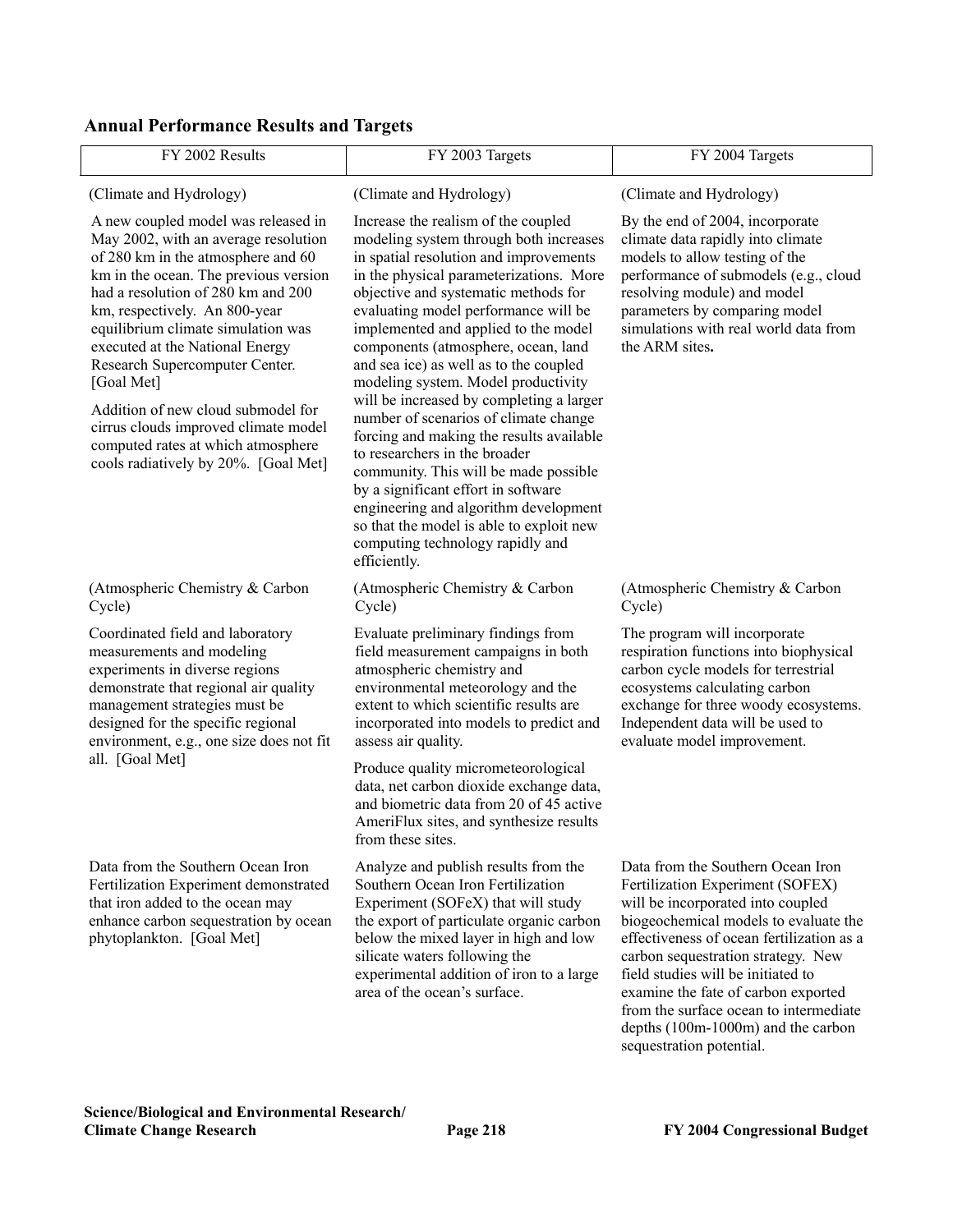## Annual Performance Results and Targets

| FY 2002 Results | FY 2003 Targets | FY 2004 Targets |
|---|---|---|
| (Climate and Hydrology)<br><br>A new coupled model was released in May 2002, with an average resolution of 280 km in the atmosphere and 60 km in the ocean. The previous version had a resolution of 280 km and 200 km, respectively. An 800-year equilibrium climate simulation was executed at the National Energy Research Supercomputer Center. [Goal Met]<br><br>Addition of new cloud submodel for cirrus clouds improved climate model computed rates at which atmosphere cools radiatively by 20%. [Goal Met] | (Climate and Hydrology)<br><br>Increase the realism of the coupled modeling system through both increases in spatial resolution and improvements in the physical parameterizations. More objective and systematic methods for evaluating model performance will be implemented and applied to the model components (atmosphere, ocean, land and sea ice) as well as to the coupled modeling system. Model productivity will be increased by completing a larger number of scenarios of climate change forcing and making the results available to researchers in the broader community. This will be made possible by a significant effort in software engineering and algorithm development so that the model is able to exploit new computing technology rapidly and efficiently. | (Climate and Hydrology)<br><br>By the end of 2004, incorporate climate data rapidly into climate models to allow testing of the performance of submodels (e.g., cloud resolving module) and model parameters by comparing model simulations with real world data from the ARM sites**.** |
| (Atmospheric Chemistry & Carbon Cycle)<br><br>Coordinated field and laboratory measurements and modeling experiments in diverse regions demonstrate that regional air quality management strategies must be designed for the specific regional environment, e.g., one size does not fit all. [Goal Met] | (Atmospheric Chemistry & Carbon Cycle)<br><br>Evaluate preliminary findings from field measurement campaigns in both atmospheric chemistry and environmental meteorology and the extent to which scientific results are incorporated into models to predict and assess air quality.<br><br>Produce quality micrometeorological data, net carbon dioxide exchange data, and biometric data from 20 of 45 active AmeriFlux sites, and synthesize results from these sites. | (Atmospheric Chemistry & Carbon Cycle)<br><br>The program will incorporate respiration functions into biophysical carbon cycle models for terrestrial ecosystems calculating carbon exchange for three woody ecosystems. Independent data will be used to evaluate model improvement. |
| Data from the Southern Ocean Iron Fertilization Experiment demonstrated that iron added to the ocean may enhance carbon sequestration by ocean phytoplankton. [Goal Met] | Analyze and publish results from the Southern Ocean Iron Fertilization Experiment (SOFeX) that will study the export of particulate organic carbon below the mixed layer in high and low silicate waters following the experimental addition of iron to a large area of the ocean's surface. | Data from the Southern Ocean Iron Fertilization Experiment (SOFEX) will be incorporated into coupled biogeochemical models to evaluate the effectiveness of ocean fertilization as a carbon sequestration strategy. New field studies will be initiated to examine the fate of carbon exported from the surface ocean to intermediate depths (100m-1000m) and the carbon sequestration potential. |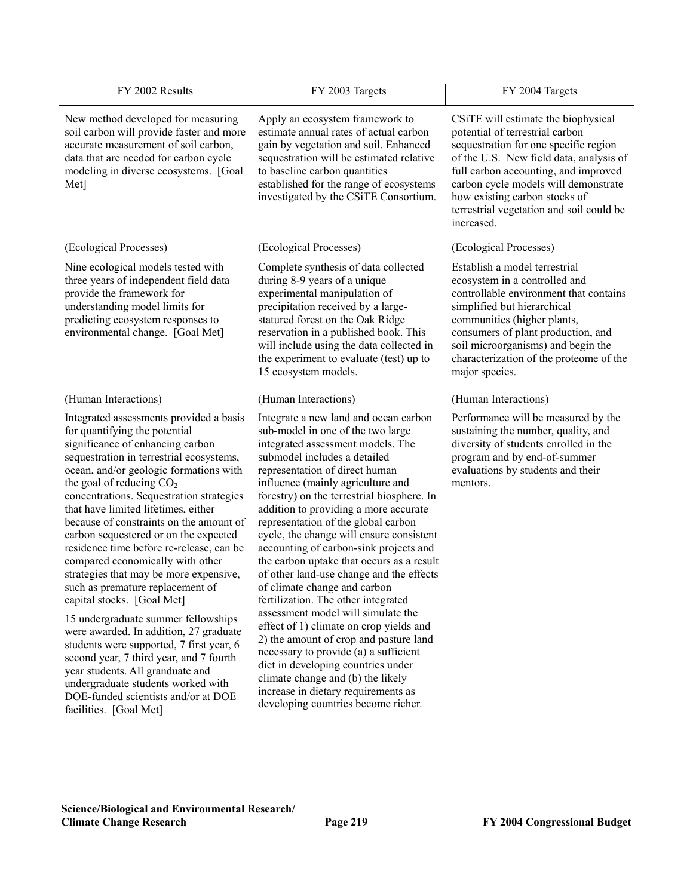| FY 2002 Results | FY 2003 Targets | FY 2004 Targets |
|---|---|---|
| New method developed for measuring soil carbon will provide faster and more accurate measurement of soil carbon, data that are needed for carbon cycle modeling in diverse ecosystems. [Goal Met] | Apply an ecosystem framework to estimate annual rates of actual carbon gain by vegetation and soil. Enhanced sequestration will be estimated relative to baseline carbon quantities established for the range of ecosystems investigated by the CSiTE Consortium. | CSiTE will estimate the biophysical potential of terrestrial carbon sequestration for one specific region of the U.S. New field data, analysis of full carbon accounting, and improved carbon cycle models will demonstrate how existing carbon stocks of terrestrial vegetation and soil could be increased. |
| (Ecological Processes) | (Ecological Processes) | (Ecological Processes) |
| Nine ecological models tested with three years of independent field data provide the framework for understanding model limits for predicting ecosystem responses to environmental change. [Goal Met] | Complete synthesis of data collected during 8-9 years of a unique experimental manipulation of precipitation received by a large-statured forest on the Oak Ridge reservation in a published book. This will include using the data collected in the experiment to evaluate (test) up to 15 ecosystem models. | Establish a model terrestrial ecosystem in a controlled and controllable environment that contains simplified but hierarchical communities (higher plants, consumers of plant production, and soil microorganisms) and begin the characterization of the proteome of the major species. |
| (Human Interactions) | (Human Interactions) | (Human Interactions) |
| Integrated assessments provided a basis for quantifying the potential significance of enhancing carbon sequestration in terrestrial ecosystems, ocean, and/or geologic formations with the goal of reducing $CO_2$ concentrations. Sequestration strategies that have limited lifetimes, either because of constraints on the amount of carbon sequestered or on the expected residence time before re-release, can be compared economically with other strategies that may be more expensive, such as premature replacement of capital stocks. [Goal Met]<br><br>15 undergraduate summer fellowships were awarded. In addition, 27 graduate students were supported, 7 first year, 6 second year, 7 third year, and 7 fourth year students. All granduate and undergraduate students worked with DOE-funded scientists and/or at DOE facilities. [Goal Met] | Integrate a new land and ocean carbon sub-model in one of the two large integrated assessment models. The submodel includes a detailed representation of direct human influence (mainly agriculture and forestry) on the terrestrial biosphere. In addition to providing a more accurate representation of the global carbon cycle, the change will ensure consistent accounting of carbon-sink projects and the carbon uptake that occurs as a result of other land-use change and the effects of climate change and carbon fertilization. The other integrated assessment model will simulate the effect of 1) climate on crop yields and 2) the amount of crop and pasture land necessary to provide (a) a sufficient diet in developing countries under climate change and (b) the likely increase in dietary requirements as developing countries become richer. | Performance will be measured by the sustaining the number, quality, and diversity of students enrolled in the program and by end-of-summer evaluations by students and their mentors. |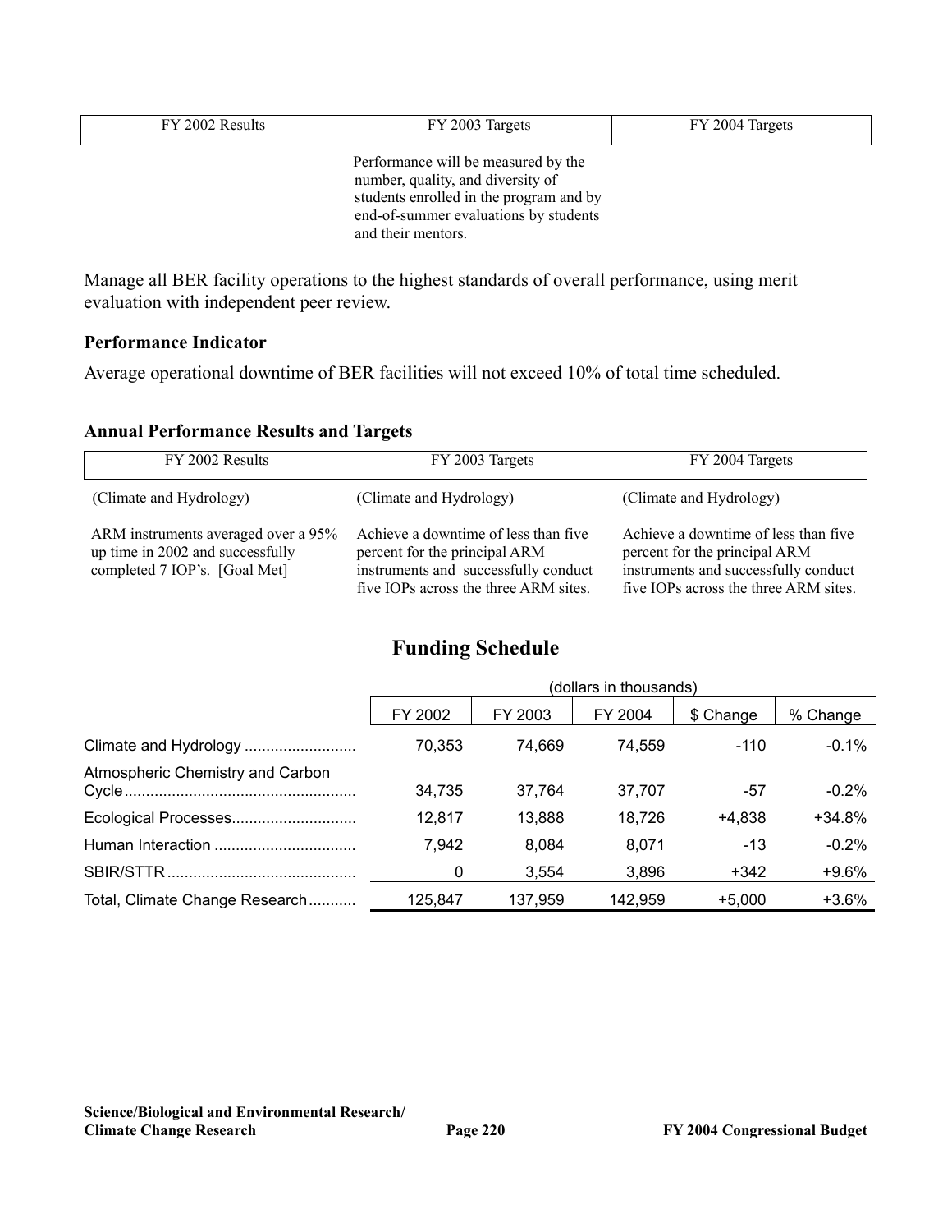| FY 2002 Results | FY 2003 Targets | FY 2004 Targets |
|---|---|---|
| | Performance will be measured by the number, quality, and diversity of students enrolled in the program and by end-of-summer evaluations by students and their mentors. | |

Manage all BER facility operations to the highest standards of overall performance, using merit evaluation with independent peer review.

**Performance Indicator**

Average operational downtime of BER facilities will not exceed 10% of total time scheduled.

**Annual Performance Results and Targets**

| FY 2002 Results | FY 2003 Targets | FY 2004 Targets |
|---|---|---|
| (Climate and Hydrology) | (Climate and Hydrology) | (Climate and Hydrology) |
| ARM instruments averaged over a 95% up time in 2002 and successfully completed 7 IOP's. [Goal Met] | Achieve a downtime of less than five percent for the principal ARM instruments and successfully conduct five IOPs across the three ARM sites. | Achieve a downtime of less than five percent for the principal ARM instruments and successfully conduct five IOPs across the three ARM sites. |

## Funding Schedule

| | (dollars in thousands) | | | | |
|---|---|---|---|---|---|
| | FY 2002 | FY 2003 | FY 2004 | $ Change | % Change |
| Climate and Hydrology | 70,353 | 74,669 | 74,559 | -110 | -0.1% |
| Atmospheric Chemistry and Carbon Cycle | 34,735 | 37,764 | 37,707 | -57 | -0.2% |
| Ecological Processes | 12,817 | 13,888 | 18,726 | +4,838 | +34.8% |
| Human Interaction | 7,942 | 8,084 | 8,071 | -13 | -0.2% |
| SBIR/STTR | 0 | 3,554 | 3,896 | +342 | +9.6% |
| Total, Climate Change Research | 125,847 | 137,959 | 142,959 | +5,000 | +3.6% |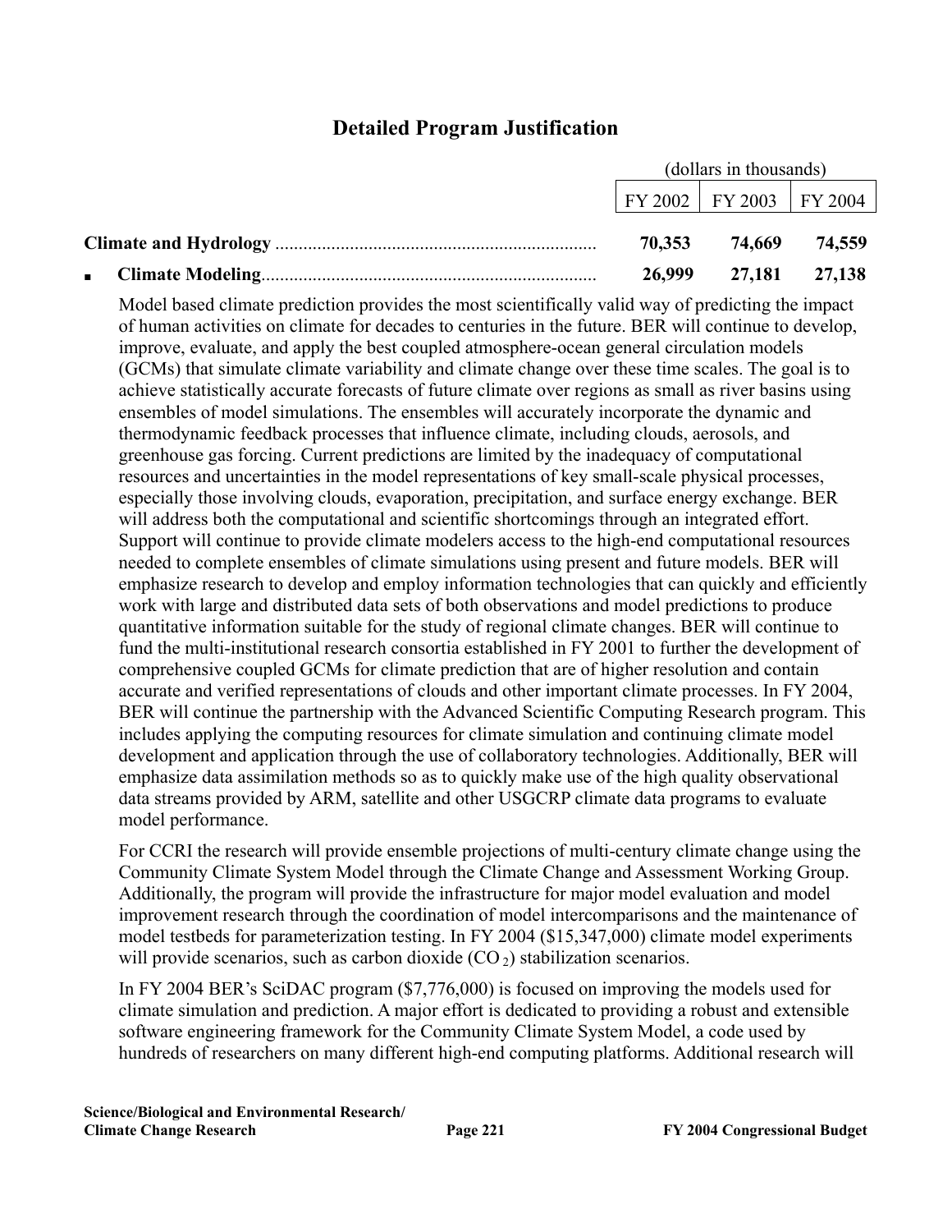## Detailed Program Justification

| | (dollars in thousands) | | |
|---|---|---|---|
| | FY 2002 | FY 2003 | FY 2004 |
| **Climate and Hydrology** | **70,353** | **74,669** | **74,559** |
| ■ **Climate Modeling** | **26,999** | **27,181** | **27,138** |

Model based climate prediction provides the most scientifically valid way of predicting the impact of human activities on climate for decades to centuries in the future. BER will continue to develop, improve, evaluate, and apply the best coupled atmosphere-ocean general circulation models (GCMs) that simulate climate variability and climate change over these time scales. The goal is to achieve statistically accurate forecasts of future climate over regions as small as river basins using ensembles of model simulations. The ensembles will accurately incorporate the dynamic and thermodynamic feedback processes that influence climate, including clouds, aerosols, and greenhouse gas forcing. Current predictions are limited by the inadequacy of computational resources and uncertainties in the model representations of key small-scale physical processes, especially those involving clouds, evaporation, precipitation, and surface energy exchange. BER will address both the computational and scientific shortcomings through an integrated effort. Support will continue to provide climate modelers access to the high-end computational resources needed to complete ensembles of climate simulations using present and future models. BER will emphasize research to develop and employ information technologies that can quickly and efficiently work with large and distributed data sets of both observations and model predictions to produce quantitative information suitable for the study of regional climate changes. BER will continue to fund the multi-institutional research consortia established in FY 2001 to further the development of comprehensive coupled GCMs for climate prediction that are of higher resolution and contain accurate and verified representations of clouds and other important climate processes. In FY 2004, BER will continue the partnership with the Advanced Scientific Computing Research program. This includes applying the computing resources for climate simulation and continuing climate model development and application through the use of collaboratory technologies. Additionally, BER will emphasize data assimilation methods so as to quickly make use of the high quality observational data streams provided by ARM, satellite and other USGCRP climate data programs to evaluate model performance.

For CCRI the research will provide ensemble projections of multi-century climate change using the Community Climate System Model through the Climate Change and Assessment Working Group. Additionally, the program will provide the infrastructure for major model evaluation and model improvement research through the coordination of model intercomparisons and the maintenance of model testbeds for parameterization testing. In FY 2004 ($15,347,000) climate model experiments will provide scenarios, such as carbon dioxide ($CO_2$) stabilization scenarios.

In FY 2004 BER's SciDAC program ($7,776,000) is focused on improving the models used for climate simulation and prediction. A major effort is dedicated to providing a robust and extensible software engineering framework for the Community Climate System Model, a code used by hundreds of researchers on many different high-end computing platforms. Additional research will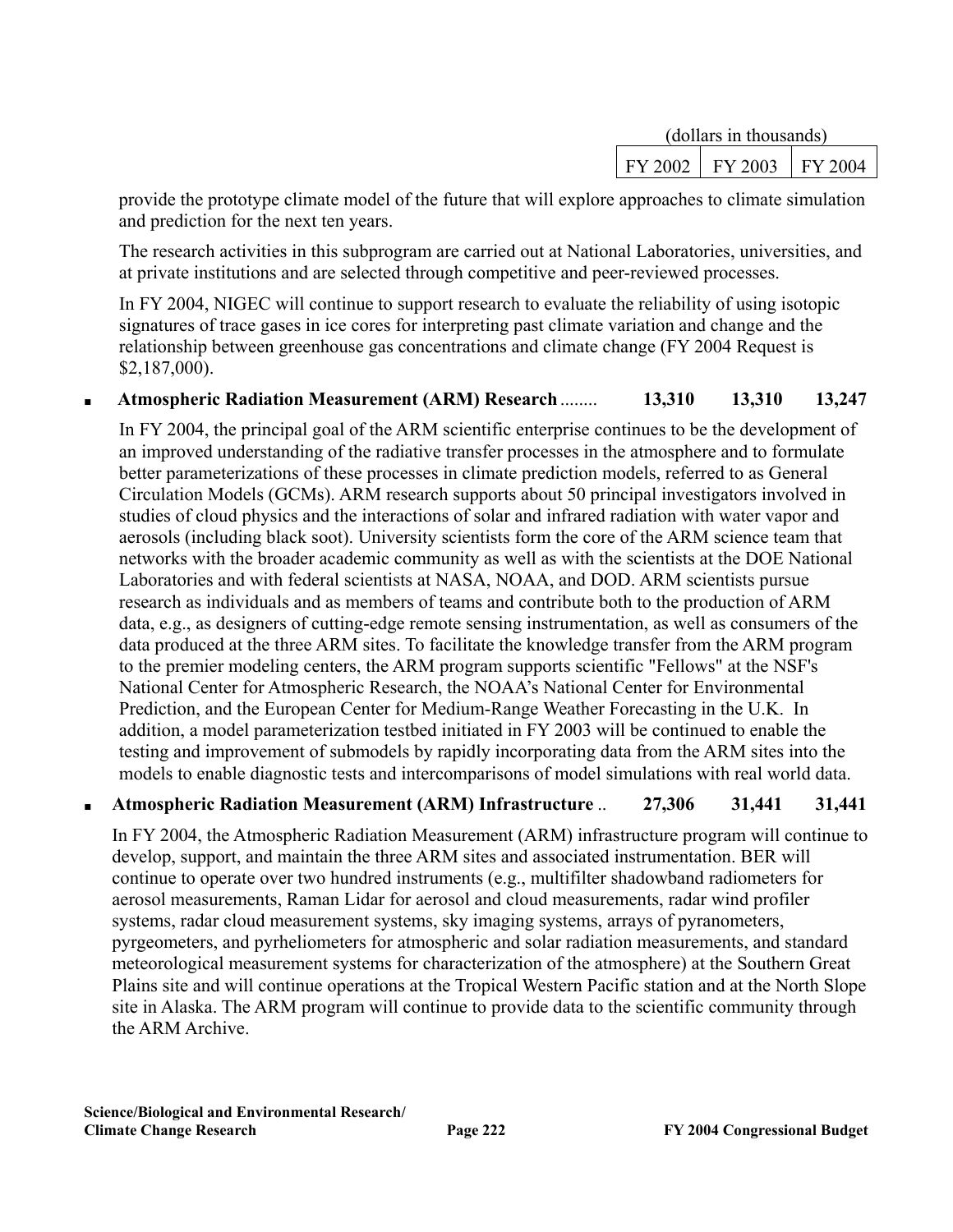| | (dollars in thousands) | | |
|---|---|---|---|
| | FY 2002 | FY 2003 | FY 2004 |

provide the prototype climate model of the future that will explore approaches to climate simulation and prediction for the next ten years.

The research activities in this subprogram are carried out at National Laboratories, universities, and at private institutions and are selected through competitive and peer-reviewed processes.

In FY 2004, NIGEC will continue to support research to evaluate the reliability of using isotopic signatures of trace gases in ice cores for interpreting past climate variation and change and the relationship between greenhouse gas concentrations and climate change (FY 2004 Request is $2,187,000).

| | FY 2002 | FY 2003 | FY 2004 |
|---|---|---|---|
| ▪ **Atmospheric Radiation Measurement (ARM) Research** ........ | **13,310** | **13,310** | **13,247** |

In FY 2004, the principal goal of the ARM scientific enterprise continues to be the development of an improved understanding of the radiative transfer processes in the atmosphere and to formulate better parameterizations of these processes in climate prediction models, referred to as General Circulation Models (GCMs). ARM research supports about 50 principal investigators involved in studies of cloud physics and the interactions of solar and infrared radiation with water vapor and aerosols (including black soot). University scientists form the core of the ARM science team that networks with the broader academic community as well as with the scientists at the DOE National Laboratories and with federal scientists at NASA, NOAA, and DOD. ARM scientists pursue research as individuals and as members of teams and contribute both to the production of ARM data, e.g., as designers of cutting-edge remote sensing instrumentation, as well as consumers of the data produced at the three ARM sites. To facilitate the knowledge transfer from the ARM program to the premier modeling centers, the ARM program supports scientific "Fellows" at the NSF's National Center for Atmospheric Research, the NOAA's National Center for Environmental Prediction, and the European Center for Medium-Range Weather Forecasting in the U.K. In addition, a model parameterization testbed initiated in FY 2003 will be continued to enable the testing and improvement of submodels by rapidly incorporating data from the ARM sites into the models to enable diagnostic tests and intercomparisons of model simulations with real world data.

| | FY 2002 | FY 2003 | FY 2004 |
|---|---|---|---|
| ▪ **Atmospheric Radiation Measurement (ARM) Infrastructure** .. | **27,306** | **31,441** | **31,441** |

In FY 2004, the Atmospheric Radiation Measurement (ARM) infrastructure program will continue to develop, support, and maintain the three ARM sites and associated instrumentation. BER will continue to operate over two hundred instruments (e.g., multifilter shadowband radiometers for aerosol measurements, Raman Lidar for aerosol and cloud measurements, radar wind profiler systems, radar cloud measurement systems, sky imaging systems, arrays of pyranometers, pyrgeometers, and pyrheliometers for atmospheric and solar radiation measurements, and standard meteorological measurement systems for characterization of the atmosphere) at the Southern Great Plains site and will continue operations at the Tropical Western Pacific station and at the North Slope site in Alaska. The ARM program will continue to provide data to the scientific community through the ARM Archive.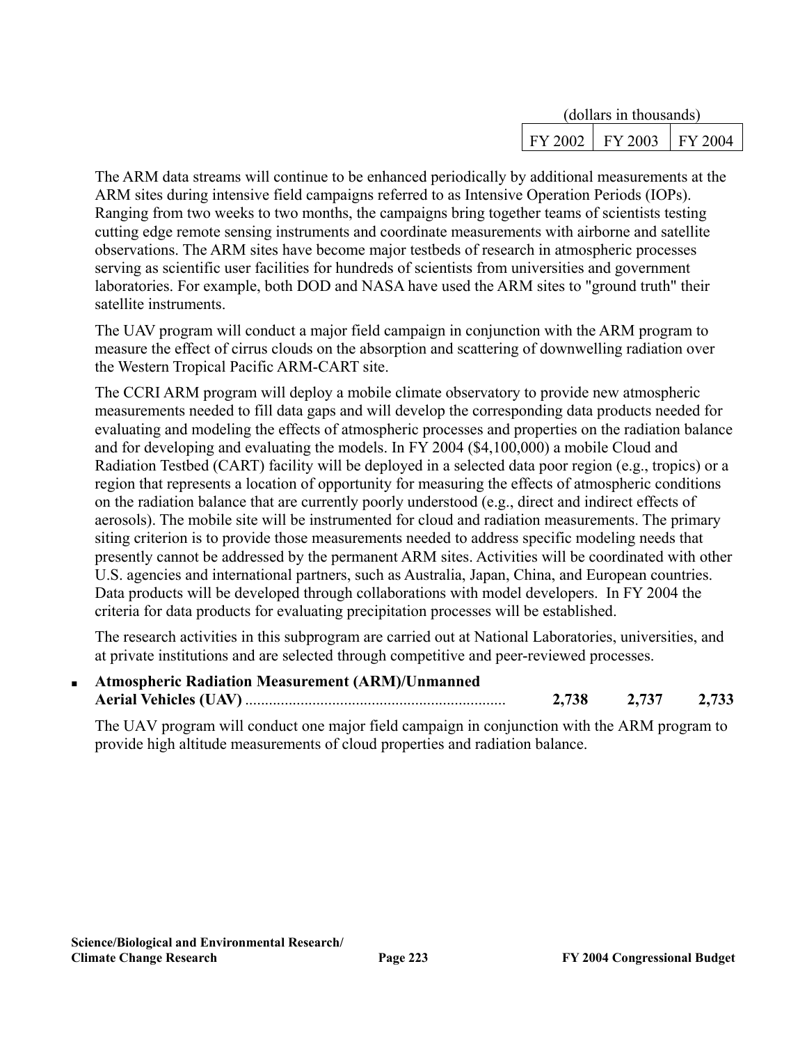| | (dollars in thousands) | |
|---|---|---|
| FY 2002 | FY 2003 | FY 2004 |

The ARM data streams will continue to be enhanced periodically by additional measurements at the ARM sites during intensive field campaigns referred to as Intensive Operation Periods (IOPs). Ranging from two weeks to two months, the campaigns bring together teams of scientists testing cutting edge remote sensing instruments and coordinate measurements with airborne and satellite observations. The ARM sites have become major testbeds of research in atmospheric processes serving as scientific user facilities for hundreds of scientists from universities and government laboratories. For example, both DOD and NASA have used the ARM sites to "ground truth" their satellite instruments.

The UAV program will conduct a major field campaign in conjunction with the ARM program to measure the effect of cirrus clouds on the absorption and scattering of downwelling radiation over the Western Tropical Pacific ARM-CART site.

The CCRI ARM program will deploy a mobile climate observatory to provide new atmospheric measurements needed to fill data gaps and will develop the corresponding data products needed for evaluating and modeling the effects of atmospheric processes and properties on the radiation balance and for developing and evaluating the models. In FY 2004 ($4,100,000) a mobile Cloud and Radiation Testbed (CART) facility will be deployed in a selected data poor region (e.g., tropics) or a region that represents a location of opportunity for measuring the effects of atmospheric conditions on the radiation balance that are currently poorly understood (e.g., direct and indirect effects of aerosols). The mobile site will be instrumented for cloud and radiation measurements. The primary siting criterion is to provide those measurements needed to address specific modeling needs that presently cannot be addressed by the permanent ARM sites. Activities will be coordinated with other U.S. agencies and international partners, such as Australia, Japan, China, and European countries. Data products will be developed through collaborations with model developers. In FY 2004 the criteria for data products for evaluating precipitation processes will be established.

The research activities in this subprogram are carried out at National Laboratories, universities, and at private institutions and are selected through competitive and peer-reviewed processes.

| | FY 2002 | FY 2003 | FY 2004 |
|---|---|---|---|
| ▪ **Atmospheric Radiation Measurement (ARM)/Unmanned Aerial Vehicles (UAV)** | **2,738** | **2,737** | **2,733** |

The UAV program will conduct one major field campaign in conjunction with the ARM program to provide high altitude measurements of cloud properties and radiation balance.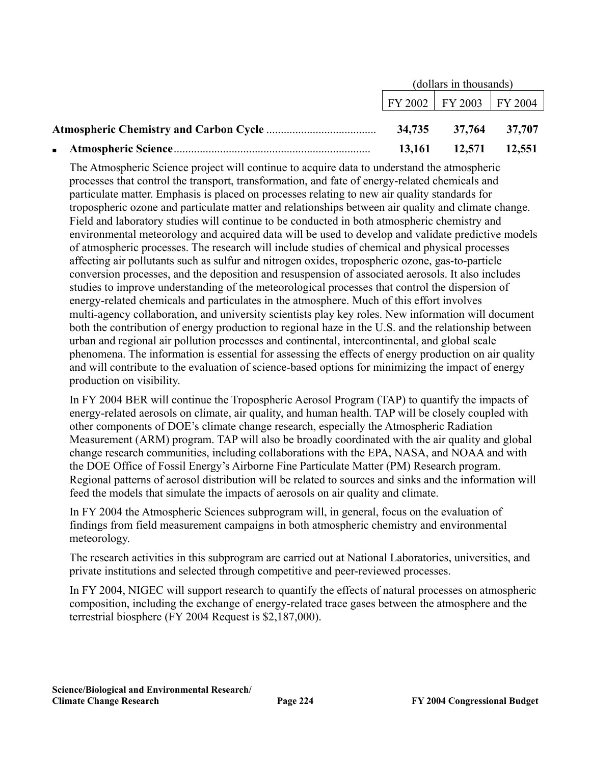| | (dollars in thousands) | | |
|---|---|---|---|
| | FY 2002 | FY 2003 | FY 2004 |
| **Atmospheric Chemistry and Carbon Cycle** | **34,735** | **37,764** | **37,707** |
| ▪ **Atmospheric Science** | **13,161** | **12,571** | **12,551** |

The Atmospheric Science project will continue to acquire data to understand the atmospheric processes that control the transport, transformation, and fate of energy-related chemicals and particulate matter. Emphasis is placed on processes relating to new air quality standards for tropospheric ozone and particulate matter and relationships between air quality and climate change. Field and laboratory studies will continue to be conducted in both atmospheric chemistry and environmental meteorology and acquired data will be used to develop and validate predictive models of atmospheric processes. The research will include studies of chemical and physical processes affecting air pollutants such as sulfur and nitrogen oxides, tropospheric ozone, gas-to-particle conversion processes, and the deposition and resuspension of associated aerosols. It also includes studies to improve understanding of the meteorological processes that control the dispersion of energy-related chemicals and particulates in the atmosphere. Much of this effort involves multi-agency collaboration, and university scientists play key roles. New information will document both the contribution of energy production to regional haze in the U.S. and the relationship between urban and regional air pollution processes and continental, intercontinental, and global scale phenomena. The information is essential for assessing the effects of energy production on air quality and will contribute to the evaluation of science-based options for minimizing the impact of energy production on visibility.

In FY 2004 BER will continue the Tropospheric Aerosol Program (TAP) to quantify the impacts of energy-related aerosols on climate, air quality, and human health. TAP will be closely coupled with other components of DOE's climate change research, especially the Atmospheric Radiation Measurement (ARM) program. TAP will also be broadly coordinated with the air quality and global change research communities, including collaborations with the EPA, NASA, and NOAA and with the DOE Office of Fossil Energy's Airborne Fine Particulate Matter (PM) Research program. Regional patterns of aerosol distribution will be related to sources and sinks and the information will feed the models that simulate the impacts of aerosols on air quality and climate.

In FY 2004 the Atmospheric Sciences subprogram will, in general, focus on the evaluation of findings from field measurement campaigns in both atmospheric chemistry and environmental meteorology.

The research activities in this subprogram are carried out at National Laboratories, universities, and private institutions and selected through competitive and peer-reviewed processes.

In FY 2004, NIGEC will support research to quantify the effects of natural processes on atmospheric composition, including the exchange of energy-related trace gases between the atmosphere and the terrestrial biosphere (FY 2004 Request is $2,187,000).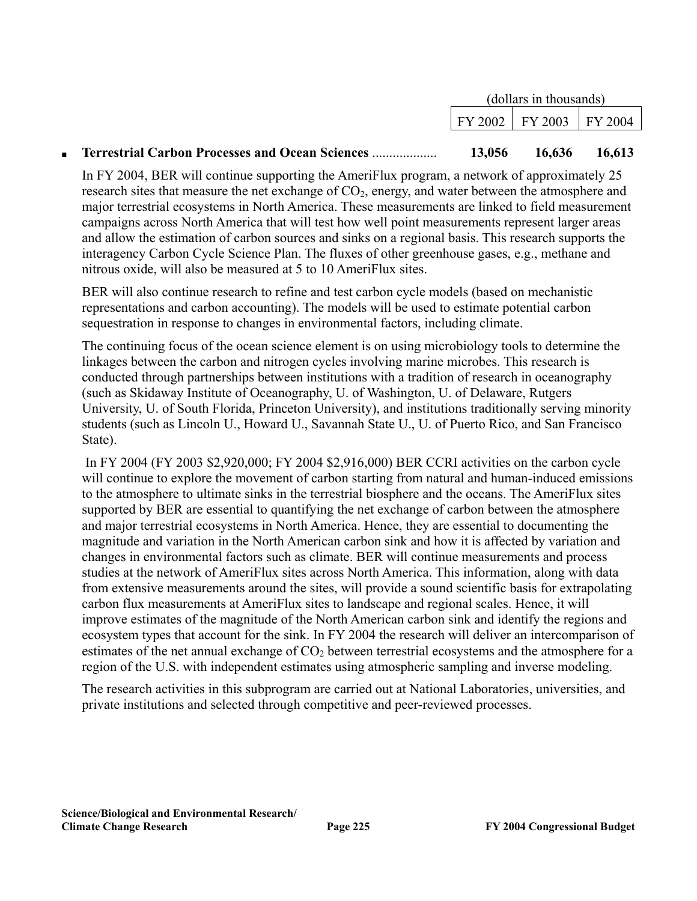| | (dollars in thousands) | | |
|---|---|---|---|
| | FY 2002 | FY 2003 | FY 2004 |
| ▪ **Terrestrial Carbon Processes and Ocean Sciences** .................. | **13,056** | **16,636** | **16,613** |

In FY 2004, BER will continue supporting the AmeriFlux program, a network of approximately 25 research sites that measure the net exchange of $CO_2$, energy, and water between the atmosphere and major terrestrial ecosystems in North America. These measurements are linked to field measurement campaigns across North America that will test how well point measurements represent larger areas and allow the estimation of carbon sources and sinks on a regional basis. This research supports the interagency Carbon Cycle Science Plan. The fluxes of other greenhouse gases, e.g., methane and nitrous oxide, will also be measured at 5 to 10 AmeriFlux sites.

BER will also continue research to refine and test carbon cycle models (based on mechanistic representations and carbon accounting). The models will be used to estimate potential carbon sequestration in response to changes in environmental factors, including climate.

The continuing focus of the ocean science element is on using microbiology tools to determine the linkages between the carbon and nitrogen cycles involving marine microbes. This research is conducted through partnerships between institutions with a tradition of research in oceanography (such as Skidaway Institute of Oceanography, U. of Washington, U. of Delaware, Rutgers University, U. of South Florida, Princeton University), and institutions traditionally serving minority students (such as Lincoln U., Howard U., Savannah State U., U. of Puerto Rico, and San Francisco State).

In FY 2004 (FY 2003 $2,920,000; FY 2004 $2,916,000) BER CCRI activities on the carbon cycle will continue to explore the movement of carbon starting from natural and human-induced emissions to the atmosphere to ultimate sinks in the terrestrial biosphere and the oceans. The AmeriFlux sites supported by BER are essential to quantifying the net exchange of carbon between the atmosphere and major terrestrial ecosystems in North America. Hence, they are essential to documenting the magnitude and variation in the North American carbon sink and how it is affected by variation and changes in environmental factors such as climate. BER will continue measurements and process studies at the network of AmeriFlux sites across North America. This information, along with data from extensive measurements around the sites, will provide a sound scientific basis for extrapolating carbon flux measurements at AmeriFlux sites to landscape and regional scales. Hence, it will improve estimates of the magnitude of the North American carbon sink and identify the regions and ecosystem types that account for the sink. In FY 2004 the research will deliver an intercomparison of estimates of the net annual exchange of $CO_2$ between terrestrial ecosystems and the atmosphere for a region of the U.S. with independent estimates using atmospheric sampling and inverse modeling.

The research activities in this subprogram are carried out at National Laboratories, universities, and private institutions and selected through competitive and peer-reviewed processes.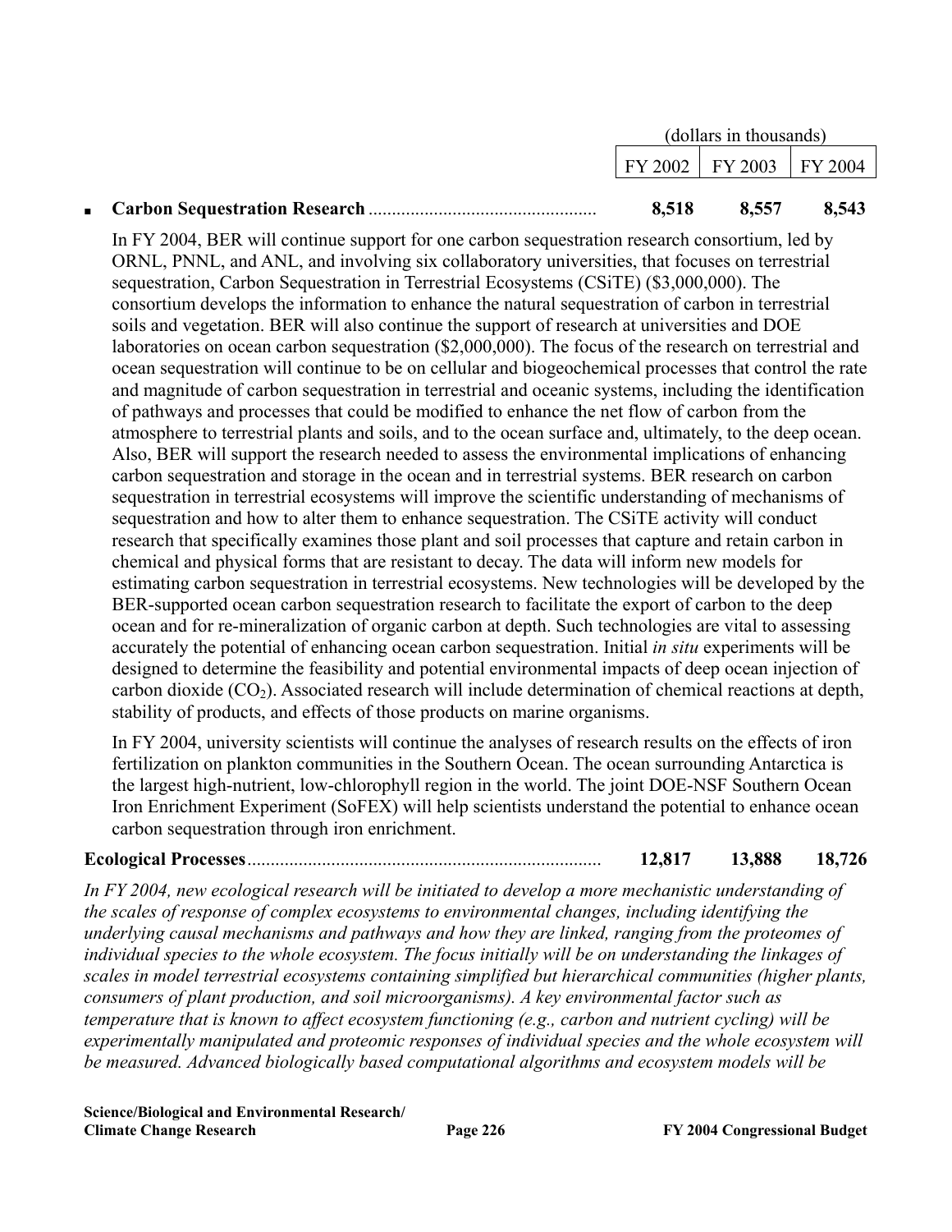| | (dollars in thousands) | | |
|---|---|---|---|
| | FY 2002 | FY 2003 | FY 2004 |
| ▪ **Carbon Sequestration Research** | **8,518** | **8,557** | **8,543** |

In FY 2004, BER will continue support for one carbon sequestration research consortium, led by ORNL, PNNL, and ANL, and involving six collaboratory universities, that focuses on terrestrial sequestration, Carbon Sequestration in Terrestrial Ecosystems (CSiTE) ($3,000,000). The consortium develops the information to enhance the natural sequestration of carbon in terrestrial soils and vegetation. BER will also continue the support of research at universities and DOE laboratories on ocean carbon sequestration ($2,000,000). The focus of the research on terrestrial and ocean sequestration will continue to be on cellular and biogeochemical processes that control the rate and magnitude of carbon sequestration in terrestrial and oceanic systems, including the identification of pathways and processes that could be modified to enhance the net flow of carbon from the atmosphere to terrestrial plants and soils, and to the ocean surface and, ultimately, to the deep ocean. Also, BER will support the research needed to assess the environmental implications of enhancing carbon sequestration and storage in the ocean and in terrestrial systems. BER research on carbon sequestration in terrestrial ecosystems will improve the scientific understanding of mechanisms of sequestration and how to alter them to enhance sequestration. The CSiTE activity will conduct research that specifically examines those plant and soil processes that capture and retain carbon in chemical and physical forms that are resistant to decay. The data will inform new models for estimating carbon sequestration in terrestrial ecosystems. New technologies will be developed by the BER-supported ocean carbon sequestration research to facilitate the export of carbon to the deep ocean and for re-mineralization of organic carbon at depth. Such technologies are vital to assessing accurately the potential of enhancing ocean carbon sequestration. Initial *in situ* experiments will be designed to determine the feasibility and potential environmental impacts of deep ocean injection of carbon dioxide ($CO_2$). Associated research will include determination of chemical reactions at depth, stability of products, and effects of those products on marine organisms.

In FY 2004, university scientists will continue the analyses of research results on the effects of iron fertilization on plankton communities in the Southern Ocean. The ocean surrounding Antarctica is the largest high-nutrient, low-chlorophyll region in the world. The joint DOE-NSF Southern Ocean Iron Enrichment Experiment (SoFEX) will help scientists understand the potential to enhance ocean carbon sequestration through iron enrichment.

| | FY 2002 | FY 2003 | FY 2004 |
|---|---|---|---|
| **Ecological Processes** | **12,817** | **13,888** | **18,726** |

*In FY 2004, new ecological research will be initiated to develop a more mechanistic understanding of the scales of response of complex ecosystems to environmental changes, including identifying the underlying causal mechanisms and pathways and how they are linked, ranging from the proteomes of individual species to the whole ecosystem. The focus initially will be on understanding the linkages of scales in model terrestrial ecosystems containing simplified but hierarchical communities (higher plants, consumers of plant production, and soil microorganisms). A key environmental factor such as temperature that is known to affect ecosystem functioning (e.g., carbon and nutrient cycling) will be experimentally manipulated and proteomic responses of individual species and the whole ecosystem will be measured. Advanced biologically based computational algorithms and ecosystem models will be*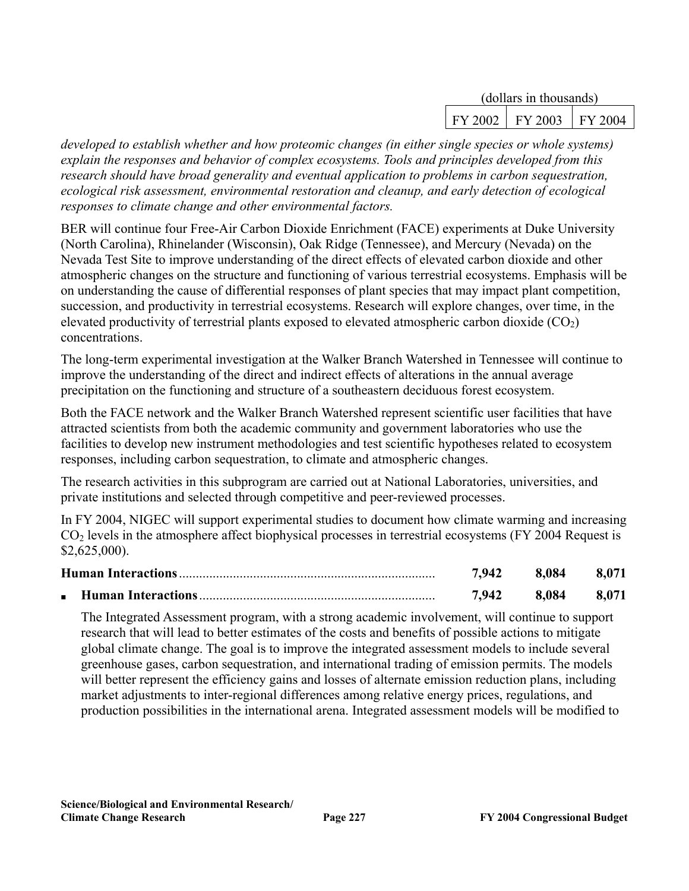| | (dollars in thousands) | |
|---|---|---|
| FY 2002 | FY 2003 | FY 2004 |

*developed to establish whether and how proteomic changes (in either single species or whole systems) explain the responses and behavior of complex ecosystems. Tools and principles developed from this research should have broad generality and eventual application to problems in carbon sequestration, ecological risk assessment, environmental restoration and cleanup, and early detection of ecological responses to climate change and other environmental factors.*

BER will continue four Free-Air Carbon Dioxide Enrichment (FACE) experiments at Duke University (North Carolina), Rhinelander (Wisconsin), Oak Ridge (Tennessee), and Mercury (Nevada) on the Nevada Test Site to improve understanding of the direct effects of elevated carbon dioxide and other atmospheric changes on the structure and functioning of various terrestrial ecosystems. Emphasis will be on understanding the cause of differential responses of plant species that may impact plant competition, succession, and productivity in terrestrial ecosystems. Research will explore changes, over time, in the elevated productivity of terrestrial plants exposed to elevated atmospheric carbon dioxide ($CO_2$) concentrations.

The long-term experimental investigation at the Walker Branch Watershed in Tennessee will continue to improve the understanding of the direct and indirect effects of alterations in the annual average precipitation on the functioning and structure of a southeastern deciduous forest ecosystem.

Both the FACE network and the Walker Branch Watershed represent scientific user facilities that have attracted scientists from both the academic community and government laboratories who use the facilities to develop new instrument methodologies and test scientific hypotheses related to ecosystem responses, including carbon sequestration, to climate and atmospheric changes.

The research activities in this subprogram are carried out at National Laboratories, universities, and private institutions and selected through competitive and peer-reviewed processes.

In FY 2004, NIGEC will support experimental studies to document how climate warming and increasing $CO_2$ levels in the atmosphere affect biophysical processes in terrestrial ecosystems (FY 2004 Request is $2,625,000).

| | FY 2002 | FY 2003 | FY 2004 |
|---|---|---|---|
| **Human Interactions** | **7,942** | **8,084** | **8,071** |
| ▪ **Human Interactions** | **7,942** | **8,084** | **8,071** |

The Integrated Assessment program, with a strong academic involvement, will continue to support research that will lead to better estimates of the costs and benefits of possible actions to mitigate global climate change. The goal is to improve the integrated assessment models to include several greenhouse gases, carbon sequestration, and international trading of emission permits. The models will better represent the efficiency gains and losses of alternate emission reduction plans, including market adjustments to inter-regional differences among relative energy prices, regulations, and production possibilities in the international arena. Integrated assessment models will be modified to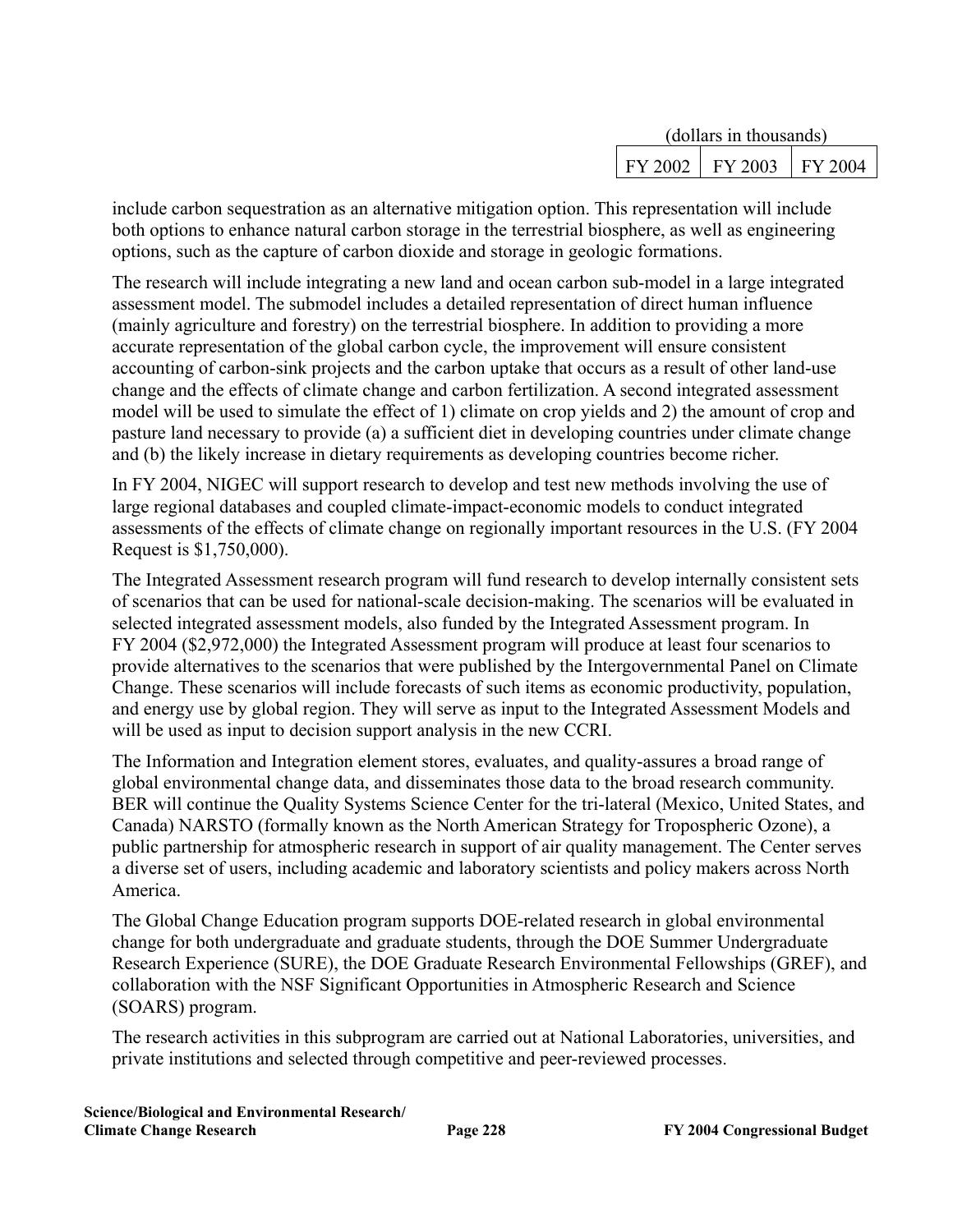| (dollars in thousands) | | |
|---|---|---|
| FY 2002 | FY 2003 | FY 2004 |

include carbon sequestration as an alternative mitigation option. This representation will include both options to enhance natural carbon storage in the terrestrial biosphere, as well as engineering options, such as the capture of carbon dioxide and storage in geologic formations.

The research will include integrating a new land and ocean carbon sub-model in a large integrated assessment model. The submodel includes a detailed representation of direct human influence (mainly agriculture and forestry) on the terrestrial biosphere. In addition to providing a more accurate representation of the global carbon cycle, the improvement will ensure consistent accounting of carbon-sink projects and the carbon uptake that occurs as a result of other land-use change and the effects of climate change and carbon fertilization. A second integrated assessment model will be used to simulate the effect of 1) climate on crop yields and 2) the amount of crop and pasture land necessary to provide (a) a sufficient diet in developing countries under climate change and (b) the likely increase in dietary requirements as developing countries become richer.

In FY 2004, NIGEC will support research to develop and test new methods involving the use of large regional databases and coupled climate-impact-economic models to conduct integrated assessments of the effects of climate change on regionally important resources in the U.S. (FY 2004 Request is $1,750,000).

The Integrated Assessment research program will fund research to develop internally consistent sets of scenarios that can be used for national-scale decision-making. The scenarios will be evaluated in selected integrated assessment models, also funded by the Integrated Assessment program. In FY 2004 ($2,972,000) the Integrated Assessment program will produce at least four scenarios to provide alternatives to the scenarios that were published by the Intergovernmental Panel on Climate Change. These scenarios will include forecasts of such items as economic productivity, population, and energy use by global region. They will serve as input to the Integrated Assessment Models and will be used as input to decision support analysis in the new CCRI.

The Information and Integration element stores, evaluates, and quality-assures a broad range of global environmental change data, and disseminates those data to the broad research community. BER will continue the Quality Systems Science Center for the tri-lateral (Mexico, United States, and Canada) NARSTO (formally known as the North American Strategy for Tropospheric Ozone), a public partnership for atmospheric research in support of air quality management. The Center serves a diverse set of users, including academic and laboratory scientists and policy makers across North America.

The Global Change Education program supports DOE-related research in global environmental change for both undergraduate and graduate students, through the DOE Summer Undergraduate Research Experience (SURE), the DOE Graduate Research Environmental Fellowships (GREF), and collaboration with the NSF Significant Opportunities in Atmospheric Research and Science (SOARS) program.

The research activities in this subprogram are carried out at National Laboratories, universities, and private institutions and selected through competitive and peer-reviewed processes.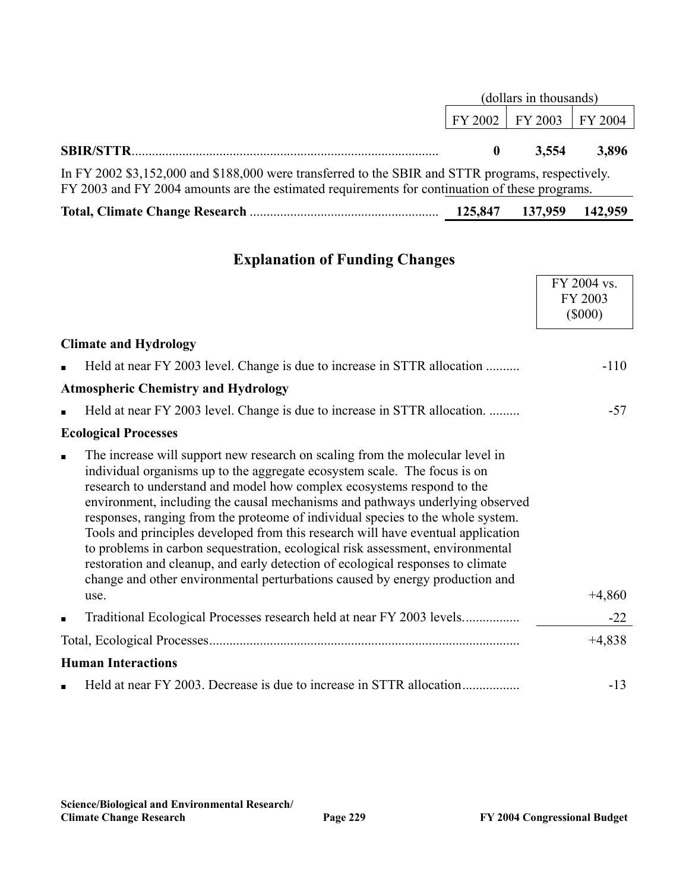| | (dollars in thousands) | | |
|---|---|---|---|
| | FY 2002 | FY 2003 | FY 2004 |
| **SBIR/STTR** | **0** | **3,554** | **3,896** |
| In FY 2002 $3,152,000 and $188,000 were transferred to the SBIR and STTR programs, respectively. FY 2003 and FY 2004 amounts are the estimated requirements for continuation of these programs. | | | |
| **Total, Climate Change Research** | **125,847** | **137,959** | **142,959** |

## Explanation of Funding Changes

| | FY 2004 vs. FY 2003 ($000) |
|---|---|
| **Climate and Hydrology** | |
| ▪ Held at near FY 2003 level. Change is due to increase in STTR allocation | -110 |
| **Atmospheric Chemistry and Hydrology** | |
| ▪ Held at near FY 2003 level. Change is due to increase in STTR allocation. | -57 |
| **Ecological Processes** | |
| ▪ The increase will support new research on scaling from the molecular level in individual organisms up to the aggregate ecosystem scale. The focus is on research to understand and model how complex ecosystems respond to the environment, including the causal mechanisms and pathways underlying observed responses, ranging from the proteome of individual species to the whole system. Tools and principles developed from this research will have eventual application to problems in carbon sequestration, ecological risk assessment, environmental restoration and cleanup, and early detection of ecological responses to climate change and other environmental perturbations caused by energy production and use. | +4,860 |
| ▪ Traditional Ecological Processes research held at near FY 2003 levels. | -22 |
| Total, Ecological Processes | +4,838 |
| **Human Interactions** | |
| ▪ Held at near FY 2003. Decrease is due to increase in STTR allocation | -13 |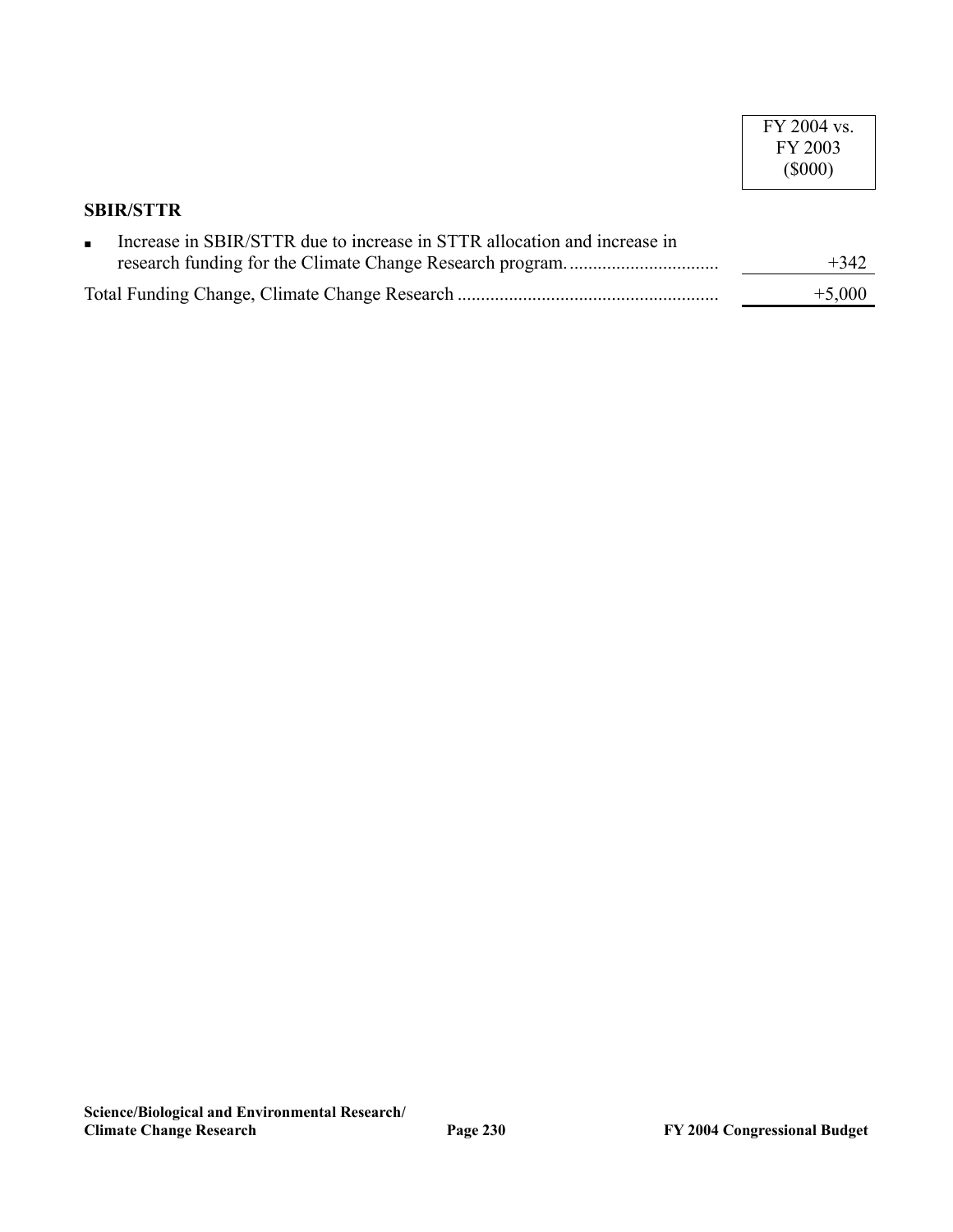| | FY 2004 vs. FY 2003 ($000) |
|---|---|
| **SBIR/STTR** | |
| ▪ Increase in SBIR/STTR due to increase in STTR allocation and increase in research funding for the Climate Change Research program. | +342 |
| Total Funding Change, Climate Change Research | +5,000 |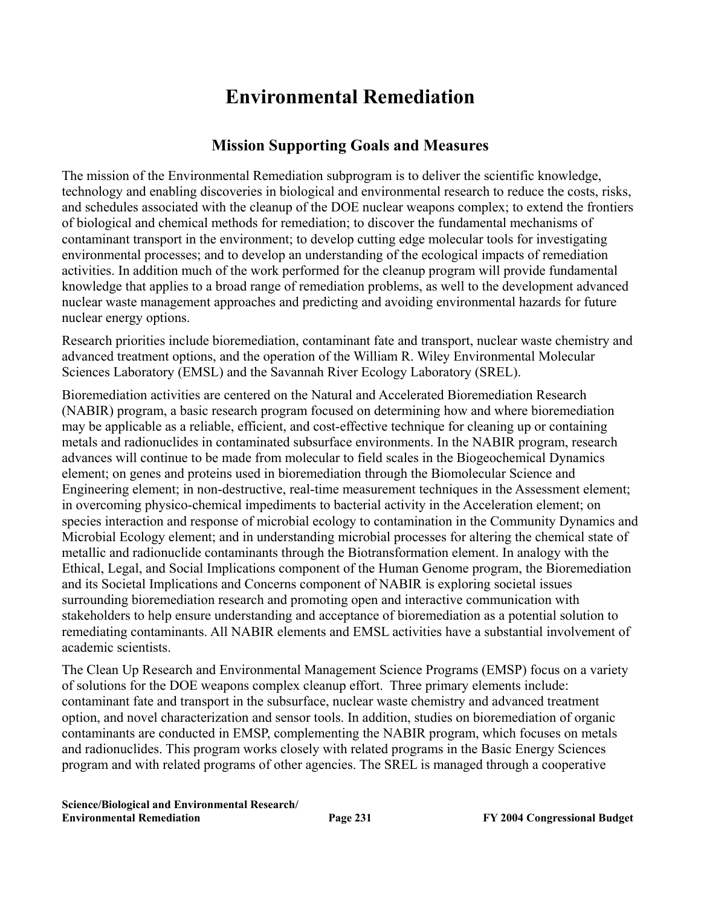# Environmental Remediation

## Mission Supporting Goals and Measures

The mission of the Environmental Remediation subprogram is to deliver the scientific knowledge, technology and enabling discoveries in biological and environmental research to reduce the costs, risks, and schedules associated with the cleanup of the DOE nuclear weapons complex; to extend the frontiers of biological and chemical methods for remediation; to discover the fundamental mechanisms of contaminant transport in the environment; to develop cutting edge molecular tools for investigating environmental processes; and to develop an understanding of the ecological impacts of remediation activities. In addition much of the work performed for the cleanup program will provide fundamental knowledge that applies to a broad range of remediation problems, as well to the development advanced nuclear waste management approaches and predicting and avoiding environmental hazards for future nuclear energy options.

Research priorities include bioremediation, contaminant fate and transport, nuclear waste chemistry and advanced treatment options, and the operation of the William R. Wiley Environmental Molecular Sciences Laboratory (EMSL) and the Savannah River Ecology Laboratory (SREL).

Bioremediation activities are centered on the Natural and Accelerated Bioremediation Research (NABIR) program, a basic research program focused on determining how and where bioremediation may be applicable as a reliable, efficient, and cost-effective technique for cleaning up or containing metals and radionuclides in contaminated subsurface environments. In the NABIR program, research advances will continue to be made from molecular to field scales in the Biogeochemical Dynamics element; on genes and proteins used in bioremediation through the Biomolecular Science and Engineering element; in non-destructive, real-time measurement techniques in the Assessment element; in overcoming physico-chemical impediments to bacterial activity in the Acceleration element; on species interaction and response of microbial ecology to contamination in the Community Dynamics and Microbial Ecology element; and in understanding microbial processes for altering the chemical state of metallic and radionuclide contaminants through the Biotransformation element. In analogy with the Ethical, Legal, and Social Implications component of the Human Genome program, the Bioremediation and its Societal Implications and Concerns component of NABIR is exploring societal issues surrounding bioremediation research and promoting open and interactive communication with stakeholders to help ensure understanding and acceptance of bioremediation as a potential solution to remediating contaminants. All NABIR elements and EMSL activities have a substantial involvement of academic scientists.

The Clean Up Research and Environmental Management Science Programs (EMSP) focus on a variety of solutions for the DOE weapons complex cleanup effort. Three primary elements include: contaminant fate and transport in the subsurface, nuclear waste chemistry and advanced treatment option, and novel characterization and sensor tools. In addition, studies on bioremediation of organic contaminants are conducted in EMSP, complementing the NABIR program, which focuses on metals and radionuclides. This program works closely with related programs in the Basic Energy Sciences program and with related programs of other agencies. The SREL is managed through a cooperative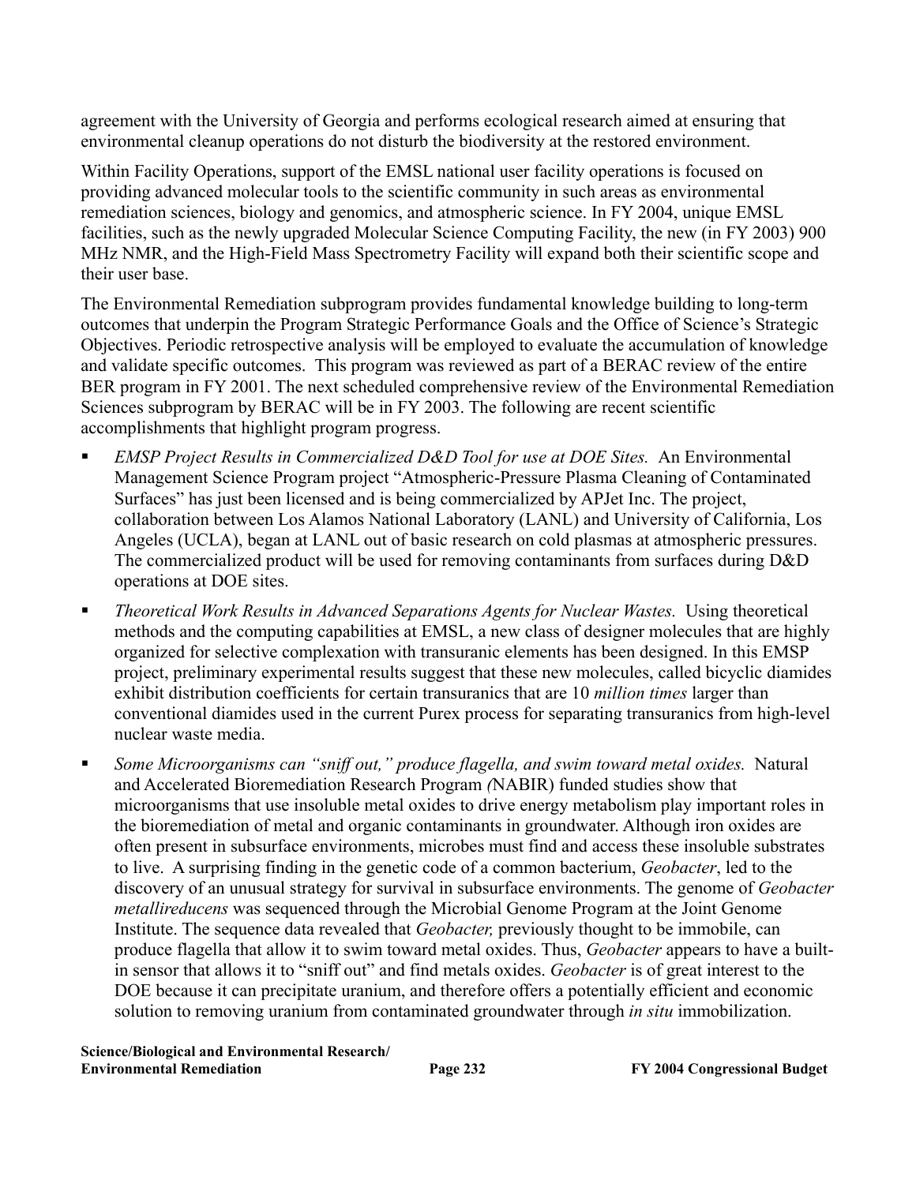agreement with the University of Georgia and performs ecological research aimed at ensuring that environmental cleanup operations do not disturb the biodiversity at the restored environment.

Within Facility Operations, support of the EMSL national user facility operations is focused on providing advanced molecular tools to the scientific community in such areas as environmental remediation sciences, biology and genomics, and atmospheric science. In FY 2004, unique EMSL facilities, such as the newly upgraded Molecular Science Computing Facility, the new (in FY 2003) 900 MHz NMR, and the High-Field Mass Spectrometry Facility will expand both their scientific scope and their user base.

The Environmental Remediation subprogram provides fundamental knowledge building to long-term outcomes that underpin the Program Strategic Performance Goals and the Office of Science's Strategic Objectives. Periodic retrospective analysis will be employed to evaluate the accumulation of knowledge and validate specific outcomes. This program was reviewed as part of a BERAC review of the entire BER program in FY 2001. The next scheduled comprehensive review of the Environmental Remediation Sciences subprogram by BERAC will be in FY 2003. The following are recent scientific accomplishments that highlight program progress.

- *EMSP Project Results in Commercialized D&D Tool for use at DOE Sites.* An Environmental Management Science Program project "Atmospheric-Pressure Plasma Cleaning of Contaminated Surfaces" has just been licensed and is being commercialized by APJet Inc. The project, collaboration between Los Alamos National Laboratory (LANL) and University of California, Los Angeles (UCLA), began at LANL out of basic research on cold plasmas at atmospheric pressures. The commercialized product will be used for removing contaminants from surfaces during D&D operations at DOE sites.
- *Theoretical Work Results in Advanced Separations Agents for Nuclear Wastes.* Using theoretical methods and the computing capabilities at EMSL, a new class of designer molecules that are highly organized for selective complexation with transuranic elements has been designed. In this EMSP project, preliminary experimental results suggest that these new molecules, called bicyclic diamides exhibit distribution coefficients for certain transuranics that are 10 *million times* larger than conventional diamides used in the current Purex process for separating transuranics from high-level nuclear waste media.
- *Some Microorganisms can "sniff out," produce flagella, and swim toward metal oxides.* Natural and Accelerated Bioremediation Research Program *(*NABIR) funded studies show that microorganisms that use insoluble metal oxides to drive energy metabolism play important roles in the bioremediation of metal and organic contaminants in groundwater. Although iron oxides are often present in subsurface environments, microbes must find and access these insoluble substrates to live. A surprising finding in the genetic code of a common bacterium, *Geobacter*, led to the discovery of an unusual strategy for survival in subsurface environments. The genome of *Geobacter metallireducens* was sequenced through the Microbial Genome Program at the Joint Genome Institute. The sequence data revealed that *Geobacter,* previously thought to be immobile, can produce flagella that allow it to swim toward metal oxides. Thus, *Geobacter* appears to have a built-in sensor that allows it to "sniff out" and find metals oxides. *Geobacter* is of great interest to the DOE because it can precipitate uranium, and therefore offers a potentially efficient and economic solution to removing uranium from contaminated groundwater through *in situ* immobilization.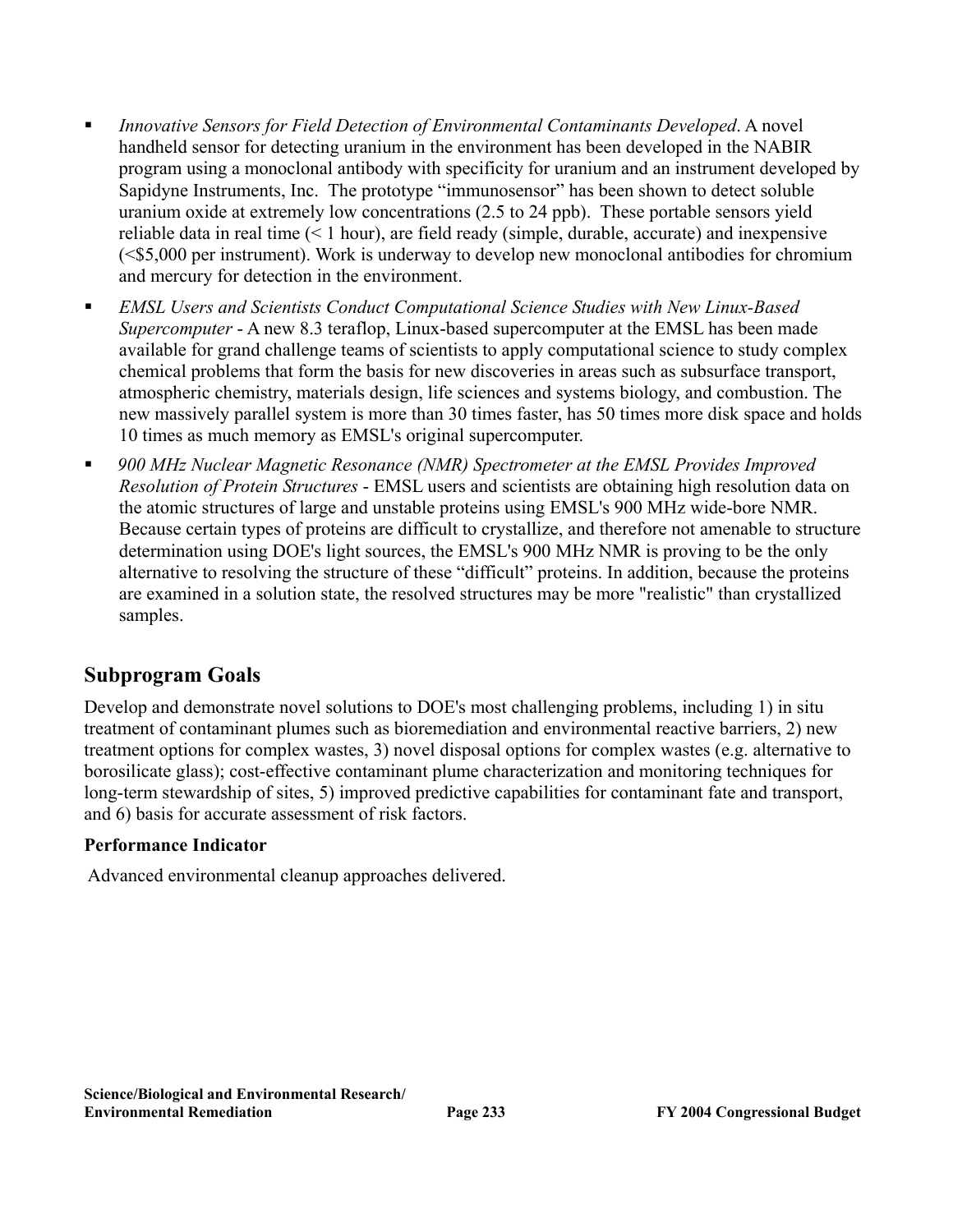- *Innovative Sensors for Field Detection of Environmental Contaminants Developed*. A novel handheld sensor for detecting uranium in the environment has been developed in the NABIR program using a monoclonal antibody with specificity for uranium and an instrument developed by Sapidyne Instruments, Inc. The prototype "immunosensor" has been shown to detect soluble uranium oxide at extremely low concentrations (2.5 to 24 ppb). These portable sensors yield reliable data in real time (< 1 hour), are field ready (simple, durable, accurate) and inexpensive (<$5,000 per instrument). Work is underway to develop new monoclonal antibodies for chromium and mercury for detection in the environment.
- *EMSL Users and Scientists Conduct Computational Science Studies with New Linux-Based Supercomputer* - A new 8.3 teraflop, Linux-based supercomputer at the EMSL has been made available for grand challenge teams of scientists to apply computational science to study complex chemical problems that form the basis for new discoveries in areas such as subsurface transport, atmospheric chemistry, materials design, life sciences and systems biology, and combustion. The new massively parallel system is more than 30 times faster, has 50 times more disk space and holds 10 times as much memory as EMSL's original supercomputer.
- *900 MHz Nuclear Magnetic Resonance (NMR) Spectrometer at the EMSL Provides Improved Resolution of Protein Structures* - EMSL users and scientists are obtaining high resolution data on the atomic structures of large and unstable proteins using EMSL's 900 MHz wide-bore NMR. Because certain types of proteins are difficult to crystallize, and therefore not amenable to structure determination using DOE's light sources, the EMSL's 900 MHz NMR is proving to be the only alternative to resolving the structure of these "difficult" proteins. In addition, because the proteins are examined in a solution state, the resolved structures may be more "realistic" than crystallized samples.

## Subprogram Goals

Develop and demonstrate novel solutions to DOE's most challenging problems, including 1) in situ treatment of contaminant plumes such as bioremediation and environmental reactive barriers, 2) new treatment options for complex wastes, 3) novel disposal options for complex wastes (e.g. alternative to borosilicate glass); cost-effective contaminant plume characterization and monitoring techniques for long-term stewardship of sites, 5) improved predictive capabilities for contaminant fate and transport, and 6) basis for accurate assessment of risk factors.

### Performance Indicator

Advanced environmental cleanup approaches delivered.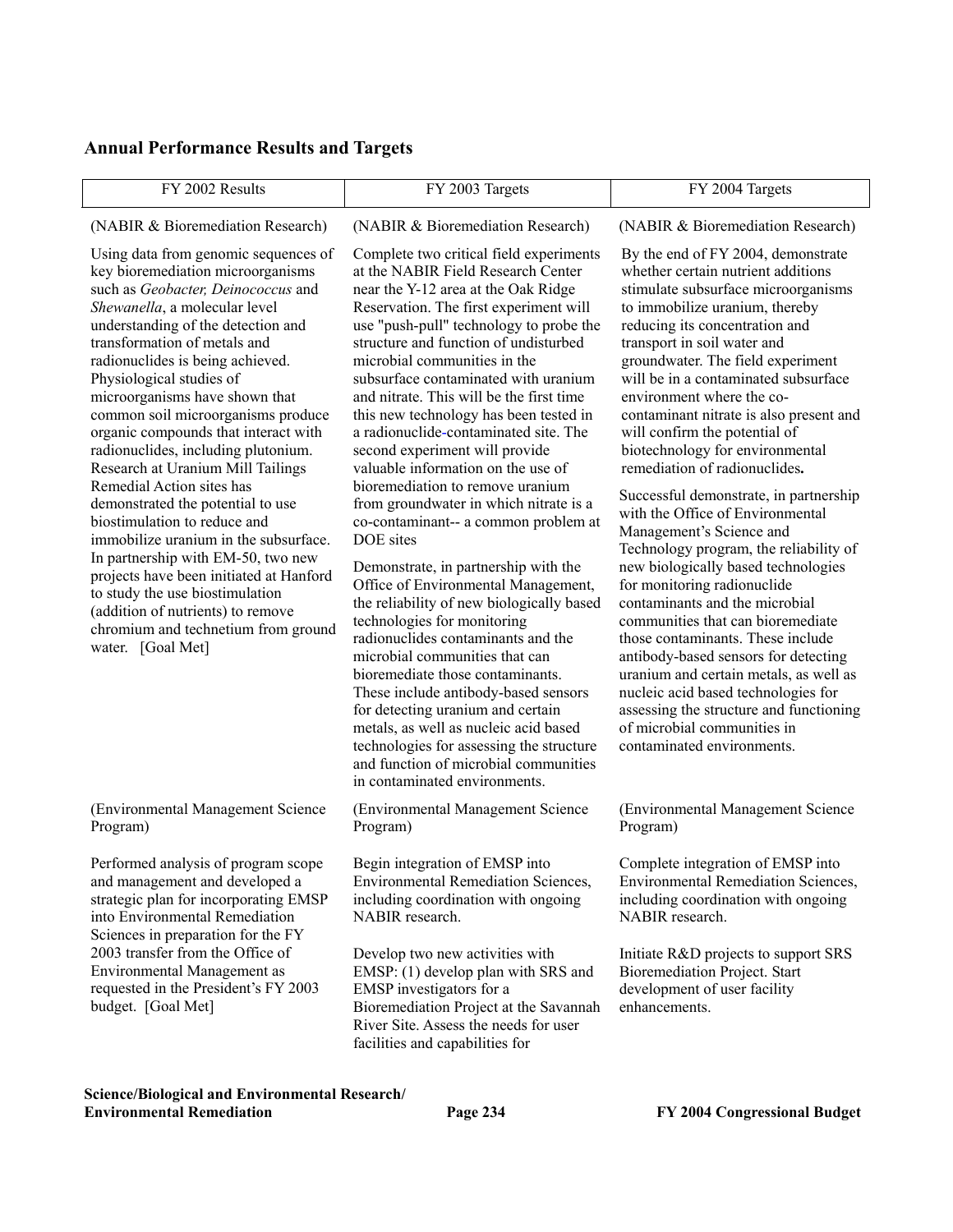## Annual Performance Results and Targets

| FY 2002 Results | FY 2003 Targets | FY 2004 Targets |
|---|---|---|
| (NABIR & Bioremediation Research) | (NABIR & Bioremediation Research) | (NABIR & Bioremediation Research) |
| Using data from genomic sequences of key bioremediation microorganisms such as *Geobacter, Deinococcus* and *Shewanella*, a molecular level understanding of the detection and transformation of metals and radionuclides is being achieved. Physiological studies of microorganisms have shown that common soil microorganisms produce organic compounds that interact with radionuclides, including plutonium. Research at Uranium Mill Tailings Remedial Action sites has demonstrated the potential to use biostimulation to reduce and immobilize uranium in the subsurface. In partnership with EM-50, two new projects have been initiated at Hanford to study the use biostimulation (addition of nutrients) to remove chromium and technetium from ground water. [Goal Met] | Complete two critical field experiments at the NABIR Field Research Center near the Y-12 area at the Oak Ridge Reservation. The first experiment will use "push-pull" technology to probe the structure and function of undisturbed microbial communities in the subsurface contaminated with uranium and nitrate. This will be the first time this new technology has been tested in a radionuclide-contaminated site. The second experiment will provide valuable information on the use of bioremediation to remove uranium from groundwater in which nitrate is a co-contaminant-- a common problem at DOE sites<br><br>Demonstrate, in partnership with the Office of Environmental Management, the reliability of new biologically based technologies for monitoring radionuclides contaminants and the microbial communities that can bioremediate those contaminants. These include antibody-based sensors for detecting uranium and certain metals, as well as nucleic acid based technologies for assessing the structure and function of microbial communities in contaminated environments. | By the end of FY 2004, demonstrate whether certain nutrient additions stimulate subsurface microorganisms to immobilize uranium, thereby reducing its concentration and transport in soil water and groundwater. The field experiment will be in a contaminated subsurface environment where the co-contaminant nitrate is also present and will confirm the potential of biotechnology for environmental remediation of radionuclides**.**<br><br>Successful demonstrate, in partnership with the Office of Environmental Management's Science and Technology program, the reliability of new biologically based technologies for monitoring radionuclide contaminants and the microbial communities that can bioremediate those contaminants. These include antibody-based sensors for detecting uranium and certain metals, as well as nucleic acid based technologies for assessing the structure and functioning of microbial communities in contaminated environments. |
| (Environmental Management Science Program) | (Environmental Management Science Program) | (Environmental Management Science Program) |
| Performed analysis of program scope and management and developed a strategic plan for incorporating EMSP into Environmental Remediation Sciences in preparation for the FY 2003 transfer from the Office of Environmental Management as requested in the President's FY 2003 budget. [Goal Met] | Begin integration of EMSP into Environmental Remediation Sciences, including coordination with ongoing NABIR research.<br><br>Develop two new activities with EMSP: (1) develop plan with SRS and EMSP investigators for a Bioremediation Project at the Savannah River Site. Assess the needs for user facilities and capabilities for | Complete integration of EMSP into Environmental Remediation Sciences, including coordination with ongoing NABIR research.<br><br>Initiate R&D projects to support SRS Bioremediation Project. Start development of user facility enhancements. |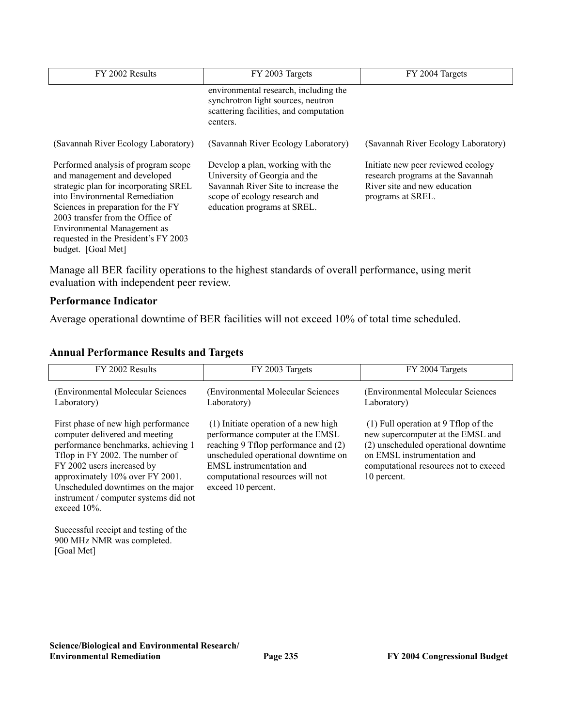| FY 2002 Results | FY 2003 Targets | FY 2004 Targets |
|---|---|---|
| | environmental research, including the synchrotron light sources, neutron scattering facilities, and computation centers. | |
| (Savannah River Ecology Laboratory) | (Savannah River Ecology Laboratory) | (Savannah River Ecology Laboratory) |
| Performed analysis of program scope and management and developed strategic plan for incorporating SREL into Environmental Remediation Sciences in preparation for the FY 2003 transfer from the Office of Environmental Management as requested in the President's FY 2003 budget. [Goal Met] | Develop a plan, working with the University of Georgia and the Savannah River Site to increase the scope of ecology research and education programs at SREL. | Initiate new peer reviewed ecology research programs at the Savannah River site and new education programs at SREL. |

Manage all BER facility operations to the highest standards of overall performance, using merit evaluation with independent peer review.

**Performance Indicator**

Average operational downtime of BER facilities will not exceed 10% of total time scheduled.

### Annual Performance Results and Targets

| FY 2002 Results | FY 2003 Targets | FY 2004 Targets |
|---|---|---|
| (Environmental Molecular Sciences Laboratory) | (Environmental Molecular Sciences Laboratory) | (Environmental Molecular Sciences Laboratory) |
| First phase of new high performance computer delivered and meeting performance benchmarks, achieving 1 Tflop in FY 2002. The number of FY 2002 users increased by approximately 10% over FY 2001. Unscheduled downtimes on the major instrument / computer systems did not exceed 10%.<br><br>Successful receipt and testing of the 900 MHz NMR was completed. [Goal Met] | (1) Initiate operation of a new high performance computer at the EMSL reaching 9 Tflop performance and (2) unscheduled operational downtime on EMSL instrumentation and computational resources will not exceed 10 percent. | (1) Full operation at 9 Tflop of the new supercomputer at the EMSL and (2) unscheduled operational downtime on EMSL instrumentation and computational resources not to exceed 10 percent. |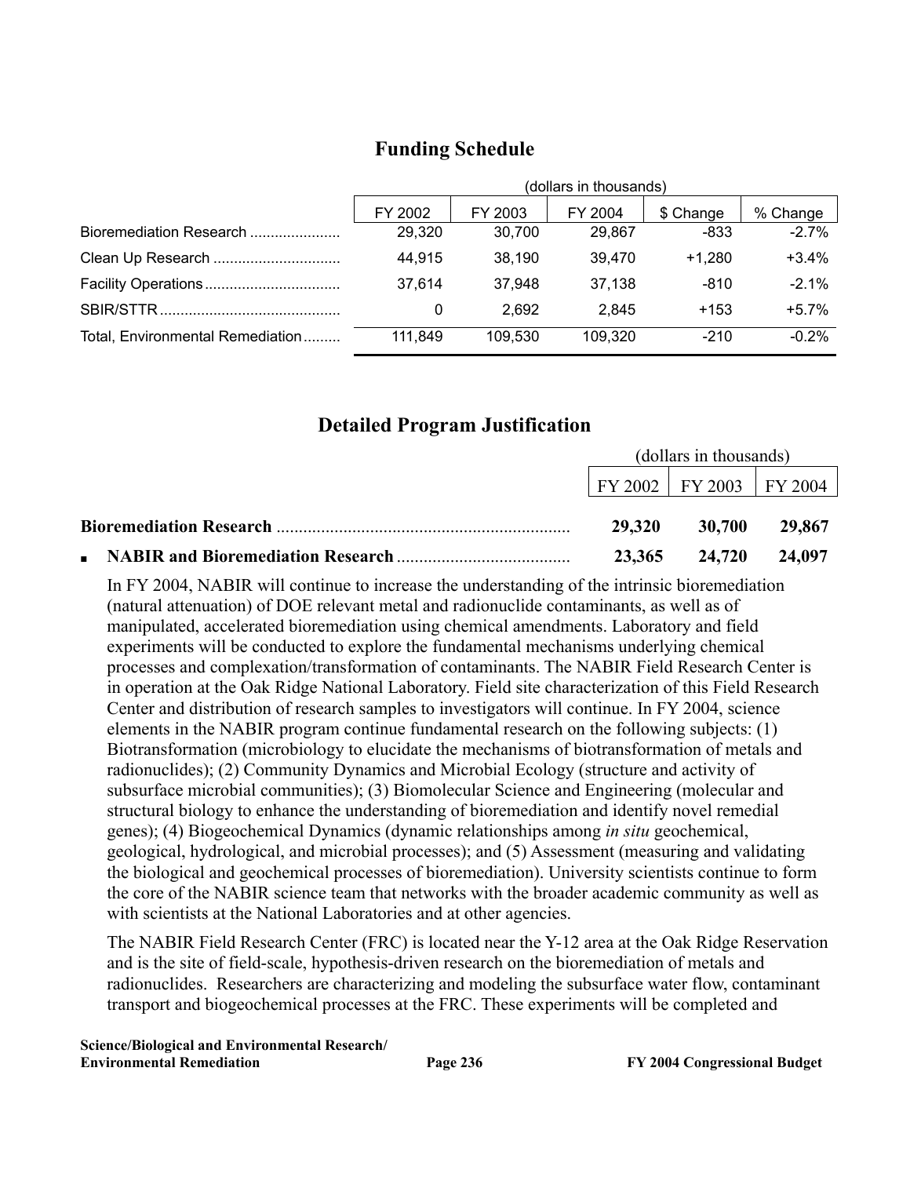## Funding Schedule

| | (dollars in thousands) | | | | |
|---|---|---|---|---|---|
| | FY 2002 | FY 2003 | FY 2004 | $ Change | % Change |
| Bioremediation Research | 29,320 | 30,700 | 29,867 | -833 | -2.7% |
| Clean Up Research | 44,915 | 38,190 | 39,470 | +1,280 | +3.4% |
| Facility Operations | 37,614 | 37,948 | 37,138 | -810 | -2.1% |
| SBIR/STTR | 0 | 2,692 | 2,845 | +153 | +5.7% |
| Total, Environmental Remediation | 111,849 | 109,530 | 109,320 | -210 | -0.2% |

## Detailed Program Justification

| | (dollars in thousands) | | |
|---|---|---|---|
| | FY 2002 | FY 2003 | FY 2004 |
| **Bioremediation Research** | **29,320** | **30,700** | **29,867** |
| ▪ **NABIR and Bioremediation Research** | **23,365** | **24,720** | **24,097** |

In FY 2004, NABIR will continue to increase the understanding of the intrinsic bioremediation (natural attenuation) of DOE relevant metal and radionuclide contaminants, as well as of manipulated, accelerated bioremediation using chemical amendments. Laboratory and field experiments will be conducted to explore the fundamental mechanisms underlying chemical processes and complexation/transformation of contaminants. The NABIR Field Research Center is in operation at the Oak Ridge National Laboratory. Field site characterization of this Field Research Center and distribution of research samples to investigators will continue. In FY 2004, science elements in the NABIR program continue fundamental research on the following subjects: (1) Biotransformation (microbiology to elucidate the mechanisms of biotransformation of metals and radionuclides); (2) Community Dynamics and Microbial Ecology (structure and activity of subsurface microbial communities); (3) Biomolecular Science and Engineering (molecular and structural biology to enhance the understanding of bioremediation and identify novel remedial genes); (4) Biogeochemical Dynamics (dynamic relationships among *in situ* geochemical, geological, hydrological, and microbial processes); and (5) Assessment (measuring and validating the biological and geochemical processes of bioremediation). University scientists continue to form the core of the NABIR science team that networks with the broader academic community as well as with scientists at the National Laboratories and at other agencies.

The NABIR Field Research Center (FRC) is located near the Y-12 area at the Oak Ridge Reservation and is the site of field-scale, hypothesis-driven research on the bioremediation of metals and radionuclides. Researchers are characterizing and modeling the subsurface water flow, contaminant transport and biogeochemical processes at the FRC. These experiments will be completed and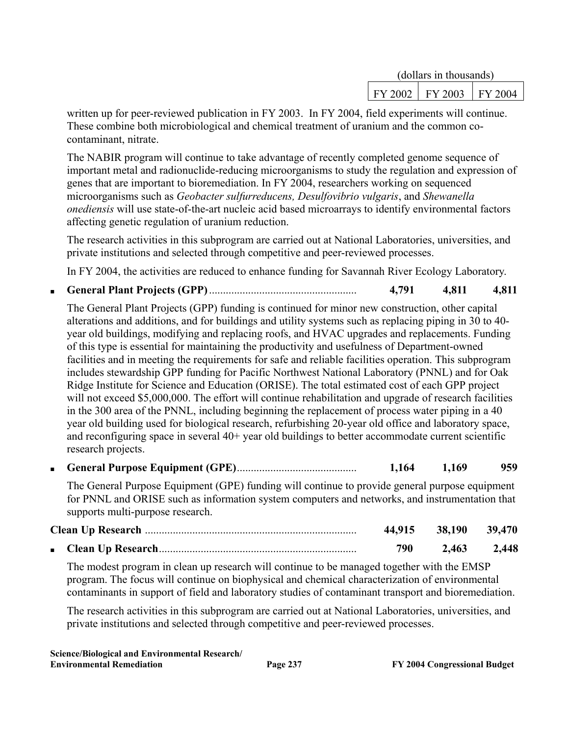| | FY 2002 | FY 2003 | FY 2004 |
|---|---|---|---|
| | (dollars in thousands) | | |

written up for peer-reviewed publication in FY 2003. In FY 2004, field experiments will continue. These combine both microbiological and chemical treatment of uranium and the common co-contaminant, nitrate.

The NABIR program will continue to take advantage of recently completed genome sequence of important metal and radionuclide-reducing microorganisms to study the regulation and expression of genes that are important to bioremediation. In FY 2004, researchers working on sequenced microorganisms such as *Geobacter sulfurreducens, Desulfovibrio vulgaris*, and *Shewanella onediensis* will use state-of-the-art nucleic acid based microarrays to identify environmental factors affecting genetic regulation of uranium reduction.

The research activities in this subprogram are carried out at National Laboratories, universities, and private institutions and selected through competitive and peer-reviewed processes.

In FY 2004, the activities are reduced to enhance funding for Savannah River Ecology Laboratory.

| | FY 2002 | FY 2003 | FY 2004 |
|---|---|---|---|
| ▪ **General Plant Projects (GPP)** | **4,791** | **4,811** | **4,811** |

The General Plant Projects (GPP) funding is continued for minor new construction, other capital alterations and additions, and for buildings and utility systems such as replacing piping in 30 to 40-year old buildings, modifying and replacing roofs, and HVAC upgrades and replacements. Funding of this type is essential for maintaining the productivity and usefulness of Department-owned facilities and in meeting the requirements for safe and reliable facilities operation. This subprogram includes stewardship GPP funding for Pacific Northwest National Laboratory (PNNL) and for Oak Ridge Institute for Science and Education (ORISE). The total estimated cost of each GPP project will not exceed $5,000,000. The effort will continue rehabilitation and upgrade of research facilities in the 300 area of the PNNL, including beginning the replacement of process water piping in a 40 year old building used for biological research, refurbishing 20-year old office and laboratory space, and reconfiguring space in several 40+ year old buildings to better accommodate current scientific research projects.

| | FY 2002 | FY 2003 | FY 2004 |
|---|---|---|---|
| ▪ **General Purpose Equipment (GPE)** | **1,164** | **1,169** | **959** |

The General Purpose Equipment (GPE) funding will continue to provide general purpose equipment for PNNL and ORISE such as information system computers and networks, and instrumentation that supports multi-purpose research.

| | FY 2002 | FY 2003 | FY 2004 |
|---|---|---|---|
| **Clean Up Research** | **44,915** | **38,190** | **39,470** |
| ▪ **Clean Up Research** | **790** | **2,463** | **2,448** |

The modest program in clean up research will continue to be managed together with the EMSP program. The focus will continue on biophysical and chemical characterization of environmental contaminants in support of field and laboratory studies of contaminant transport and bioremediation.

The research activities in this subprogram are carried out at National Laboratories, universities, and private institutions and selected through competitive and peer-reviewed processes.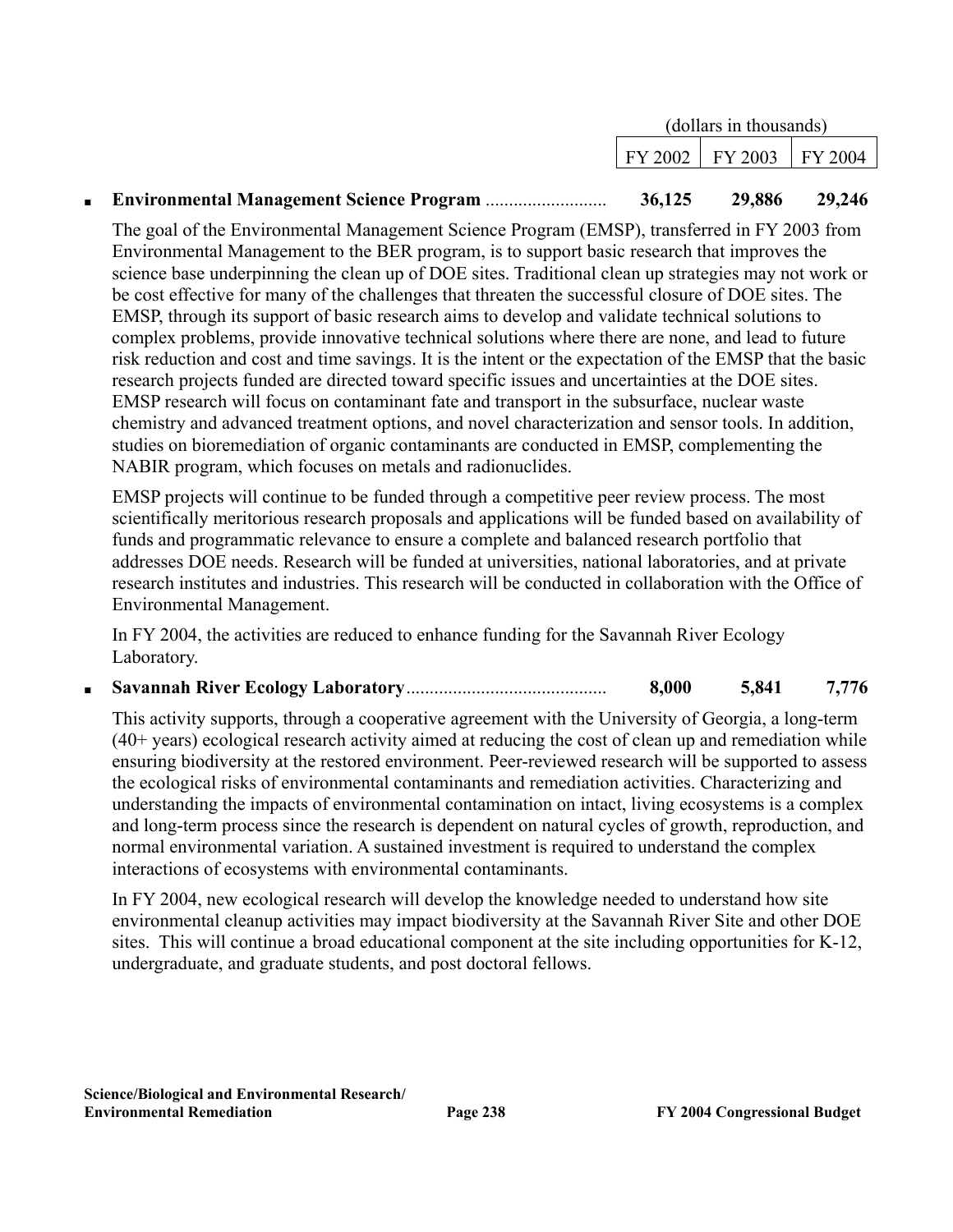| | (dollars in thousands) | | |
|---|---|---|---|
| | FY 2002 | FY 2003 | FY 2004 |
| ▪ **Environmental Management Science Program** | **36,125** | **29,886** | **29,246** |

The goal of the Environmental Management Science Program (EMSP), transferred in FY 2003 from Environmental Management to the BER program, is to support basic research that improves the science base underpinning the clean up of DOE sites. Traditional clean up strategies may not work or be cost effective for many of the challenges that threaten the successful closure of DOE sites. The EMSP, through its support of basic research aims to develop and validate technical solutions to complex problems, provide innovative technical solutions where there are none, and lead to future risk reduction and cost and time savings. It is the intent or the expectation of the EMSP that the basic research projects funded are directed toward specific issues and uncertainties at the DOE sites. EMSP research will focus on contaminant fate and transport in the subsurface, nuclear waste chemistry and advanced treatment options, and novel characterization and sensor tools. In addition, studies on bioremediation of organic contaminants are conducted in EMSP, complementing the NABIR program, which focuses on metals and radionuclides.

EMSP projects will continue to be funded through a competitive peer review process. The most scientifically meritorious research proposals and applications will be funded based on availability of funds and programmatic relevance to ensure a complete and balanced research portfolio that addresses DOE needs. Research will be funded at universities, national laboratories, and at private research institutes and industries. This research will be conducted in collaboration with the Office of Environmental Management.

In FY 2004, the activities are reduced to enhance funding for the Savannah River Ecology Laboratory.

| | FY 2002 | FY 2003 | FY 2004 |
|---|---|---|---|
| ▪ **Savannah River Ecology Laboratory** | **8,000** | **5,841** | **7,776** |

This activity supports, through a cooperative agreement with the University of Georgia, a long-term (40+ years) ecological research activity aimed at reducing the cost of clean up and remediation while ensuring biodiversity at the restored environment. Peer-reviewed research will be supported to assess the ecological risks of environmental contaminants and remediation activities. Characterizing and understanding the impacts of environmental contamination on intact, living ecosystems is a complex and long-term process since the research is dependent on natural cycles of growth, reproduction, and normal environmental variation. A sustained investment is required to understand the complex interactions of ecosystems with environmental contaminants.

In FY 2004, new ecological research will develop the knowledge needed to understand how site environmental cleanup activities may impact biodiversity at the Savannah River Site and other DOE sites. This will continue a broad educational component at the site including opportunities for K-12, undergraduate, and graduate students, and post doctoral fellows.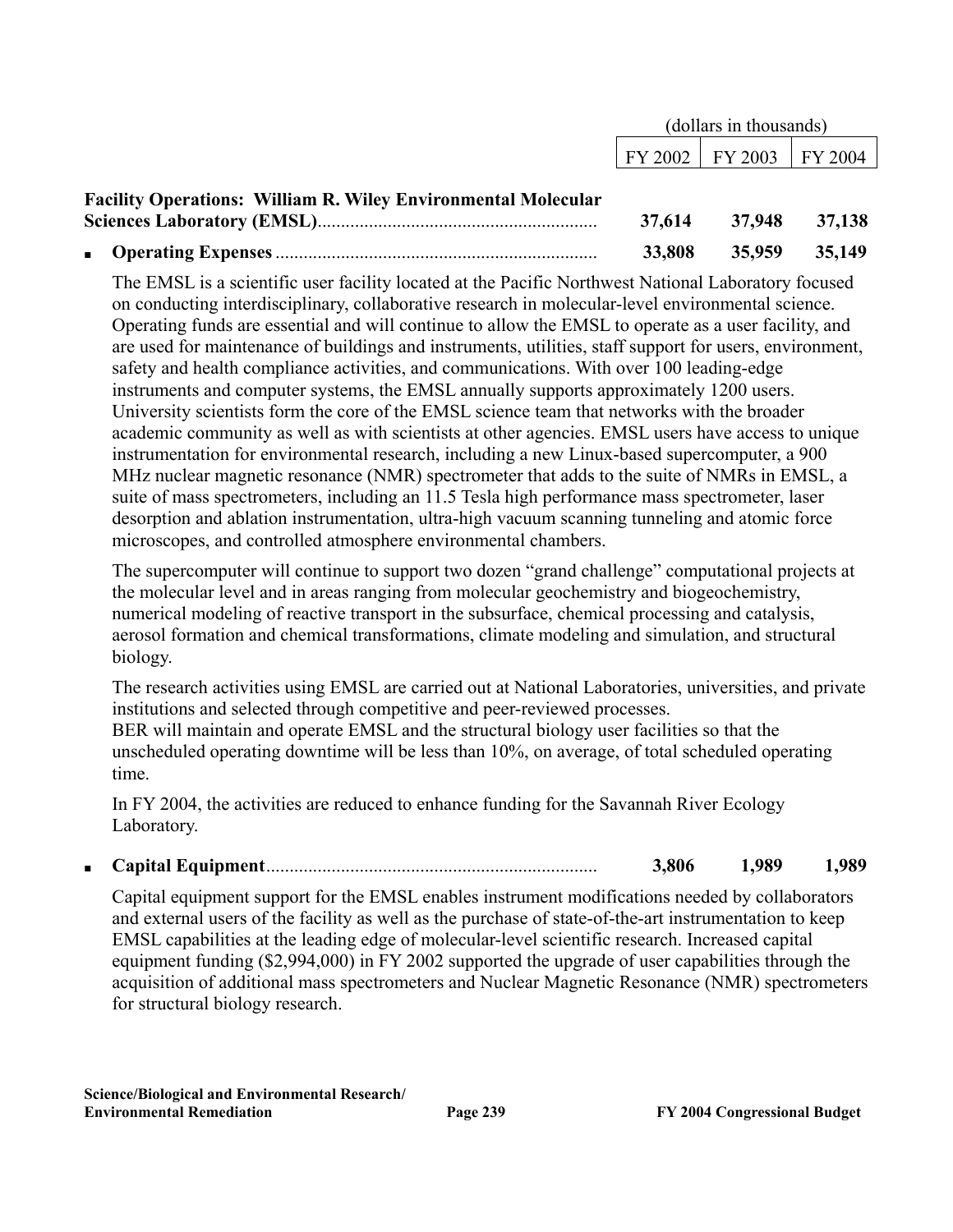| | (dollars in thousands) | | |
|---|---|---|---|
| | FY 2002 | FY 2003 | FY 2004 |
| **Facility Operations: William R. Wiley Environmental Molecular Sciences Laboratory (EMSL)** | **37,614** | **37,948** | **37,138** |
| ▪ **Operating Expenses** | **33,808** | **35,959** | **35,149** |

The EMSL is a scientific user facility located at the Pacific Northwest National Laboratory focused on conducting interdisciplinary, collaborative research in molecular-level environmental science. Operating funds are essential and will continue to allow the EMSL to operate as a user facility, and are used for maintenance of buildings and instruments, utilities, staff support for users, environment, safety and health compliance activities, and communications. With over 100 leading-edge instruments and computer systems, the EMSL annually supports approximately 1200 users. University scientists form the core of the EMSL science team that networks with the broader academic community as well as with scientists at other agencies. EMSL users have access to unique instrumentation for environmental research, including a new Linux-based supercomputer, a 900 MHz nuclear magnetic resonance (NMR) spectrometer that adds to the suite of NMRs in EMSL, a suite of mass spectrometers, including an 11.5 Tesla high performance mass spectrometer, laser desorption and ablation instrumentation, ultra-high vacuum scanning tunneling and atomic force microscopes, and controlled atmosphere environmental chambers.

The supercomputer will continue to support two dozen "grand challenge" computational projects at the molecular level and in areas ranging from molecular geochemistry and biogeochemistry, numerical modeling of reactive transport in the subsurface, chemical processing and catalysis, aerosol formation and chemical transformations, climate modeling and simulation, and structural biology.

The research activities using EMSL are carried out at National Laboratories, universities, and private institutions and selected through competitive and peer-reviewed processes.
BER will maintain and operate EMSL and the structural biology user facilities so that the unscheduled operating downtime will be less than 10%, on average, of total scheduled operating time.

In FY 2004, the activities are reduced to enhance funding for the Savannah River Ecology Laboratory.

| | FY 2002 | FY 2003 | FY 2004 |
|---|---|---|---|
| ▪ **Capital Equipment** | **3,806** | **1,989** | **1,989** |

Capital equipment support for the EMSL enables instrument modifications needed by collaborators and external users of the facility as well as the purchase of state-of-the-art instrumentation to keep EMSL capabilities at the leading edge of molecular-level scientific research. Increased capital equipment funding ($2,994,000) in FY 2002 supported the upgrade of user capabilities through the acquisition of additional mass spectrometers and Nuclear Magnetic Resonance (NMR) spectrometers for structural biology research.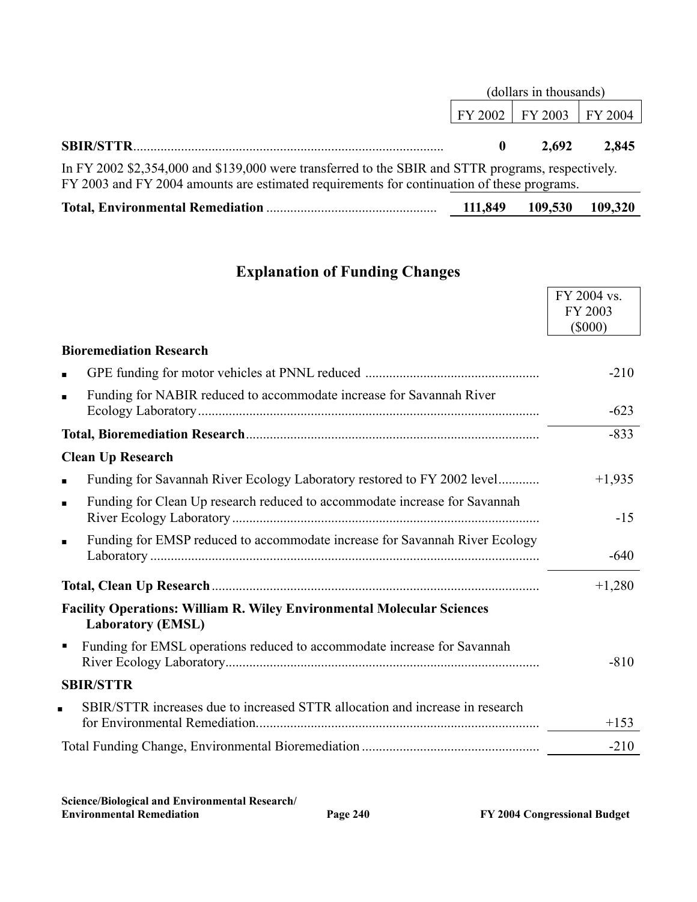| | (dollars in thousands) | | |
|---|---|---|---|
| | FY 2002 | FY 2003 | FY 2004 |
| **SBIR/STTR** | **0** | **2,692** | **2,845** |

In FY 2002 $2,354,000 and $139,000 were transferred to the SBIR and STTR programs, respectively. FY 2003 and FY 2004 amounts are estimated requirements for continuation of these programs.

| | FY 2002 | FY 2003 | FY 2004 |
|---|---|---|---|
| **Total, Environmental Remediation** | **111,849** | **109,530** | **109,320** |

## Explanation of Funding Changes

| | FY 2004 vs. FY 2003 ($000) |
|---|---|
| **Bioremediation Research** | |
| ▪ GPE funding for motor vehicles at PNNL reduced | -210 |
| ▪ Funding for NABIR reduced to accommodate increase for Savannah River Ecology Laboratory | -623 |
| **Total, Bioremediation Research** | -833 |
| **Clean Up Research** | |
| ▪ Funding for Savannah River Ecology Laboratory restored to FY 2002 level | +1,935 |
| ▪ Funding for Clean Up research reduced to accommodate increase for Savannah River Ecology Laboratory | -15 |
| ▪ Funding for EMSP reduced to accommodate increase for Savannah River Ecology Laboratory | -640 |
| **Total, Clean Up Research** | +1,280 |
| **Facility Operations: William R. Wiley Environmental Molecular Sciences Laboratory (EMSL)** | |
| ▪ Funding for EMSL operations reduced to accommodate increase for Savannah River Ecology Laboratory | -810 |
| **SBIR/STTR** | |
| ▪ SBIR/STTR increases due to increased STTR allocation and increase in research for Environmental Remediation | +153 |
| Total Funding Change, Environmental Bioremediation | -210 |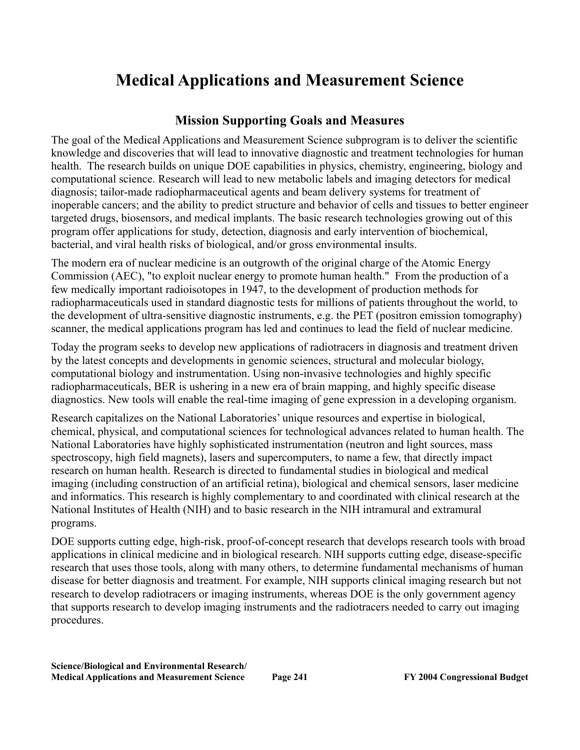# Medical Applications and Measurement Science

## Mission Supporting Goals and Measures

The goal of the Medical Applications and Measurement Science subprogram is to deliver the scientific knowledge and discoveries that will lead to innovative diagnostic and treatment technologies for human health. The research builds on unique DOE capabilities in physics, chemistry, engineering, biology and computational science. Research will lead to new metabolic labels and imaging detectors for medical diagnosis; tailor-made radiopharmaceutical agents and beam delivery systems for treatment of inoperable cancers; and the ability to predict structure and behavior of cells and tissues to better engineer targeted drugs, biosensors, and medical implants. The basic research technologies growing out of this program offer applications for study, detection, diagnosis and early intervention of biochemical, bacterial, and viral health risks of biological, and/or gross environmental insults.

The modern era of nuclear medicine is an outgrowth of the original charge of the Atomic Energy Commission (AEC), "to exploit nuclear energy to promote human health." From the production of a few medically important radioisotopes in 1947, to the development of production methods for radiopharmaceuticals used in standard diagnostic tests for millions of patients throughout the world, to the development of ultra-sensitive diagnostic instruments, e.g. the PET (positron emission tomography) scanner, the medical applications program has led and continues to lead the field of nuclear medicine.

Today the program seeks to develop new applications of radiotracers in diagnosis and treatment driven by the latest concepts and developments in genomic sciences, structural and molecular biology, computational biology and instrumentation. Using non-invasive technologies and highly specific radiopharmaceuticals, BER is ushering in a new era of brain mapping, and highly specific disease diagnostics. New tools will enable the real-time imaging of gene expression in a developing organism.

Research capitalizes on the National Laboratories' unique resources and expertise in biological, chemical, physical, and computational sciences for technological advances related to human health. The National Laboratories have highly sophisticated instrumentation (neutron and light sources, mass spectroscopy, high field magnets), lasers and supercomputers, to name a few, that directly impact research on human health. Research is directed to fundamental studies in biological and medical imaging (including construction of an artificial retina), biological and chemical sensors, laser medicine and informatics. This research is highly complementary to and coordinated with clinical research at the National Institutes of Health (NIH) and to basic research in the NIH intramural and extramural programs.

DOE supports cutting edge, high-risk, proof-of-concept research that develops research tools with broad applications in clinical medicine and in biological research. NIH supports cutting edge, disease-specific research that uses those tools, along with many others, to determine fundamental mechanisms of human disease for better diagnosis and treatment. For example, NIH supports clinical imaging research but not research to develop radiotracers or imaging instruments, whereas DOE is the only government agency that supports research to develop imaging instruments and the radiotracers needed to carry out imaging procedures.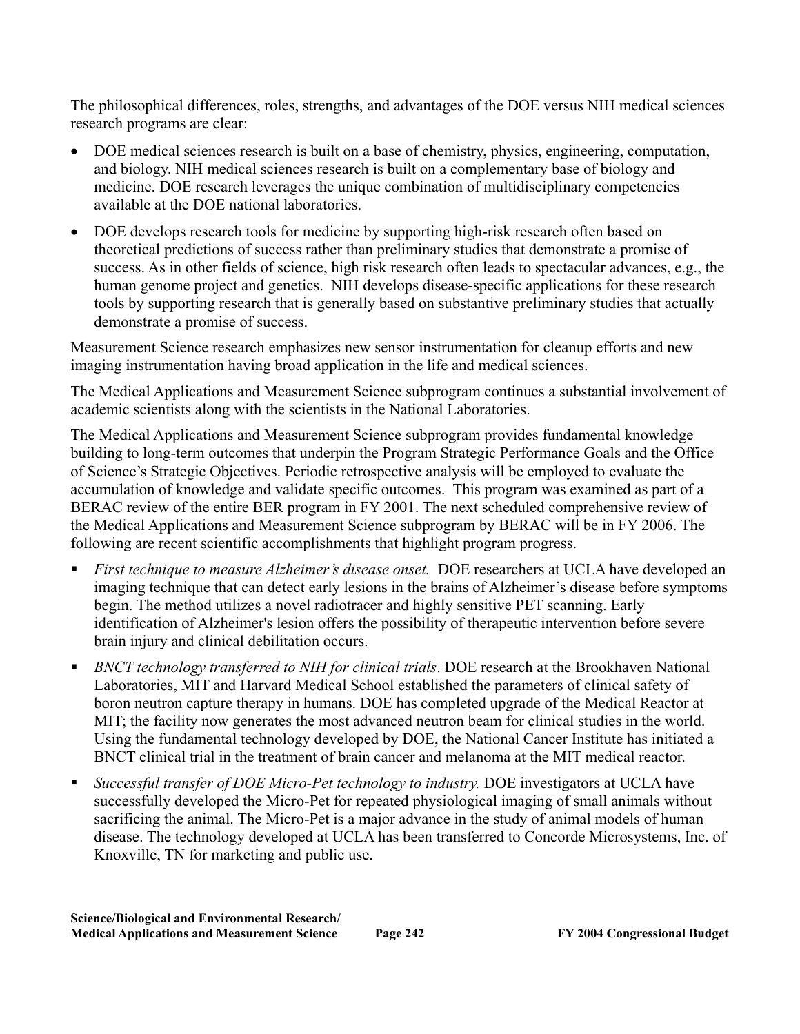The philosophical differences, roles, strengths, and advantages of the DOE versus NIH medical sciences research programs are clear:

- DOE medical sciences research is built on a base of chemistry, physics, engineering, computation, and biology. NIH medical sciences research is built on a complementary base of biology and medicine. DOE research leverages the unique combination of multidisciplinary competencies available at the DOE national laboratories.
- DOE develops research tools for medicine by supporting high-risk research often based on theoretical predictions of success rather than preliminary studies that demonstrate a promise of success. As in other fields of science, high risk research often leads to spectacular advances, e.g., the human genome project and genetics. NIH develops disease-specific applications for these research tools by supporting research that is generally based on substantive preliminary studies that actually demonstrate a promise of success.

Measurement Science research emphasizes new sensor instrumentation for cleanup efforts and new imaging instrumentation having broad application in the life and medical sciences.

The Medical Applications and Measurement Science subprogram continues a substantial involvement of academic scientists along with the scientists in the National Laboratories.

The Medical Applications and Measurement Science subprogram provides fundamental knowledge building to long-term outcomes that underpin the Program Strategic Performance Goals and the Office of Science's Strategic Objectives. Periodic retrospective analysis will be employed to evaluate the accumulation of knowledge and validate specific outcomes. This program was examined as part of a BERAC review of the entire BER program in FY 2001. The next scheduled comprehensive review of the Medical Applications and Measurement Science subprogram by BERAC will be in FY 2006. The following are recent scientific accomplishments that highlight program progress.

- *First technique to measure Alzheimer's disease onset.* DOE researchers at UCLA have developed an imaging technique that can detect early lesions in the brains of Alzheimer's disease before symptoms begin. The method utilizes a novel radiotracer and highly sensitive PET scanning. Early identification of Alzheimer's lesion offers the possibility of therapeutic intervention before severe brain injury and clinical debilitation occurs.
- *BNCT technology transferred to NIH for clinical trials*. DOE research at the Brookhaven National Laboratories, MIT and Harvard Medical School established the parameters of clinical safety of boron neutron capture therapy in humans. DOE has completed upgrade of the Medical Reactor at MIT; the facility now generates the most advanced neutron beam for clinical studies in the world. Using the fundamental technology developed by DOE, the National Cancer Institute has initiated a BNCT clinical trial in the treatment of brain cancer and melanoma at the MIT medical reactor.
- *Successful transfer of DOE Micro-Pet technology to industry.* DOE investigators at UCLA have successfully developed the Micro-Pet for repeated physiological imaging of small animals without sacrificing the animal. The Micro-Pet is a major advance in the study of animal models of human disease. The technology developed at UCLA has been transferred to Concorde Microsystems, Inc. of Knoxville, TN for marketing and public use.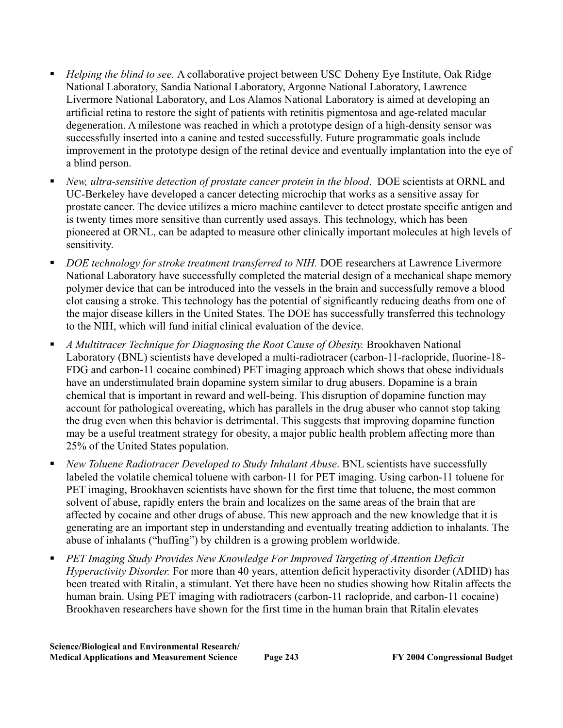- *Helping the blind to see.* A collaborative project between USC Doheny Eye Institute, Oak Ridge National Laboratory, Sandia National Laboratory, Argonne National Laboratory, Lawrence Livermore National Laboratory, and Los Alamos National Laboratory is aimed at developing an artificial retina to restore the sight of patients with retinitis pigmentosa and age-related macular degeneration. A milestone was reached in which a prototype design of a high-density sensor was successfully inserted into a canine and tested successfully. Future programmatic goals include improvement in the prototype design of the retinal device and eventually implantation into the eye of a blind person.

- *New, ultra-sensitive detection of prostate cancer protein in the blood*. DOE scientists at ORNL and UC-Berkeley have developed a cancer detecting microchip that works as a sensitive assay for prostate cancer. The device utilizes a micro machine cantilever to detect prostate specific antigen and is twenty times more sensitive than currently used assays. This technology, which has been pioneered at ORNL, can be adapted to measure other clinically important molecules at high levels of sensitivity.

- *DOE technology for stroke treatment transferred to NIH.* DOE researchers at Lawrence Livermore National Laboratory have successfully completed the material design of a mechanical shape memory polymer device that can be introduced into the vessels in the brain and successfully remove a blood clot causing a stroke. This technology has the potential of significantly reducing deaths from one of the major disease killers in the United States. The DOE has successfully transferred this technology to the NIH, which will fund initial clinical evaluation of the device.

- *A Multitracer Technique for Diagnosing the Root Cause of Obesity.* Brookhaven National Laboratory (BNL) scientists have developed a multi-radiotracer (carbon-11-raclopride, fluorine-18-FDG and carbon-11 cocaine combined) PET imaging approach which shows that obese individuals have an understimulated brain dopamine system similar to drug abusers. Dopamine is a brain chemical that is important in reward and well-being. This disruption of dopamine function may account for pathological overeating, which has parallels in the drug abuser who cannot stop taking the drug even when this behavior is detrimental. This suggests that improving dopamine function may be a useful treatment strategy for obesity, a major public health problem affecting more than 25% of the United States population.

- *New Toluene Radiotracer Developed to Study Inhalant Abuse*. BNL scientists have successfully labeled the volatile chemical toluene with carbon-11 for PET imaging. Using carbon-11 toluene for PET imaging, Brookhaven scientists have shown for the first time that toluene, the most common solvent of abuse, rapidly enters the brain and localizes on the same areas of the brain that are affected by cocaine and other drugs of abuse. This new approach and the new knowledge that it is generating are an important step in understanding and eventually treating addiction to inhalants. The abuse of inhalants ("huffing") by children is a growing problem worldwide.

- *PET Imaging Study Provides New Knowledge For Improved Targeting of Attention Deficit Hyperactivity Disorder.* For more than 40 years, attention deficit hyperactivity disorder (ADHD) has been treated with Ritalin, a stimulant. Yet there have been no studies showing how Ritalin affects the human brain. Using PET imaging with radiotracers (carbon-11 raclopride, and carbon-11 cocaine) Brookhaven researchers have shown for the first time in the human brain that Ritalin elevates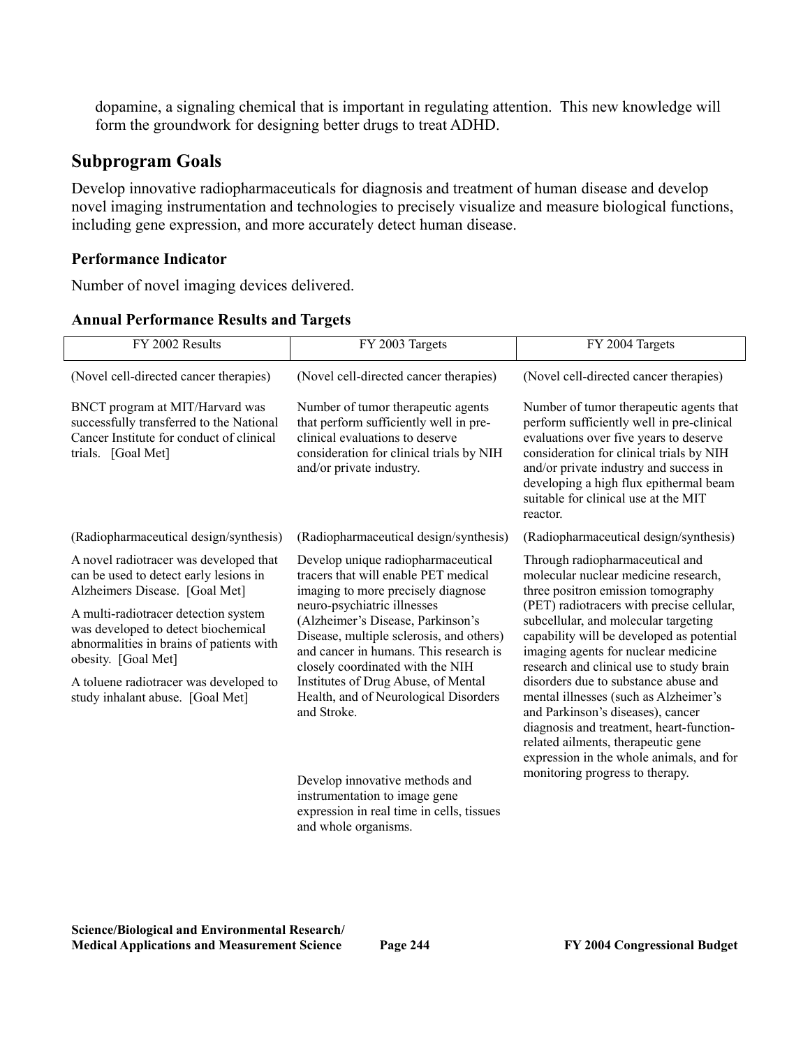dopamine, a signaling chemical that is important in regulating attention. This new knowledge will form the groundwork for designing better drugs to treat ADHD.

## Subprogram Goals

Develop innovative radiopharmaceuticals for diagnosis and treatment of human disease and develop novel imaging instrumentation and technologies to precisely visualize and measure biological functions, including gene expression, and more accurately detect human disease.

### Performance Indicator

Number of novel imaging devices delivered.

### Annual Performance Results and Targets

| FY 2002 Results | FY 2003 Targets | FY 2004 Targets |
|---|---|---|
| (Novel cell-directed cancer therapies) | (Novel cell-directed cancer therapies) | (Novel cell-directed cancer therapies) |
| BNCT program at MIT/Harvard was successfully transferred to the National Cancer Institute for conduct of clinical trials. [Goal Met] | Number of tumor therapeutic agents that perform sufficiently well in pre-clinical evaluations to deserve consideration for clinical trials by NIH and/or private industry. | Number of tumor therapeutic agents that perform sufficiently well in pre-clinical evaluations over five years to deserve consideration for clinical trials by NIH and/or private industry and success in developing a high flux epithermal beam suitable for clinical use at the MIT reactor. |
| (Radiopharmaceutical design/synthesis) | (Radiopharmaceutical design/synthesis) | (Radiopharmaceutical design/synthesis) |
| A novel radiotracer was developed that can be used to detect early lesions in Alzheimers Disease. [Goal Met]<br><br>A multi-radiotracer detection system was developed to detect biochemical abnormalities in brains of patients with obesity. [Goal Met]<br><br>A toluene radiotracer was developed to study inhalant abuse. [Goal Met] | Develop unique radiopharmaceutical tracers that will enable PET medical imaging to more precisely diagnose neuro-psychiatric illnesses (Alzheimer's Disease, Parkinson's Disease, multiple sclerosis, and others) and cancer in humans. This research is closely coordinated with the NIH Institutes of Drug Abuse, of Mental Health, and of Neurological Disorders and Stroke.<br><br>Develop innovative methods and instrumentation to image gene expression in real time in cells, tissues and whole organisms. | Through radiopharmaceutical and molecular nuclear medicine research, three positron emission tomography (PET) radiotracers with precise cellular, subcellular, and molecular targeting capability will be developed as potential imaging agents for nuclear medicine research and clinical use to study brain disorders due to substance abuse and mental illnesses (such as Alzheimer's and Parkinson's diseases), cancer diagnosis and treatment, heart-function-related ailments, therapeutic gene expression in the whole animals, and for monitoring progress to therapy. |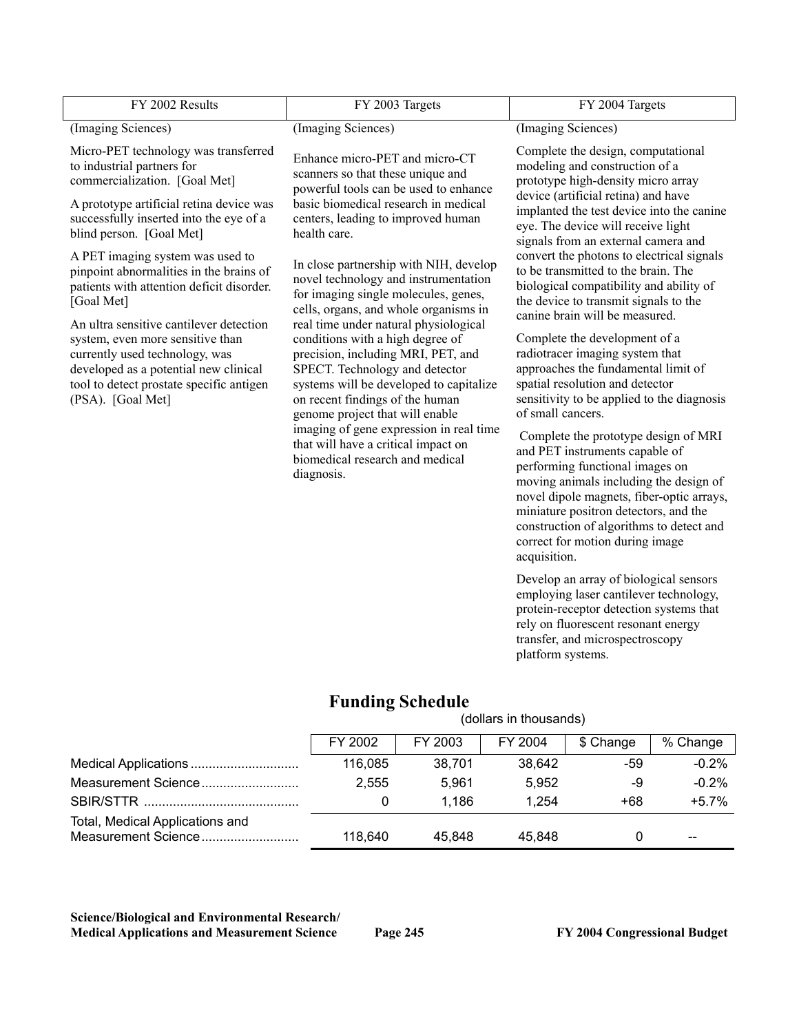| FY 2002 Results | FY 2003 Targets | FY 2004 Targets |
|---|---|---|
| (Imaging Sciences)<br><br>Micro-PET technology was transferred to industrial partners for commercialization. [Goal Met]<br><br>A prototype artificial retina device was successfully inserted into the eye of a blind person. [Goal Met]<br><br>A PET imaging system was used to pinpoint abnormalities in the brains of patients with attention deficit disorder. [Goal Met]<br><br>An ultra sensitive cantilever detection system, even more sensitive than currently used technology, was developed as a potential new clinical tool to detect prostate specific antigen (PSA). [Goal Met] | (Imaging Sciences)<br><br>Enhance micro-PET and micro-CT scanners so that these unique and powerful tools can be used to enhance basic biomedical research in medical centers, leading to improved human health care.<br><br>In close partnership with NIH, develop novel technology and instrumentation for imaging single molecules, genes, cells, organs, and whole organisms in real time under natural physiological conditions with a high degree of precision, including MRI, PET, and SPECT. Technology and detector systems will be developed to capitalize on recent findings of the human genome project that will enable imaging of gene expression in real time that will have a critical impact on biomedical research and medical diagnosis. | (Imaging Sciences)<br><br>Complete the design, computational modeling and construction of a prototype high-density micro array device (artificial retina) and have implanted the test device into the canine eye. The device will receive light signals from an external camera and convert the photons to electrical signals to be transmitted to the brain. The biological compatibility and ability of the device to transmit signals to the canine brain will be measured.<br><br>Complete the development of a radiotracer imaging system that approaches the fundamental limit of spatial resolution and detector sensitivity to be applied to the diagnosis of small cancers.<br><br>Complete the prototype design of MRI and PET instruments capable of performing functional images on moving animals including the design of novel dipole magnets, fiber-optic arrays, miniature positron detectors, and the construction of algorithms to detect and correct for motion during image acquisition.<br><br>Develop an array of biological sensors employing laser cantilever technology, protein-receptor detection systems that rely on fluorescent resonant energy transfer, and microspectroscopy platform systems. |

## Funding Schedule

(dollars in thousands)

| | FY 2002 | FY 2003 | FY 2004 | $ Change | % Change |
|---|---|---|---|---|---|
| Medical Applications | 116,085 | 38,701 | 38,642 | -59 | -0.2% |
| Measurement Science | 2,555 | 5,961 | 5,952 | -9 | -0.2% |
| SBIR/STTR | 0 | 1,186 | 1,254 | +68 | +5.7% |
| Total, Medical Applications and Measurement Science | 118,640 | 45,848 | 45,848 | 0 | -- |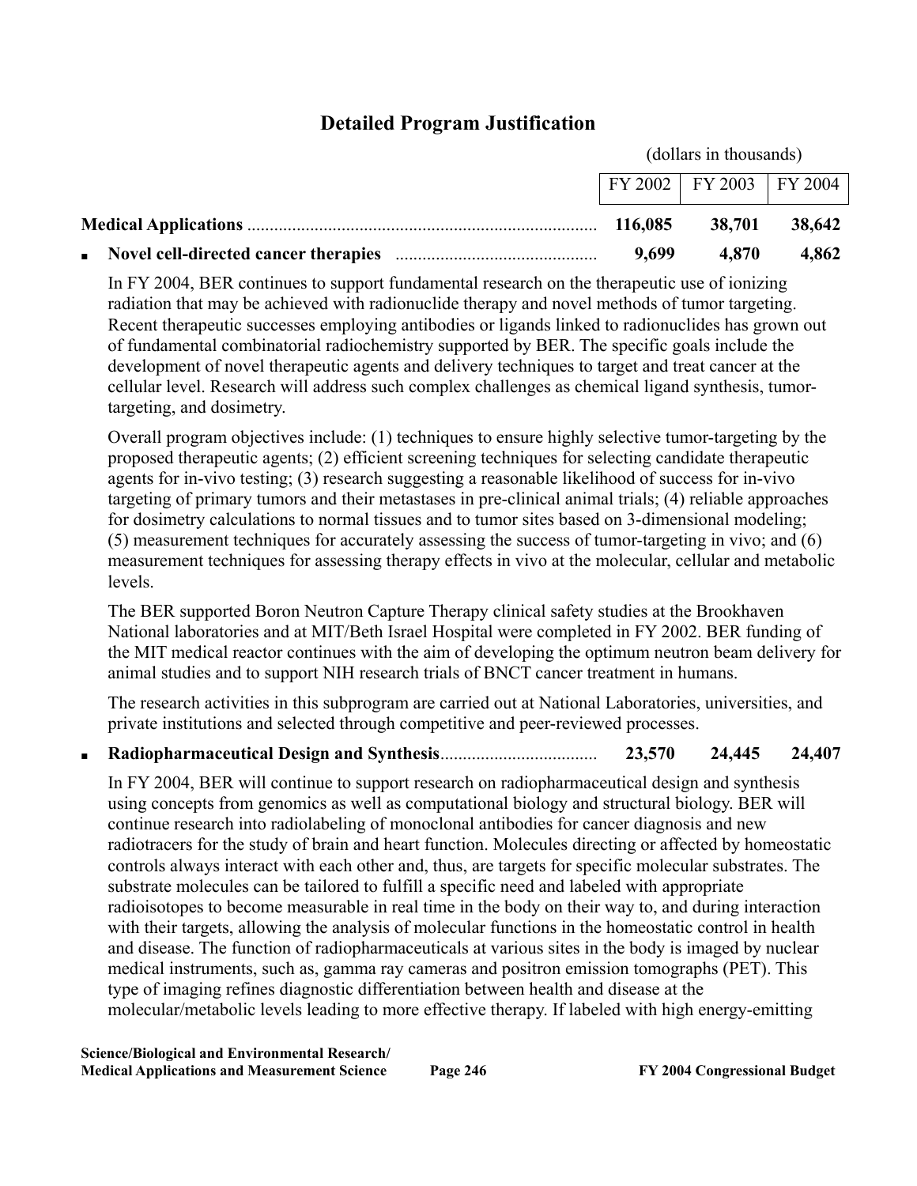## Detailed Program Justification

| | (dollars in thousands) | | |
|---|---|---|---|
| | FY 2002 | FY 2003 | FY 2004 |
| **Medical Applications** | **116,085** | **38,701** | **38,642** |
| ▪ **Novel cell-directed cancer therapies** | **9,699** | **4,870** | **4,862** |

In FY 2004, BER continues to support fundamental research on the therapeutic use of ionizing radiation that may be achieved with radionuclide therapy and novel methods of tumor targeting. Recent therapeutic successes employing antibodies or ligands linked to radionuclides has grown out of fundamental combinatorial radiochemistry supported by BER. The specific goals include the development of novel therapeutic agents and delivery techniques to target and treat cancer at the cellular level. Research will address such complex challenges as chemical ligand synthesis, tumor-targeting, and dosimetry.

Overall program objectives include: (1) techniques to ensure highly selective tumor-targeting by the proposed therapeutic agents; (2) efficient screening techniques for selecting candidate therapeutic agents for in-vivo testing; (3) research suggesting a reasonable likelihood of success for in-vivo targeting of primary tumors and their metastases in pre-clinical animal trials; (4) reliable approaches for dosimetry calculations to normal tissues and to tumor sites based on 3-dimensional modeling; (5) measurement techniques for accurately assessing the success of tumor-targeting in vivo; and (6) measurement techniques for assessing therapy effects in vivo at the molecular, cellular and metabolic levels.

The BER supported Boron Neutron Capture Therapy clinical safety studies at the Brookhaven National laboratories and at MIT/Beth Israel Hospital were completed in FY 2002. BER funding of the MIT medical reactor continues with the aim of developing the optimum neutron beam delivery for animal studies and to support NIH research trials of BNCT cancer treatment in humans.

The research activities in this subprogram are carried out at National Laboratories, universities, and private institutions and selected through competitive and peer-reviewed processes.

| | FY 2002 | FY 2003 | FY 2004 |
|---|---|---|---|
| ▪ **Radiopharmaceutical Design and Synthesis** | **23,570** | **24,445** | **24,407** |

In FY 2004, BER will continue to support research on radiopharmaceutical design and synthesis using concepts from genomics as well as computational biology and structural biology. BER will continue research into radiolabeling of monoclonal antibodies for cancer diagnosis and new radiotracers for the study of brain and heart function. Molecules directing or affected by homeostatic controls always interact with each other and, thus, are targets for specific molecular substrates. The substrate molecules can be tailored to fulfill a specific need and labeled with appropriate radioisotopes to become measurable in real time in the body on their way to, and during interaction with their targets, allowing the analysis of molecular functions in the homeostatic control in health and disease. The function of radiopharmaceuticals at various sites in the body is imaged by nuclear medical instruments, such as, gamma ray cameras and positron emission tomographs (PET). This type of imaging refines diagnostic differentiation between health and disease at the molecular/metabolic levels leading to more effective therapy. If labeled with high energy-emitting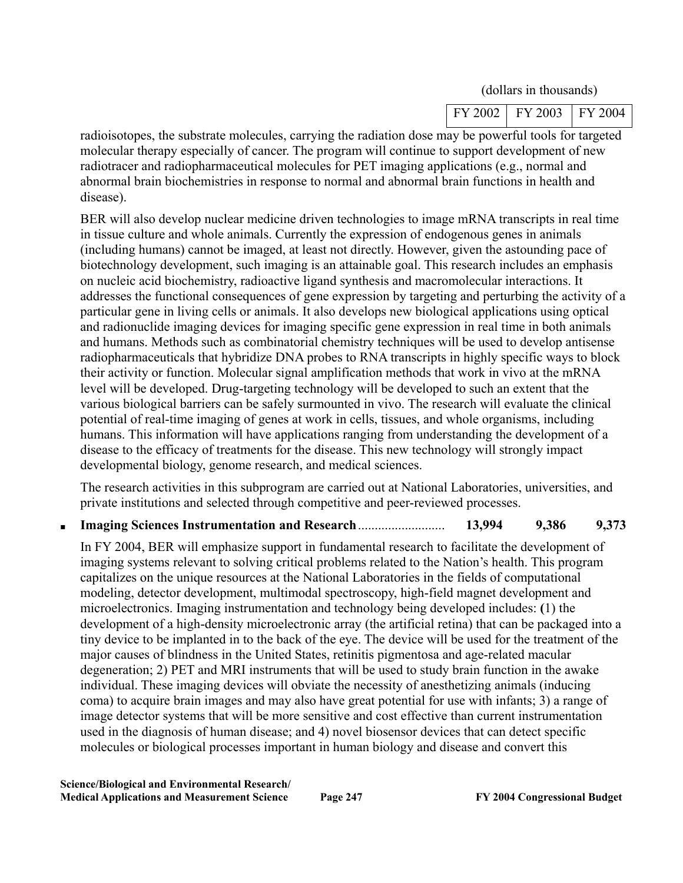(dollars in thousands)

| FY 2002 | FY 2003 | FY 2004 |
|---|---|---|

radioisotopes, the substrate molecules, carrying the radiation dose may be powerful tools for targeted molecular therapy especially of cancer. The program will continue to support development of new radiotracer and radiopharmaceutical molecules for PET imaging applications (e.g., normal and abnormal brain biochemistries in response to normal and abnormal brain functions in health and disease).

BER will also develop nuclear medicine driven technologies to image mRNA transcripts in real time in tissue culture and whole animals. Currently the expression of endogenous genes in animals (including humans) cannot be imaged, at least not directly. However, given the astounding pace of biotechnology development, such imaging is an attainable goal. This research includes an emphasis on nucleic acid biochemistry, radioactive ligand synthesis and macromolecular interactions. It addresses the functional consequences of gene expression by targeting and perturbing the activity of a particular gene in living cells or animals. It also develops new biological applications using optical and radionuclide imaging devices for imaging specific gene expression in real time in both animals and humans. Methods such as combinatorial chemistry techniques will be used to develop antisense radiopharmaceuticals that hybridize DNA probes to RNA transcripts in highly specific ways to block their activity or function. Molecular signal amplification methods that work in vivo at the mRNA level will be developed. Drug-targeting technology will be developed to such an extent that the various biological barriers can be safely surmounted in vivo. The research will evaluate the clinical potential of real-time imaging of genes at work in cells, tissues, and whole organisms, including humans. This information will have applications ranging from understanding the development of a disease to the efficacy of treatments for the disease. This new technology will strongly impact developmental biology, genome research, and medical sciences.

The research activities in this subprogram are carried out at National Laboratories, universities, and private institutions and selected through competitive and peer-reviewed processes.

- **Imaging Sciences Instrumentation and Research** .......................... **13,994** **9,386** **9,373**

In FY 2004, BER will emphasize support in fundamental research to facilitate the development of imaging systems relevant to solving critical problems related to the Nation's health. This program capitalizes on the unique resources at the National Laboratories in the fields of computational modeling, detector development, multimodal spectroscopy, high-field magnet development and microelectronics. Imaging instrumentation and technology being developed includes: **(**1) the development of a high-density microelectronic array (the artificial retina) that can be packaged into a tiny device to be implanted in to the back of the eye. The device will be used for the treatment of the major causes of blindness in the United States, retinitis pigmentosa and age-related macular degeneration; 2) PET and MRI instruments that will be used to study brain function in the awake individual. These imaging devices will obviate the necessity of anesthetizing animals (inducing coma) to acquire brain images and may also have great potential for use with infants; 3) a range of image detector systems that will be more sensitive and cost effective than current instrumentation used in the diagnosis of human disease; and 4) novel biosensor devices that can detect specific molecules or biological processes important in human biology and disease and convert this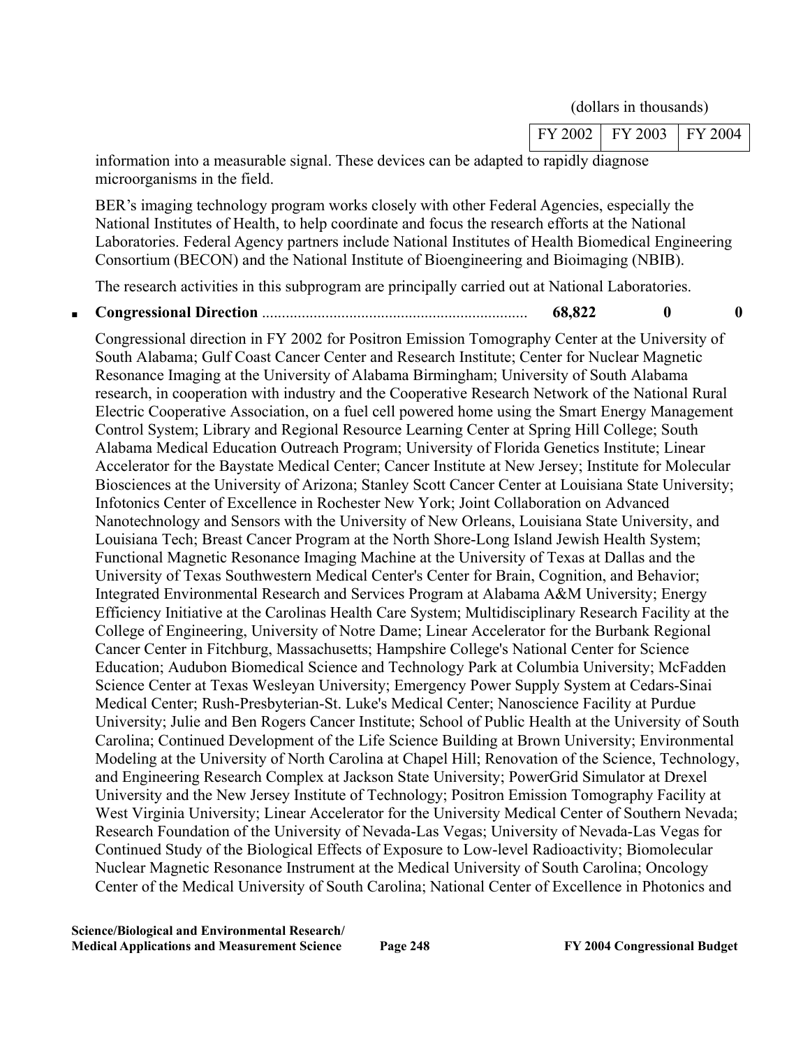| | FY 2002 | FY 2003 | FY 2004 |
|---|---|---|---|

(dollars in thousands)

information into a measurable signal. These devices can be adapted to rapidly diagnose microorganisms in the field.

BER's imaging technology program works closely with other Federal Agencies, especially the National Institutes of Health, to help coordinate and focus the research efforts at the National Laboratories. Federal Agency partners include National Institutes of Health Biomedical Engineering Consortium (BECON) and the National Institute of Bioengineering and Bioimaging (NBIB).

The research activities in this subprogram are principally carried out at National Laboratories.

| | FY 2002 | FY 2003 | FY 2004 |
|---|---|---|---|
| ■ **Congressional Direction** | **68,822** | **0** | **0** |

Congressional direction in FY 2002 for Positron Emission Tomography Center at the University of South Alabama; Gulf Coast Cancer Center and Research Institute; Center for Nuclear Magnetic Resonance Imaging at the University of Alabama Birmingham; University of South Alabama research, in cooperation with industry and the Cooperative Research Network of the National Rural Electric Cooperative Association, on a fuel cell powered home using the Smart Energy Management Control System; Library and Regional Resource Learning Center at Spring Hill College; South Alabama Medical Education Outreach Program; University of Florida Genetics Institute; Linear Accelerator for the Baystate Medical Center; Cancer Institute at New Jersey; Institute for Molecular Biosciences at the University of Arizona; Stanley Scott Cancer Center at Louisiana State University; Infotonics Center of Excellence in Rochester New York; Joint Collaboration on Advanced Nanotechnology and Sensors with the University of New Orleans, Louisiana State University, and Louisiana Tech; Breast Cancer Program at the North Shore-Long Island Jewish Health System; Functional Magnetic Resonance Imaging Machine at the University of Texas at Dallas and the University of Texas Southwestern Medical Center's Center for Brain, Cognition, and Behavior; Integrated Environmental Research and Services Program at Alabama A&M University; Energy Efficiency Initiative at the Carolinas Health Care System; Multidisciplinary Research Facility at the College of Engineering, University of Notre Dame; Linear Accelerator for the Burbank Regional Cancer Center in Fitchburg, Massachusetts; Hampshire College's National Center for Science Education; Audubon Biomedical Science and Technology Park at Columbia University; McFadden Science Center at Texas Wesleyan University; Emergency Power Supply System at Cedars-Sinai Medical Center; Rush-Presbyterian-St. Luke's Medical Center; Nanoscience Facility at Purdue University; Julie and Ben Rogers Cancer Institute; School of Public Health at the University of South Carolina; Continued Development of the Life Science Building at Brown University; Environmental Modeling at the University of North Carolina at Chapel Hill; Renovation of the Science, Technology, and Engineering Research Complex at Jackson State University; PowerGrid Simulator at Drexel University and the New Jersey Institute of Technology; Positron Emission Tomography Facility at West Virginia University; Linear Accelerator for the University Medical Center of Southern Nevada; Research Foundation of the University of Nevada-Las Vegas; University of Nevada-Las Vegas for Continued Study of the Biological Effects of Exposure to Low-level Radioactivity; Biomolecular Nuclear Magnetic Resonance Instrument at the Medical University of South Carolina; Oncology Center of the Medical University of South Carolina; National Center of Excellence in Photonics and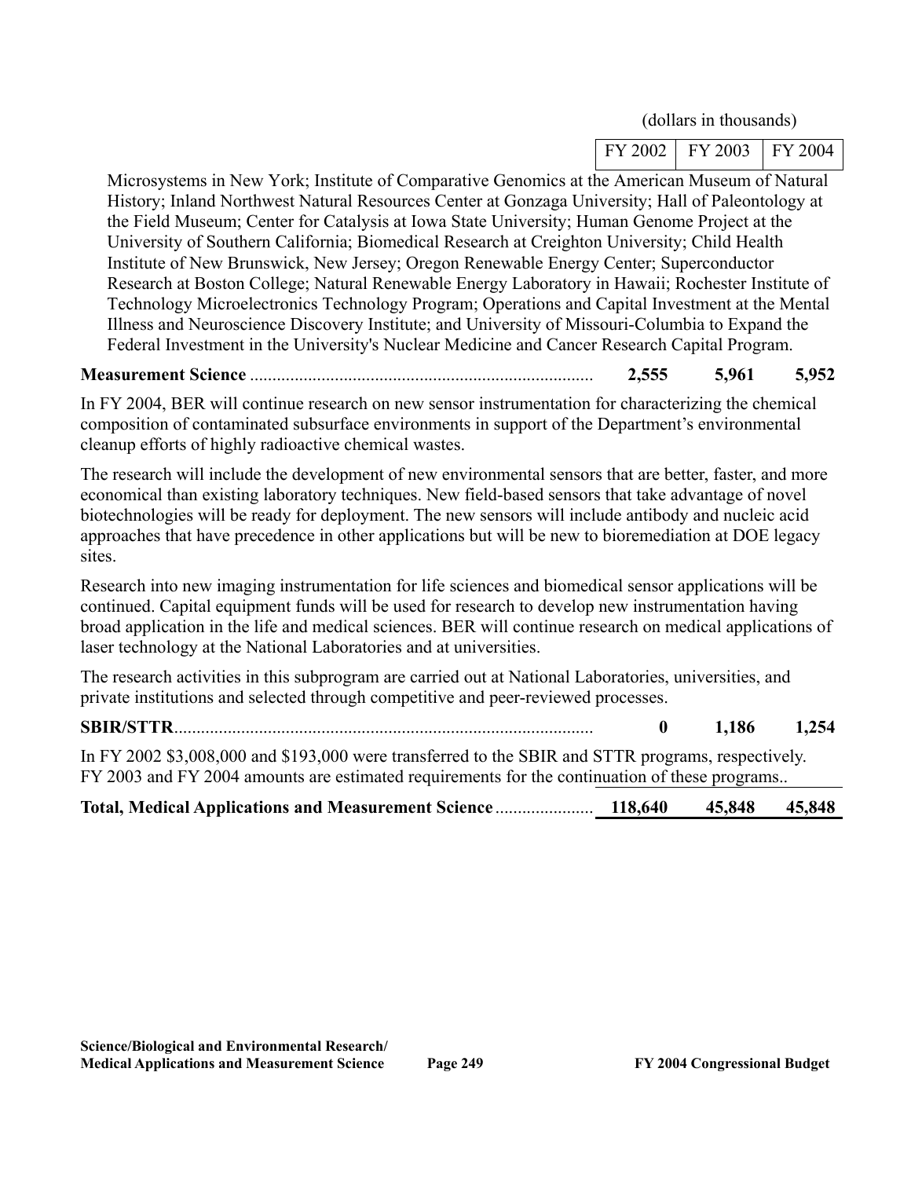(dollars in thousands)

| | FY 2002 | FY 2003 | FY 2004 |
|---|---|---|---|

Microsystems in New York; Institute of Comparative Genomics at the American Museum of Natural History; Inland Northwest Natural Resources Center at Gonzaga University; Hall of Paleontology at the Field Museum; Center for Catalysis at Iowa State University; Human Genome Project at the University of Southern California; Biomedical Research at Creighton University; Child Health Institute of New Brunswick, New Jersey; Oregon Renewable Energy Center; Superconductor Research at Boston College; Natural Renewable Energy Laboratory in Hawaii; Rochester Institute of Technology Microelectronics Technology Program; Operations and Capital Investment at the Mental Illness and Neuroscience Discovery Institute; and University of Missouri-Columbia to Expand the Federal Investment in the University's Nuclear Medicine and Cancer Research Capital Program.

| | FY 2002 | FY 2003 | FY 2004 |
|---|---|---|---|
| **Measurement Science** | **2,555** | **5,961** | **5,952** |

In FY 2004, BER will continue research on new sensor instrumentation for characterizing the chemical composition of contaminated subsurface environments in support of the Department's environmental cleanup efforts of highly radioactive chemical wastes.

The research will include the development of new environmental sensors that are better, faster, and more economical than existing laboratory techniques. New field-based sensors that take advantage of novel biotechnologies will be ready for deployment. The new sensors will include antibody and nucleic acid approaches that have precedence in other applications but will be new to bioremediation at DOE legacy sites.

Research into new imaging instrumentation for life sciences and biomedical sensor applications will be continued. Capital equipment funds will be used for research to develop new instrumentation having broad application in the life and medical sciences. BER will continue research on medical applications of laser technology at the National Laboratories and at universities.

The research activities in this subprogram are carried out at National Laboratories, universities, and private institutions and selected through competitive and peer-reviewed processes.

| | FY 2002 | FY 2003 | FY 2004 |
|---|---|---|---|
| **SBIR/STTR** | **0** | **1,186** | **1,254** |

In FY 2002 $3,008,000 and $193,000 were transferred to the SBIR and STTR programs, respectively. FY 2003 and FY 2004 amounts are estimated requirements for the continuation of these programs..

| | FY 2002 | FY 2003 | FY 2004 |
|---|---|---|---|
| **Total, Medical Applications and Measurement Science** | **118,640** | **45,848** | **45,848** |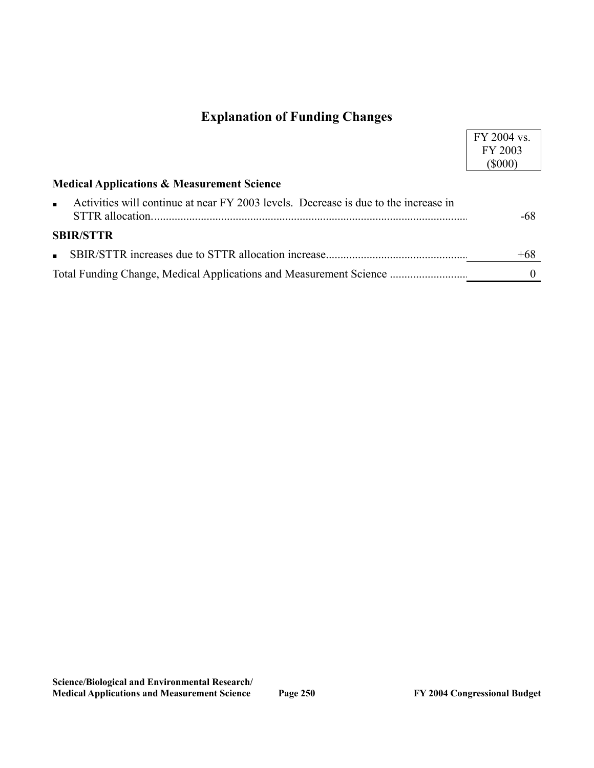## Explanation of Funding Changes

| | FY 2004 vs. FY 2003 ($000) |
|---|---|
| **Medical Applications & Measurement Science** | |
| ▪ Activities will continue at near FY 2003 levels. Decrease is due to the increase in STTR allocation. | -68 |
| **SBIR/STTR** | |
| ▪ SBIR/STTR increases due to STTR allocation increase | +68 |
| Total Funding Change, Medical Applications and Measurement Science | 0 |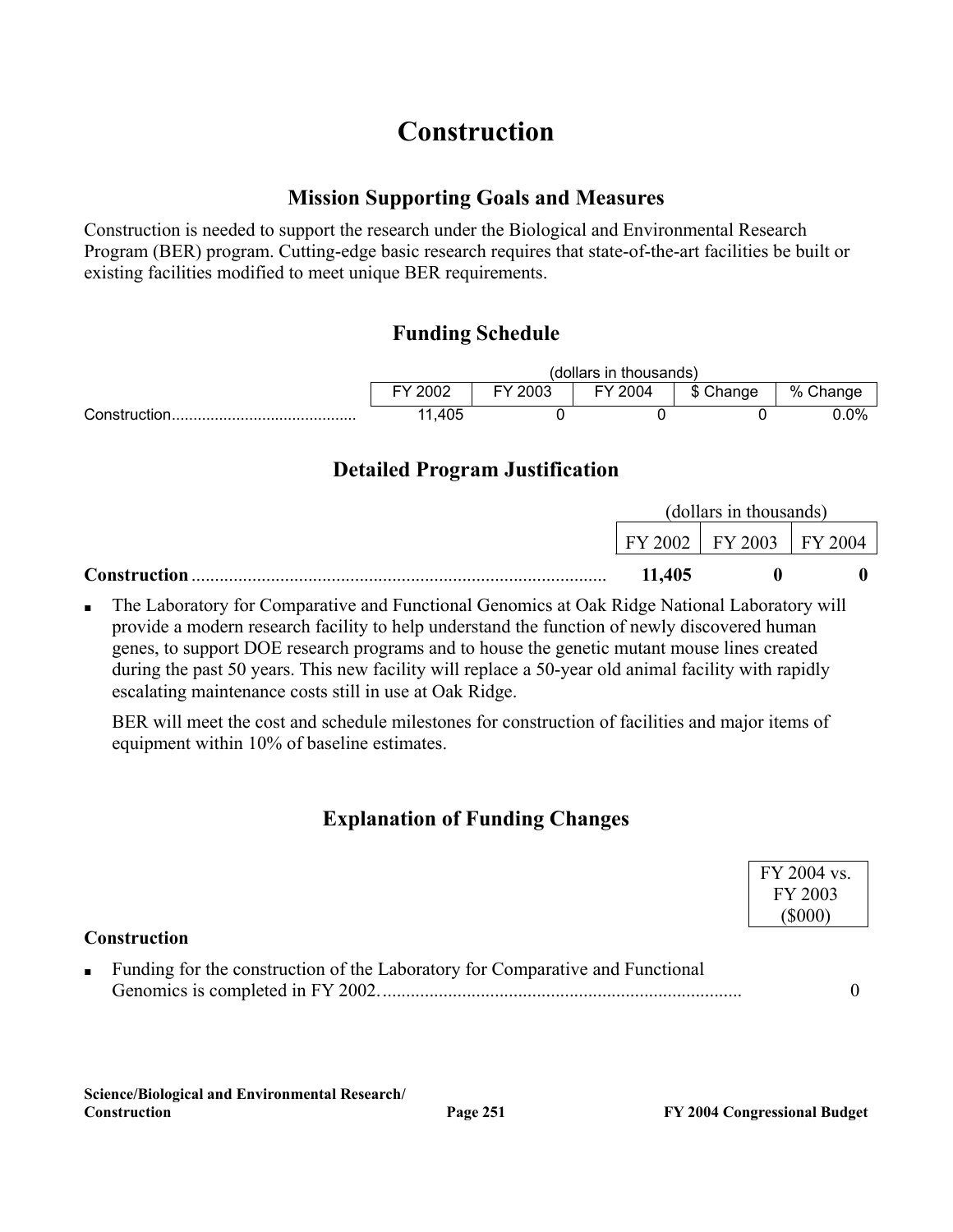# Construction

## Mission Supporting Goals and Measures

Construction is needed to support the research under the Biological and Environmental Research Program (BER) program. Cutting-edge basic research requires that state-of-the-art facilities be built or existing facilities modified to meet unique BER requirements.

## Funding Schedule

| | (dollars in thousands) | | | | |
|---|---|---|---|---|---|
| | FY 2002 | FY 2003 | FY 2004 | $ Change | % Change |
| Construction | 11,405 | 0 | 0 | 0 | 0.0% |

## Detailed Program Justification

| | (dollars in thousands) | | |
|---|---|---|---|
| | FY 2002 | FY 2003 | FY 2004 |
| **Construction** | **11,405** | **0** | **0** |

- The Laboratory for Comparative and Functional Genomics at Oak Ridge National Laboratory will provide a modern research facility to help understand the function of newly discovered human genes, to support DOE research programs and to house the genetic mutant mouse lines created during the past 50 years. This new facility will replace a 50-year old animal facility with rapidly escalating maintenance costs still in use at Oak Ridge.

  BER will meet the cost and schedule milestones for construction of facilities and major items of equipment within 10% of baseline estimates.

## Explanation of Funding Changes

| | FY 2004 vs. FY 2003 ($000) |
|---|---|
| **Construction** | |
| - Funding for the construction of the Laboratory for Comparative and Functional Genomics is completed in FY 2002. | 0 |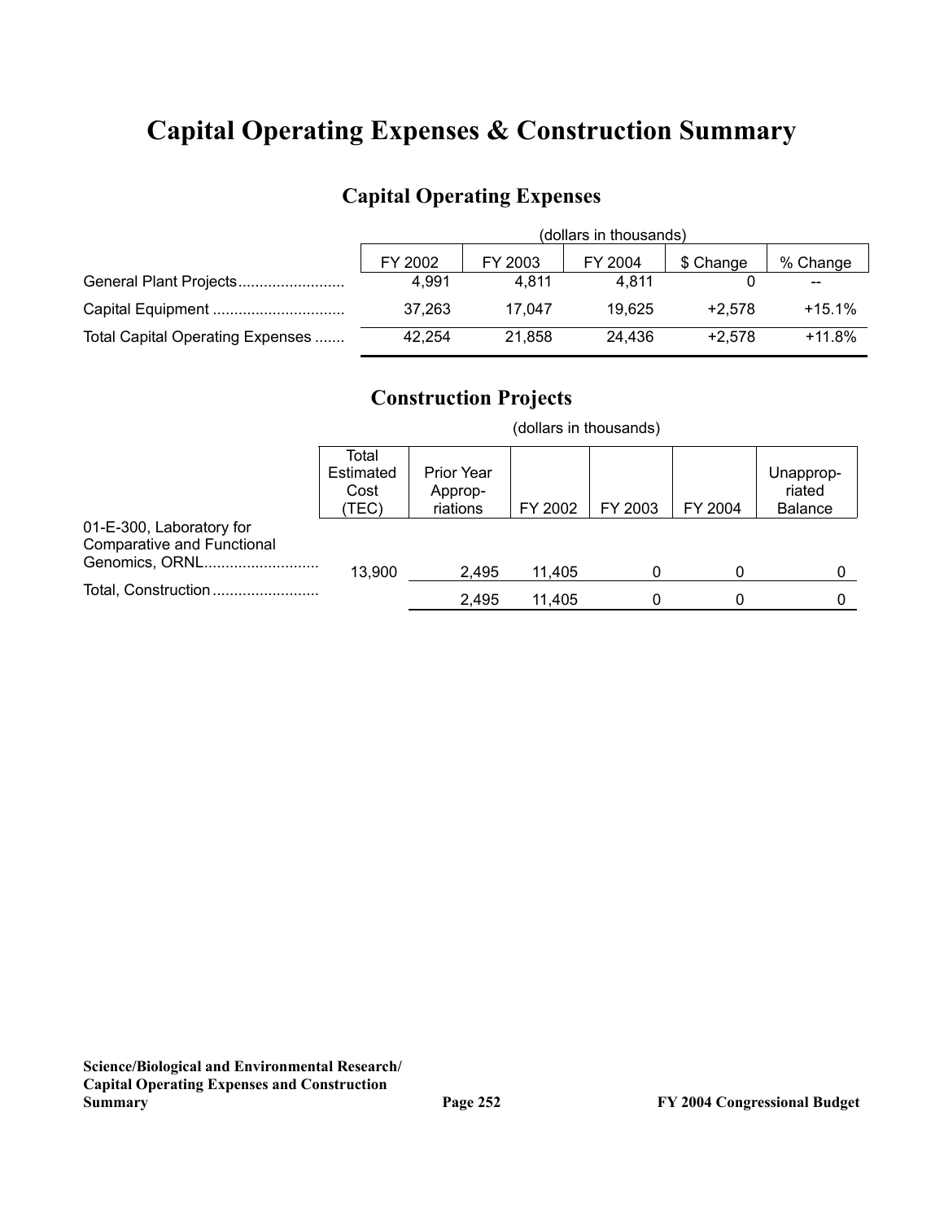# Capital Operating Expenses & Construction Summary

## Capital Operating Expenses

(dollars in thousands)

| | FY 2002 | FY 2003 | FY 2004 | $ Change | % Change |
|---|---|---|---|---|---|
| General Plant Projects | 4,991 | 4,811 | 4,811 | 0 | -- |
| Capital Equipment | 37,263 | 17,047 | 19,625 | +2,578 | +15.1% |
| Total Capital Operating Expenses | 42,254 | 21,858 | 24,436 | +2,578 | +11.8% |

## Construction Projects

(dollars in thousands)

| | Total Estimated Cost (TEC) | Prior Year Approp-riations | FY 2002 | FY 2003 | FY 2004 | Unapprop-riated Balance |
|---|---|---|---|---|---|---|
| 01-E-300, Laboratory for Comparative and Functional Genomics, ORNL | 13,900 | 2,495 | 11,405 | 0 | 0 | 0 |
| Total, Construction | | 2,495 | 11,405 | 0 | 0 | 0 |